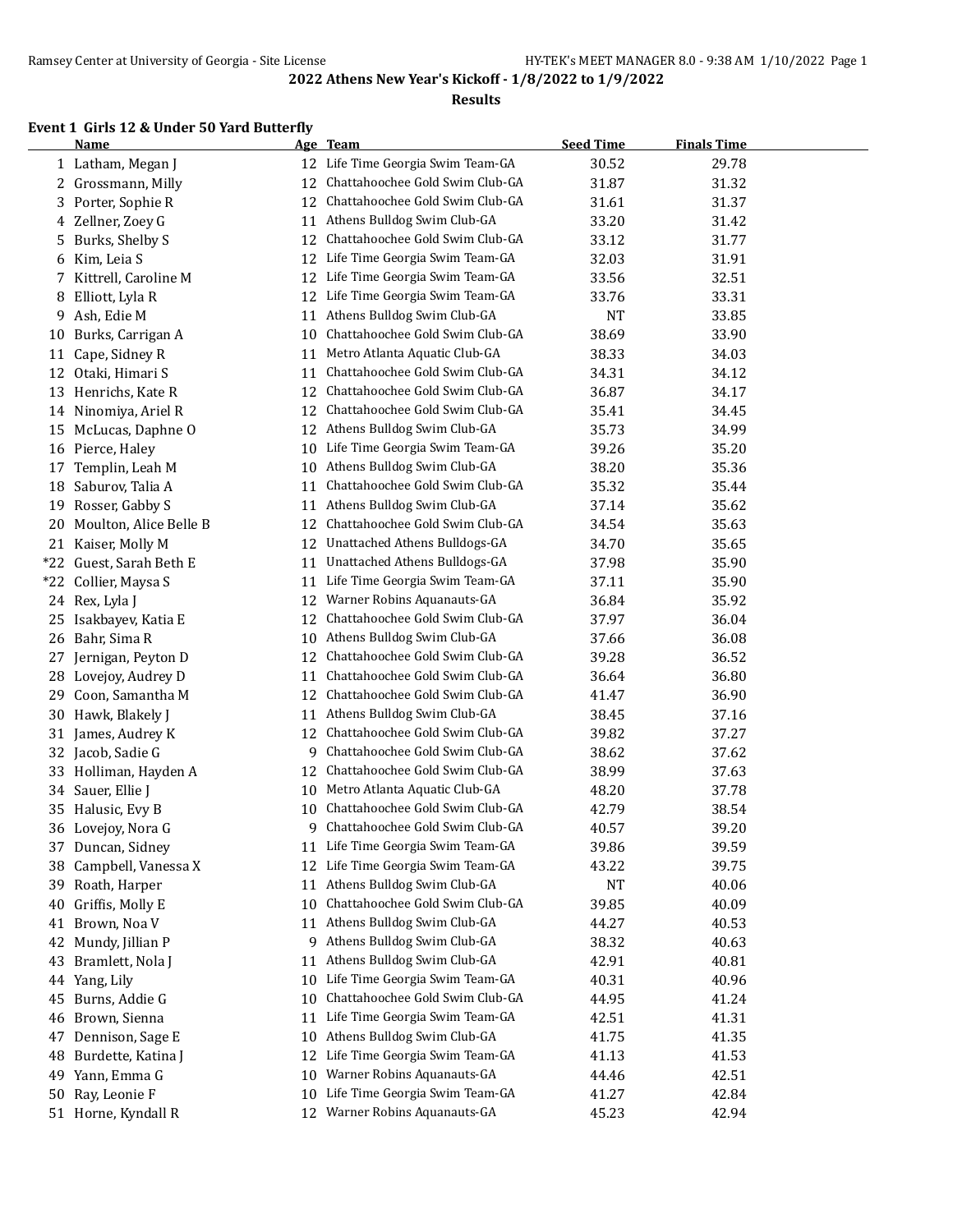## 2022 Athens New Year's Kickoff - 1/8/2022 to 1/9/2022

### Results

#### Event 1 Girls 12 & Under 50 Yard Butterfly

| | Name | Age | Team | Seed Time | Finals Time |
|---|---|---|---|---|---|
| 1 | Latham, Megan J | 12 | Life Time Georgia Swim Team-GA | 30.52 | 29.78 |
| 2 | Grossmann, Milly | 12 | Chattahoochee Gold Swim Club-GA | 31.87 | 31.32 |
| 3 | Porter, Sophie R | 12 | Chattahoochee Gold Swim Club-GA | 31.61 | 31.37 |
| 4 | Zellner, Zoey G | 11 | Athens Bulldog Swim Club-GA | 33.20 | 31.42 |
| 5 | Burks, Shelby S | 12 | Chattahoochee Gold Swim Club-GA | 33.12 | 31.77 |
| 6 | Kim, Leia S | 12 | Life Time Georgia Swim Team-GA | 32.03 | 31.91 |
| 7 | Kittrell, Caroline M | 12 | Life Time Georgia Swim Team-GA | 33.56 | 32.51 |
| 8 | Elliott, Lyla R | 12 | Life Time Georgia Swim Team-GA | 33.76 | 33.31 |
| 9 | Ash, Edie M | 11 | Athens Bulldog Swim Club-GA | NT | 33.85 |
| 10 | Burks, Carrigan A | 10 | Chattahoochee Gold Swim Club-GA | 38.69 | 33.90 |
| 11 | Cape, Sidney R | 11 | Metro Atlanta Aquatic Club-GA | 38.33 | 34.03 |
| 12 | Otaki, Himari S | 11 | Chattahoochee Gold Swim Club-GA | 34.31 | 34.12 |
| 13 | Henrichs, Kate R | 12 | Chattahoochee Gold Swim Club-GA | 36.87 | 34.17 |
| 14 | Ninomiya, Ariel R | 12 | Chattahoochee Gold Swim Club-GA | 35.41 | 34.45 |
| 15 | McLucas, Daphne O | 12 | Athens Bulldog Swim Club-GA | 35.73 | 34.99 |
| 16 | Pierce, Haley | 10 | Life Time Georgia Swim Team-GA | 39.26 | 35.20 |
| 17 | Templin, Leah M | 10 | Athens Bulldog Swim Club-GA | 38.20 | 35.36 |
| 18 | Saburov, Talia A | 11 | Chattahoochee Gold Swim Club-GA | 35.32 | 35.44 |
| 19 | Rosser, Gabby S | 11 | Athens Bulldog Swim Club-GA | 37.14 | 35.62 |
| 20 | Moulton, Alice Belle B | 12 | Chattahoochee Gold Swim Club-GA | 34.54 | 35.63 |
| 21 | Kaiser, Molly M | 12 | Unattached Athens Bulldogs-GA | 34.70 | 35.65 |
| *22 | Guest, Sarah Beth E | 11 | Unattached Athens Bulldogs-GA | 37.98 | 35.90 |
| *22 | Collier, Maysa S | 11 | Life Time Georgia Swim Team-GA | 37.11 | 35.90 |
| 24 | Rex, Lyla J | 12 | Warner Robins Aquanauts-GA | 36.84 | 35.92 |
| 25 | Isakbayev, Katia E | 12 | Chattahoochee Gold Swim Club-GA | 37.97 | 36.04 |
| 26 | Bahr, Sima R | 10 | Athens Bulldog Swim Club-GA | 37.66 | 36.08 |
| 27 | Jernigan, Peyton D | 12 | Chattahoochee Gold Swim Club-GA | 39.28 | 36.52 |
| 28 | Lovejoy, Audrey D | 11 | Chattahoochee Gold Swim Club-GA | 36.64 | 36.80 |
| 29 | Coon, Samantha M | 12 | Chattahoochee Gold Swim Club-GA | 41.47 | 36.90 |
| 30 | Hawk, Blakely J | 11 | Athens Bulldog Swim Club-GA | 38.45 | 37.16 |
| 31 | James, Audrey K | 12 | Chattahoochee Gold Swim Club-GA | 39.82 | 37.27 |
| 32 | Jacob, Sadie G | 9 | Chattahoochee Gold Swim Club-GA | 38.62 | 37.62 |
| 33 | Holliman, Hayden A | 12 | Chattahoochee Gold Swim Club-GA | 38.99 | 37.63 |
| 34 | Sauer, Ellie J | 10 | Metro Atlanta Aquatic Club-GA | 48.20 | 37.78 |
| 35 | Halusic, Evy B | 10 | Chattahoochee Gold Swim Club-GA | 42.79 | 38.54 |
| 36 | Lovejoy, Nora G | 9 | Chattahoochee Gold Swim Club-GA | 40.57 | 39.20 |
| 37 | Duncan, Sidney | 11 | Life Time Georgia Swim Team-GA | 39.86 | 39.59 |
| 38 | Campbell, Vanessa X | 12 | Life Time Georgia Swim Team-GA | 43.22 | 39.75 |
| 39 | Roath, Harper | 11 | Athens Bulldog Swim Club-GA | NT | 40.06 |
| 40 | Griffis, Molly E | 10 | Chattahoochee Gold Swim Club-GA | 39.85 | 40.09 |
| 41 | Brown, Noa V | 11 | Athens Bulldog Swim Club-GA | 44.27 | 40.53 |
| 42 | Mundy, Jillian P | 9 | Athens Bulldog Swim Club-GA | 38.32 | 40.63 |
| 43 | Bramlett, Nola J | 11 | Athens Bulldog Swim Club-GA | 42.91 | 40.81 |
| 44 | Yang, Lily | 10 | Life Time Georgia Swim Team-GA | 40.31 | 40.96 |
| 45 | Burns, Addie G | 10 | Chattahoochee Gold Swim Club-GA | 44.95 | 41.24 |
| 46 | Brown, Sienna | 11 | Life Time Georgia Swim Team-GA | 42.51 | 41.31 |
| 47 | Dennison, Sage E | 10 | Athens Bulldog Swim Club-GA | 41.75 | 41.35 |
| 48 | Burdette, Katina J | 12 | Life Time Georgia Swim Team-GA | 41.13 | 41.53 |
| 49 | Yann, Emma G | 10 | Warner Robins Aquanauts-GA | 44.46 | 42.51 |
| 50 | Ray, Leonie F | 10 | Life Time Georgia Swim Team-GA | 41.27 | 42.84 |
| 51 | Horne, Kyndall R | 12 | Warner Robins Aquanauts-GA | 45.23 | 42.94 |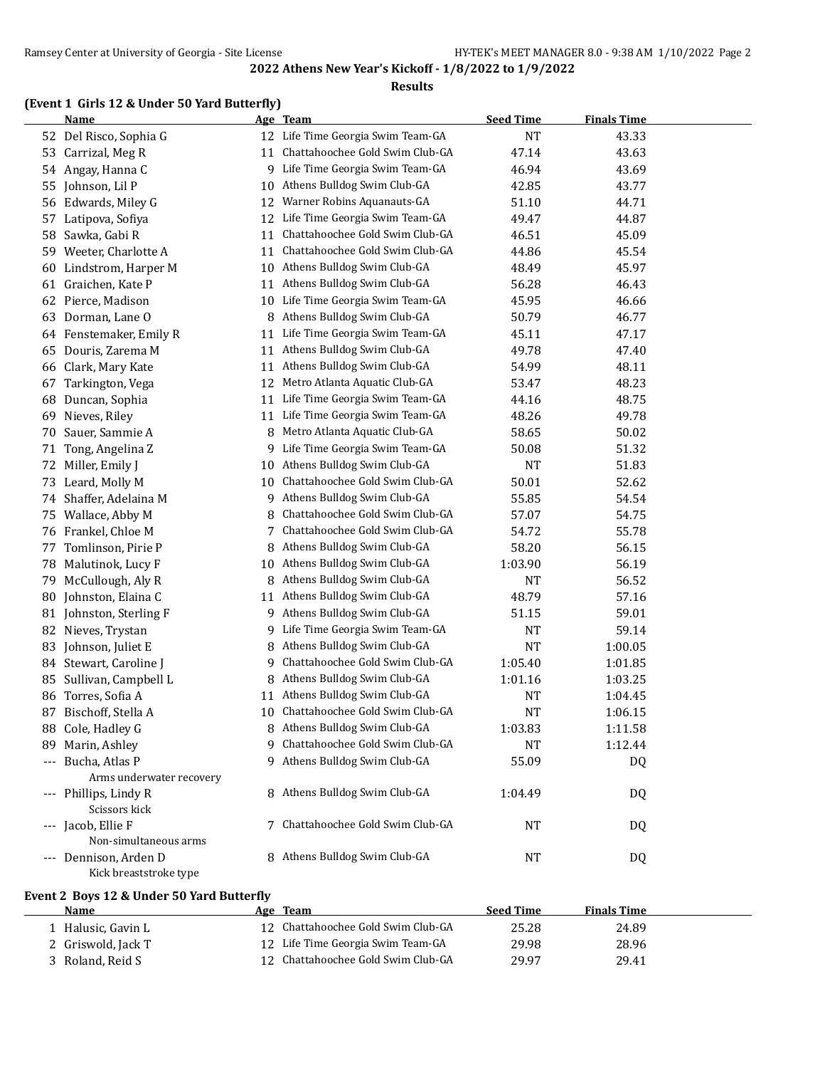## 2022 Athens New Year's Kickoff - 1/8/2022 to 1/9/2022

### Results

**(Event 1 Girls 12 & Under 50 Yard Butterfly)**

| | Name | Age | Team | Seed Time | Finals Time |
|---|---|---|---|---|---|
| 52 | Del Risco, Sophia G | 12 | Life Time Georgia Swim Team-GA | NT | 43.33 |
| 53 | Carrizal, Meg R | 11 | Chattahoochee Gold Swim Club-GA | 47.14 | 43.63 |
| 54 | Angay, Hanna C | 9 | Life Time Georgia Swim Team-GA | 46.94 | 43.69 |
| 55 | Johnson, Lil P | 10 | Athens Bulldog Swim Club-GA | 42.85 | 43.77 |
| 56 | Edwards, Miley G | 12 | Warner Robins Aquanauts-GA | 51.10 | 44.71 |
| 57 | Latipova, Sofiya | 12 | Life Time Georgia Swim Team-GA | 49.47 | 44.87 |
| 58 | Sawka, Gabi R | 11 | Chattahoochee Gold Swim Club-GA | 46.51 | 45.09 |
| 59 | Weeter, Charlotte A | 11 | Chattahoochee Gold Swim Club-GA | 44.86 | 45.54 |
| 60 | Lindstrom, Harper M | 10 | Athens Bulldog Swim Club-GA | 48.49 | 45.97 |
| 61 | Graichen, Kate P | 11 | Athens Bulldog Swim Club-GA | 56.28 | 46.43 |
| 62 | Pierce, Madison | 10 | Life Time Georgia Swim Team-GA | 45.95 | 46.66 |
| 63 | Dorman, Lane O | 8 | Athens Bulldog Swim Club-GA | 50.79 | 46.77 |
| 64 | Fenstemaker, Emily R | 11 | Life Time Georgia Swim Team-GA | 45.11 | 47.17 |
| 65 | Douris, Zarema M | 11 | Athens Bulldog Swim Club-GA | 49.78 | 47.40 |
| 66 | Clark, Mary Kate | 11 | Athens Bulldog Swim Club-GA | 54.99 | 48.11 |
| 67 | Tarkington, Vega | 12 | Metro Atlanta Aquatic Club-GA | 53.47 | 48.23 |
| 68 | Duncan, Sophia | 11 | Life Time Georgia Swim Team-GA | 44.16 | 48.75 |
| 69 | Nieves, Riley | 11 | Life Time Georgia Swim Team-GA | 48.26 | 49.78 |
| 70 | Sauer, Sammie A | 8 | Metro Atlanta Aquatic Club-GA | 58.65 | 50.02 |
| 71 | Tong, Angelina Z | 9 | Life Time Georgia Swim Team-GA | 50.08 | 51.32 |
| 72 | Miller, Emily J | 10 | Athens Bulldog Swim Club-GA | NT | 51.83 |
| 73 | Leard, Molly M | 10 | Chattahoochee Gold Swim Club-GA | 50.01 | 52.62 |
| 74 | Shaffer, Adelaina M | 9 | Athens Bulldog Swim Club-GA | 55.85 | 54.54 |
| 75 | Wallace, Abby M | 8 | Chattahoochee Gold Swim Club-GA | 57.07 | 54.75 |
| 76 | Frankel, Chloe M | 7 | Chattahoochee Gold Swim Club-GA | 54.72 | 55.78 |
| 77 | Tomlinson, Pirie P | 8 | Athens Bulldog Swim Club-GA | 58.20 | 56.15 |
| 78 | Malutinok, Lucy F | 10 | Athens Bulldog Swim Club-GA | 1:03.90 | 56.19 |
| 79 | McCullough, Aly R | 8 | Athens Bulldog Swim Club-GA | NT | 56.52 |
| 80 | Johnston, Elaina C | 11 | Athens Bulldog Swim Club-GA | 48.79 | 57.16 |
| 81 | Johnston, Sterling F | 9 | Athens Bulldog Swim Club-GA | 51.15 | 59.01 |
| 82 | Nieves, Trystan | 9 | Life Time Georgia Swim Team-GA | NT | 59.14 |
| 83 | Johnson, Juliet E | 8 | Athens Bulldog Swim Club-GA | NT | 1:00.05 |
| 84 | Stewart, Caroline J | 9 | Chattahoochee Gold Swim Club-GA | 1:05.40 | 1:01.85 |
| 85 | Sullivan, Campbell L | 8 | Athens Bulldog Swim Club-GA | 1:01.16 | 1:03.25 |
| 86 | Torres, Sofia A | 11 | Athens Bulldog Swim Club-GA | NT | 1:04.45 |
| 87 | Bischoff, Stella A | 10 | Chattahoochee Gold Swim Club-GA | NT | 1:06.15 |
| 88 | Cole, Hadley G | 8 | Athens Bulldog Swim Club-GA | 1:03.83 | 1:11.58 |
| 89 | Marin, Ashley | 9 | Chattahoochee Gold Swim Club-GA | NT | 1:12.44 |
| --- | Bucha, Atlas P | 9 | Athens Bulldog Swim Club-GA | 55.09 | DQ |
| | Arms underwater recovery | | | | |
| --- | Phillips, Lindy R | 8 | Athens Bulldog Swim Club-GA | 1:04.49 | DQ |
| | Scissors kick | | | | |
| --- | Jacob, Ellie F | 7 | Chattahoochee Gold Swim Club-GA | NT | DQ |
| | Non-simultaneous arms | | | | |
| --- | Dennison, Arden D | 8 | Athens Bulldog Swim Club-GA | NT | DQ |
| | Kick breaststroke type | | | | |

**Event 2 Boys 12 & Under 50 Yard Butterfly**

| | Name | Age | Team | Seed Time | Finals Time |
|---|---|---|---|---|---|
| 1 | Halusic, Gavin L | 12 | Chattahoochee Gold Swim Club-GA | 25.28 | 24.89 |
| 2 | Griswold, Jack T | 12 | Life Time Georgia Swim Team-GA | 29.98 | 28.96 |
| 3 | Roland, Reid S | 12 | Chattahoochee Gold Swim Club-GA | 29.97 | 29.41 |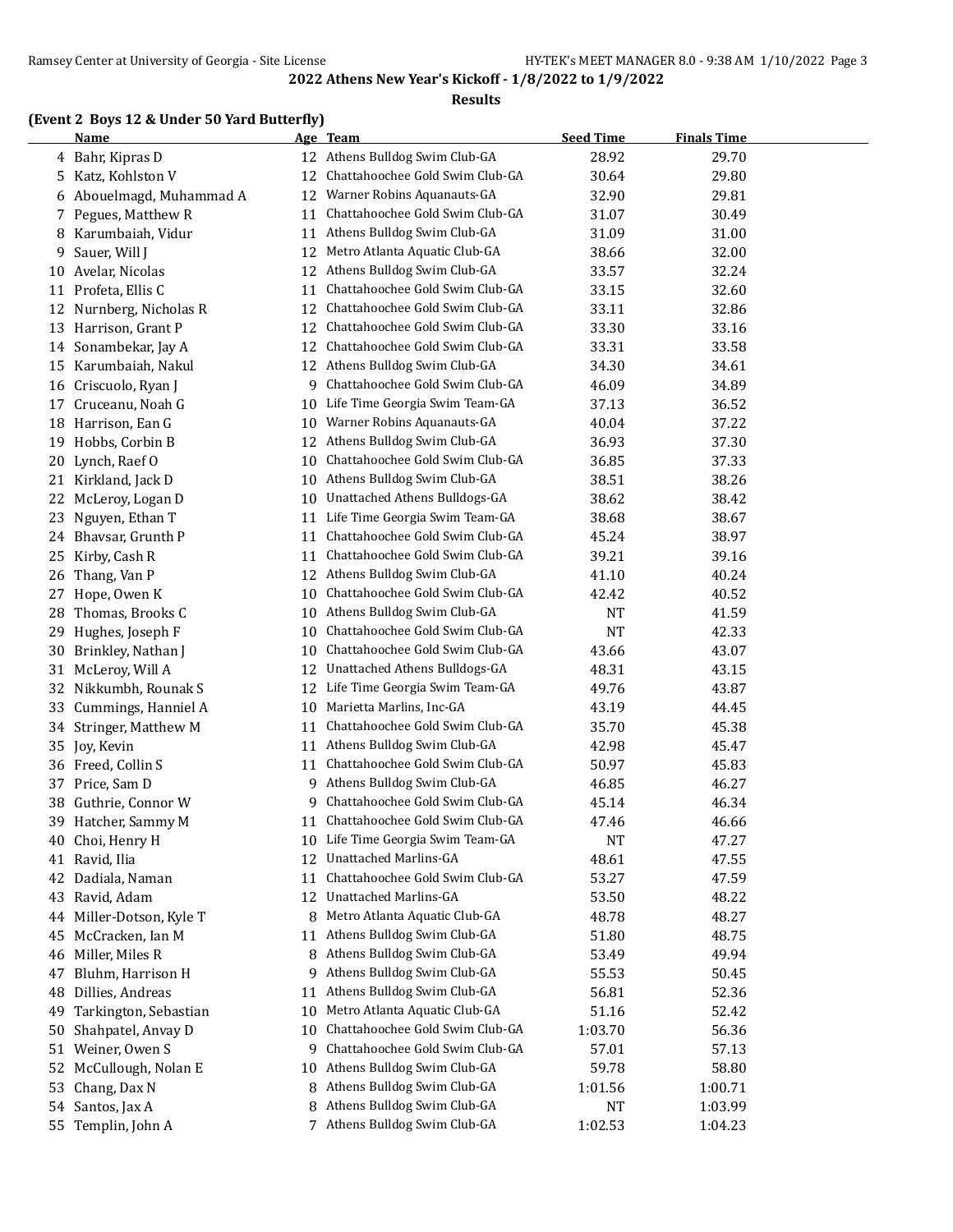## 2022 Athens New Year's Kickoff - 1/8/2022 to 1/9/2022

### Results

**(Event 2 Boys 12 & Under 50 Yard Butterfly)**

| | Name | Age | Team | Seed Time | Finals Time |
|---|---|---|---|---|---|
| 4 | Bahr, Kipras D | 12 | Athens Bulldog Swim Club-GA | 28.92 | 29.70 |
| 5 | Katz, Kohlston V | 12 | Chattahoochee Gold Swim Club-GA | 30.64 | 29.80 |
| 6 | Abouelmagd, Muhammad A | 12 | Warner Robins Aquanauts-GA | 32.90 | 29.81 |
| 7 | Pegues, Matthew R | 11 | Chattahoochee Gold Swim Club-GA | 31.07 | 30.49 |
| 8 | Karumbaiah, Vidur | 11 | Athens Bulldog Swim Club-GA | 31.09 | 31.00 |
| 9 | Sauer, Will J | 12 | Metro Atlanta Aquatic Club-GA | 38.66 | 32.00 |
| 10 | Avelar, Nicolas | 12 | Athens Bulldog Swim Club-GA | 33.57 | 32.24 |
| 11 | Profeta, Ellis C | 11 | Chattahoochee Gold Swim Club-GA | 33.15 | 32.60 |
| 12 | Nurnberg, Nicholas R | 12 | Chattahoochee Gold Swim Club-GA | 33.11 | 32.86 |
| 13 | Harrison, Grant P | 12 | Chattahoochee Gold Swim Club-GA | 33.30 | 33.16 |
| 14 | Sonambekar, Jay A | 12 | Chattahoochee Gold Swim Club-GA | 33.31 | 33.58 |
| 15 | Karumbaiah, Nakul | 12 | Athens Bulldog Swim Club-GA | 34.30 | 34.61 |
| 16 | Criscuolo, Ryan J | 9 | Chattahoochee Gold Swim Club-GA | 46.09 | 34.89 |
| 17 | Cruceanu, Noah G | 10 | Life Time Georgia Swim Team-GA | 37.13 | 36.52 |
| 18 | Harrison, Ean G | 10 | Warner Robins Aquanauts-GA | 40.04 | 37.22 |
| 19 | Hobbs, Corbin B | 12 | Athens Bulldog Swim Club-GA | 36.93 | 37.30 |
| 20 | Lynch, Raef O | 10 | Chattahoochee Gold Swim Club-GA | 36.85 | 37.33 |
| 21 | Kirkland, Jack D | 10 | Athens Bulldog Swim Club-GA | 38.51 | 38.26 |
| 22 | McLeroy, Logan D | 10 | Unattached Athens Bulldogs-GA | 38.62 | 38.42 |
| 23 | Nguyen, Ethan T | 11 | Life Time Georgia Swim Team-GA | 38.68 | 38.67 |
| 24 | Bhavsar, Grunth P | 11 | Chattahoochee Gold Swim Club-GA | 45.24 | 38.97 |
| 25 | Kirby, Cash R | 11 | Chattahoochee Gold Swim Club-GA | 39.21 | 39.16 |
| 26 | Thang, Van P | 12 | Athens Bulldog Swim Club-GA | 41.10 | 40.24 |
| 27 | Hope, Owen K | 10 | Chattahoochee Gold Swim Club-GA | 42.42 | 40.52 |
| 28 | Thomas, Brooks C | 10 | Athens Bulldog Swim Club-GA | NT | 41.59 |
| 29 | Hughes, Joseph F | 10 | Chattahoochee Gold Swim Club-GA | NT | 42.33 |
| 30 | Brinkley, Nathan J | 10 | Chattahoochee Gold Swim Club-GA | 43.66 | 43.07 |
| 31 | McLeroy, Will A | 12 | Unattached Athens Bulldogs-GA | 48.31 | 43.15 |
| 32 | Nikkumbh, Rounak S | 12 | Life Time Georgia Swim Team-GA | 49.76 | 43.87 |
| 33 | Cummings, Hanniel A | 10 | Marietta Marlins, Inc-GA | 43.19 | 44.45 |
| 34 | Stringer, Matthew M | 11 | Chattahoochee Gold Swim Club-GA | 35.70 | 45.38 |
| 35 | Joy, Kevin | 11 | Athens Bulldog Swim Club-GA | 42.98 | 45.47 |
| 36 | Freed, Collin S | 11 | Chattahoochee Gold Swim Club-GA | 50.97 | 45.83 |
| 37 | Price, Sam D | 9 | Athens Bulldog Swim Club-GA | 46.85 | 46.27 |
| 38 | Guthrie, Connor W | 9 | Chattahoochee Gold Swim Club-GA | 45.14 | 46.34 |
| 39 | Hatcher, Sammy M | 11 | Chattahoochee Gold Swim Club-GA | 47.46 | 46.66 |
| 40 | Choi, Henry H | 10 | Life Time Georgia Swim Team-GA | NT | 47.27 |
| 41 | Ravid, Ilia | 12 | Unattached Marlins-GA | 48.61 | 47.55 |
| 42 | Dadiala, Naman | 11 | Chattahoochee Gold Swim Club-GA | 53.27 | 47.59 |
| 43 | Ravid, Adam | 12 | Unattached Marlins-GA | 53.50 | 48.22 |
| 44 | Miller-Dotson, Kyle T | 8 | Metro Atlanta Aquatic Club-GA | 48.78 | 48.27 |
| 45 | McCracken, Ian M | 11 | Athens Bulldog Swim Club-GA | 51.80 | 48.75 |
| 46 | Miller, Miles R | 8 | Athens Bulldog Swim Club-GA | 53.49 | 49.94 |
| 47 | Bluhm, Harrison H | 9 | Athens Bulldog Swim Club-GA | 55.53 | 50.45 |
| 48 | Dillies, Andreas | 11 | Athens Bulldog Swim Club-GA | 56.81 | 52.36 |
| 49 | Tarkington, Sebastian | 10 | Metro Atlanta Aquatic Club-GA | 51.16 | 52.42 |
| 50 | Shahpatel, Anvay D | 10 | Chattahoochee Gold Swim Club-GA | 1:03.70 | 56.36 |
| 51 | Weiner, Owen S | 9 | Chattahoochee Gold Swim Club-GA | 57.01 | 57.13 |
| 52 | McCullough, Nolan E | 10 | Athens Bulldog Swim Club-GA | 59.78 | 58.80 |
| 53 | Chang, Dax N | 8 | Athens Bulldog Swim Club-GA | 1:01.56 | 1:00.71 |
| 54 | Santos, Jax A | 8 | Athens Bulldog Swim Club-GA | NT | 1:03.99 |
| 55 | Templin, John A | 7 | Athens Bulldog Swim Club-GA | 1:02.53 | 1:04.23 |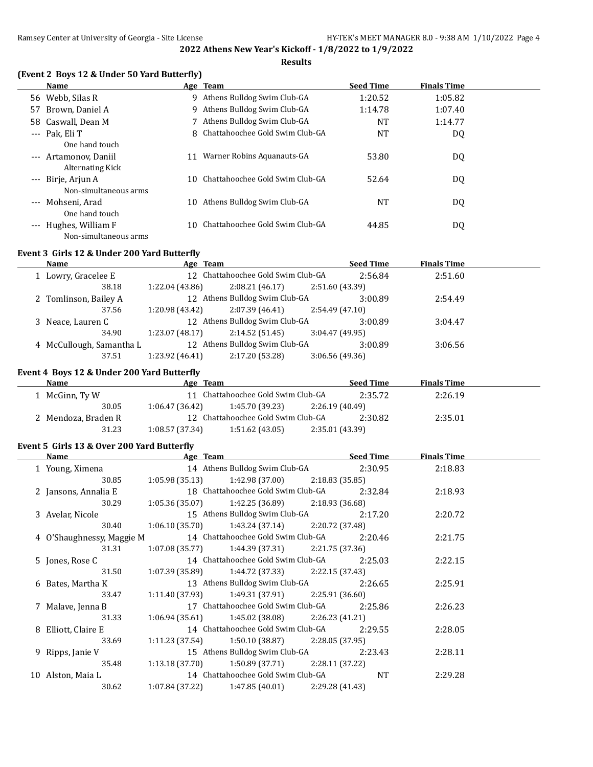**2022 Athens New Year's Kickoff - 1/8/2022 to 1/9/2022**

**Results**

### (Event 2 Boys 12 & Under 50 Yard Butterfly)

| | Name | Age | Team | Seed Time | Finals Time |
|---|---|---|---|---|---|
| 56 | Webb, Silas R | 9 | Athens Bulldog Swim Club-GA | 1:20.52 | 1:05.82 |
| 57 | Brown, Daniel A | 9 | Athens Bulldog Swim Club-GA | 1:14.78 | 1:07.40 |
| 58 | Caswall, Dean M | 7 | Athens Bulldog Swim Club-GA | NT | 1:14.77 |
| --- | Pak, Eli T | 8 | Chattahoochee Gold Swim Club-GA | NT | DQ |
| | One hand touch | | | | |
| --- | Artamonov, Daniil | 11 | Warner Robins Aquanauts-GA | 53.80 | DQ |
| | Alternating Kick | | | | |
| --- | Birje, Arjun A | 10 | Chattahoochee Gold Swim Club-GA | 52.64 | DQ |
| | Non-simultaneous arms | | | | |
| --- | Mohseni, Arad | 10 | Athens Bulldog Swim Club-GA | NT | DQ |
| | One hand touch | | | | |
| --- | Hughes, William F | 10 | Chattahoochee Gold Swim Club-GA | 44.85 | DQ |
| | Non-simultaneous arms | | | | |

### Event 3 Girls 12 & Under 200 Yard Butterfly

| | Name | Age | Team | Seed Time | Finals Time |
|---|---|---|---|---|---|
| 1 | Lowry, Gracelee E | 12 | Chattahoochee Gold Swim Club-GA | 2:56.84 | 2:51.60 |
| | 38.18 | 1:22.04 (43.86) | 2:08.21 (46.17) | 2:51.60 (43.39) | |
| 2 | Tomlinson, Bailey A | 12 | Athens Bulldog Swim Club-GA | 3:00.89 | 2:54.49 |
| | 37.56 | 1:20.98 (43.42) | 2:07.39 (46.41) | 2:54.49 (47.10) | |
| 3 | Neace, Lauren C | 12 | Athens Bulldog Swim Club-GA | 3:00.89 | 3:04.47 |
| | 34.90 | 1:23.07 (48.17) | 2:14.52 (51.45) | 3:04.47 (49.95) | |
| 4 | McCullough, Samantha L | 12 | Athens Bulldog Swim Club-GA | 3:00.89 | 3:06.56 |
| | 37.51 | 1:23.92 (46.41) | 2:17.20 (53.28) | 3:06.56 (49.36) | |

### Event 4 Boys 12 & Under 200 Yard Butterfly

| | Name | Age | Team | Seed Time | Finals Time |
|---|---|---|---|---|---|
| 1 | McGinn, Ty W | 11 | Chattahoochee Gold Swim Club-GA | 2:35.72 | 2:26.19 |
| | 30.05 | 1:06.47 (36.42) | 1:45.70 (39.23) | 2:26.19 (40.49) | |
| 2 | Mendoza, Braden R | 12 | Chattahoochee Gold Swim Club-GA | 2:30.82 | 2:35.01 |
| | 31.23 | 1:08.57 (37.34) | 1:51.62 (43.05) | 2:35.01 (43.39) | |

### Event 5 Girls 13 & Over 200 Yard Butterfly

| | Name | Age | Team | Seed Time | Finals Time |
|---|---|---|---|---|---|
| 1 | Young, Ximena | 14 | Athens Bulldog Swim Club-GA | 2:30.95 | 2:18.83 |
| | 30.85 | 1:05.98 (35.13) | 1:42.98 (37.00) | 2:18.83 (35.85) | |
| 2 | Jansons, Annalia E | 18 | Chattahoochee Gold Swim Club-GA | 2:32.84 | 2:18.93 |
| | 30.29 | 1:05.36 (35.07) | 1:42.25 (36.89) | 2:18.93 (36.68) | |
| 3 | Avelar, Nicole | 15 | Athens Bulldog Swim Club-GA | 2:17.20 | 2:20.72 |
| | 30.40 | 1:06.10 (35.70) | 1:43.24 (37.14) | 2:20.72 (37.48) | |
| 4 | O'Shaughnessy, Maggie M | 14 | Chattahoochee Gold Swim Club-GA | 2:20.46 | 2:21.75 |
| | 31.31 | 1:07.08 (35.77) | 1:44.39 (37.31) | 2:21.75 (37.36) | |
| 5 | Jones, Rose C | 14 | Chattahoochee Gold Swim Club-GA | 2:25.03 | 2:22.15 |
| | 31.50 | 1:07.39 (35.89) | 1:44.72 (37.33) | 2:22.15 (37.43) | |
| 6 | Bates, Martha K | 13 | Athens Bulldog Swim Club-GA | 2:26.65 | 2:25.91 |
| | 33.47 | 1:11.40 (37.93) | 1:49.31 (37.91) | 2:25.91 (36.60) | |
| 7 | Malave, Jenna B | 17 | Chattahoochee Gold Swim Club-GA | 2:25.86 | 2:26.23 |
| | 31.33 | 1:06.94 (35.61) | 1:45.02 (38.08) | 2:26.23 (41.21) | |
| 8 | Elliott, Claire E | 14 | Chattahoochee Gold Swim Club-GA | 2:29.55 | 2:28.05 |
| | 33.69 | 1:11.23 (37.54) | 1:50.10 (38.87) | 2:28.05 (37.95) | |
| 9 | Ripps, Janie V | 15 | Athens Bulldog Swim Club-GA | 2:23.43 | 2:28.11 |
| | 35.48 | 1:13.18 (37.70) | 1:50.89 (37.71) | 2:28.11 (37.22) | |
| 10 | Alston, Maia L | 14 | Chattahoochee Gold Swim Club-GA | NT | 2:29.28 |
| | 30.62 | 1:07.84 (37.22) | 1:47.85 (40.01) | 2:29.28 (41.43) | |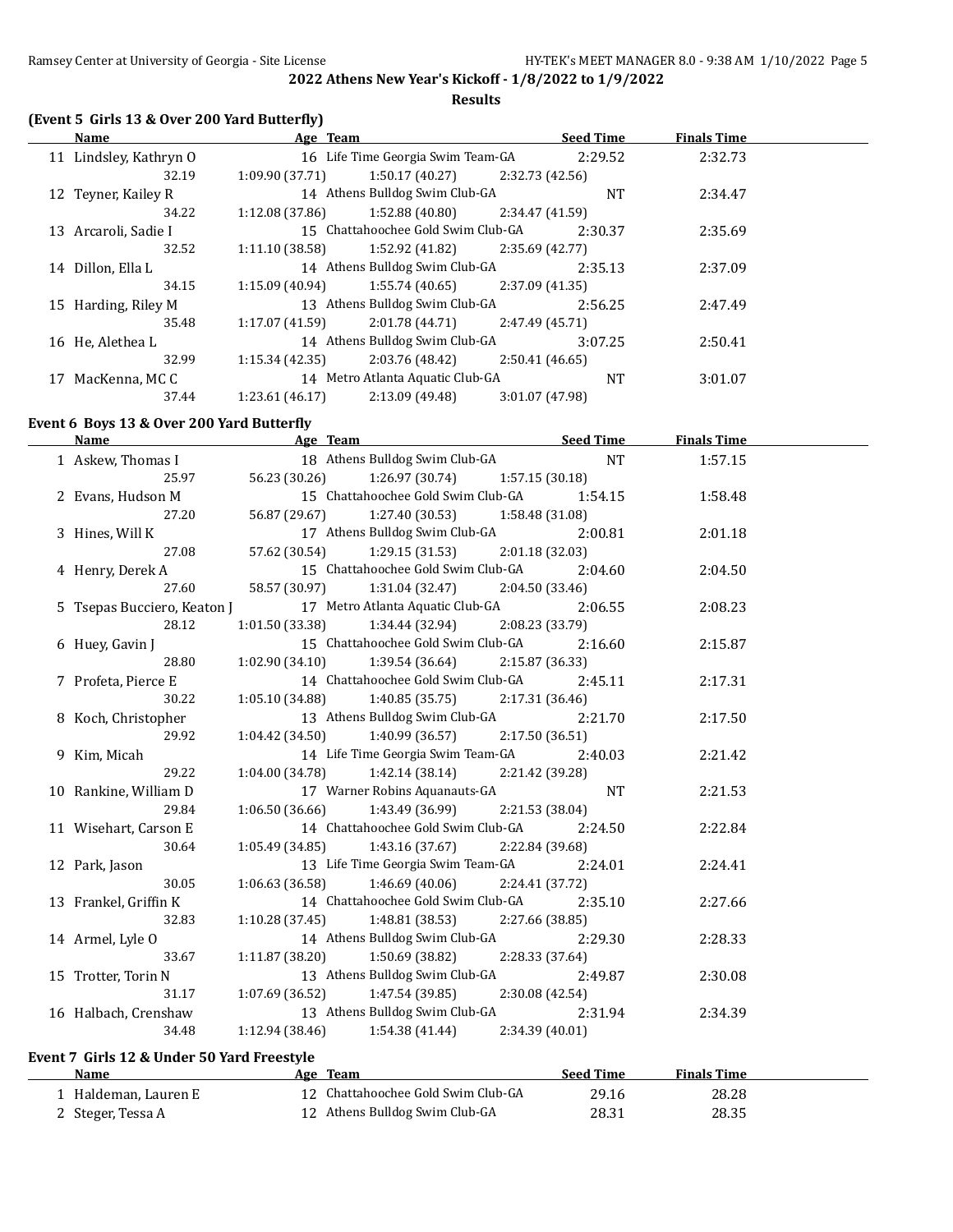## 2022 Athens New Year's Kickoff - 1/8/2022 to 1/9/2022

### Results

### (Event 5 Girls 13 & Over 200 Yard Butterfly)

| | Name | Age | Team | Seed Time | Finals Time |
|---|---|---|---|---|---|
| 11 | Lindsley, Kathryn O | 16 | Life Time Georgia Swim Team-GA | 2:29.52 | 2:32.73 |
| | 32.19 | 1:09.90 (37.71) | 1:50.17 (40.27) | 2:32.73 (42.56) | |
| 12 | Teyner, Kailey R | 14 | Athens Bulldog Swim Club-GA | NT | 2:34.47 |
| | 34.22 | 1:12.08 (37.86) | 1:52.88 (40.80) | 2:34.47 (41.59) | |
| 13 | Arcaroli, Sadie I | 15 | Chattahoochee Gold Swim Club-GA | 2:30.37 | 2:35.69 |
| | 32.52 | 1:11.10 (38.58) | 1:52.92 (41.82) | 2:35.69 (42.77) | |
| 14 | Dillon, Ella L | 14 | Athens Bulldog Swim Club-GA | 2:35.13 | 2:37.09 |
| | 34.15 | 1:15.09 (40.94) | 1:55.74 (40.65) | 2:37.09 (41.35) | |
| 15 | Harding, Riley M | 13 | Athens Bulldog Swim Club-GA | 2:56.25 | 2:47.49 |
| | 35.48 | 1:17.07 (41.59) | 2:01.78 (44.71) | 2:47.49 (45.71) | |
| 16 | He, Alethea L | 14 | Athens Bulldog Swim Club-GA | 3:07.25 | 2:50.41 |
| | 32.99 | 1:15.34 (42.35) | 2:03.76 (48.42) | 2:50.41 (46.65) | |
| 17 | MacKenna, MC C | 14 | Metro Atlanta Aquatic Club-GA | NT | 3:01.07 |
| | 37.44 | 1:23.61 (46.17) | 2:13.09 (49.48) | 3:01.07 (47.98) | |

### Event 6 Boys 13 & Over 200 Yard Butterfly

| | Name | Age | Team | Seed Time | Finals Time |
|---|---|---|---|---|---|
| 1 | Askew, Thomas I | 18 | Athens Bulldog Swim Club-GA | NT | 1:57.15 |
| | 25.97 | 56.23 (30.26) | 1:26.97 (30.74) | 1:57.15 (30.18) | |
| 2 | Evans, Hudson M | 15 | Chattahoochee Gold Swim Club-GA | 1:54.15 | 1:58.48 |
| | 27.20 | 56.87 (29.67) | 1:27.40 (30.53) | 1:58.48 (31.08) | |
| 3 | Hines, Will K | 17 | Athens Bulldog Swim Club-GA | 2:00.81 | 2:01.18 |
| | 27.08 | 57.62 (30.54) | 1:29.15 (31.53) | 2:01.18 (32.03) | |
| 4 | Henry, Derek A | 15 | Chattahoochee Gold Swim Club-GA | 2:04.60 | 2:04.50 |
| | 27.60 | 58.57 (30.97) | 1:31.04 (32.47) | 2:04.50 (33.46) | |
| 5 | Tsepas Bucciero, Keaton J | 17 | Metro Atlanta Aquatic Club-GA | 2:06.55 | 2:08.23 |
| | 28.12 | 1:01.50 (33.38) | 1:34.44 (32.94) | 2:08.23 (33.79) | |
| 6 | Huey, Gavin J | 15 | Chattahoochee Gold Swim Club-GA | 2:16.60 | 2:15.87 |
| | 28.80 | 1:02.90 (34.10) | 1:39.54 (36.64) | 2:15.87 (36.33) | |
| 7 | Profeta, Pierce E | 14 | Chattahoochee Gold Swim Club-GA | 2:45.11 | 2:17.31 |
| | 30.22 | 1:05.10 (34.88) | 1:40.85 (35.75) | 2:17.31 (36.46) | |
| 8 | Koch, Christopher | 13 | Athens Bulldog Swim Club-GA | 2:21.70 | 2:17.50 |
| | 29.92 | 1:04.42 (34.50) | 1:40.99 (36.57) | 2:17.50 (36.51) | |
| 9 | Kim, Micah | 14 | Life Time Georgia Swim Team-GA | 2:40.03 | 2:21.42 |
| | 29.22 | 1:04.00 (34.78) | 1:42.14 (38.14) | 2:21.42 (39.28) | |
| 10 | Rankine, William D | 17 | Warner Robins Aquanauts-GA | NT | 2:21.53 |
| | 29.84 | 1:06.50 (36.66) | 1:43.49 (36.99) | 2:21.53 (38.04) | |
| 11 | Wisehart, Carson E | 14 | Chattahoochee Gold Swim Club-GA | 2:24.50 | 2:22.84 |
| | 30.64 | 1:05.49 (34.85) | 1:43.16 (37.67) | 2:22.84 (39.68) | |
| 12 | Park, Jason | 13 | Life Time Georgia Swim Team-GA | 2:24.01 | 2:24.41 |
| | 30.05 | 1:06.63 (36.58) | 1:46.69 (40.06) | 2:24.41 (37.72) | |
| 13 | Frankel, Griffin K | 14 | Chattahoochee Gold Swim Club-GA | 2:35.10 | 2:27.66 |
| | 32.83 | 1:10.28 (37.45) | 1:48.81 (38.53) | 2:27.66 (38.85) | |
| 14 | Armel, Lyle O | 14 | Athens Bulldog Swim Club-GA | 2:29.30 | 2:28.33 |
| | 33.67 | 1:11.87 (38.20) | 1:50.69 (38.82) | 2:28.33 (37.64) | |
| 15 | Trotter, Torin N | 13 | Athens Bulldog Swim Club-GA | 2:49.87 | 2:30.08 |
| | 31.17 | 1:07.69 (36.52) | 1:47.54 (39.85) | 2:30.08 (42.54) | |
| 16 | Halbach, Crenshaw | 13 | Athens Bulldog Swim Club-GA | 2:31.94 | 2:34.39 |
| | 34.48 | 1:12.94 (38.46) | 1:54.38 (41.44) | 2:34.39 (40.01) | |

### Event 7 Girls 12 & Under 50 Yard Freestyle

| | Name | Age | Team | Seed Time | Finals Time |
|---|---|---|---|---|---|
| 1 | Haldeman, Lauren E | 12 | Chattahoochee Gold Swim Club-GA | 29.16 | 28.28 |
| 2 | Steger, Tessa A | 12 | Athens Bulldog Swim Club-GA | 28.31 | 28.35 |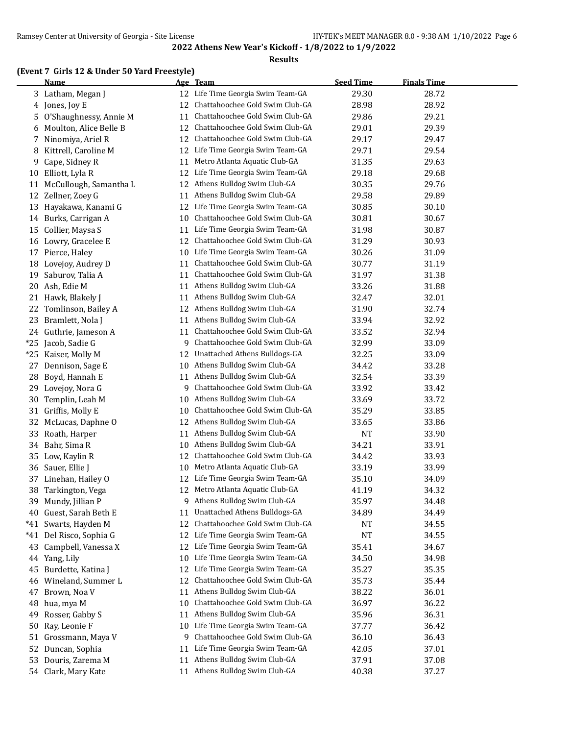## 2022 Athens New Year's Kickoff - 1/8/2022 to 1/9/2022

### Results

**(Event 7 Girls 12 & Under 50 Yard Freestyle)**

| | Name | Age | Team | Seed Time | Finals Time |
|---|---|---|---|---|---|
| 3 | Latham, Megan J | 12 | Life Time Georgia Swim Team-GA | 29.30 | 28.72 |
| 4 | Jones, Joy E | 12 | Chattahoochee Gold Swim Club-GA | 28.98 | 28.92 |
| 5 | O'Shaughnessy, Annie M | 11 | Chattahoochee Gold Swim Club-GA | 29.86 | 29.21 |
| 6 | Moulton, Alice Belle B | 12 | Chattahoochee Gold Swim Club-GA | 29.01 | 29.39 |
| 7 | Ninomiya, Ariel R | 12 | Chattahoochee Gold Swim Club-GA | 29.17 | 29.47 |
| 8 | Kittrell, Caroline M | 12 | Life Time Georgia Swim Team-GA | 29.71 | 29.54 |
| 9 | Cape, Sidney R | 11 | Metro Atlanta Aquatic Club-GA | 31.35 | 29.63 |
| 10 | Elliott, Lyla R | 12 | Life Time Georgia Swim Team-GA | 29.18 | 29.68 |
| 11 | McCullough, Samantha L | 12 | Athens Bulldog Swim Club-GA | 30.35 | 29.76 |
| 12 | Zellner, Zoey G | 11 | Athens Bulldog Swim Club-GA | 29.58 | 29.89 |
| 13 | Hayakawa, Kanami G | 12 | Life Time Georgia Swim Team-GA | 30.85 | 30.10 |
| 14 | Burks, Carrigan A | 10 | Chattahoochee Gold Swim Club-GA | 30.81 | 30.67 |
| 15 | Collier, Maysa S | 11 | Life Time Georgia Swim Team-GA | 31.98 | 30.87 |
| 16 | Lowry, Gracelee E | 12 | Chattahoochee Gold Swim Club-GA | 31.29 | 30.93 |
| 17 | Pierce, Haley | 10 | Life Time Georgia Swim Team-GA | 30.26 | 31.09 |
| 18 | Lovejoy, Audrey D | 11 | Chattahoochee Gold Swim Club-GA | 30.77 | 31.19 |
| 19 | Saburov, Talia A | 11 | Chattahoochee Gold Swim Club-GA | 31.97 | 31.38 |
| 20 | Ash, Edie M | 11 | Athens Bulldog Swim Club-GA | 33.26 | 31.88 |
| 21 | Hawk, Blakely J | 11 | Athens Bulldog Swim Club-GA | 32.47 | 32.01 |
| 22 | Tomlinson, Bailey A | 12 | Athens Bulldog Swim Club-GA | 31.90 | 32.74 |
| 23 | Bramlett, Nola J | 11 | Athens Bulldog Swim Club-GA | 33.94 | 32.92 |
| 24 | Guthrie, Jameson A | 11 | Chattahoochee Gold Swim Club-GA | 33.52 | 32.94 |
| *25 | Jacob, Sadie G | 9 | Chattahoochee Gold Swim Club-GA | 32.99 | 33.09 |
| *25 | Kaiser, Molly M | 12 | Unattached Athens Bulldogs-GA | 32.25 | 33.09 |
| 27 | Dennison, Sage E | 10 | Athens Bulldog Swim Club-GA | 34.42 | 33.28 |
| 28 | Boyd, Hannah E | 11 | Athens Bulldog Swim Club-GA | 32.54 | 33.39 |
| 29 | Lovejoy, Nora G | 9 | Chattahoochee Gold Swim Club-GA | 33.92 | 33.42 |
| 30 | Templin, Leah M | 10 | Athens Bulldog Swim Club-GA | 33.69 | 33.72 |
| 31 | Griffis, Molly E | 10 | Chattahoochee Gold Swim Club-GA | 35.29 | 33.85 |
| 32 | McLucas, Daphne O | 12 | Athens Bulldog Swim Club-GA | 33.65 | 33.86 |
| 33 | Roath, Harper | 11 | Athens Bulldog Swim Club-GA | NT | 33.90 |
| 34 | Bahr, Sima R | 10 | Athens Bulldog Swim Club-GA | 34.21 | 33.91 |
| 35 | Low, Kaylin R | 12 | Chattahoochee Gold Swim Club-GA | 34.42 | 33.93 |
| 36 | Sauer, Ellie J | 10 | Metro Atlanta Aquatic Club-GA | 33.19 | 33.99 |
| 37 | Linehan, Hailey O | 12 | Life Time Georgia Swim Team-GA | 35.10 | 34.09 |
| 38 | Tarkington, Vega | 12 | Metro Atlanta Aquatic Club-GA | 41.19 | 34.32 |
| 39 | Mundy, Jillian P | 9 | Athens Bulldog Swim Club-GA | 35.97 | 34.48 |
| 40 | Guest, Sarah Beth E | 11 | Unattached Athens Bulldogs-GA | 34.89 | 34.49 |
| *41 | Swarts, Hayden M | 12 | Chattahoochee Gold Swim Club-GA | NT | 34.55 |
| *41 | Del Risco, Sophia G | 12 | Life Time Georgia Swim Team-GA | NT | 34.55 |
| 43 | Campbell, Vanessa X | 12 | Life Time Georgia Swim Team-GA | 35.41 | 34.67 |
| 44 | Yang, Lily | 10 | Life Time Georgia Swim Team-GA | 34.50 | 34.98 |
| 45 | Burdette, Katina J | 12 | Life Time Georgia Swim Team-GA | 35.27 | 35.35 |
| 46 | Wineland, Summer L | 12 | Chattahoochee Gold Swim Club-GA | 35.73 | 35.44 |
| 47 | Brown, Noa V | 11 | Athens Bulldog Swim Club-GA | 38.22 | 36.01 |
| 48 | hua, mya M | 10 | Chattahoochee Gold Swim Club-GA | 36.97 | 36.22 |
| 49 | Rosser, Gabby S | 11 | Athens Bulldog Swim Club-GA | 35.96 | 36.31 |
| 50 | Ray, Leonie F | 10 | Life Time Georgia Swim Team-GA | 37.77 | 36.42 |
| 51 | Grossmann, Maya V | 9 | Chattahoochee Gold Swim Club-GA | 36.10 | 36.43 |
| 52 | Duncan, Sophia | 11 | Life Time Georgia Swim Team-GA | 42.05 | 37.01 |
| 53 | Douris, Zarema M | 11 | Athens Bulldog Swim Club-GA | 37.91 | 37.08 |
| 54 | Clark, Mary Kate | 11 | Athens Bulldog Swim Club-GA | 40.38 | 37.27 |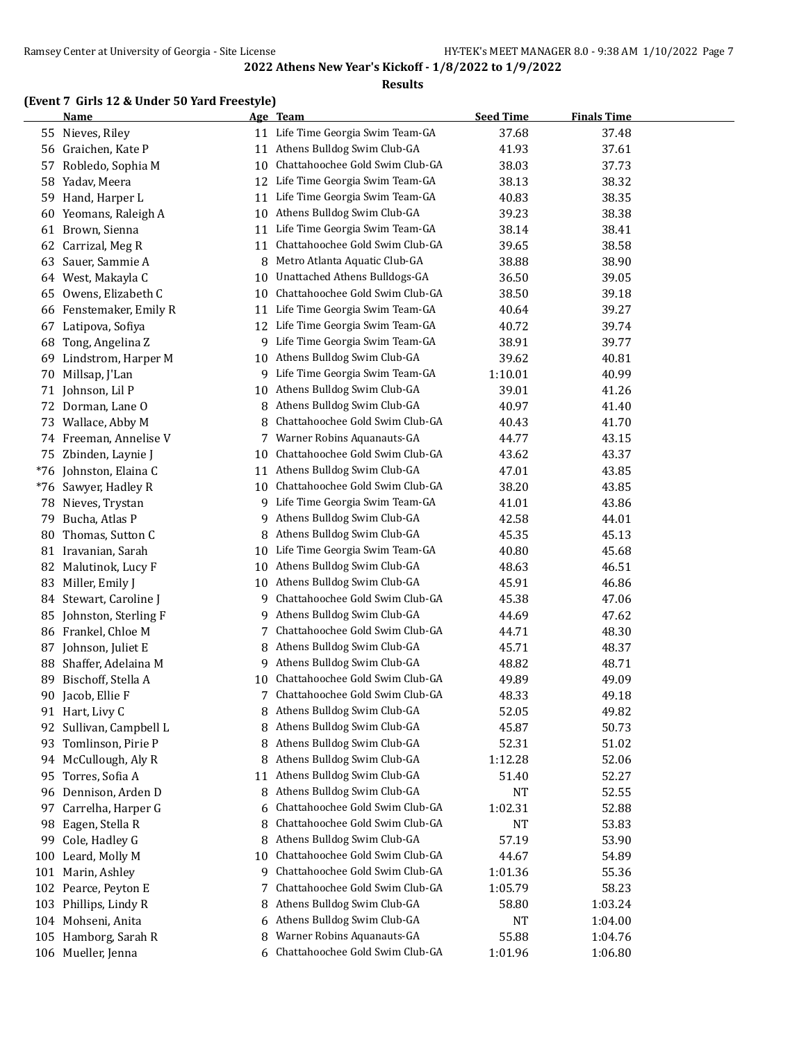## 2022 Athens New Year's Kickoff - 1/8/2022 to 1/9/2022

### Results

#### (Event 7 Girls 12 & Under 50 Yard Freestyle)

| | Name | Age | Team | Seed Time | Finals Time |
|---|---|---|---|---|---|
| 55 | Nieves, Riley | 11 | Life Time Georgia Swim Team-GA | 37.68 | 37.48 |
| 56 | Graichen, Kate P | 11 | Athens Bulldog Swim Club-GA | 41.93 | 37.61 |
| 57 | Robledo, Sophia M | 10 | Chattahoochee Gold Swim Club-GA | 38.03 | 37.73 |
| 58 | Yadav, Meera | 12 | Life Time Georgia Swim Team-GA | 38.13 | 38.32 |
| 59 | Hand, Harper L | 11 | Life Time Georgia Swim Team-GA | 40.83 | 38.35 |
| 60 | Yeomans, Raleigh A | 10 | Athens Bulldog Swim Club-GA | 39.23 | 38.38 |
| 61 | Brown, Sienna | 11 | Life Time Georgia Swim Team-GA | 38.14 | 38.41 |
| 62 | Carrizal, Meg R | 11 | Chattahoochee Gold Swim Club-GA | 39.65 | 38.58 |
| 63 | Sauer, Sammie A | 8 | Metro Atlanta Aquatic Club-GA | 38.88 | 38.90 |
| 64 | West, Makayla C | 10 | Unattached Athens Bulldogs-GA | 36.50 | 39.05 |
| 65 | Owens, Elizabeth C | 10 | Chattahoochee Gold Swim Club-GA | 38.50 | 39.18 |
| 66 | Fenstemaker, Emily R | 11 | Life Time Georgia Swim Team-GA | 40.64 | 39.27 |
| 67 | Latipova, Sofiya | 12 | Life Time Georgia Swim Team-GA | 40.72 | 39.74 |
| 68 | Tong, Angelina Z | 9 | Life Time Georgia Swim Team-GA | 38.91 | 39.77 |
| 69 | Lindstrom, Harper M | 10 | Athens Bulldog Swim Club-GA | 39.62 | 40.81 |
| 70 | Millsap, J'Lan | 9 | Life Time Georgia Swim Team-GA | 1:10.01 | 40.99 |
| 71 | Johnson, Lil P | 10 | Athens Bulldog Swim Club-GA | 39.01 | 41.26 |
| 72 | Dorman, Lane O | 8 | Athens Bulldog Swim Club-GA | 40.97 | 41.40 |
| 73 | Wallace, Abby M | 8 | Chattahoochee Gold Swim Club-GA | 40.43 | 41.70 |
| 74 | Freeman, Annelise V | 7 | Warner Robins Aquanauts-GA | 44.77 | 43.15 |
| 75 | Zbinden, Laynie J | 10 | Chattahoochee Gold Swim Club-GA | 43.62 | 43.37 |
| *76 | Johnston, Elaina C | 11 | Athens Bulldog Swim Club-GA | 47.01 | 43.85 |
| *76 | Sawyer, Hadley R | 10 | Chattahoochee Gold Swim Club-GA | 38.20 | 43.85 |
| 78 | Nieves, Trystan | 9 | Life Time Georgia Swim Team-GA | 41.01 | 43.86 |
| 79 | Bucha, Atlas P | 9 | Athens Bulldog Swim Club-GA | 42.58 | 44.01 |
| 80 | Thomas, Sutton C | 8 | Athens Bulldog Swim Club-GA | 45.35 | 45.13 |
| 81 | Iravanian, Sarah | 10 | Life Time Georgia Swim Team-GA | 40.80 | 45.68 |
| 82 | Malutinok, Lucy F | 10 | Athens Bulldog Swim Club-GA | 48.63 | 46.51 |
| 83 | Miller, Emily J | 10 | Athens Bulldog Swim Club-GA | 45.91 | 46.86 |
| 84 | Stewart, Caroline J | 9 | Chattahoochee Gold Swim Club-GA | 45.38 | 47.06 |
| 85 | Johnston, Sterling F | 9 | Athens Bulldog Swim Club-GA | 44.69 | 47.62 |
| 86 | Frankel, Chloe M | 7 | Chattahoochee Gold Swim Club-GA | 44.71 | 48.30 |
| 87 | Johnson, Juliet E | 8 | Athens Bulldog Swim Club-GA | 45.71 | 48.37 |
| 88 | Shaffer, Adelaina M | 9 | Athens Bulldog Swim Club-GA | 48.82 | 48.71 |
| 89 | Bischoff, Stella A | 10 | Chattahoochee Gold Swim Club-GA | 49.89 | 49.09 |
| 90 | Jacob, Ellie F | 7 | Chattahoochee Gold Swim Club-GA | 48.33 | 49.18 |
| 91 | Hart, Livy C | 8 | Athens Bulldog Swim Club-GA | 52.05 | 49.82 |
| 92 | Sullivan, Campbell L | 8 | Athens Bulldog Swim Club-GA | 45.87 | 50.73 |
| 93 | Tomlinson, Pirie P | 8 | Athens Bulldog Swim Club-GA | 52.31 | 51.02 |
| 94 | McCullough, Aly R | 8 | Athens Bulldog Swim Club-GA | 1:12.28 | 52.06 |
| 95 | Torres, Sofia A | 11 | Athens Bulldog Swim Club-GA | 51.40 | 52.27 |
| 96 | Dennison, Arden D | 8 | Athens Bulldog Swim Club-GA | NT | 52.55 |
| 97 | Carrelha, Harper G | 6 | Chattahoochee Gold Swim Club-GA | 1:02.31 | 52.88 |
| 98 | Eagen, Stella R | 8 | Chattahoochee Gold Swim Club-GA | NT | 53.83 |
| 99 | Cole, Hadley G | 8 | Athens Bulldog Swim Club-GA | 57.19 | 53.90 |
| 100 | Leard, Molly M | 10 | Chattahoochee Gold Swim Club-GA | 44.67 | 54.89 |
| 101 | Marin, Ashley | 9 | Chattahoochee Gold Swim Club-GA | 1:01.36 | 55.36 |
| 102 | Pearce, Peyton E | 7 | Chattahoochee Gold Swim Club-GA | 1:05.79 | 58.23 |
| 103 | Phillips, Lindy R | 8 | Athens Bulldog Swim Club-GA | 58.80 | 1:03.24 |
| 104 | Mohseni, Anita | 6 | Athens Bulldog Swim Club-GA | NT | 1:04.00 |
| 105 | Hamborg, Sarah R | 8 | Warner Robins Aquanauts-GA | 55.88 | 1:04.76 |
| 106 | Mueller, Jenna | 6 | Chattahoochee Gold Swim Club-GA | 1:01.96 | 1:06.80 |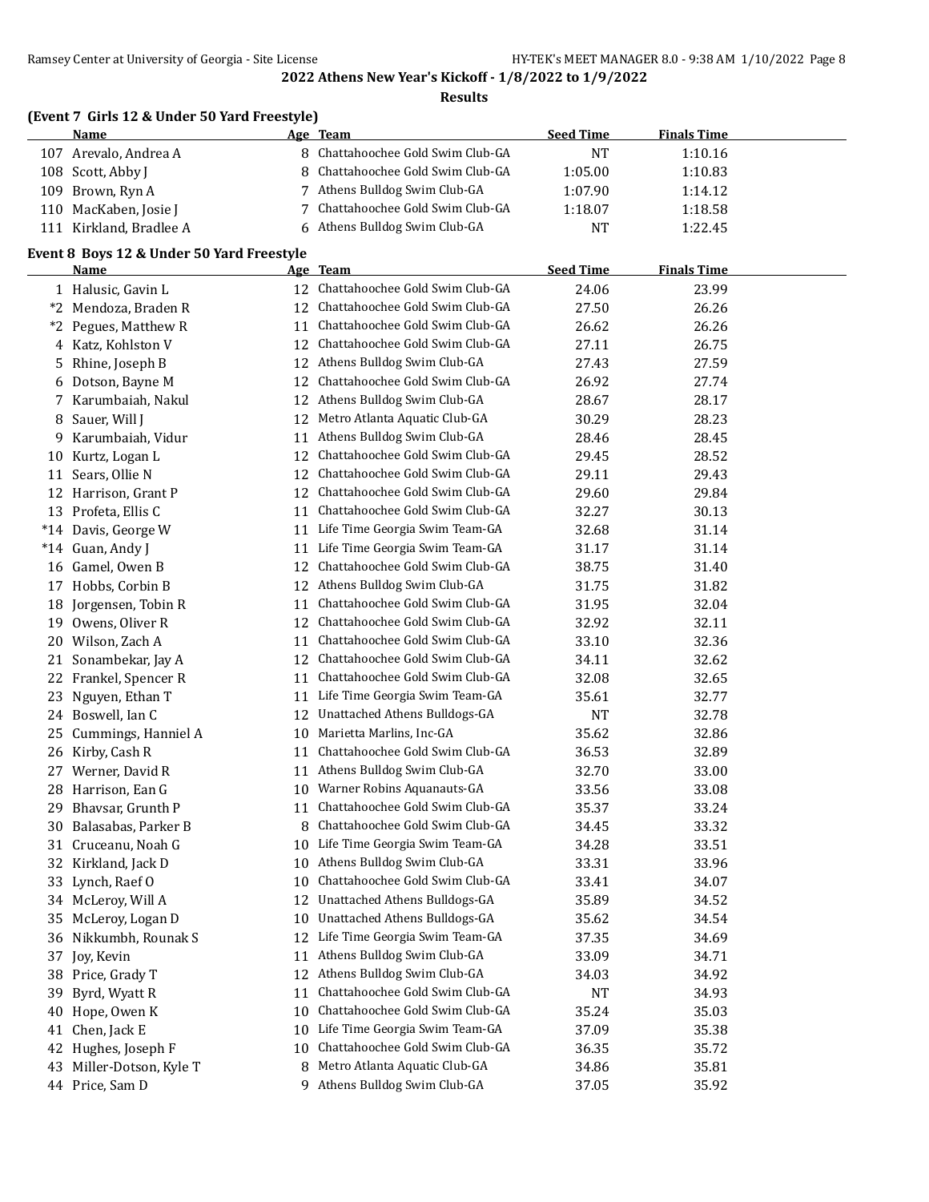## 2022 Athens New Year's Kickoff - 1/8/2022 to 1/9/2022

### Results

**(Event 7 Girls 12 & Under 50 Yard Freestyle)**

| | Name | Age | Team | Seed Time | Finals Time |
|---|---|---|---|---|---|
| 107 | Arevalo, Andrea A | 8 | Chattahoochee Gold Swim Club-GA | NT | 1:10.16 |
| 108 | Scott, Abby J | 8 | Chattahoochee Gold Swim Club-GA | 1:05.00 | 1:10.83 |
| 109 | Brown, Ryn A | 7 | Athens Bulldog Swim Club-GA | 1:07.90 | 1:14.12 |
| 110 | MacKaben, Josie J | 7 | Chattahoochee Gold Swim Club-GA | 1:18.07 | 1:18.58 |
| 111 | Kirkland, Bradlee A | 6 | Athens Bulldog Swim Club-GA | NT | 1:22.45 |

**Event 8 Boys 12 & Under 50 Yard Freestyle**

| | Name | Age | Team | Seed Time | Finals Time |
|---|---|---|---|---|---|
| 1 | Halusic, Gavin L | 12 | Chattahoochee Gold Swim Club-GA | 24.06 | 23.99 |
| *2 | Mendoza, Braden R | 12 | Chattahoochee Gold Swim Club-GA | 27.50 | 26.26 |
| *2 | Pegues, Matthew R | 11 | Chattahoochee Gold Swim Club-GA | 26.62 | 26.26 |
| 4 | Katz, Kohlston V | 12 | Chattahoochee Gold Swim Club-GA | 27.11 | 26.75 |
| 5 | Rhine, Joseph B | 12 | Athens Bulldog Swim Club-GA | 27.43 | 27.59 |
| 6 | Dotson, Bayne M | 12 | Chattahoochee Gold Swim Club-GA | 26.92 | 27.74 |
| 7 | Karumbaiah, Nakul | 12 | Athens Bulldog Swim Club-GA | 28.67 | 28.17 |
| 8 | Sauer, Will J | 12 | Metro Atlanta Aquatic Club-GA | 30.29 | 28.23 |
| 9 | Karumbaiah, Vidur | 11 | Athens Bulldog Swim Club-GA | 28.46 | 28.45 |
| 10 | Kurtz, Logan L | 12 | Chattahoochee Gold Swim Club-GA | 29.45 | 28.52 |
| 11 | Sears, Ollie N | 12 | Chattahoochee Gold Swim Club-GA | 29.11 | 29.43 |
| 12 | Harrison, Grant P | 12 | Chattahoochee Gold Swim Club-GA | 29.60 | 29.84 |
| 13 | Profeta, Ellis C | 11 | Chattahoochee Gold Swim Club-GA | 32.27 | 30.13 |
| *14 | Davis, George W | 11 | Life Time Georgia Swim Team-GA | 32.68 | 31.14 |
| *14 | Guan, Andy J | 11 | Life Time Georgia Swim Team-GA | 31.17 | 31.14 |
| 16 | Gamel, Owen B | 12 | Chattahoochee Gold Swim Club-GA | 38.75 | 31.40 |
| 17 | Hobbs, Corbin B | 12 | Athens Bulldog Swim Club-GA | 31.75 | 31.82 |
| 18 | Jorgensen, Tobin R | 11 | Chattahoochee Gold Swim Club-GA | 31.95 | 32.04 |
| 19 | Owens, Oliver R | 12 | Chattahoochee Gold Swim Club-GA | 32.92 | 32.11 |
| 20 | Wilson, Zach A | 11 | Chattahoochee Gold Swim Club-GA | 33.10 | 32.36 |
| 21 | Sonambekar, Jay A | 12 | Chattahoochee Gold Swim Club-GA | 34.11 | 32.62 |
| 22 | Frankel, Spencer R | 11 | Chattahoochee Gold Swim Club-GA | 32.08 | 32.65 |
| 23 | Nguyen, Ethan T | 11 | Life Time Georgia Swim Team-GA | 35.61 | 32.77 |
| 24 | Boswell, Ian C | 12 | Unattached Athens Bulldogs-GA | NT | 32.78 |
| 25 | Cummings, Hanniel A | 10 | Marietta Marlins, Inc-GA | 35.62 | 32.86 |
| 26 | Kirby, Cash R | 11 | Chattahoochee Gold Swim Club-GA | 36.53 | 32.89 |
| 27 | Werner, David R | 11 | Athens Bulldog Swim Club-GA | 32.70 | 33.00 |
| 28 | Harrison, Ean G | 10 | Warner Robins Aquanauts-GA | 33.56 | 33.08 |
| 29 | Bhavsar, Grunth P | 11 | Chattahoochee Gold Swim Club-GA | 35.37 | 33.24 |
| 30 | Balasabas, Parker B | 8 | Chattahoochee Gold Swim Club-GA | 34.45 | 33.32 |
| 31 | Cruceanu, Noah G | 10 | Life Time Georgia Swim Team-GA | 34.28 | 33.51 |
| 32 | Kirkland, Jack D | 10 | Athens Bulldog Swim Club-GA | 33.31 | 33.96 |
| 33 | Lynch, Raef O | 10 | Chattahoochee Gold Swim Club-GA | 33.41 | 34.07 |
| 34 | McLeroy, Will A | 12 | Unattached Athens Bulldogs-GA | 35.89 | 34.52 |
| 35 | McLeroy, Logan D | 10 | Unattached Athens Bulldogs-GA | 35.62 | 34.54 |
| 36 | Nikkumbh, Rounak S | 12 | Life Time Georgia Swim Team-GA | 37.35 | 34.69 |
| 37 | Joy, Kevin | 11 | Athens Bulldog Swim Club-GA | 33.09 | 34.71 |
| 38 | Price, Grady T | 12 | Athens Bulldog Swim Club-GA | 34.03 | 34.92 |
| 39 | Byrd, Wyatt R | 11 | Chattahoochee Gold Swim Club-GA | NT | 34.93 |
| 40 | Hope, Owen K | 10 | Chattahoochee Gold Swim Club-GA | 35.24 | 35.03 |
| 41 | Chen, Jack E | 10 | Life Time Georgia Swim Team-GA | 37.09 | 35.38 |
| 42 | Hughes, Joseph F | 10 | Chattahoochee Gold Swim Club-GA | 36.35 | 35.72 |
| 43 | Miller-Dotson, Kyle T | 8 | Metro Atlanta Aquatic Club-GA | 34.86 | 35.81 |
| 44 | Price, Sam D | 9 | Athens Bulldog Swim Club-GA | 37.05 | 35.92 |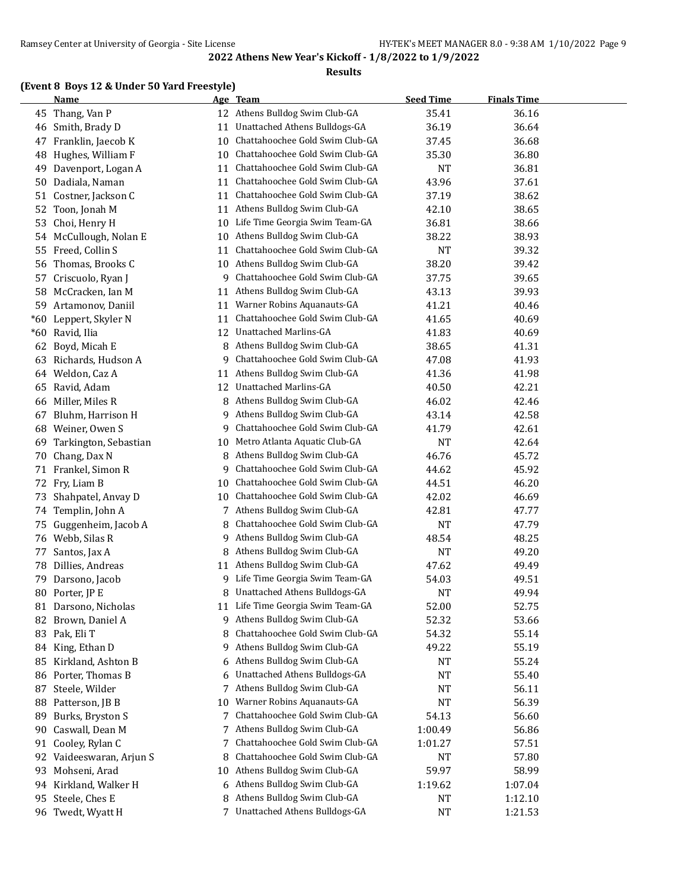## 2022 Athens New Year's Kickoff - 1/8/2022 to 1/9/2022

### Results

**(Event 8 Boys 12 & Under 50 Yard Freestyle)**

| | Name | Age | Team | Seed Time | Finals Time |
|---|---|---|---|---|---|
| 45 | Thang, Van P | 12 | Athens Bulldog Swim Club-GA | 35.41 | 36.16 |
| 46 | Smith, Brady D | 11 | Unattached Athens Bulldogs-GA | 36.19 | 36.64 |
| 47 | Franklin, Jaecob K | 10 | Chattahoochee Gold Swim Club-GA | 37.45 | 36.68 |
| 48 | Hughes, William F | 10 | Chattahoochee Gold Swim Club-GA | 35.30 | 36.80 |
| 49 | Davenport, Logan A | 11 | Chattahoochee Gold Swim Club-GA | NT | 36.81 |
| 50 | Dadiala, Naman | 11 | Chattahoochee Gold Swim Club-GA | 43.96 | 37.61 |
| 51 | Costner, Jackson C | 11 | Chattahoochee Gold Swim Club-GA | 37.19 | 38.62 |
| 52 | Toon, Jonah M | 11 | Athens Bulldog Swim Club-GA | 42.10 | 38.65 |
| 53 | Choi, Henry H | 10 | Life Time Georgia Swim Team-GA | 36.81 | 38.66 |
| 54 | McCullough, Nolan E | 10 | Athens Bulldog Swim Club-GA | 38.22 | 38.93 |
| 55 | Freed, Collin S | 11 | Chattahoochee Gold Swim Club-GA | NT | 39.32 |
| 56 | Thomas, Brooks C | 10 | Athens Bulldog Swim Club-GA | 38.20 | 39.42 |
| 57 | Criscuolo, Ryan J | 9 | Chattahoochee Gold Swim Club-GA | 37.75 | 39.65 |
| 58 | McCracken, Ian M | 11 | Athens Bulldog Swim Club-GA | 43.13 | 39.93 |
| 59 | Artamonov, Daniil | 11 | Warner Robins Aquanauts-GA | 41.21 | 40.46 |
| *60 | Leppert, Skyler N | 11 | Chattahoochee Gold Swim Club-GA | 41.65 | 40.69 |
| *60 | Ravid, Ilia | 12 | Unattached Marlins-GA | 41.83 | 40.69 |
| 62 | Boyd, Micah E | 8 | Athens Bulldog Swim Club-GA | 38.65 | 41.31 |
| 63 | Richards, Hudson A | 9 | Chattahoochee Gold Swim Club-GA | 47.08 | 41.93 |
| 64 | Weldon, Caz A | 11 | Athens Bulldog Swim Club-GA | 41.36 | 41.98 |
| 65 | Ravid, Adam | 12 | Unattached Marlins-GA | 40.50 | 42.21 |
| 66 | Miller, Miles R | 8 | Athens Bulldog Swim Club-GA | 46.02 | 42.46 |
| 67 | Bluhm, Harrison H | 9 | Athens Bulldog Swim Club-GA | 43.14 | 42.58 |
| 68 | Weiner, Owen S | 9 | Chattahoochee Gold Swim Club-GA | 41.79 | 42.61 |
| 69 | Tarkington, Sebastian | 10 | Metro Atlanta Aquatic Club-GA | NT | 42.64 |
| 70 | Chang, Dax N | 8 | Athens Bulldog Swim Club-GA | 46.76 | 45.72 |
| 71 | Frankel, Simon R | 9 | Chattahoochee Gold Swim Club-GA | 44.62 | 45.92 |
| 72 | Fry, Liam B | 10 | Chattahoochee Gold Swim Club-GA | 44.51 | 46.20 |
| 73 | Shahpatel, Anvay D | 10 | Chattahoochee Gold Swim Club-GA | 42.02 | 46.69 |
| 74 | Templin, John A | 7 | Athens Bulldog Swim Club-GA | 42.81 | 47.77 |
| 75 | Guggenheim, Jacob A | 8 | Chattahoochee Gold Swim Club-GA | NT | 47.79 |
| 76 | Webb, Silas R | 9 | Athens Bulldog Swim Club-GA | 48.54 | 48.25 |
| 77 | Santos, Jax A | 8 | Athens Bulldog Swim Club-GA | NT | 49.20 |
| 78 | Dillies, Andreas | 11 | Athens Bulldog Swim Club-GA | 47.62 | 49.49 |
| 79 | Darsono, Jacob | 9 | Life Time Georgia Swim Team-GA | 54.03 | 49.51 |
| 80 | Porter, JP E | 8 | Unattached Athens Bulldogs-GA | NT | 49.94 |
| 81 | Darsono, Nicholas | 11 | Life Time Georgia Swim Team-GA | 52.00 | 52.75 |
| 82 | Brown, Daniel A | 9 | Athens Bulldog Swim Club-GA | 52.32 | 53.66 |
| 83 | Pak, Eli T | 8 | Chattahoochee Gold Swim Club-GA | 54.32 | 55.14 |
| 84 | King, Ethan D | 9 | Athens Bulldog Swim Club-GA | 49.22 | 55.19 |
| 85 | Kirkland, Ashton B | 6 | Athens Bulldog Swim Club-GA | NT | 55.24 |
| 86 | Porter, Thomas B | 6 | Unattached Athens Bulldogs-GA | NT | 55.40 |
| 87 | Steele, Wilder | 7 | Athens Bulldog Swim Club-GA | NT | 56.11 |
| 88 | Patterson, JB B | 10 | Warner Robins Aquanauts-GA | NT | 56.39 |
| 89 | Burks, Bryston S | 7 | Chattahoochee Gold Swim Club-GA | 54.13 | 56.60 |
| 90 | Caswall, Dean M | 7 | Athens Bulldog Swim Club-GA | 1:00.49 | 56.86 |
| 91 | Cooley, Rylan C | 7 | Chattahoochee Gold Swim Club-GA | 1:01.27 | 57.51 |
| 92 | Vaideeswaran, Arjun S | 8 | Chattahoochee Gold Swim Club-GA | NT | 57.80 |
| 93 | Mohseni, Arad | 10 | Athens Bulldog Swim Club-GA | 59.97 | 58.99 |
| 94 | Kirkland, Walker H | 6 | Athens Bulldog Swim Club-GA | 1:19.62 | 1:07.04 |
| 95 | Steele, Ches E | 8 | Athens Bulldog Swim Club-GA | NT | 1:12.10 |
| 96 | Twedt, Wyatt H | 7 | Unattached Athens Bulldogs-GA | NT | 1:21.53 |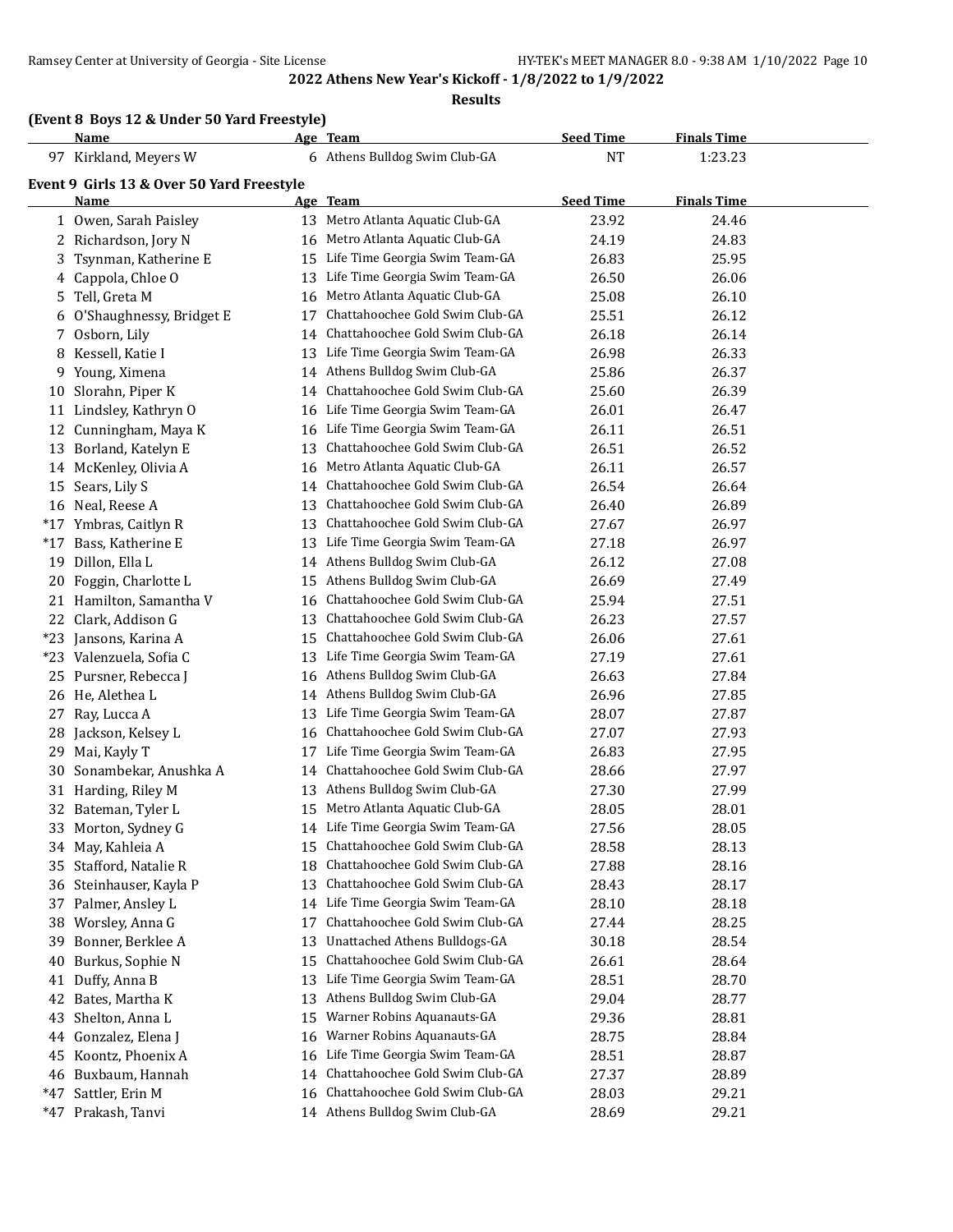**2022 Athens New Year's Kickoff - 1/8/2022 to 1/9/2022**

**Results**

### (Event 8 Boys 12 & Under 50 Yard Freestyle)

| | Name | Age | Team | Seed Time | Finals Time |
|---|---|---|---|---|---|
| 97 | Kirkland, Meyers W | 6 | Athens Bulldog Swim Club-GA | NT | 1:23.23 |

### Event 9 Girls 13 & Over 50 Yard Freestyle

| | Name | Age | Team | Seed Time | Finals Time |
|---|---|---|---|---|---|
| 1 | Owen, Sarah Paisley | 13 | Metro Atlanta Aquatic Club-GA | 23.92 | 24.46 |
| 2 | Richardson, Jory N | 16 | Metro Atlanta Aquatic Club-GA | 24.19 | 24.83 |
| 3 | Tsynman, Katherine E | 15 | Life Time Georgia Swim Team-GA | 26.83 | 25.95 |
| 4 | Cappola, Chloe O | 13 | Life Time Georgia Swim Team-GA | 26.50 | 26.06 |
| 5 | Tell, Greta M | 16 | Metro Atlanta Aquatic Club-GA | 25.08 | 26.10 |
| 6 | O'Shaughnessy, Bridget E | 17 | Chattahoochee Gold Swim Club-GA | 25.51 | 26.12 |
| 7 | Osborn, Lily | 14 | Chattahoochee Gold Swim Club-GA | 26.18 | 26.14 |
| 8 | Kessell, Katie I | 13 | Life Time Georgia Swim Team-GA | 26.98 | 26.33 |
| 9 | Young, Ximena | 14 | Athens Bulldog Swim Club-GA | 25.86 | 26.37 |
| 10 | Slorahn, Piper K | 14 | Chattahoochee Gold Swim Club-GA | 25.60 | 26.39 |
| 11 | Lindsley, Kathryn O | 16 | Life Time Georgia Swim Team-GA | 26.01 | 26.47 |
| 12 | Cunningham, Maya K | 16 | Life Time Georgia Swim Team-GA | 26.11 | 26.51 |
| 13 | Borland, Katelyn E | 13 | Chattahoochee Gold Swim Club-GA | 26.51 | 26.52 |
| 14 | McKenley, Olivia A | 16 | Metro Atlanta Aquatic Club-GA | 26.11 | 26.57 |
| 15 | Sears, Lily S | 14 | Chattahoochee Gold Swim Club-GA | 26.54 | 26.64 |
| 16 | Neal, Reese A | 13 | Chattahoochee Gold Swim Club-GA | 26.40 | 26.89 |
| *17 | Ymbras, Caitlyn R | 13 | Chattahoochee Gold Swim Club-GA | 27.67 | 26.97 |
| *17 | Bass, Katherine E | 13 | Life Time Georgia Swim Team-GA | 27.18 | 26.97 |
| 19 | Dillon, Ella L | 14 | Athens Bulldog Swim Club-GA | 26.12 | 27.08 |
| 20 | Foggin, Charlotte L | 15 | Athens Bulldog Swim Club-GA | 26.69 | 27.49 |
| 21 | Hamilton, Samantha V | 16 | Chattahoochee Gold Swim Club-GA | 25.94 | 27.51 |
| 22 | Clark, Addison G | 13 | Chattahoochee Gold Swim Club-GA | 26.23 | 27.57 |
| *23 | Jansons, Karina A | 15 | Chattahoochee Gold Swim Club-GA | 26.06 | 27.61 |
| *23 | Valenzuela, Sofia C | 13 | Life Time Georgia Swim Team-GA | 27.19 | 27.61 |
| 25 | Pursner, Rebecca J | 16 | Athens Bulldog Swim Club-GA | 26.63 | 27.84 |
| 26 | He, Alethea L | 14 | Athens Bulldog Swim Club-GA | 26.96 | 27.85 |
| 27 | Ray, Lucca A | 13 | Life Time Georgia Swim Team-GA | 28.07 | 27.87 |
| 28 | Jackson, Kelsey L | 16 | Chattahoochee Gold Swim Club-GA | 27.07 | 27.93 |
| 29 | Mai, Kayly T | 17 | Life Time Georgia Swim Team-GA | 26.83 | 27.95 |
| 30 | Sonambekar, Anushka A | 14 | Chattahoochee Gold Swim Club-GA | 28.66 | 27.97 |
| 31 | Harding, Riley M | 13 | Athens Bulldog Swim Club-GA | 27.30 | 27.99 |
| 32 | Bateman, Tyler L | 15 | Metro Atlanta Aquatic Club-GA | 28.05 | 28.01 |
| 33 | Morton, Sydney G | 14 | Life Time Georgia Swim Team-GA | 27.56 | 28.05 |
| 34 | May, Kahleia A | 15 | Chattahoochee Gold Swim Club-GA | 28.58 | 28.13 |
| 35 | Stafford, Natalie R | 18 | Chattahoochee Gold Swim Club-GA | 27.88 | 28.16 |
| 36 | Steinhauser, Kayla P | 13 | Chattahoochee Gold Swim Club-GA | 28.43 | 28.17 |
| 37 | Palmer, Ansley L | 14 | Life Time Georgia Swim Team-GA | 28.10 | 28.18 |
| 38 | Worsley, Anna G | 17 | Chattahoochee Gold Swim Club-GA | 27.44 | 28.25 |
| 39 | Bonner, Berklee A | 13 | Unattached Athens Bulldogs-GA | 30.18 | 28.54 |
| 40 | Burkus, Sophie N | 15 | Chattahoochee Gold Swim Club-GA | 26.61 | 28.64 |
| 41 | Duffy, Anna B | 13 | Life Time Georgia Swim Team-GA | 28.51 | 28.70 |
| 42 | Bates, Martha K | 13 | Athens Bulldog Swim Club-GA | 29.04 | 28.77 |
| 43 | Shelton, Anna L | 15 | Warner Robins Aquanauts-GA | 29.36 | 28.81 |
| 44 | Gonzalez, Elena J | 16 | Warner Robins Aquanauts-GA | 28.75 | 28.84 |
| 45 | Koontz, Phoenix A | 16 | Life Time Georgia Swim Team-GA | 28.51 | 28.87 |
| 46 | Buxbaum, Hannah | 14 | Chattahoochee Gold Swim Club-GA | 27.37 | 28.89 |
| *47 | Sattler, Erin M | 16 | Chattahoochee Gold Swim Club-GA | 28.03 | 29.21 |
| *47 | Prakash, Tanvi | 14 | Athens Bulldog Swim Club-GA | 28.69 | 29.21 |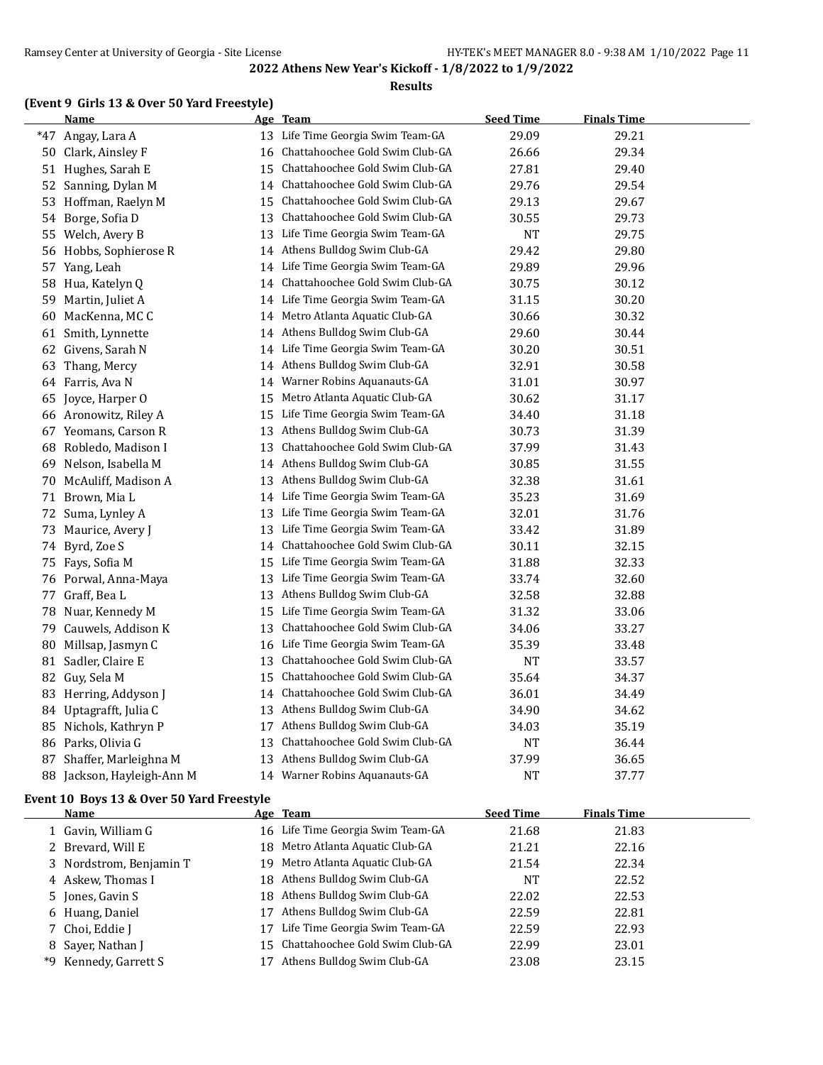## 2022 Athens New Year's Kickoff - 1/8/2022 to 1/9/2022

### Results

### (Event 9 Girls 13 & Over 50 Yard Freestyle)

| | Name | Age | Team | Seed Time | Finals Time |
|---|---|---|---|---|---|
| *47 | Angay, Lara A | 13 | Life Time Georgia Swim Team-GA | 29.09 | 29.21 |
| 50 | Clark, Ainsley F | 16 | Chattahoochee Gold Swim Club-GA | 26.66 | 29.34 |
| 51 | Hughes, Sarah E | 15 | Chattahoochee Gold Swim Club-GA | 27.81 | 29.40 |
| 52 | Sanning, Dylan M | 14 | Chattahoochee Gold Swim Club-GA | 29.76 | 29.54 |
| 53 | Hoffman, Raelyn M | 15 | Chattahoochee Gold Swim Club-GA | 29.13 | 29.67 |
| 54 | Borge, Sofia D | 13 | Chattahoochee Gold Swim Club-GA | 30.55 | 29.73 |
| 55 | Welch, Avery B | 13 | Life Time Georgia Swim Team-GA | NT | 29.75 |
| 56 | Hobbs, Sophierose R | 14 | Athens Bulldog Swim Club-GA | 29.42 | 29.80 |
| 57 | Yang, Leah | 14 | Life Time Georgia Swim Team-GA | 29.89 | 29.96 |
| 58 | Hua, Katelyn Q | 14 | Chattahoochee Gold Swim Club-GA | 30.75 | 30.12 |
| 59 | Martin, Juliet A | 14 | Life Time Georgia Swim Team-GA | 31.15 | 30.20 |
| 60 | MacKenna, MC C | 14 | Metro Atlanta Aquatic Club-GA | 30.66 | 30.32 |
| 61 | Smith, Lynnette | 14 | Athens Bulldog Swim Club-GA | 29.60 | 30.44 |
| 62 | Givens, Sarah N | 14 | Life Time Georgia Swim Team-GA | 30.20 | 30.51 |
| 63 | Thang, Mercy | 14 | Athens Bulldog Swim Club-GA | 32.91 | 30.58 |
| 64 | Farris, Ava N | 14 | Warner Robins Aquanauts-GA | 31.01 | 30.97 |
| 65 | Joyce, Harper O | 15 | Metro Atlanta Aquatic Club-GA | 30.62 | 31.17 |
| 66 | Aronowitz, Riley A | 15 | Life Time Georgia Swim Team-GA | 34.40 | 31.18 |
| 67 | Yeomans, Carson R | 13 | Athens Bulldog Swim Club-GA | 30.73 | 31.39 |
| 68 | Robledo, Madison I | 13 | Chattahoochee Gold Swim Club-GA | 37.99 | 31.43 |
| 69 | Nelson, Isabella M | 14 | Athens Bulldog Swim Club-GA | 30.85 | 31.55 |
| 70 | McAuliff, Madison A | 13 | Athens Bulldog Swim Club-GA | 32.38 | 31.61 |
| 71 | Brown, Mia L | 14 | Life Time Georgia Swim Team-GA | 35.23 | 31.69 |
| 72 | Suma, Lynley A | 13 | Life Time Georgia Swim Team-GA | 32.01 | 31.76 |
| 73 | Maurice, Avery J | 13 | Life Time Georgia Swim Team-GA | 33.42 | 31.89 |
| 74 | Byrd, Zoe S | 14 | Chattahoochee Gold Swim Club-GA | 30.11 | 32.15 |
| 75 | Fays, Sofia M | 15 | Life Time Georgia Swim Team-GA | 31.88 | 32.33 |
| 76 | Porwal, Anna-Maya | 13 | Life Time Georgia Swim Team-GA | 33.74 | 32.60 |
| 77 | Graff, Bea L | 13 | Athens Bulldog Swim Club-GA | 32.58 | 32.88 |
| 78 | Nuar, Kennedy M | 15 | Life Time Georgia Swim Team-GA | 31.32 | 33.06 |
| 79 | Cauwels, Addison K | 13 | Chattahoochee Gold Swim Club-GA | 34.06 | 33.27 |
| 80 | Millsap, Jasmyn C | 16 | Life Time Georgia Swim Team-GA | 35.39 | 33.48 |
| 81 | Sadler, Claire E | 13 | Chattahoochee Gold Swim Club-GA | NT | 33.57 |
| 82 | Guy, Sela M | 15 | Chattahoochee Gold Swim Club-GA | 35.64 | 34.37 |
| 83 | Herring, Addyson J | 14 | Chattahoochee Gold Swim Club-GA | 36.01 | 34.49 |
| 84 | Uptagrafft, Julia C | 13 | Athens Bulldog Swim Club-GA | 34.90 | 34.62 |
| 85 | Nichols, Kathryn P | 17 | Athens Bulldog Swim Club-GA | 34.03 | 35.19 |
| 86 | Parks, Olivia G | 13 | Chattahoochee Gold Swim Club-GA | NT | 36.44 |
| 87 | Shaffer, Marleighna M | 13 | Athens Bulldog Swim Club-GA | 37.99 | 36.65 |
| 88 | Jackson, Hayleigh-Ann M | 14 | Warner Robins Aquanauts-GA | NT | 37.77 |

### Event 10 Boys 13 & Over 50 Yard Freestyle

| | Name | Age | Team | Seed Time | Finals Time |
|---|---|---|---|---|---|
| 1 | Gavin, William G | 16 | Life Time Georgia Swim Team-GA | 21.68 | 21.83 |
| 2 | Brevard, Will E | 18 | Metro Atlanta Aquatic Club-GA | 21.21 | 22.16 |
| 3 | Nordstrom, Benjamin T | 19 | Metro Atlanta Aquatic Club-GA | 21.54 | 22.34 |
| 4 | Askew, Thomas I | 18 | Athens Bulldog Swim Club-GA | NT | 22.52 |
| 5 | Jones, Gavin S | 18 | Athens Bulldog Swim Club-GA | 22.02 | 22.53 |
| 6 | Huang, Daniel | 17 | Athens Bulldog Swim Club-GA | 22.59 | 22.81 |
| 7 | Choi, Eddie J | 17 | Life Time Georgia Swim Team-GA | 22.59 | 22.93 |
| 8 | Sayer, Nathan J | 15 | Chattahoochee Gold Swim Club-GA | 22.99 | 23.01 |
| *9 | Kennedy, Garrett S | 17 | Athens Bulldog Swim Club-GA | 23.08 | 23.15 |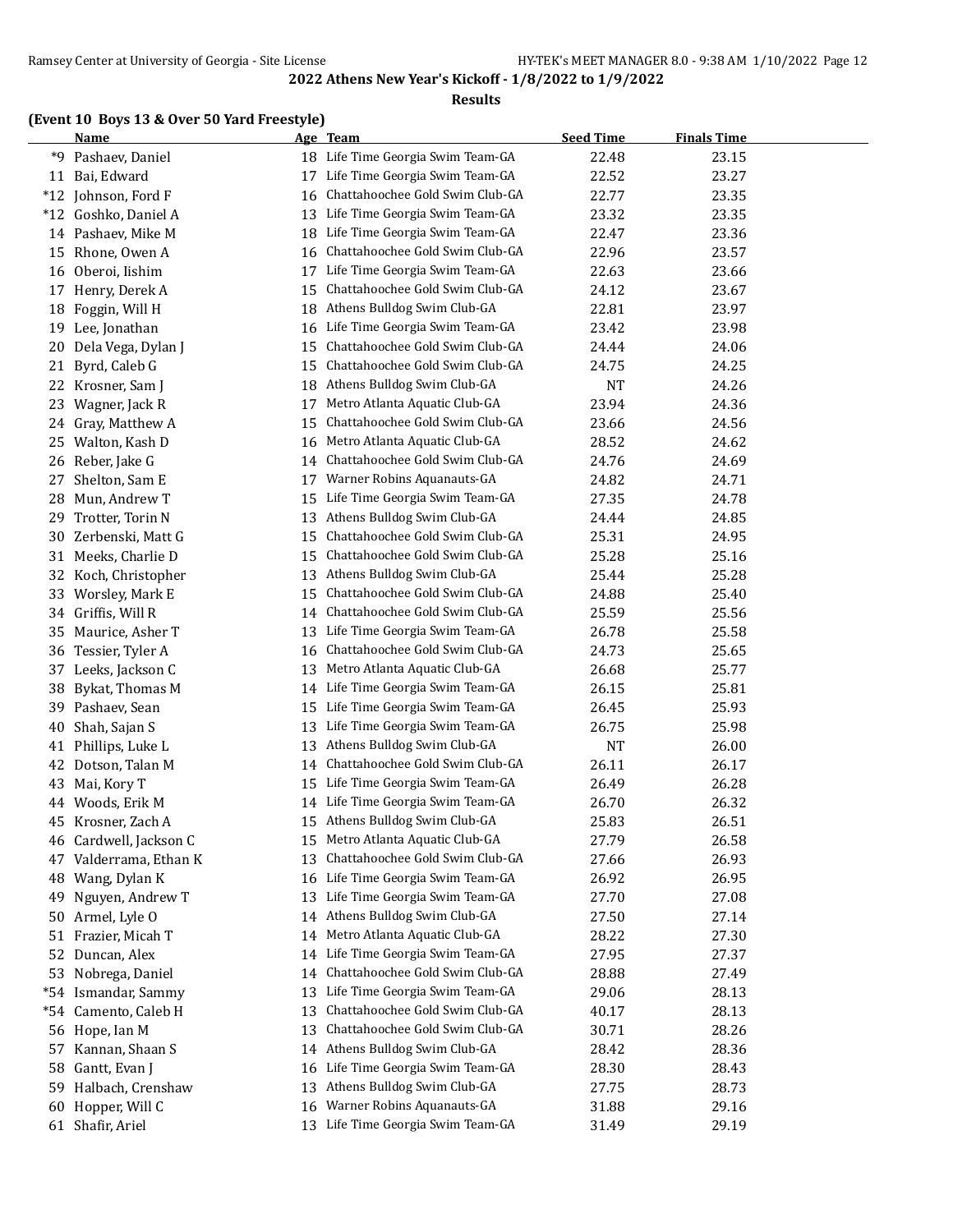**2022 Athens New Year's Kickoff - 1/8/2022 to 1/9/2022**

**Results**

### (Event 10 Boys 13 & Over 50 Yard Freestyle)

| | Name | Age | Team | Seed Time | Finals Time |
|---|---|---|---|---|---|
| *9 | Pashaev, Daniel | 18 | Life Time Georgia Swim Team-GA | 22.48 | 23.15 |
| 11 | Bai, Edward | 17 | Life Time Georgia Swim Team-GA | 22.52 | 23.27 |
| *12 | Johnson, Ford F | 16 | Chattahoochee Gold Swim Club-GA | 22.77 | 23.35 |
| *12 | Goshko, Daniel A | 13 | Life Time Georgia Swim Team-GA | 23.32 | 23.35 |
| 14 | Pashaev, Mike M | 18 | Life Time Georgia Swim Team-GA | 22.47 | 23.36 |
| 15 | Rhone, Owen A | 16 | Chattahoochee Gold Swim Club-GA | 22.96 | 23.57 |
| 16 | Oberoi, Iishim | 17 | Life Time Georgia Swim Team-GA | 22.63 | 23.66 |
| 17 | Henry, Derek A | 15 | Chattahoochee Gold Swim Club-GA | 24.12 | 23.67 |
| 18 | Foggin, Will H | 18 | Athens Bulldog Swim Club-GA | 22.81 | 23.97 |
| 19 | Lee, Jonathan | 16 | Life Time Georgia Swim Team-GA | 23.42 | 23.98 |
| 20 | Dela Vega, Dylan J | 15 | Chattahoochee Gold Swim Club-GA | 24.44 | 24.06 |
| 21 | Byrd, Caleb G | 15 | Chattahoochee Gold Swim Club-GA | 24.75 | 24.25 |
| 22 | Krosner, Sam J | 18 | Athens Bulldog Swim Club-GA | NT | 24.26 |
| 23 | Wagner, Jack R | 17 | Metro Atlanta Aquatic Club-GA | 23.94 | 24.36 |
| 24 | Gray, Matthew A | 15 | Chattahoochee Gold Swim Club-GA | 23.66 | 24.56 |
| 25 | Walton, Kash D | 16 | Metro Atlanta Aquatic Club-GA | 28.52 | 24.62 |
| 26 | Reber, Jake G | 14 | Chattahoochee Gold Swim Club-GA | 24.76 | 24.69 |
| 27 | Shelton, Sam E | 17 | Warner Robins Aquanauts-GA | 24.82 | 24.71 |
| 28 | Mun, Andrew T | 15 | Life Time Georgia Swim Team-GA | 27.35 | 24.78 |
| 29 | Trotter, Torin N | 13 | Athens Bulldog Swim Club-GA | 24.44 | 24.85 |
| 30 | Zerbenski, Matt G | 15 | Chattahoochee Gold Swim Club-GA | 25.31 | 24.95 |
| 31 | Meeks, Charlie D | 15 | Chattahoochee Gold Swim Club-GA | 25.28 | 25.16 |
| 32 | Koch, Christopher | 13 | Athens Bulldog Swim Club-GA | 25.44 | 25.28 |
| 33 | Worsley, Mark E | 15 | Chattahoochee Gold Swim Club-GA | 24.88 | 25.40 |
| 34 | Griffis, Will R | 14 | Chattahoochee Gold Swim Club-GA | 25.59 | 25.56 |
| 35 | Maurice, Asher T | 13 | Life Time Georgia Swim Team-GA | 26.78 | 25.58 |
| 36 | Tessier, Tyler A | 16 | Chattahoochee Gold Swim Club-GA | 24.73 | 25.65 |
| 37 | Leeks, Jackson C | 13 | Metro Atlanta Aquatic Club-GA | 26.68 | 25.77 |
| 38 | Bykat, Thomas M | 14 | Life Time Georgia Swim Team-GA | 26.15 | 25.81 |
| 39 | Pashaev, Sean | 15 | Life Time Georgia Swim Team-GA | 26.45 | 25.93 |
| 40 | Shah, Sajan S | 13 | Life Time Georgia Swim Team-GA | 26.75 | 25.98 |
| 41 | Phillips, Luke L | 13 | Athens Bulldog Swim Club-GA | NT | 26.00 |
| 42 | Dotson, Talan M | 14 | Chattahoochee Gold Swim Club-GA | 26.11 | 26.17 |
| 43 | Mai, Kory T | 15 | Life Time Georgia Swim Team-GA | 26.49 | 26.28 |
| 44 | Woods, Erik M | 14 | Life Time Georgia Swim Team-GA | 26.70 | 26.32 |
| 45 | Krosner, Zach A | 15 | Athens Bulldog Swim Club-GA | 25.83 | 26.51 |
| 46 | Cardwell, Jackson C | 15 | Metro Atlanta Aquatic Club-GA | 27.79 | 26.58 |
| 47 | Valderrama, Ethan K | 13 | Chattahoochee Gold Swim Club-GA | 27.66 | 26.93 |
| 48 | Wang, Dylan K | 16 | Life Time Georgia Swim Team-GA | 26.92 | 26.95 |
| 49 | Nguyen, Andrew T | 13 | Life Time Georgia Swim Team-GA | 27.70 | 27.08 |
| 50 | Armel, Lyle O | 14 | Athens Bulldog Swim Club-GA | 27.50 | 27.14 |
| 51 | Frazier, Micah T | 14 | Metro Atlanta Aquatic Club-GA | 28.22 | 27.30 |
| 52 | Duncan, Alex | 14 | Life Time Georgia Swim Team-GA | 27.95 | 27.37 |
| 53 | Nobrega, Daniel | 14 | Chattahoochee Gold Swim Club-GA | 28.88 | 27.49 |
| *54 | Ismandar, Sammy | 13 | Life Time Georgia Swim Team-GA | 29.06 | 28.13 |
| *54 | Camento, Caleb H | 13 | Chattahoochee Gold Swim Club-GA | 40.17 | 28.13 |
| 56 | Hope, Ian M | 13 | Chattahoochee Gold Swim Club-GA | 30.71 | 28.26 |
| 57 | Kannan, Shaan S | 14 | Athens Bulldog Swim Club-GA | 28.42 | 28.36 |
| 58 | Gantt, Evan J | 16 | Life Time Georgia Swim Team-GA | 28.30 | 28.43 |
| 59 | Halbach, Crenshaw | 13 | Athens Bulldog Swim Club-GA | 27.75 | 28.73 |
| 60 | Hopper, Will C | 16 | Warner Robins Aquanauts-GA | 31.88 | 29.16 |
| 61 | Shafir, Ariel | 13 | Life Time Georgia Swim Team-GA | 31.49 | 29.19 |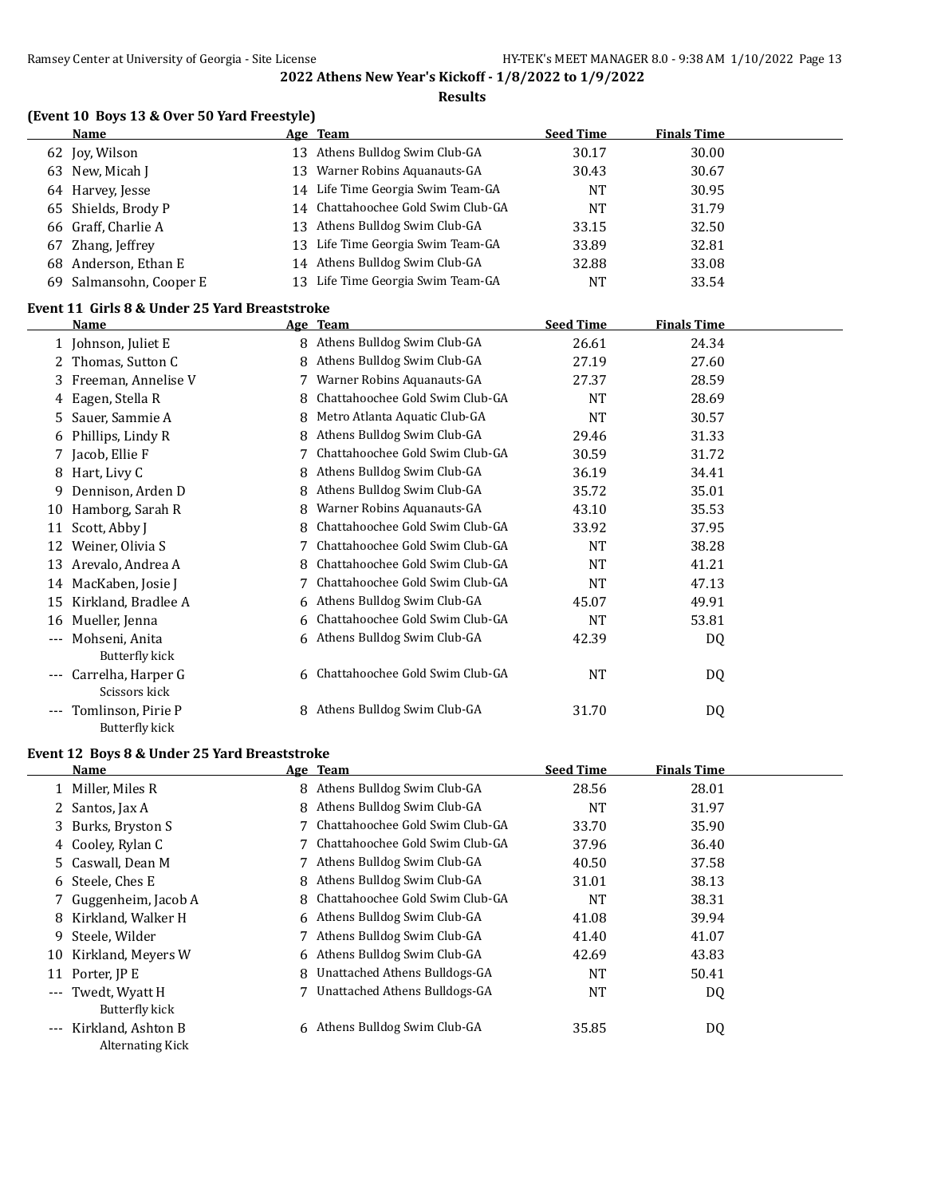**2022 Athens New Year's Kickoff - 1/8/2022 to 1/9/2022**

**Results**

### (Event 10 Boys 13 & Over 50 Yard Freestyle)

| | Name | Age | Team | Seed Time | Finals Time |
|---|---|---|---|---|---|
| 62 | Joy, Wilson | 13 | Athens Bulldog Swim Club-GA | 30.17 | 30.00 |
| 63 | New, Micah J | 13 | Warner Robins Aquanauts-GA | 30.43 | 30.67 |
| 64 | Harvey, Jesse | 14 | Life Time Georgia Swim Team-GA | NT | 30.95 |
| 65 | Shields, Brody P | 14 | Chattahoochee Gold Swim Club-GA | NT | 31.79 |
| 66 | Graff, Charlie A | 13 | Athens Bulldog Swim Club-GA | 33.15 | 32.50 |
| 67 | Zhang, Jeffrey | 13 | Life Time Georgia Swim Team-GA | 33.89 | 32.81 |
| 68 | Anderson, Ethan E | 14 | Athens Bulldog Swim Club-GA | 32.88 | 33.08 |
| 69 | Salmansohn, Cooper E | 13 | Life Time Georgia Swim Team-GA | NT | 33.54 |

### Event 11 Girls 8 & Under 25 Yard Breaststroke

| | Name | Age | Team | Seed Time | Finals Time |
|---|---|---|---|---|---|
| 1 | Johnson, Juliet E | 8 | Athens Bulldog Swim Club-GA | 26.61 | 24.34 |
| 2 | Thomas, Sutton C | 8 | Athens Bulldog Swim Club-GA | 27.19 | 27.60 |
| 3 | Freeman, Annelise V | 7 | Warner Robins Aquanauts-GA | 27.37 | 28.59 |
| 4 | Eagen, Stella R | 8 | Chattahoochee Gold Swim Club-GA | NT | 28.69 |
| 5 | Sauer, Sammie A | 8 | Metro Atlanta Aquatic Club-GA | NT | 30.57 |
| 6 | Phillips, Lindy R | 8 | Athens Bulldog Swim Club-GA | 29.46 | 31.33 |
| 7 | Jacob, Ellie F | 7 | Chattahoochee Gold Swim Club-GA | 30.59 | 31.72 |
| 8 | Hart, Livy C | 8 | Athens Bulldog Swim Club-GA | 36.19 | 34.41 |
| 9 | Dennison, Arden D | 8 | Athens Bulldog Swim Club-GA | 35.72 | 35.01 |
| 10 | Hamborg, Sarah R | 8 | Warner Robins Aquanauts-GA | 43.10 | 35.53 |
| 11 | Scott, Abby J | 8 | Chattahoochee Gold Swim Club-GA | 33.92 | 37.95 |
| 12 | Weiner, Olivia S | 7 | Chattahoochee Gold Swim Club-GA | NT | 38.28 |
| 13 | Arevalo, Andrea A | 8 | Chattahoochee Gold Swim Club-GA | NT | 41.21 |
| 14 | MacKaben, Josie J | 7 | Chattahoochee Gold Swim Club-GA | NT | 47.13 |
| 15 | Kirkland, Bradlee A | 6 | Athens Bulldog Swim Club-GA | 45.07 | 49.91 |
| 16 | Mueller, Jenna | 6 | Chattahoochee Gold Swim Club-GA | NT | 53.81 |
| --- | Mohseni, Anita<br>Butterfly kick | 6 | Athens Bulldog Swim Club-GA | 42.39 | DQ |
| --- | Carrelha, Harper G<br>Scissors kick | 6 | Chattahoochee Gold Swim Club-GA | NT | DQ |
| --- | Tomlinson, Pirie P<br>Butterfly kick | 8 | Athens Bulldog Swim Club-GA | 31.70 | DQ |

### Event 12 Boys 8 & Under 25 Yard Breaststroke

| | Name | Age | Team | Seed Time | Finals Time |
|---|---|---|---|---|---|
| 1 | Miller, Miles R | 8 | Athens Bulldog Swim Club-GA | 28.56 | 28.01 |
| 2 | Santos, Jax A | 8 | Athens Bulldog Swim Club-GA | NT | 31.97 |
| 3 | Burks, Bryston S | 7 | Chattahoochee Gold Swim Club-GA | 33.70 | 35.90 |
| 4 | Cooley, Rylan C | 7 | Chattahoochee Gold Swim Club-GA | 37.96 | 36.40 |
| 5 | Caswall, Dean M | 7 | Athens Bulldog Swim Club-GA | 40.50 | 37.58 |
| 6 | Steele, Ches E | 8 | Athens Bulldog Swim Club-GA | 31.01 | 38.13 |
| 7 | Guggenheim, Jacob A | 8 | Chattahoochee Gold Swim Club-GA | NT | 38.31 |
| 8 | Kirkland, Walker H | 6 | Athens Bulldog Swim Club-GA | 41.08 | 39.94 |
| 9 | Steele, Wilder | 7 | Athens Bulldog Swim Club-GA | 41.40 | 41.07 |
| 10 | Kirkland, Meyers W | 6 | Athens Bulldog Swim Club-GA | 42.69 | 43.83 |
| 11 | Porter, JP E | 8 | Unattached Athens Bulldogs-GA | NT | 50.41 |
| --- | Twedt, Wyatt H<br>Butterfly kick | 7 | Unattached Athens Bulldogs-GA | NT | DQ |
| --- | Kirkland, Ashton B<br>Alternating Kick | 6 | Athens Bulldog Swim Club-GA | 35.85 | DQ |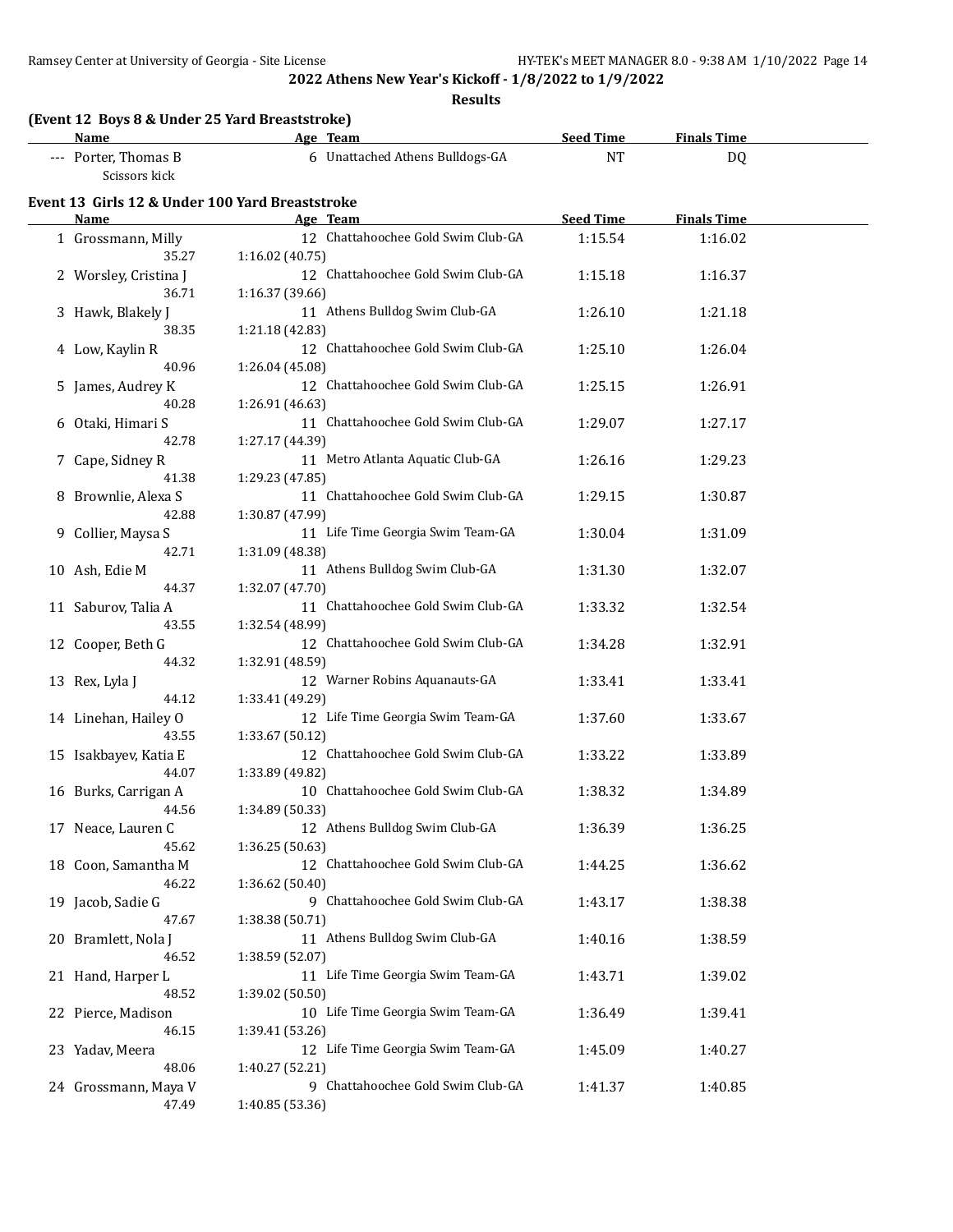## 2022 Athens New Year's Kickoff - 1/8/2022 to 1/9/2022

### Results

**(Event 12 Boys 8 & Under 25 Yard Breaststroke)**

| | Name | Age | Team | Seed Time | Finals Time |
|---|---|---|---|---|---|
| --- | Porter, Thomas B | 6 | Unattached Athens Bulldogs-GA | NT | DQ |
| | Scissors kick | | | | |

**Event 13 Girls 12 & Under 100 Yard Breaststroke**

| | Name | Age | Team | Seed Time | Finals Time |
|---|---|---|---|---|---|
| 1 | Grossmann, Milly | 12 | Chattahoochee Gold Swim Club-GA | 1:15.54 | 1:16.02 |
| | 35.27 | 1:16.02 (40.75) | | | |
| 2 | Worsley, Cristina J | 12 | Chattahoochee Gold Swim Club-GA | 1:15.18 | 1:16.37 |
| | 36.71 | 1:16.37 (39.66) | | | |
| 3 | Hawk, Blakely J | 11 | Athens Bulldog Swim Club-GA | 1:26.10 | 1:21.18 |
| | 38.35 | 1:21.18 (42.83) | | | |
| 4 | Low, Kaylin R | 12 | Chattahoochee Gold Swim Club-GA | 1:25.10 | 1:26.04 |
| | 40.96 | 1:26.04 (45.08) | | | |
| 5 | James, Audrey K | 12 | Chattahoochee Gold Swim Club-GA | 1:25.15 | 1:26.91 |
| | 40.28 | 1:26.91 (46.63) | | | |
| 6 | Otaki, Himari S | 11 | Chattahoochee Gold Swim Club-GA | 1:29.07 | 1:27.17 |
| | 42.78 | 1:27.17 (44.39) | | | |
| 7 | Cape, Sidney R | 11 | Metro Atlanta Aquatic Club-GA | 1:26.16 | 1:29.23 |
| | 41.38 | 1:29.23 (47.85) | | | |
| 8 | Brownlie, Alexa S | 11 | Chattahoochee Gold Swim Club-GA | 1:29.15 | 1:30.87 |
| | 42.88 | 1:30.87 (47.99) | | | |
| 9 | Collier, Maysa S | 11 | Life Time Georgia Swim Team-GA | 1:30.04 | 1:31.09 |
| | 42.71 | 1:31.09 (48.38) | | | |
| 10 | Ash, Edie M | 11 | Athens Bulldog Swim Club-GA | 1:31.30 | 1:32.07 |
| | 44.37 | 1:32.07 (47.70) | | | |
| 11 | Saburov, Talia A | 11 | Chattahoochee Gold Swim Club-GA | 1:33.32 | 1:32.54 |
| | 43.55 | 1:32.54 (48.99) | | | |
| 12 | Cooper, Beth G | 12 | Chattahoochee Gold Swim Club-GA | 1:34.28 | 1:32.91 |
| | 44.32 | 1:32.91 (48.59) | | | |
| 13 | Rex, Lyla J | 12 | Warner Robins Aquanauts-GA | 1:33.41 | 1:33.41 |
| | 44.12 | 1:33.41 (49.29) | | | |
| 14 | Linehan, Hailey O | 12 | Life Time Georgia Swim Team-GA | 1:37.60 | 1:33.67 |
| | 43.55 | 1:33.67 (50.12) | | | |
| 15 | Isakbayev, Katia E | 12 | Chattahoochee Gold Swim Club-GA | 1:33.22 | 1:33.89 |
| | 44.07 | 1:33.89 (49.82) | | | |
| 16 | Burks, Carrigan A | 10 | Chattahoochee Gold Swim Club-GA | 1:38.32 | 1:34.89 |
| | 44.56 | 1:34.89 (50.33) | | | |
| 17 | Neace, Lauren C | 12 | Athens Bulldog Swim Club-GA | 1:36.39 | 1:36.25 |
| | 45.62 | 1:36.25 (50.63) | | | |
| 18 | Coon, Samantha M | 12 | Chattahoochee Gold Swim Club-GA | 1:44.25 | 1:36.62 |
| | 46.22 | 1:36.62 (50.40) | | | |
| 19 | Jacob, Sadie G | 9 | Chattahoochee Gold Swim Club-GA | 1:43.17 | 1:38.38 |
| | 47.67 | 1:38.38 (50.71) | | | |
| 20 | Bramlett, Nola J | 11 | Athens Bulldog Swim Club-GA | 1:40.16 | 1:38.59 |
| | 46.52 | 1:38.59 (52.07) | | | |
| 21 | Hand, Harper L | 11 | Life Time Georgia Swim Team-GA | 1:43.71 | 1:39.02 |
| | 48.52 | 1:39.02 (50.50) | | | |
| 22 | Pierce, Madison | 10 | Life Time Georgia Swim Team-GA | 1:36.49 | 1:39.41 |
| | 46.15 | 1:39.41 (53.26) | | | |
| 23 | Yadav, Meera | 12 | Life Time Georgia Swim Team-GA | 1:45.09 | 1:40.27 |
| | 48.06 | 1:40.27 (52.21) | | | |
| 24 | Grossmann, Maya V | 9 | Chattahoochee Gold Swim Club-GA | 1:41.37 | 1:40.85 |
| | 47.49 | 1:40.85 (53.36) | | | |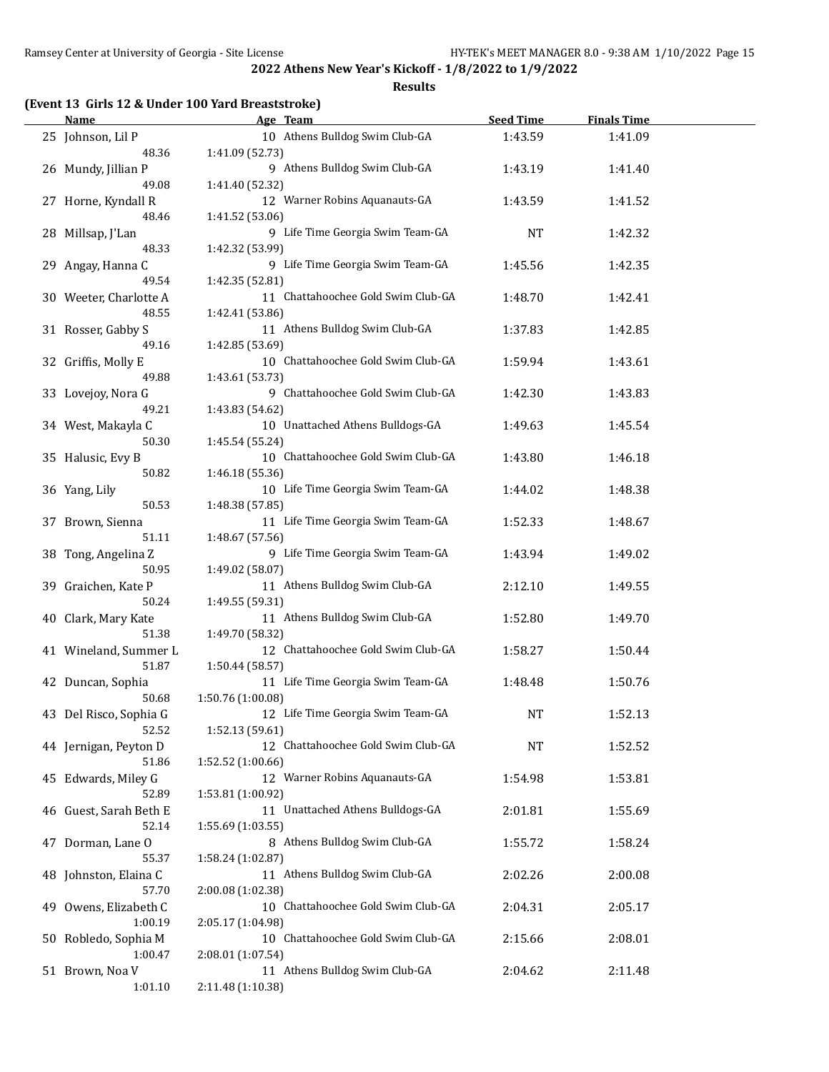2022 Athens New Year's Kickoff - 1/8/2022 to 1/9/2022

**Results**

### (Event 13 Girls 12 & Under 100 Yard Breaststroke)

| | Name | Age | Team | Seed Time | Finals Time |
|---|---|---|---|---|---|
| 25 | Johnson, Lil P | 10 | Athens Bulldog Swim Club-GA | 1:43.59 | 1:41.09 |
| | 48.36 | 1:41.09 (52.73) | | | |
| 26 | Mundy, Jillian P | 9 | Athens Bulldog Swim Club-GA | 1:43.19 | 1:41.40 |
| | 49.08 | 1:41.40 (52.32) | | | |
| 27 | Horne, Kyndall R | 12 | Warner Robins Aquanauts-GA | 1:43.59 | 1:41.52 |
| | 48.46 | 1:41.52 (53.06) | | | |
| 28 | Millsap, J'Lan | 9 | Life Time Georgia Swim Team-GA | NT | 1:42.32 |
| | 48.33 | 1:42.32 (53.99) | | | |
| 29 | Angay, Hanna C | 9 | Life Time Georgia Swim Team-GA | 1:45.56 | 1:42.35 |
| | 49.54 | 1:42.35 (52.81) | | | |
| 30 | Weeter, Charlotte A | 11 | Chattahoochee Gold Swim Club-GA | 1:48.70 | 1:42.41 |
| | 48.55 | 1:42.41 (53.86) | | | |
| 31 | Rosser, Gabby S | 11 | Athens Bulldog Swim Club-GA | 1:37.83 | 1:42.85 |
| | 49.16 | 1:42.85 (53.69) | | | |
| 32 | Griffis, Molly E | 10 | Chattahoochee Gold Swim Club-GA | 1:59.94 | 1:43.61 |
| | 49.88 | 1:43.61 (53.73) | | | |
| 33 | Lovejoy, Nora G | 9 | Chattahoochee Gold Swim Club-GA | 1:42.30 | 1:43.83 |
| | 49.21 | 1:43.83 (54.62) | | | |
| 34 | West, Makayla C | 10 | Unattached Athens Bulldogs-GA | 1:49.63 | 1:45.54 |
| | 50.30 | 1:45.54 (55.24) | | | |
| 35 | Halusic, Evy B | 10 | Chattahoochee Gold Swim Club-GA | 1:43.80 | 1:46.18 |
| | 50.82 | 1:46.18 (55.36) | | | |
| 36 | Yang, Lily | 10 | Life Time Georgia Swim Team-GA | 1:44.02 | 1:48.38 |
| | 50.53 | 1:48.38 (57.85) | | | |
| 37 | Brown, Sienna | 11 | Life Time Georgia Swim Team-GA | 1:52.33 | 1:48.67 |
| | 51.11 | 1:48.67 (57.56) | | | |
| 38 | Tong, Angelina Z | 9 | Life Time Georgia Swim Team-GA | 1:43.94 | 1:49.02 |
| | 50.95 | 1:49.02 (58.07) | | | |
| 39 | Graichen, Kate P | 11 | Athens Bulldog Swim Club-GA | 2:12.10 | 1:49.55 |
| | 50.24 | 1:49.55 (59.31) | | | |
| 40 | Clark, Mary Kate | 11 | Athens Bulldog Swim Club-GA | 1:52.80 | 1:49.70 |
| | 51.38 | 1:49.70 (58.32) | | | |
| 41 | Wineland, Summer L | 12 | Chattahoochee Gold Swim Club-GA | 1:58.27 | 1:50.44 |
| | 51.87 | 1:50.44 (58.57) | | | |
| 42 | Duncan, Sophia | 11 | Life Time Georgia Swim Team-GA | 1:48.48 | 1:50.76 |
| | 50.68 | 1:50.76 (1:00.08) | | | |
| 43 | Del Risco, Sophia G | 12 | Life Time Georgia Swim Team-GA | NT | 1:52.13 |
| | 52.52 | 1:52.13 (59.61) | | | |
| 44 | Jernigan, Peyton D | 12 | Chattahoochee Gold Swim Club-GA | NT | 1:52.52 |
| | 51.86 | 1:52.52 (1:00.66) | | | |
| 45 | Edwards, Miley G | 12 | Warner Robins Aquanauts-GA | 1:54.98 | 1:53.81 |
| | 52.89 | 1:53.81 (1:00.92) | | | |
| 46 | Guest, Sarah Beth E | 11 | Unattached Athens Bulldogs-GA | 2:01.81 | 1:55.69 |
| | 52.14 | 1:55.69 (1:03.55) | | | |
| 47 | Dorman, Lane O | 8 | Athens Bulldog Swim Club-GA | 1:55.72 | 1:58.24 |
| | 55.37 | 1:58.24 (1:02.87) | | | |
| 48 | Johnston, Elaina C | 11 | Athens Bulldog Swim Club-GA | 2:02.26 | 2:00.08 |
| | 57.70 | 2:00.08 (1:02.38) | | | |
| 49 | Owens, Elizabeth C | 10 | Chattahoochee Gold Swim Club-GA | 2:04.31 | 2:05.17 |
| | 1:00.19 | 2:05.17 (1:04.98) | | | |
| 50 | Robledo, Sophia M | 10 | Chattahoochee Gold Swim Club-GA | 2:15.66 | 2:08.01 |
| | 1:00.47 | 2:08.01 (1:07.54) | | | |
| 51 | Brown, Noa V | 11 | Athens Bulldog Swim Club-GA | 2:04.62 | 2:11.48 |
| | 1:01.10 | 2:11.48 (1:10.38) | | | |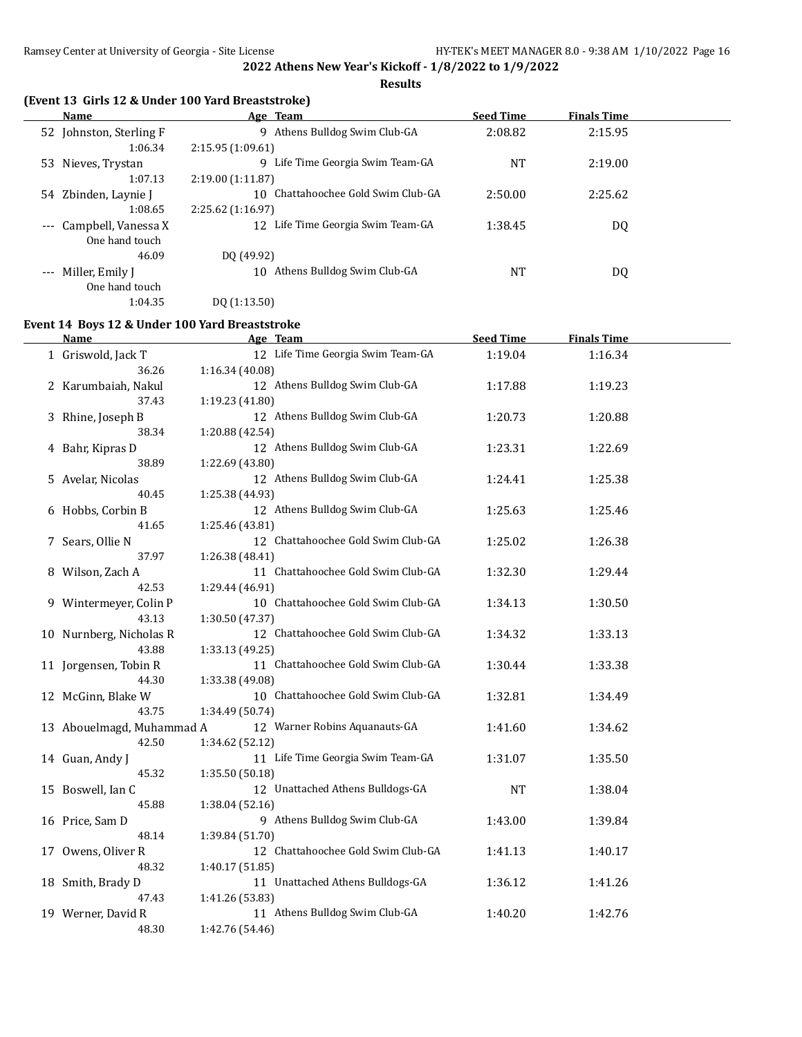**2022 Athens New Year's Kickoff - 1/8/2022 to 1/9/2022**

**Results**

### (Event 13 Girls 12 & Under 100 Yard Breaststroke)

| | Name | Age | Team | Seed Time | Finals Time |
|---|---|---|---|---|---|
| 52 | Johnston, Sterling F | 9 | Athens Bulldog Swim Club-GA | 2:08.82 | 2:15.95 |
| | 1:06.34 | 2:15.95 (1:09.61) | | | |
| 53 | Nieves, Trystan | 9 | Life Time Georgia Swim Team-GA | NT | 2:19.00 |
| | 1:07.13 | 2:19.00 (1:11.87) | | | |
| 54 | Zbinden, Laynie J | 10 | Chattahoochee Gold Swim Club-GA | 2:50.00 | 2:25.62 |
| | 1:08.65 | 2:25.62 (1:16.97) | | | |
| --- | Campbell, Vanessa X | 12 | Life Time Georgia Swim Team-GA | 1:38.45 | DQ |
| | One hand touch | | | | |
| | 46.09 | DQ (49.92) | | | |
| --- | Miller, Emily J | 10 | Athens Bulldog Swim Club-GA | NT | DQ |
| | One hand touch | | | | |
| | 1:04.35 | DQ (1:13.50) | | | |

### Event 14 Boys 12 & Under 100 Yard Breaststroke

| | Name | Age | Team | Seed Time | Finals Time |
|---|---|---|---|---|---|
| 1 | Griswold, Jack T | 12 | Life Time Georgia Swim Team-GA | 1:19.04 | 1:16.34 |
| | 36.26 | 1:16.34 (40.08) | | | |
| 2 | Karumbaiah, Nakul | 12 | Athens Bulldog Swim Club-GA | 1:17.88 | 1:19.23 |
| | 37.43 | 1:19.23 (41.80) | | | |
| 3 | Rhine, Joseph B | 12 | Athens Bulldog Swim Club-GA | 1:20.73 | 1:20.88 |
| | 38.34 | 1:20.88 (42.54) | | | |
| 4 | Bahr, Kipras D | 12 | Athens Bulldog Swim Club-GA | 1:23.31 | 1:22.69 |
| | 38.89 | 1:22.69 (43.80) | | | |
| 5 | Avelar, Nicolas | 12 | Athens Bulldog Swim Club-GA | 1:24.41 | 1:25.38 |
| | 40.45 | 1:25.38 (44.93) | | | |
| 6 | Hobbs, Corbin B | 12 | Athens Bulldog Swim Club-GA | 1:25.63 | 1:25.46 |
| | 41.65 | 1:25.46 (43.81) | | | |
| 7 | Sears, Ollie N | 12 | Chattahoochee Gold Swim Club-GA | 1:25.02 | 1:26.38 |
| | 37.97 | 1:26.38 (48.41) | | | |
| 8 | Wilson, Zach A | 11 | Chattahoochee Gold Swim Club-GA | 1:32.30 | 1:29.44 |
| | 42.53 | 1:29.44 (46.91) | | | |
| 9 | Wintermeyer, Colin P | 10 | Chattahoochee Gold Swim Club-GA | 1:34.13 | 1:30.50 |
| | 43.13 | 1:30.50 (47.37) | | | |
| 10 | Nurnberg, Nicholas R | 12 | Chattahoochee Gold Swim Club-GA | 1:34.32 | 1:33.13 |
| | 43.88 | 1:33.13 (49.25) | | | |
| 11 | Jorgensen, Tobin R | 11 | Chattahoochee Gold Swim Club-GA | 1:30.44 | 1:33.38 |
| | 44.30 | 1:33.38 (49.08) | | | |
| 12 | McGinn, Blake W | 10 | Chattahoochee Gold Swim Club-GA | 1:32.81 | 1:34.49 |
| | 43.75 | 1:34.49 (50.74) | | | |
| 13 | Abouelmagd, Muhammad A | 12 | Warner Robins Aquanauts-GA | 1:41.60 | 1:34.62 |
| | 42.50 | 1:34.62 (52.12) | | | |
| 14 | Guan, Andy J | 11 | Life Time Georgia Swim Team-GA | 1:31.07 | 1:35.50 |
| | 45.32 | 1:35.50 (50.18) | | | |
| 15 | Boswell, Ian C | 12 | Unattached Athens Bulldogs-GA | NT | 1:38.04 |
| | 45.88 | 1:38.04 (52.16) | | | |
| 16 | Price, Sam D | 9 | Athens Bulldog Swim Club-GA | 1:43.00 | 1:39.84 |
| | 48.14 | 1:39.84 (51.70) | | | |
| 17 | Owens, Oliver R | 12 | Chattahoochee Gold Swim Club-GA | 1:41.13 | 1:40.17 |
| | 48.32 | 1:40.17 (51.85) | | | |
| 18 | Smith, Brady D | 11 | Unattached Athens Bulldogs-GA | 1:36.12 | 1:41.26 |
| | 47.43 | 1:41.26 (53.83) | | | |
| 19 | Werner, David R | 11 | Athens Bulldog Swim Club-GA | 1:40.20 | 1:42.76 |
| | 48.30 | 1:42.76 (54.46) | | | |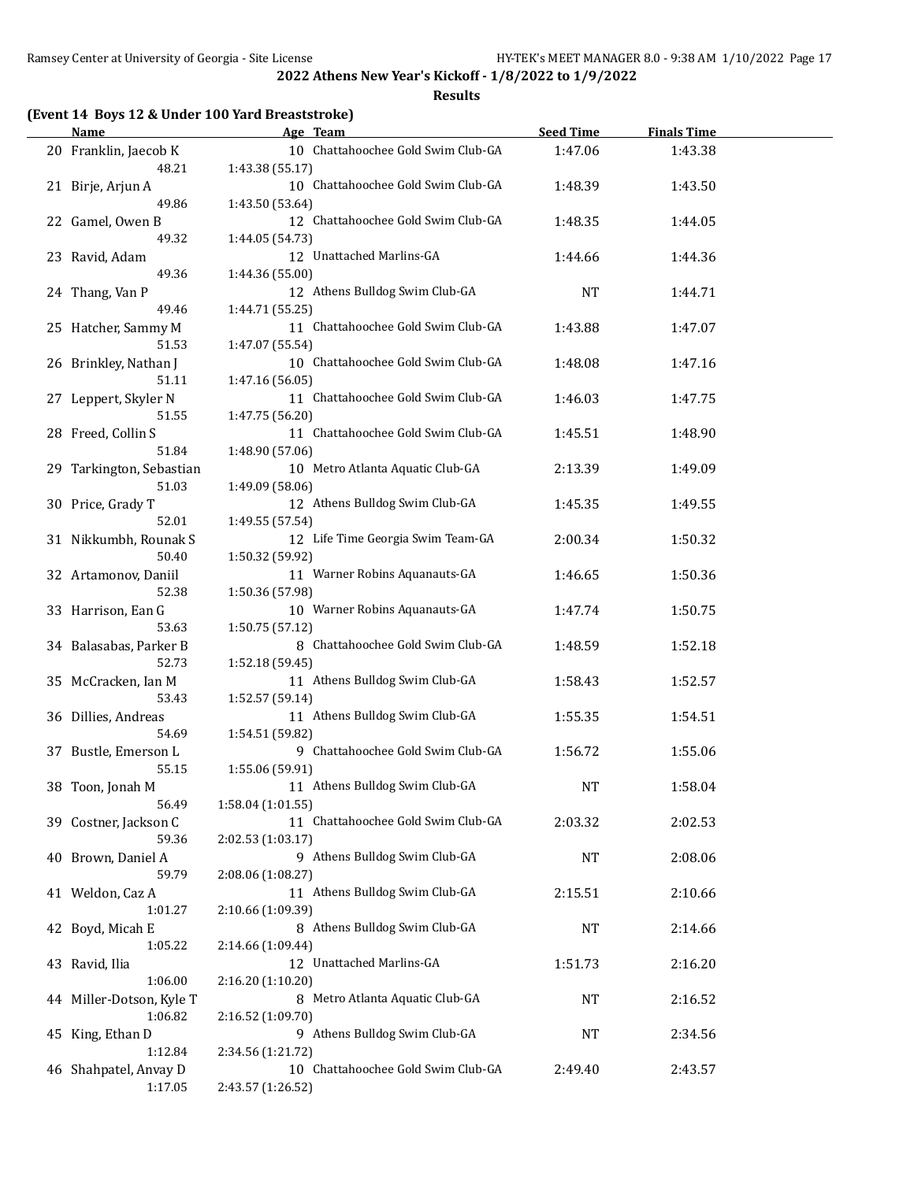## 2022 Athens New Year's Kickoff - 1/8/2022 to 1/9/2022

### Results

**(Event 14 Boys 12 & Under 100 Yard Breaststroke)**

| | Name | Age | Team | Seed Time | Finals Time |
|---|---|---|---|---|---|
| 20 | Franklin, Jaecob K | 10 | Chattahoochee Gold Swim Club-GA | 1:47.06 | 1:43.38 |
| | 48.21 | 1:43.38 (55.17) | | | |
| 21 | Birje, Arjun A | 10 | Chattahoochee Gold Swim Club-GA | 1:48.39 | 1:43.50 |
| | 49.86 | 1:43.50 (53.64) | | | |
| 22 | Gamel, Owen B | 12 | Chattahoochee Gold Swim Club-GA | 1:48.35 | 1:44.05 |
| | 49.32 | 1:44.05 (54.73) | | | |
| 23 | Ravid, Adam | 12 | Unattached Marlins-GA | 1:44.66 | 1:44.36 |
| | 49.36 | 1:44.36 (55.00) | | | |
| 24 | Thang, Van P | 12 | Athens Bulldog Swim Club-GA | NT | 1:44.71 |
| | 49.46 | 1:44.71 (55.25) | | | |
| 25 | Hatcher, Sammy M | 11 | Chattahoochee Gold Swim Club-GA | 1:43.88 | 1:47.07 |
| | 51.53 | 1:47.07 (55.54) | | | |
| 26 | Brinkley, Nathan J | 10 | Chattahoochee Gold Swim Club-GA | 1:48.08 | 1:47.16 |
| | 51.11 | 1:47.16 (56.05) | | | |
| 27 | Leppert, Skyler N | 11 | Chattahoochee Gold Swim Club-GA | 1:46.03 | 1:47.75 |
| | 51.55 | 1:47.75 (56.20) | | | |
| 28 | Freed, Collin S | 11 | Chattahoochee Gold Swim Club-GA | 1:45.51 | 1:48.90 |
| | 51.84 | 1:48.90 (57.06) | | | |
| 29 | Tarkington, Sebastian | 10 | Metro Atlanta Aquatic Club-GA | 2:13.39 | 1:49.09 |
| | 51.03 | 1:49.09 (58.06) | | | |
| 30 | Price, Grady T | 12 | Athens Bulldog Swim Club-GA | 1:45.35 | 1:49.55 |
| | 52.01 | 1:49.55 (57.54) | | | |
| 31 | Nikkumbh, Rounak S | 12 | Life Time Georgia Swim Team-GA | 2:00.34 | 1:50.32 |
| | 50.40 | 1:50.32 (59.92) | | | |
| 32 | Artamonov, Daniil | 11 | Warner Robins Aquanauts-GA | 1:46.65 | 1:50.36 |
| | 52.38 | 1:50.36 (57.98) | | | |
| 33 | Harrison, Ean G | 10 | Warner Robins Aquanauts-GA | 1:47.74 | 1:50.75 |
| | 53.63 | 1:50.75 (57.12) | | | |
| 34 | Balasabas, Parker B | 8 | Chattahoochee Gold Swim Club-GA | 1:48.59 | 1:52.18 |
| | 52.73 | 1:52.18 (59.45) | | | |
| 35 | McCracken, Ian M | 11 | Athens Bulldog Swim Club-GA | 1:58.43 | 1:52.57 |
| | 53.43 | 1:52.57 (59.14) | | | |
| 36 | Dillies, Andreas | 11 | Athens Bulldog Swim Club-GA | 1:55.35 | 1:54.51 |
| | 54.69 | 1:54.51 (59.82) | | | |
| 37 | Bustle, Emerson L | 9 | Chattahoochee Gold Swim Club-GA | 1:56.72 | 1:55.06 |
| | 55.15 | 1:55.06 (59.91) | | | |
| 38 | Toon, Jonah M | 11 | Athens Bulldog Swim Club-GA | NT | 1:58.04 |
| | 56.49 | 1:58.04 (1:01.55) | | | |
| 39 | Costner, Jackson C | 11 | Chattahoochee Gold Swim Club-GA | 2:03.32 | 2:02.53 |
| | 59.36 | 2:02.53 (1:03.17) | | | |
| 40 | Brown, Daniel A | 9 | Athens Bulldog Swim Club-GA | NT | 2:08.06 |
| | 59.79 | 2:08.06 (1:08.27) | | | |
| 41 | Weldon, Caz A | 11 | Athens Bulldog Swim Club-GA | 2:15.51 | 2:10.66 |
| | 1:01.27 | 2:10.66 (1:09.39) | | | |
| 42 | Boyd, Micah E | 8 | Athens Bulldog Swim Club-GA | NT | 2:14.66 |
| | 1:05.22 | 2:14.66 (1:09.44) | | | |
| 43 | Ravid, Ilia | 12 | Unattached Marlins-GA | 1:51.73 | 2:16.20 |
| | 1:06.00 | 2:16.20 (1:10.20) | | | |
| 44 | Miller-Dotson, Kyle T | 8 | Metro Atlanta Aquatic Club-GA | NT | 2:16.52 |
| | 1:06.82 | 2:16.52 (1:09.70) | | | |
| 45 | King, Ethan D | 9 | Athens Bulldog Swim Club-GA | NT | 2:34.56 |
| | 1:12.84 | 2:34.56 (1:21.72) | | | |
| 46 | Shahpatel, Anvay D | 10 | Chattahoochee Gold Swim Club-GA | 2:49.40 | 2:43.57 |
| | 1:17.05 | 2:43.57 (1:26.52) | | | |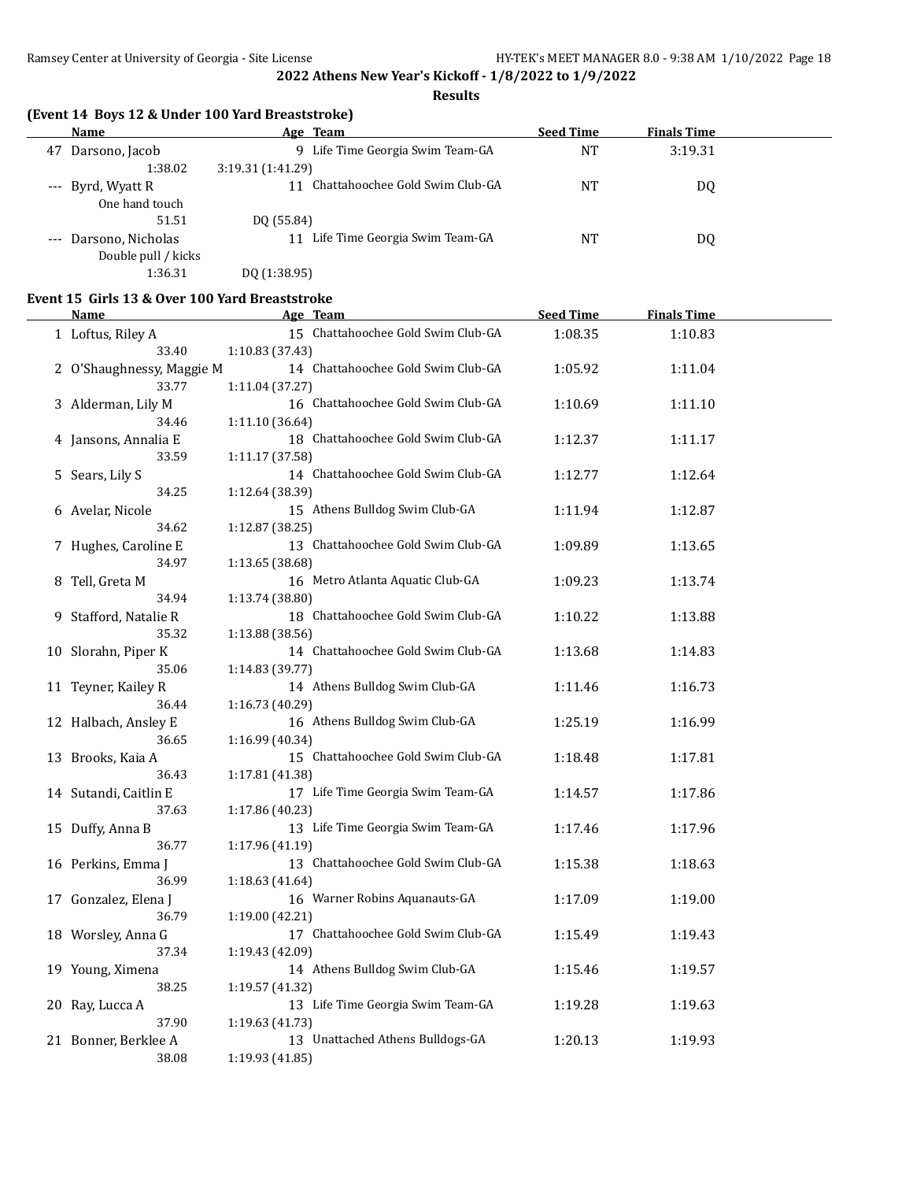## 2022 Athens New Year's Kickoff - 1/8/2022 to 1/9/2022

### Results

**(Event 14 Boys 12 & Under 100 Yard Breaststroke)**

| | Name | Age | Team | Seed Time | Finals Time |
|---|---|---|---|---|---|
| 47 | Darsono, Jacob | 9 | Life Time Georgia Swim Team-GA | NT | 3:19.31 |
| | 1:38.02 | 3:19.31 (1:41.29) | | | |
| --- | Byrd, Wyatt R | 11 | Chattahoochee Gold Swim Club-GA | NT | DQ |
| | One hand touch | | | | |
| | 51.51 | DQ (55.84) | | | |
| --- | Darsono, Nicholas | 11 | Life Time Georgia Swim Team-GA | NT | DQ |
| | Double pull / kicks | | | | |
| | 1:36.31 | DQ (1:38.95) | | | |

**Event 15 Girls 13 & Over 100 Yard Breaststroke**

| | Name | Age | Team | Seed Time | Finals Time |
|---|---|---|---|---|---|
| 1 | Loftus, Riley A | 15 | Chattahoochee Gold Swim Club-GA | 1:08.35 | 1:10.83 |
| | 33.40 | 1:10.83 (37.43) | | | |
| 2 | O'Shaughnessy, Maggie M | 14 | Chattahoochee Gold Swim Club-GA | 1:05.92 | 1:11.04 |
| | 33.77 | 1:11.04 (37.27) | | | |
| 3 | Alderman, Lily M | 16 | Chattahoochee Gold Swim Club-GA | 1:10.69 | 1:11.10 |
| | 34.46 | 1:11.10 (36.64) | | | |
| 4 | Jansons, Annalia E | 18 | Chattahoochee Gold Swim Club-GA | 1:12.37 | 1:11.17 |
| | 33.59 | 1:11.17 (37.58) | | | |
| 5 | Sears, Lily S | 14 | Chattahoochee Gold Swim Club-GA | 1:12.77 | 1:12.64 |
| | 34.25 | 1:12.64 (38.39) | | | |
| 6 | Avelar, Nicole | 15 | Athens Bulldog Swim Club-GA | 1:11.94 | 1:12.87 |
| | 34.62 | 1:12.87 (38.25) | | | |
| 7 | Hughes, Caroline E | 13 | Chattahoochee Gold Swim Club-GA | 1:09.89 | 1:13.65 |
| | 34.97 | 1:13.65 (38.68) | | | |
| 8 | Tell, Greta M | 16 | Metro Atlanta Aquatic Club-GA | 1:09.23 | 1:13.74 |
| | 34.94 | 1:13.74 (38.80) | | | |
| 9 | Stafford, Natalie R | 18 | Chattahoochee Gold Swim Club-GA | 1:10.22 | 1:13.88 |
| | 35.32 | 1:13.88 (38.56) | | | |
| 10 | Slorahn, Piper K | 14 | Chattahoochee Gold Swim Club-GA | 1:13.68 | 1:14.83 |
| | 35.06 | 1:14.83 (39.77) | | | |
| 11 | Teyner, Kailey R | 14 | Athens Bulldog Swim Club-GA | 1:11.46 | 1:16.73 |
| | 36.44 | 1:16.73 (40.29) | | | |
| 12 | Halbach, Ansley E | 16 | Athens Bulldog Swim Club-GA | 1:25.19 | 1:16.99 |
| | 36.65 | 1:16.99 (40.34) | | | |
| 13 | Brooks, Kaia A | 15 | Chattahoochee Gold Swim Club-GA | 1:18.48 | 1:17.81 |
| | 36.43 | 1:17.81 (41.38) | | | |
| 14 | Sutandi, Caitlin E | 17 | Life Time Georgia Swim Team-GA | 1:14.57 | 1:17.86 |
| | 37.63 | 1:17.86 (40.23) | | | |
| 15 | Duffy, Anna B | 13 | Life Time Georgia Swim Team-GA | 1:17.46 | 1:17.96 |
| | 36.77 | 1:17.96 (41.19) | | | |
| 16 | Perkins, Emma J | 13 | Chattahoochee Gold Swim Club-GA | 1:15.38 | 1:18.63 |
| | 36.99 | 1:18.63 (41.64) | | | |
| 17 | Gonzalez, Elena J | 16 | Warner Robins Aquanauts-GA | 1:17.09 | 1:19.00 |
| | 36.79 | 1:19.00 (42.21) | | | |
| 18 | Worsley, Anna G | 17 | Chattahoochee Gold Swim Club-GA | 1:15.49 | 1:19.43 |
| | 37.34 | 1:19.43 (42.09) | | | |
| 19 | Young, Ximena | 14 | Athens Bulldog Swim Club-GA | 1:15.46 | 1:19.57 |
| | 38.25 | 1:19.57 (41.32) | | | |
| 20 | Ray, Lucca A | 13 | Life Time Georgia Swim Team-GA | 1:19.28 | 1:19.63 |
| | 37.90 | 1:19.63 (41.73) | | | |
| 21 | Bonner, Berklee A | 13 | Unattached Athens Bulldogs-GA | 1:20.13 | 1:19.93 |
| | 38.08 | 1:19.93 (41.85) | | | |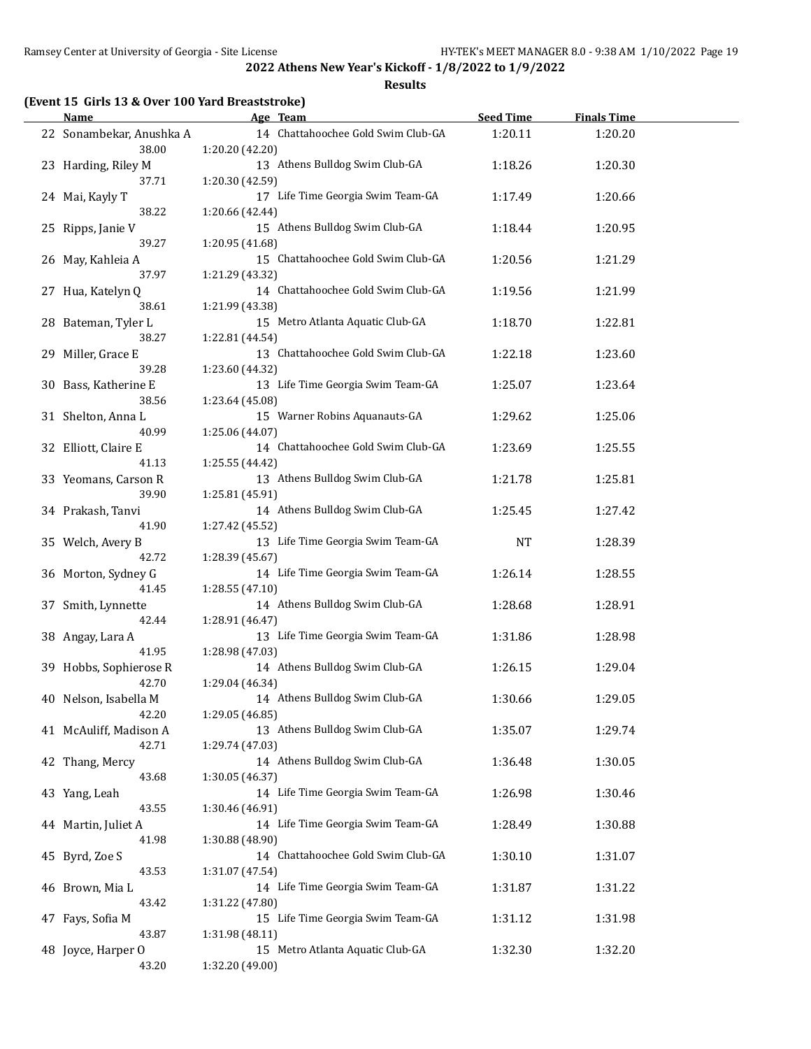## 2022 Athens New Year's Kickoff - 1/8/2022 to 1/9/2022

### Results

**(Event 15 Girls 13 & Over 100 Yard Breaststroke)**

| | Name | Age | Team | Seed Time | Finals Time |
|---|---|---|---|---|---|
| 22 | Sonambekar, Anushka A | 14 | Chattahoochee Gold Swim Club-GA | 1:20.11 | 1:20.20 |
| | 38.00 | 1:20.20 (42.20) | | | |
| 23 | Harding, Riley M | 13 | Athens Bulldog Swim Club-GA | 1:18.26 | 1:20.30 |
| | 37.71 | 1:20.30 (42.59) | | | |
| 24 | Mai, Kayly T | 17 | Life Time Georgia Swim Team-GA | 1:17.49 | 1:20.66 |
| | 38.22 | 1:20.66 (42.44) | | | |
| 25 | Ripps, Janie V | 15 | Athens Bulldog Swim Club-GA | 1:18.44 | 1:20.95 |
| | 39.27 | 1:20.95 (41.68) | | | |
| 26 | May, Kahleia A | 15 | Chattahoochee Gold Swim Club-GA | 1:20.56 | 1:21.29 |
| | 37.97 | 1:21.29 (43.32) | | | |
| 27 | Hua, Katelyn Q | 14 | Chattahoochee Gold Swim Club-GA | 1:19.56 | 1:21.99 |
| | 38.61 | 1:21.99 (43.38) | | | |
| 28 | Bateman, Tyler L | 15 | Metro Atlanta Aquatic Club-GA | 1:18.70 | 1:22.81 |
| | 38.27 | 1:22.81 (44.54) | | | |
| 29 | Miller, Grace E | 13 | Chattahoochee Gold Swim Club-GA | 1:22.18 | 1:23.60 |
| | 39.28 | 1:23.60 (44.32) | | | |
| 30 | Bass, Katherine E | 13 | Life Time Georgia Swim Team-GA | 1:25.07 | 1:23.64 |
| | 38.56 | 1:23.64 (45.08) | | | |
| 31 | Shelton, Anna L | 15 | Warner Robins Aquanauts-GA | 1:29.62 | 1:25.06 |
| | 40.99 | 1:25.06 (44.07) | | | |
| 32 | Elliott, Claire E | 14 | Chattahoochee Gold Swim Club-GA | 1:23.69 | 1:25.55 |
| | 41.13 | 1:25.55 (44.42) | | | |
| 33 | Yeomans, Carson R | 13 | Athens Bulldog Swim Club-GA | 1:21.78 | 1:25.81 |
| | 39.90 | 1:25.81 (45.91) | | | |
| 34 | Prakash, Tanvi | 14 | Athens Bulldog Swim Club-GA | 1:25.45 | 1:27.42 |
| | 41.90 | 1:27.42 (45.52) | | | |
| 35 | Welch, Avery B | 13 | Life Time Georgia Swim Team-GA | NT | 1:28.39 |
| | 42.72 | 1:28.39 (45.67) | | | |
| 36 | Morton, Sydney G | 14 | Life Time Georgia Swim Team-GA | 1:26.14 | 1:28.55 |
| | 41.45 | 1:28.55 (47.10) | | | |
| 37 | Smith, Lynnette | 14 | Athens Bulldog Swim Club-GA | 1:28.68 | 1:28.91 |
| | 42.44 | 1:28.91 (46.47) | | | |
| 38 | Angay, Lara A | 13 | Life Time Georgia Swim Team-GA | 1:31.86 | 1:28.98 |
| | 41.95 | 1:28.98 (47.03) | | | |
| 39 | Hobbs, Sophierose R | 14 | Athens Bulldog Swim Club-GA | 1:26.15 | 1:29.04 |
| | 42.70 | 1:29.04 (46.34) | | | |
| 40 | Nelson, Isabella M | 14 | Athens Bulldog Swim Club-GA | 1:30.66 | 1:29.05 |
| | 42.20 | 1:29.05 (46.85) | | | |
| 41 | McAuliff, Madison A | 13 | Athens Bulldog Swim Club-GA | 1:35.07 | 1:29.74 |
| | 42.71 | 1:29.74 (47.03) | | | |
| 42 | Thang, Mercy | 14 | Athens Bulldog Swim Club-GA | 1:36.48 | 1:30.05 |
| | 43.68 | 1:30.05 (46.37) | | | |
| 43 | Yang, Leah | 14 | Life Time Georgia Swim Team-GA | 1:26.98 | 1:30.46 |
| | 43.55 | 1:30.46 (46.91) | | | |
| 44 | Martin, Juliet A | 14 | Life Time Georgia Swim Team-GA | 1:28.49 | 1:30.88 |
| | 41.98 | 1:30.88 (48.90) | | | |
| 45 | Byrd, Zoe S | 14 | Chattahoochee Gold Swim Club-GA | 1:30.10 | 1:31.07 |
| | 43.53 | 1:31.07 (47.54) | | | |
| 46 | Brown, Mia L | 14 | Life Time Georgia Swim Team-GA | 1:31.87 | 1:31.22 |
| | 43.42 | 1:31.22 (47.80) | | | |
| 47 | Fays, Sofia M | 15 | Life Time Georgia Swim Team-GA | 1:31.12 | 1:31.98 |
| | 43.87 | 1:31.98 (48.11) | | | |
| 48 | Joyce, Harper O | 15 | Metro Atlanta Aquatic Club-GA | 1:32.30 | 1:32.20 |
| | 43.20 | 1:32.20 (49.00) | | | |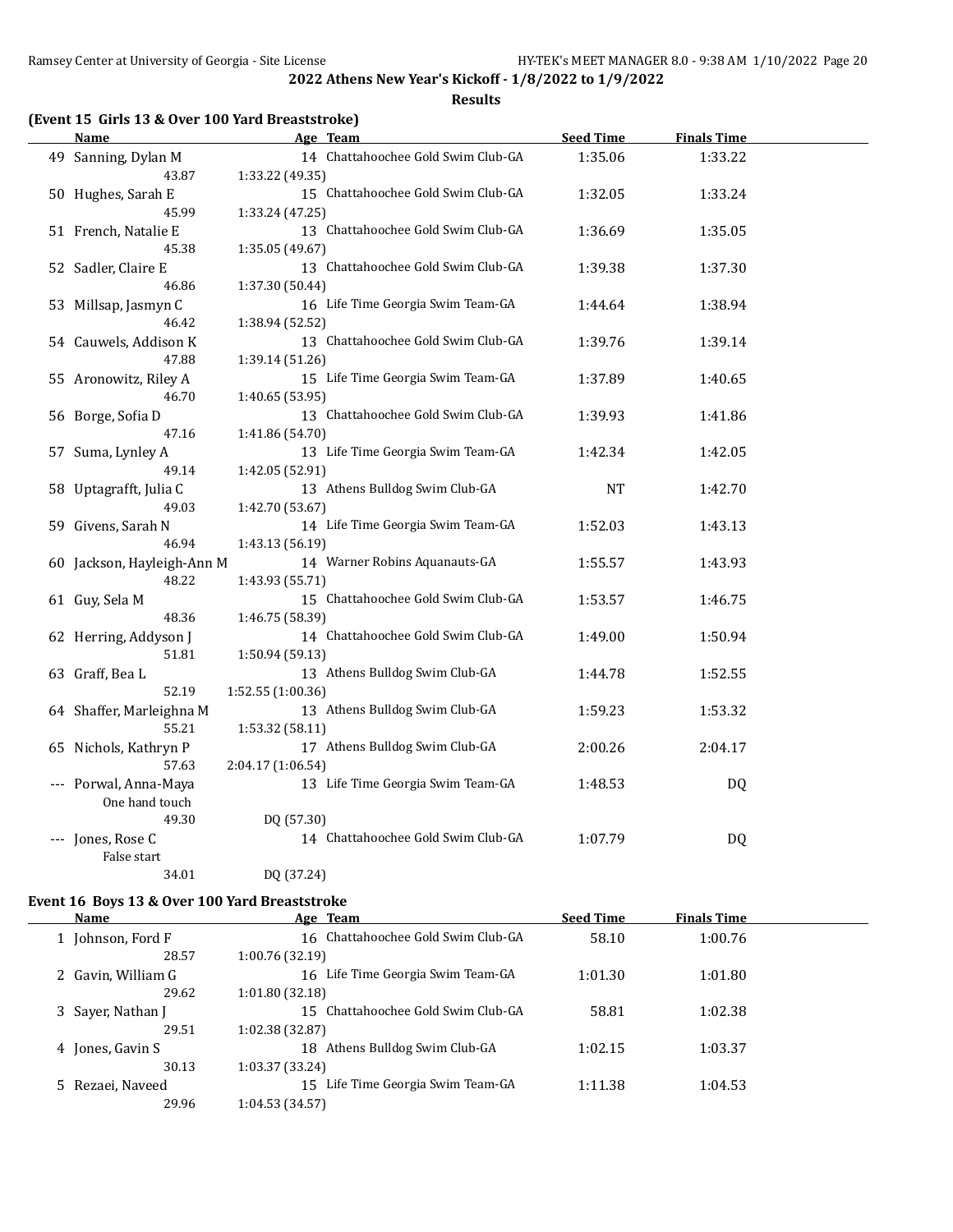**2022 Athens New Year's Kickoff - 1/8/2022 to 1/9/2022**

**Results**

### (Event 15 Girls 13 & Over 100 Yard Breaststroke)

| | Name | Age | Team | Seed Time | Finals Time |
|---|---|---|---|---|---|
| 49 | Sanning, Dylan M | 14 | Chattahoochee Gold Swim Club-GA | 1:35.06 | 1:33.22 |
| | 43.87 | 1:33.22 (49.35) | | | |
| 50 | Hughes, Sarah E | 15 | Chattahoochee Gold Swim Club-GA | 1:32.05 | 1:33.24 |
| | 45.99 | 1:33.24 (47.25) | | | |
| 51 | French, Natalie E | 13 | Chattahoochee Gold Swim Club-GA | 1:36.69 | 1:35.05 |
| | 45.38 | 1:35.05 (49.67) | | | |
| 52 | Sadler, Claire E | 13 | Chattahoochee Gold Swim Club-GA | 1:39.38 | 1:37.30 |
| | 46.86 | 1:37.30 (50.44) | | | |
| 53 | Millsap, Jasmyn C | 16 | Life Time Georgia Swim Team-GA | 1:44.64 | 1:38.94 |
| | 46.42 | 1:38.94 (52.52) | | | |
| 54 | Cauwels, Addison K | 13 | Chattahoochee Gold Swim Club-GA | 1:39.76 | 1:39.14 |
| | 47.88 | 1:39.14 (51.26) | | | |
| 55 | Aronowitz, Riley A | 15 | Life Time Georgia Swim Team-GA | 1:37.89 | 1:40.65 |
| | 46.70 | 1:40.65 (53.95) | | | |
| 56 | Borge, Sofia D | 13 | Chattahoochee Gold Swim Club-GA | 1:39.93 | 1:41.86 |
| | 47.16 | 1:41.86 (54.70) | | | |
| 57 | Suma, Lynley A | 13 | Life Time Georgia Swim Team-GA | 1:42.34 | 1:42.05 |
| | 49.14 | 1:42.05 (52.91) | | | |
| 58 | Uptagrafft, Julia C | 13 | Athens Bulldog Swim Club-GA | NT | 1:42.70 |
| | 49.03 | 1:42.70 (53.67) | | | |
| 59 | Givens, Sarah N | 14 | Life Time Georgia Swim Team-GA | 1:52.03 | 1:43.13 |
| | 46.94 | 1:43.13 (56.19) | | | |
| 60 | Jackson, Hayleigh-Ann M | 14 | Warner Robins Aquanauts-GA | 1:55.57 | 1:43.93 |
| | 48.22 | 1:43.93 (55.71) | | | |
| 61 | Guy, Sela M | 15 | Chattahoochee Gold Swim Club-GA | 1:53.57 | 1:46.75 |
| | 48.36 | 1:46.75 (58.39) | | | |
| 62 | Herring, Addyson J | 14 | Chattahoochee Gold Swim Club-GA | 1:49.00 | 1:50.94 |
| | 51.81 | 1:50.94 (59.13) | | | |
| 63 | Graff, Bea L | 13 | Athens Bulldog Swim Club-GA | 1:44.78 | 1:52.55 |
| | 52.19 | 1:52.55 (1:00.36) | | | |
| 64 | Shaffer, Marleighna M | 13 | Athens Bulldog Swim Club-GA | 1:59.23 | 1:53.32 |
| | 55.21 | 1:53.32 (58.11) | | | |
| 65 | Nichols, Kathryn P | 17 | Athens Bulldog Swim Club-GA | 2:00.26 | 2:04.17 |
| | 57.63 | 2:04.17 (1:06.54) | | | |
| --- | Porwal, Anna-Maya | 13 | Life Time Georgia Swim Team-GA | 1:48.53 | DQ |
| | One hand touch | | | | |
| | 49.30 | DQ (57.30) | | | |
| --- | Jones, Rose C | 14 | Chattahoochee Gold Swim Club-GA | 1:07.79 | DQ |
| | False start | | | | |
| | 34.01 | DQ (37.24) | | | |

### Event 16 Boys 13 & Over 100 Yard Breaststroke

| | Name | Age | Team | Seed Time | Finals Time |
|---|---|---|---|---|---|
| 1 | Johnson, Ford F | 16 | Chattahoochee Gold Swim Club-GA | 58.10 | 1:00.76 |
| | 28.57 | 1:00.76 (32.19) | | | |
| 2 | Gavin, William G | 16 | Life Time Georgia Swim Team-GA | 1:01.30 | 1:01.80 |
| | 29.62 | 1:01.80 (32.18) | | | |
| 3 | Sayer, Nathan J | 15 | Chattahoochee Gold Swim Club-GA | 58.81 | 1:02.38 |
| | 29.51 | 1:02.38 (32.87) | | | |
| 4 | Jones, Gavin S | 18 | Athens Bulldog Swim Club-GA | 1:02.15 | 1:03.37 |
| | 30.13 | 1:03.37 (33.24) | | | |
| 5 | Rezaei, Naveed | 15 | Life Time Georgia Swim Team-GA | 1:11.38 | 1:04.53 |
| | 29.96 | 1:04.53 (34.57) | | | |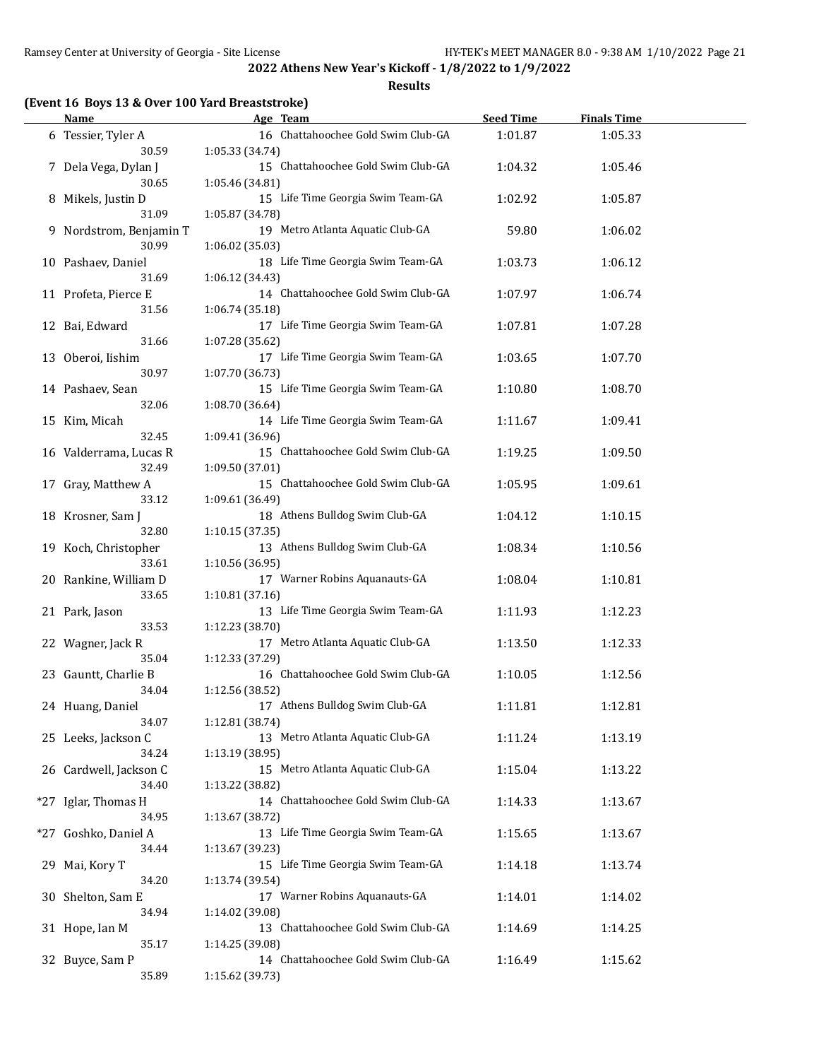## 2022 Athens New Year's Kickoff - 1/8/2022 to 1/9/2022

### Results

**(Event 16 Boys 13 & Over 100 Yard Breaststroke)**

| | Name | Age | Team | Seed Time | Finals Time |
|---|---|---|---|---|---|
| 6 | Tessier, Tyler A | 16 | Chattahoochee Gold Swim Club-GA | 1:01.87 | 1:05.33 |
| | 30.59 | 1:05.33 (34.74) | | | |
| 7 | Dela Vega, Dylan J | 15 | Chattahoochee Gold Swim Club-GA | 1:04.32 | 1:05.46 |
| | 30.65 | 1:05.46 (34.81) | | | |
| 8 | Mikels, Justin D | 15 | Life Time Georgia Swim Team-GA | 1:02.92 | 1:05.87 |
| | 31.09 | 1:05.87 (34.78) | | | |
| 9 | Nordstrom, Benjamin T | 19 | Metro Atlanta Aquatic Club-GA | 59.80 | 1:06.02 |
| | 30.99 | 1:06.02 (35.03) | | | |
| 10 | Pashaev, Daniel | 18 | Life Time Georgia Swim Team-GA | 1:03.73 | 1:06.12 |
| | 31.69 | 1:06.12 (34.43) | | | |
| 11 | Profeta, Pierce E | 14 | Chattahoochee Gold Swim Club-GA | 1:07.97 | 1:06.74 |
| | 31.56 | 1:06.74 (35.18) | | | |
| 12 | Bai, Edward | 17 | Life Time Georgia Swim Team-GA | 1:07.81 | 1:07.28 |
| | 31.66 | 1:07.28 (35.62) | | | |
| 13 | Oberoi, Iishim | 17 | Life Time Georgia Swim Team-GA | 1:03.65 | 1:07.70 |
| | 30.97 | 1:07.70 (36.73) | | | |
| 14 | Pashaev, Sean | 15 | Life Time Georgia Swim Team-GA | 1:10.80 | 1:08.70 |
| | 32.06 | 1:08.70 (36.64) | | | |
| 15 | Kim, Micah | 14 | Life Time Georgia Swim Team-GA | 1:11.67 | 1:09.41 |
| | 32.45 | 1:09.41 (36.96) | | | |
| 16 | Valderrama, Lucas R | 15 | Chattahoochee Gold Swim Club-GA | 1:19.25 | 1:09.50 |
| | 32.49 | 1:09.50 (37.01) | | | |
| 17 | Gray, Matthew A | 15 | Chattahoochee Gold Swim Club-GA | 1:05.95 | 1:09.61 |
| | 33.12 | 1:09.61 (36.49) | | | |
| 18 | Krosner, Sam J | 18 | Athens Bulldog Swim Club-GA | 1:04.12 | 1:10.15 |
| | 32.80 | 1:10.15 (37.35) | | | |
| 19 | Koch, Christopher | 13 | Athens Bulldog Swim Club-GA | 1:08.34 | 1:10.56 |
| | 33.61 | 1:10.56 (36.95) | | | |
| 20 | Rankine, William D | 17 | Warner Robins Aquanauts-GA | 1:08.04 | 1:10.81 |
| | 33.65 | 1:10.81 (37.16) | | | |
| 21 | Park, Jason | 13 | Life Time Georgia Swim Team-GA | 1:11.93 | 1:12.23 |
| | 33.53 | 1:12.23 (38.70) | | | |
| 22 | Wagner, Jack R | 17 | Metro Atlanta Aquatic Club-GA | 1:13.50 | 1:12.33 |
| | 35.04 | 1:12.33 (37.29) | | | |
| 23 | Gauntt, Charlie B | 16 | Chattahoochee Gold Swim Club-GA | 1:10.05 | 1:12.56 |
| | 34.04 | 1:12.56 (38.52) | | | |
| 24 | Huang, Daniel | 17 | Athens Bulldog Swim Club-GA | 1:11.81 | 1:12.81 |
| | 34.07 | 1:12.81 (38.74) | | | |
| 25 | Leeks, Jackson C | 13 | Metro Atlanta Aquatic Club-GA | 1:11.24 | 1:13.19 |
| | 34.24 | 1:13.19 (38.95) | | | |
| 26 | Cardwell, Jackson C | 15 | Metro Atlanta Aquatic Club-GA | 1:15.04 | 1:13.22 |
| | 34.40 | 1:13.22 (38.82) | | | |
| *27 | Iglar, Thomas H | 14 | Chattahoochee Gold Swim Club-GA | 1:14.33 | 1:13.67 |
| | 34.95 | 1:13.67 (38.72) | | | |
| *27 | Goshko, Daniel A | 13 | Life Time Georgia Swim Team-GA | 1:15.65 | 1:13.67 |
| | 34.44 | 1:13.67 (39.23) | | | |
| 29 | Mai, Kory T | 15 | Life Time Georgia Swim Team-GA | 1:14.18 | 1:13.74 |
| | 34.20 | 1:13.74 (39.54) | | | |
| 30 | Shelton, Sam E | 17 | Warner Robins Aquanauts-GA | 1:14.01 | 1:14.02 |
| | 34.94 | 1:14.02 (39.08) | | | |
| 31 | Hope, Ian M | 13 | Chattahoochee Gold Swim Club-GA | 1:14.69 | 1:14.25 |
| | 35.17 | 1:14.25 (39.08) | | | |
| 32 | Buyce, Sam P | 14 | Chattahoochee Gold Swim Club-GA | 1:16.49 | 1:15.62 |
| | 35.89 | 1:15.62 (39.73) | | | |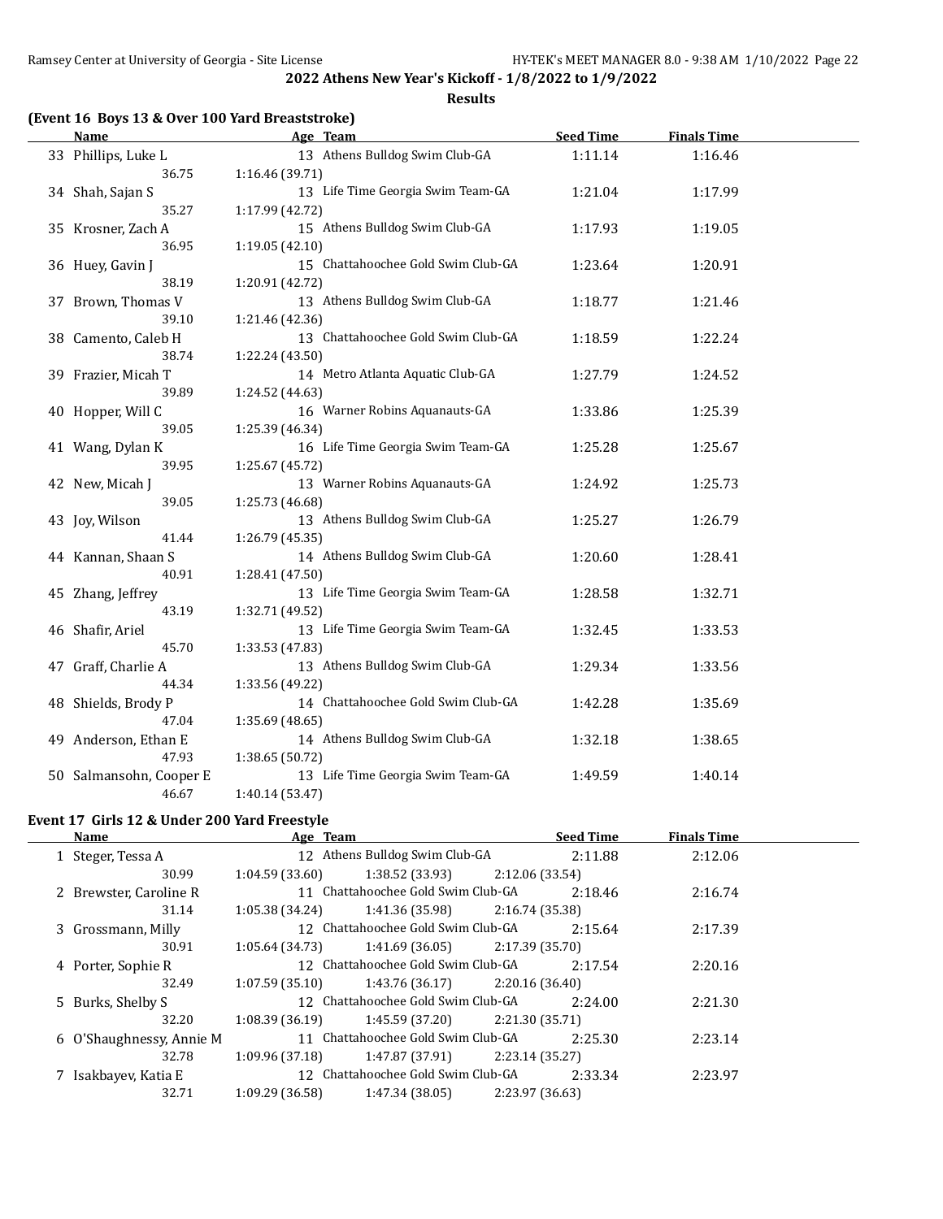**2022 Athens New Year's Kickoff - 1/8/2022 to 1/9/2022**

**Results**

### (Event 16 Boys 13 & Over 100 Yard Breaststroke)

| | Name | Age | Team | Seed Time | Finals Time |
|---|---|---|---|---|---|
| 33 | Phillips, Luke L | 13 | Athens Bulldog Swim Club-GA | 1:11.14 | 1:16.46 |
| | 36.75 | 1:16.46 (39.71) | | | |
| 34 | Shah, Sajan S | 13 | Life Time Georgia Swim Team-GA | 1:21.04 | 1:17.99 |
| | 35.27 | 1:17.99 (42.72) | | | |
| 35 | Krosner, Zach A | 15 | Athens Bulldog Swim Club-GA | 1:17.93 | 1:19.05 |
| | 36.95 | 1:19.05 (42.10) | | | |
| 36 | Huey, Gavin J | 15 | Chattahoochee Gold Swim Club-GA | 1:23.64 | 1:20.91 |
| | 38.19 | 1:20.91 (42.72) | | | |
| 37 | Brown, Thomas V | 13 | Athens Bulldog Swim Club-GA | 1:18.77 | 1:21.46 |
| | 39.10 | 1:21.46 (42.36) | | | |
| 38 | Camento, Caleb H | 13 | Chattahoochee Gold Swim Club-GA | 1:18.59 | 1:22.24 |
| | 38.74 | 1:22.24 (43.50) | | | |
| 39 | Frazier, Micah T | 14 | Metro Atlanta Aquatic Club-GA | 1:27.79 | 1:24.52 |
| | 39.89 | 1:24.52 (44.63) | | | |
| 40 | Hopper, Will C | 16 | Warner Robins Aquanauts-GA | 1:33.86 | 1:25.39 |
| | 39.05 | 1:25.39 (46.34) | | | |
| 41 | Wang, Dylan K | 16 | Life Time Georgia Swim Team-GA | 1:25.28 | 1:25.67 |
| | 39.95 | 1:25.67 (45.72) | | | |
| 42 | New, Micah J | 13 | Warner Robins Aquanauts-GA | 1:24.92 | 1:25.73 |
| | 39.05 | 1:25.73 (46.68) | | | |
| 43 | Joy, Wilson | 13 | Athens Bulldog Swim Club-GA | 1:25.27 | 1:26.79 |
| | 41.44 | 1:26.79 (45.35) | | | |
| 44 | Kannan, Shaan S | 14 | Athens Bulldog Swim Club-GA | 1:20.60 | 1:28.41 |
| | 40.91 | 1:28.41 (47.50) | | | |
| 45 | Zhang, Jeffrey | 13 | Life Time Georgia Swim Team-GA | 1:28.58 | 1:32.71 |
| | 43.19 | 1:32.71 (49.52) | | | |
| 46 | Shafir, Ariel | 13 | Life Time Georgia Swim Team-GA | 1:32.45 | 1:33.53 |
| | 45.70 | 1:33.53 (47.83) | | | |
| 47 | Graff, Charlie A | 13 | Athens Bulldog Swim Club-GA | 1:29.34 | 1:33.56 |
| | 44.34 | 1:33.56 (49.22) | | | |
| 48 | Shields, Brody P | 14 | Chattahoochee Gold Swim Club-GA | 1:42.28 | 1:35.69 |
| | 47.04 | 1:35.69 (48.65) | | | |
| 49 | Anderson, Ethan E | 14 | Athens Bulldog Swim Club-GA | 1:32.18 | 1:38.65 |
| | 47.93 | 1:38.65 (50.72) | | | |
| 50 | Salmansohn, Cooper E | 13 | Life Time Georgia Swim Team-GA | 1:49.59 | 1:40.14 |
| | 46.67 | 1:40.14 (53.47) | | | |

### Event 17 Girls 12 & Under 200 Yard Freestyle

| | Name | Age | Team | | Seed Time | Finals Time |
|---|---|---|---|---|---|---|
| 1 | Steger, Tessa A | 12 | Athens Bulldog Swim Club-GA | | 2:11.88 | 2:12.06 |
| | 30.99 | 1:04.59 (33.60) | 1:38.52 (33.93) | 2:12.06 (33.54) | | |
| 2 | Brewster, Caroline R | 11 | Chattahoochee Gold Swim Club-GA | | 2:18.46 | 2:16.74 |
| | 31.14 | 1:05.38 (34.24) | 1:41.36 (35.98) | 2:16.74 (35.38) | | |
| 3 | Grossmann, Milly | 12 | Chattahoochee Gold Swim Club-GA | | 2:15.64 | 2:17.39 |
| | 30.91 | 1:05.64 (34.73) | 1:41.69 (36.05) | 2:17.39 (35.70) | | |
| 4 | Porter, Sophie R | 12 | Chattahoochee Gold Swim Club-GA | | 2:17.54 | 2:20.16 |
| | 32.49 | 1:07.59 (35.10) | 1:43.76 (36.17) | 2:20.16 (36.40) | | |
| 5 | Burks, Shelby S | 12 | Chattahoochee Gold Swim Club-GA | | 2:24.00 | 2:21.30 |
| | 32.20 | 1:08.39 (36.19) | 1:45.59 (37.20) | 2:21.30 (35.71) | | |
| 6 | O'Shaughnessy, Annie M | 11 | Chattahoochee Gold Swim Club-GA | | 2:25.30 | 2:23.14 |
| | 32.78 | 1:09.96 (37.18) | 1:47.87 (37.91) | 2:23.14 (35.27) | | |
| 7 | Isakbayev, Katia E | 12 | Chattahoochee Gold Swim Club-GA | | 2:33.34 | 2:23.97 |
| | 32.71 | 1:09.29 (36.58) | 1:47.34 (38.05) | 2:23.97 (36.63) | | |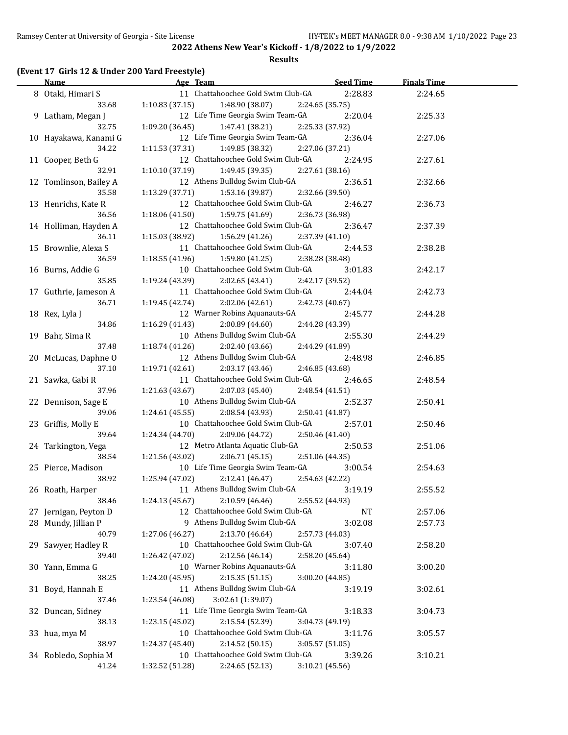## 2022 Athens New Year's Kickoff - 1/8/2022 to 1/9/2022

### Results

**(Event 17 Girls 12 & Under 200 Yard Freestyle)**

| | Name | Age | Team | Seed Time | Finals Time |
|---|---|---|---|---|---|
| 8 | Otaki, Himari S | 11 | Chattahoochee Gold Swim Club-GA | 2:28.83 | 2:24.65 |
| | 33.68 | 1:10.83 (37.15) | 1:48.90 (38.07) | 2:24.65 (35.75) | |
| 9 | Latham, Megan J | 12 | Life Time Georgia Swim Team-GA | 2:20.04 | 2:25.33 |
| | 32.75 | 1:09.20 (36.45) | 1:47.41 (38.21) | 2:25.33 (37.92) | |
| 10 | Hayakawa, Kanami G | 12 | Life Time Georgia Swim Team-GA | 2:36.04 | 2:27.06 |
| | 34.22 | 1:11.53 (37.31) | 1:49.85 (38.32) | 2:27.06 (37.21) | |
| 11 | Cooper, Beth G | 12 | Chattahoochee Gold Swim Club-GA | 2:24.95 | 2:27.61 |
| | 32.91 | 1:10.10 (37.19) | 1:49.45 (39.35) | 2:27.61 (38.16) | |
| 12 | Tomlinson, Bailey A | 12 | Athens Bulldog Swim Club-GA | 2:36.51 | 2:32.66 |
| | 35.58 | 1:13.29 (37.71) | 1:53.16 (39.87) | 2:32.66 (39.50) | |
| 13 | Henrichs, Kate R | 12 | Chattahoochee Gold Swim Club-GA | 2:46.27 | 2:36.73 |
| | 36.56 | 1:18.06 (41.50) | 1:59.75 (41.69) | 2:36.73 (36.98) | |
| 14 | Holliman, Hayden A | 12 | Chattahoochee Gold Swim Club-GA | 2:36.47 | 2:37.39 |
| | 36.11 | 1:15.03 (38.92) | 1:56.29 (41.26) | 2:37.39 (41.10) | |
| 15 | Brownlie, Alexa S | 11 | Chattahoochee Gold Swim Club-GA | 2:44.53 | 2:38.28 |
| | 36.59 | 1:18.55 (41.96) | 1:59.80 (41.25) | 2:38.28 (38.48) | |
| 16 | Burns, Addie G | 10 | Chattahoochee Gold Swim Club-GA | 3:01.83 | 2:42.17 |
| | 35.85 | 1:19.24 (43.39) | 2:02.65 (43.41) | 2:42.17 (39.52) | |
| 17 | Guthrie, Jameson A | 11 | Chattahoochee Gold Swim Club-GA | 2:44.04 | 2:42.73 |
| | 36.71 | 1:19.45 (42.74) | 2:02.06 (42.61) | 2:42.73 (40.67) | |
| 18 | Rex, Lyla J | 12 | Warner Robins Aquanauts-GA | 2:45.77 | 2:44.28 |
| | 34.86 | 1:16.29 (41.43) | 2:00.89 (44.60) | 2:44.28 (43.39) | |
| 19 | Bahr, Sima R | 10 | Athens Bulldog Swim Club-GA | 2:55.30 | 2:44.29 |
| | 37.48 | 1:18.74 (41.26) | 2:02.40 (43.66) | 2:44.29 (41.89) | |
| 20 | McLucas, Daphne O | 12 | Athens Bulldog Swim Club-GA | 2:48.98 | 2:46.85 |
| | 37.10 | 1:19.71 (42.61) | 2:03.17 (43.46) | 2:46.85 (43.68) | |
| 21 | Sawka, Gabi R | 11 | Chattahoochee Gold Swim Club-GA | 2:46.65 | 2:48.54 |
| | 37.96 | 1:21.63 (43.67) | 2:07.03 (45.40) | 2:48.54 (41.51) | |
| 22 | Dennison, Sage E | 10 | Athens Bulldog Swim Club-GA | 2:52.37 | 2:50.41 |
| | 39.06 | 1:24.61 (45.55) | 2:08.54 (43.93) | 2:50.41 (41.87) | |
| 23 | Griffis, Molly E | 10 | Chattahoochee Gold Swim Club-GA | 2:57.01 | 2:50.46 |
| | 39.64 | 1:24.34 (44.70) | 2:09.06 (44.72) | 2:50.46 (41.40) | |
| 24 | Tarkington, Vega | 12 | Metro Atlanta Aquatic Club-GA | 2:50.53 | 2:51.06 |
| | 38.54 | 1:21.56 (43.02) | 2:06.71 (45.15) | 2:51.06 (44.35) | |
| 25 | Pierce, Madison | 10 | Life Time Georgia Swim Team-GA | 3:00.54 | 2:54.63 |
| | 38.92 | 1:25.94 (47.02) | 2:12.41 (46.47) | 2:54.63 (42.22) | |
| 26 | Roath, Harper | 11 | Athens Bulldog Swim Club-GA | 3:19.19 | 2:55.52 |
| | 38.46 | 1:24.13 (45.67) | 2:10.59 (46.46) | 2:55.52 (44.93) | |
| 27 | Jernigan, Peyton D | 12 | Chattahoochee Gold Swim Club-GA | NT | 2:57.06 |
| 28 | Mundy, Jillian P | 9 | Athens Bulldog Swim Club-GA | 3:02.08 | 2:57.73 |
| | 40.79 | 1:27.06 (46.27) | 2:13.70 (46.64) | 2:57.73 (44.03) | |
| 29 | Sawyer, Hadley R | 10 | Chattahoochee Gold Swim Club-GA | 3:07.40 | 2:58.20 |
| | 39.40 | 1:26.42 (47.02) | 2:12.56 (46.14) | 2:58.20 (45.64) | |
| 30 | Yann, Emma G | 10 | Warner Robins Aquanauts-GA | 3:11.80 | 3:00.20 |
| | 38.25 | 1:24.20 (45.95) | 2:15.35 (51.15) | 3:00.20 (44.85) | |
| 31 | Boyd, Hannah E | 11 | Athens Bulldog Swim Club-GA | 3:19.19 | 3:02.61 |
| | 37.46 | 1:23.54 (46.08) | 3:02.61 (1:39.07) | | |
| 32 | Duncan, Sidney | 11 | Life Time Georgia Swim Team-GA | 3:18.33 | 3:04.73 |
| | 38.13 | 1:23.15 (45.02) | 2:15.54 (52.39) | 3:04.73 (49.19) | |
| 33 | hua, mya M | 10 | Chattahoochee Gold Swim Club-GA | 3:11.76 | 3:05.57 |
| | 38.97 | 1:24.37 (45.40) | 2:14.52 (50.15) | 3:05.57 (51.05) | |
| 34 | Robledo, Sophia M | 10 | Chattahoochee Gold Swim Club-GA | 3:39.26 | 3:10.21 |
| | 41.24 | 1:32.52 (51.28) | 2:24.65 (52.13) | 3:10.21 (45.56) | |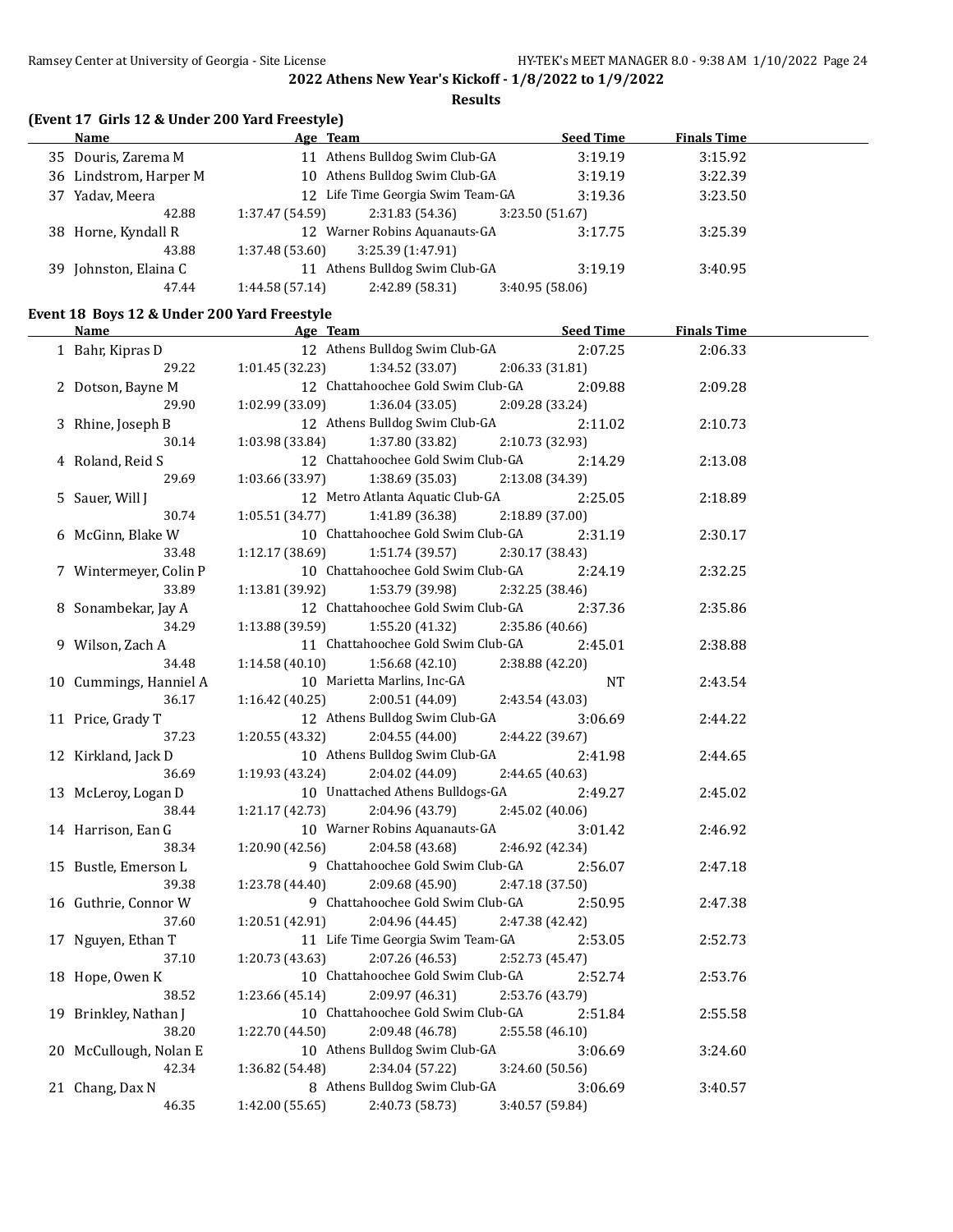## 2022 Athens New Year's Kickoff - 1/8/2022 to 1/9/2022

### Results

**(Event 17 Girls 12 & Under 200 Yard Freestyle)**

| | Name | Age | Team | Seed Time | Finals Time |
|---|---|---|---|---|---|
| 35 | Douris, Zarema M | 11 | Athens Bulldog Swim Club-GA | 3:19.19 | 3:15.92 |
| 36 | Lindstrom, Harper M | 10 | Athens Bulldog Swim Club-GA | 3:19.19 | 3:22.39 |
| 37 | Yadav, Meera | 12 | Life Time Georgia Swim Team-GA | 3:19.36 | 3:23.50 |
| | 42.88 | 1:37.47 (54.59) | 2:31.83 (54.36) | 3:23.50 (51.67) | |
| 38 | Horne, Kyndall R | 12 | Warner Robins Aquanauts-GA | 3:17.75 | 3:25.39 |
| | 43.88 | 1:37.48 (53.60) | 3:25.39 (1:47.91) | | |
| 39 | Johnston, Elaina C | 11 | Athens Bulldog Swim Club-GA | 3:19.19 | 3:40.95 |
| | 47.44 | 1:44.58 (57.14) | 2:42.89 (58.31) | 3:40.95 (58.06) | |

**Event 18 Boys 12 & Under 200 Yard Freestyle**

| | Name | Age | Team | Seed Time | Finals Time |
|---|---|---|---|---|---|
| 1 | Bahr, Kipras D | 12 | Athens Bulldog Swim Club-GA | 2:07.25 | 2:06.33 |
| | 29.22 | 1:01.45 (32.23) | 1:34.52 (33.07) | 2:06.33 (31.81) | |
| 2 | Dotson, Bayne M | 12 | Chattahoochee Gold Swim Club-GA | 2:09.88 | 2:09.28 |
| | 29.90 | 1:02.99 (33.09) | 1:36.04 (33.05) | 2:09.28 (33.24) | |
| 3 | Rhine, Joseph B | 12 | Athens Bulldog Swim Club-GA | 2:11.02 | 2:10.73 |
| | 30.14 | 1:03.98 (33.84) | 1:37.80 (33.82) | 2:10.73 (32.93) | |
| 4 | Roland, Reid S | 12 | Chattahoochee Gold Swim Club-GA | 2:14.29 | 2:13.08 |
| | 29.69 | 1:03.66 (33.97) | 1:38.69 (35.03) | 2:13.08 (34.39) | |
| 5 | Sauer, Will J | 12 | Metro Atlanta Aquatic Club-GA | 2:25.05 | 2:18.89 |
| | 30.74 | 1:05.51 (34.77) | 1:41.89 (36.38) | 2:18.89 (37.00) | |
| 6 | McGinn, Blake W | 10 | Chattahoochee Gold Swim Club-GA | 2:31.19 | 2:30.17 |
| | 33.48 | 1:12.17 (38.69) | 1:51.74 (39.57) | 2:30.17 (38.43) | |
| 7 | Wintermeyer, Colin P | 10 | Chattahoochee Gold Swim Club-GA | 2:24.19 | 2:32.25 |
| | 33.89 | 1:13.81 (39.92) | 1:53.79 (39.98) | 2:32.25 (38.46) | |
| 8 | Sonambekar, Jay A | 12 | Chattahoochee Gold Swim Club-GA | 2:37.36 | 2:35.86 |
| | 34.29 | 1:13.88 (39.59) | 1:55.20 (41.32) | 2:35.86 (40.66) | |
| 9 | Wilson, Zach A | 11 | Chattahoochee Gold Swim Club-GA | 2:45.01 | 2:38.88 |
| | 34.48 | 1:14.58 (40.10) | 1:56.68 (42.10) | 2:38.88 (42.20) | |
| 10 | Cummings, Hanniel A | 10 | Marietta Marlins, Inc-GA | NT | 2:43.54 |
| | 36.17 | 1:16.42 (40.25) | 2:00.51 (44.09) | 2:43.54 (43.03) | |
| 11 | Price, Grady T | 12 | Athens Bulldog Swim Club-GA | 3:06.69 | 2:44.22 |
| | 37.23 | 1:20.55 (43.32) | 2:04.55 (44.00) | 2:44.22 (39.67) | |
| 12 | Kirkland, Jack D | 10 | Athens Bulldog Swim Club-GA | 2:41.98 | 2:44.65 |
| | 36.69 | 1:19.93 (43.24) | 2:04.02 (44.09) | 2:44.65 (40.63) | |
| 13 | McLeroy, Logan D | 10 | Unattached Athens Bulldogs-GA | 2:49.27 | 2:45.02 |
| | 38.44 | 1:21.17 (42.73) | 2:04.96 (43.79) | 2:45.02 (40.06) | |
| 14 | Harrison, Ean G | 10 | Warner Robins Aquanauts-GA | 3:01.42 | 2:46.92 |
| | 38.34 | 1:20.90 (42.56) | 2:04.58 (43.68) | 2:46.92 (42.34) | |
| 15 | Bustle, Emerson L | 9 | Chattahoochee Gold Swim Club-GA | 2:56.07 | 2:47.18 |
| | 39.38 | 1:23.78 (44.40) | 2:09.68 (45.90) | 2:47.18 (37.50) | |
| 16 | Guthrie, Connor W | 9 | Chattahoochee Gold Swim Club-GA | 2:50.95 | 2:47.38 |
| | 37.60 | 1:20.51 (42.91) | 2:04.96 (44.45) | 2:47.38 (42.42) | |
| 17 | Nguyen, Ethan T | 11 | Life Time Georgia Swim Team-GA | 2:53.05 | 2:52.73 |
| | 37.10 | 1:20.73 (43.63) | 2:07.26 (46.53) | 2:52.73 (45.47) | |
| 18 | Hope, Owen K | 10 | Chattahoochee Gold Swim Club-GA | 2:52.74 | 2:53.76 |
| | 38.52 | 1:23.66 (45.14) | 2:09.97 (46.31) | 2:53.76 (43.79) | |
| 19 | Brinkley, Nathan J | 10 | Chattahoochee Gold Swim Club-GA | 2:51.84 | 2:55.58 |
| | 38.20 | 1:22.70 (44.50) | 2:09.48 (46.78) | 2:55.58 (46.10) | |
| 20 | McCullough, Nolan E | 10 | Athens Bulldog Swim Club-GA | 3:06.69 | 3:24.60 |
| | 42.34 | 1:36.82 (54.48) | 2:34.04 (57.22) | 3:24.60 (50.56) | |
| 21 | Chang, Dax N | 8 | Athens Bulldog Swim Club-GA | 3:06.69 | 3:40.57 |
| | 46.35 | 1:42.00 (55.65) | 2:40.73 (58.73) | 3:40.57 (59.84) | |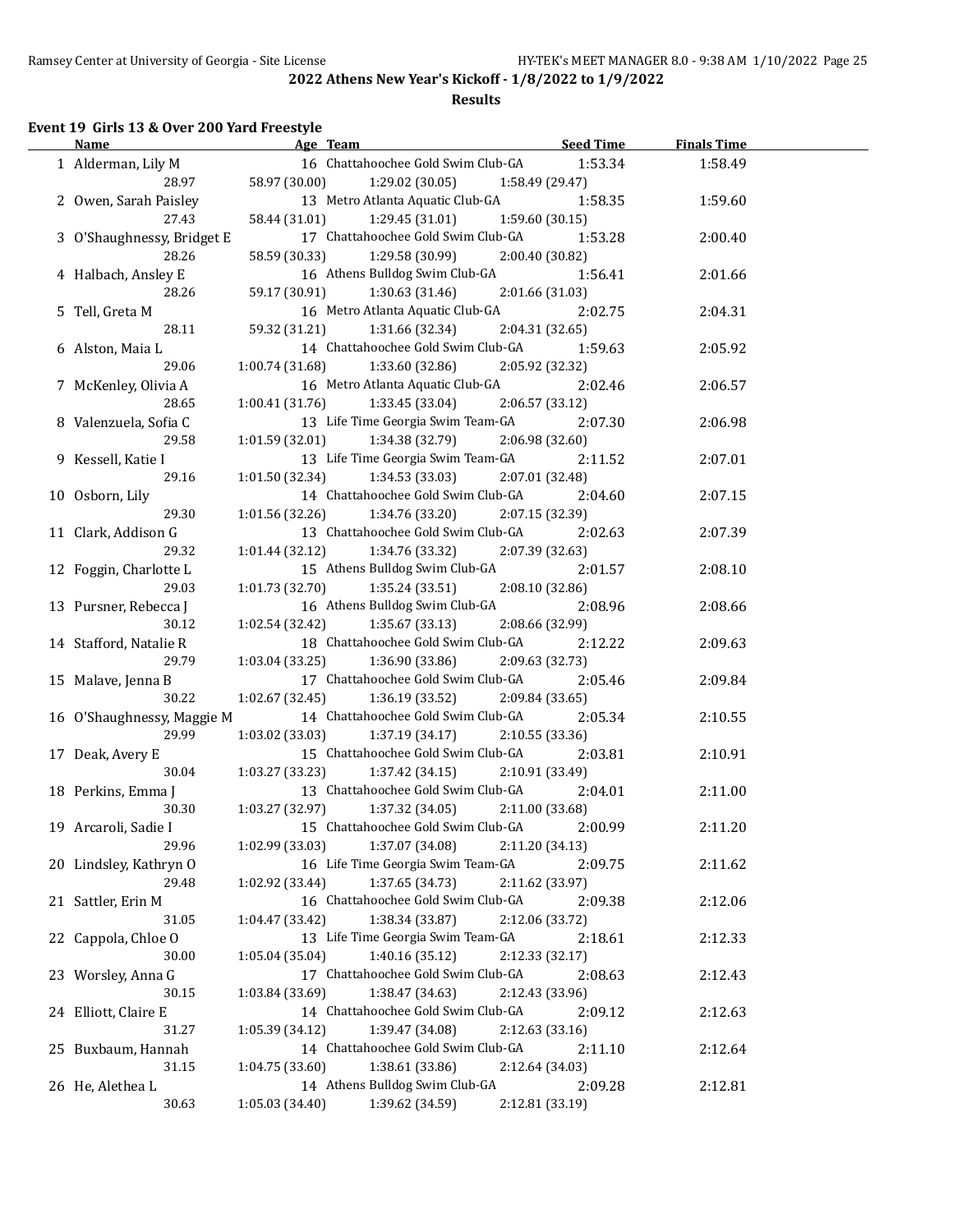## 2022 Athens New Year's Kickoff - 1/8/2022 to 1/9/2022

### Results

**Event 19 Girls 13 & Over 200 Yard Freestyle**

| | Name | Age | Team | Seed Time | Finals Time |
|---|---|---|---|---|---|
| 1 | Alderman, Lily M | 16 | Chattahoochee Gold Swim Club-GA | 1:53.34 | 1:58.49 |
| | 28.97 | 58.97 (30.00) | 1:29.02 (30.05) | 1:58.49 (29.47) | |
| 2 | Owen, Sarah Paisley | 13 | Metro Atlanta Aquatic Club-GA | 1:58.35 | 1:59.60 |
| | 27.43 | 58.44 (31.01) | 1:29.45 (31.01) | 1:59.60 (30.15) | |
| 3 | O'Shaughnessy, Bridget E | 17 | Chattahoochee Gold Swim Club-GA | 1:53.28 | 2:00.40 |
| | 28.26 | 58.59 (30.33) | 1:29.58 (30.99) | 2:00.40 (30.82) | |
| 4 | Halbach, Ansley E | 16 | Athens Bulldog Swim Club-GA | 1:56.41 | 2:01.66 |
| | 28.26 | 59.17 (30.91) | 1:30.63 (31.46) | 2:01.66 (31.03) | |
| 5 | Tell, Greta M | 16 | Metro Atlanta Aquatic Club-GA | 2:02.75 | 2:04.31 |
| | 28.11 | 59.32 (31.21) | 1:31.66 (32.34) | 2:04.31 (32.65) | |
| 6 | Alston, Maia L | 14 | Chattahoochee Gold Swim Club-GA | 1:59.63 | 2:05.92 |
| | 29.06 | 1:00.74 (31.68) | 1:33.60 (32.86) | 2:05.92 (32.32) | |
| 7 | McKenley, Olivia A | 16 | Metro Atlanta Aquatic Club-GA | 2:02.46 | 2:06.57 |
| | 28.65 | 1:00.41 (31.76) | 1:33.45 (33.04) | 2:06.57 (33.12) | |
| 8 | Valenzuela, Sofia C | 13 | Life Time Georgia Swim Team-GA | 2:07.30 | 2:06.98 |
| | 29.58 | 1:01.59 (32.01) | 1:34.38 (32.79) | 2:06.98 (32.60) | |
| 9 | Kessell, Katie I | 13 | Life Time Georgia Swim Team-GA | 2:11.52 | 2:07.01 |
| | 29.16 | 1:01.50 (32.34) | 1:34.53 (33.03) | 2:07.01 (32.48) | |
| 10 | Osborn, Lily | 14 | Chattahoochee Gold Swim Club-GA | 2:04.60 | 2:07.15 |
| | 29.30 | 1:01.56 (32.26) | 1:34.76 (33.20) | 2:07.15 (32.39) | |
| 11 | Clark, Addison G | 13 | Chattahoochee Gold Swim Club-GA | 2:02.63 | 2:07.39 |
| | 29.32 | 1:01.44 (32.12) | 1:34.76 (33.32) | 2:07.39 (32.63) | |
| 12 | Foggin, Charlotte L | 15 | Athens Bulldog Swim Club-GA | 2:01.57 | 2:08.10 |
| | 29.03 | 1:01.73 (32.70) | 1:35.24 (33.51) | 2:08.10 (32.86) | |
| 13 | Pursner, Rebecca J | 16 | Athens Bulldog Swim Club-GA | 2:08.96 | 2:08.66 |
| | 30.12 | 1:02.54 (32.42) | 1:35.67 (33.13) | 2:08.66 (32.99) | |
| 14 | Stafford, Natalie R | 18 | Chattahoochee Gold Swim Club-GA | 2:12.22 | 2:09.63 |
| | 29.79 | 1:03.04 (33.25) | 1:36.90 (33.86) | 2:09.63 (32.73) | |
| 15 | Malave, Jenna B | 17 | Chattahoochee Gold Swim Club-GA | 2:05.46 | 2:09.84 |
| | 30.22 | 1:02.67 (32.45) | 1:36.19 (33.52) | 2:09.84 (33.65) | |
| 16 | O'Shaughnessy, Maggie M | 14 | Chattahoochee Gold Swim Club-GA | 2:05.34 | 2:10.55 |
| | 29.99 | 1:03.02 (33.03) | 1:37.19 (34.17) | 2:10.55 (33.36) | |
| 17 | Deak, Avery E | 15 | Chattahoochee Gold Swim Club-GA | 2:03.81 | 2:10.91 |
| | 30.04 | 1:03.27 (33.23) | 1:37.42 (34.15) | 2:10.91 (33.49) | |
| 18 | Perkins, Emma J | 13 | Chattahoochee Gold Swim Club-GA | 2:04.01 | 2:11.00 |
| | 30.30 | 1:03.27 (32.97) | 1:37.32 (34.05) | 2:11.00 (33.68) | |
| 19 | Arcaroli, Sadie I | 15 | Chattahoochee Gold Swim Club-GA | 2:00.99 | 2:11.20 |
| | 29.96 | 1:02.99 (33.03) | 1:37.07 (34.08) | 2:11.20 (34.13) | |
| 20 | Lindsley, Kathryn O | 16 | Life Time Georgia Swim Team-GA | 2:09.75 | 2:11.62 |
| | 29.48 | 1:02.92 (33.44) | 1:37.65 (34.73) | 2:11.62 (33.97) | |
| 21 | Sattler, Erin M | 16 | Chattahoochee Gold Swim Club-GA | 2:09.38 | 2:12.06 |
| | 31.05 | 1:04.47 (33.42) | 1:38.34 (33.87) | 2:12.06 (33.72) | |
| 22 | Cappola, Chloe O | 13 | Life Time Georgia Swim Team-GA | 2:18.61 | 2:12.33 |
| | 30.00 | 1:05.04 (35.04) | 1:40.16 (35.12) | 2:12.33 (32.17) | |
| 23 | Worsley, Anna G | 17 | Chattahoochee Gold Swim Club-GA | 2:08.63 | 2:12.43 |
| | 30.15 | 1:03.84 (33.69) | 1:38.47 (34.63) | 2:12.43 (33.96) | |
| 24 | Elliott, Claire E | 14 | Chattahoochee Gold Swim Club-GA | 2:09.12 | 2:12.63 |
| | 31.27 | 1:05.39 (34.12) | 1:39.47 (34.08) | 2:12.63 (33.16) | |
| 25 | Buxbaum, Hannah | 14 | Chattahoochee Gold Swim Club-GA | 2:11.10 | 2:12.64 |
| | 31.15 | 1:04.75 (33.60) | 1:38.61 (33.86) | 2:12.64 (34.03) | |
| 26 | He, Alethea L | 14 | Athens Bulldog Swim Club-GA | 2:09.28 | 2:12.81 |
| | 30.63 | 1:05.03 (34.40) | 1:39.62 (34.59) | 2:12.81 (33.19) | |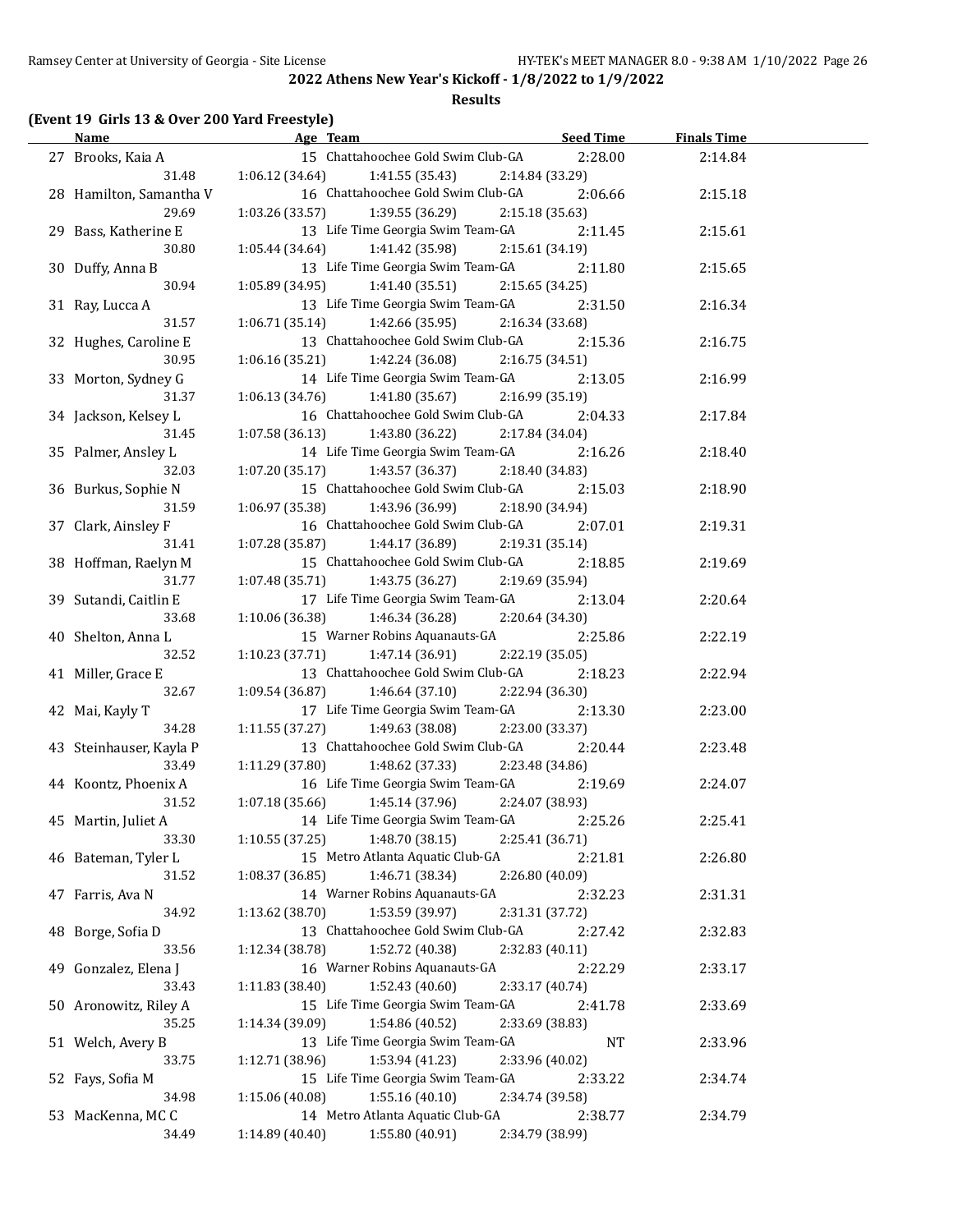## 2022 Athens New Year's Kickoff - 1/8/2022 to 1/9/2022

### Results

**(Event 19 Girls 13 & Over 200 Yard Freestyle)**

| | Name | Age | Team | Seed Time | Finals Time |
|---|---|---|---|---|---|
| 27 | Brooks, Kaia A | 15 | Chattahoochee Gold Swim Club-GA | 2:28.00 | 2:14.84 |
| | 31.48 | 1:06.12 (34.64) | 1:41.55 (35.43) | 2:14.84 (33.29) | |
| 28 | Hamilton, Samantha V | 16 | Chattahoochee Gold Swim Club-GA | 2:06.66 | 2:15.18 |
| | 29.69 | 1:03.26 (33.57) | 1:39.55 (36.29) | 2:15.18 (35.63) | |
| 29 | Bass, Katherine E | 13 | Life Time Georgia Swim Team-GA | 2:11.45 | 2:15.61 |
| | 30.80 | 1:05.44 (34.64) | 1:41.42 (35.98) | 2:15.61 (34.19) | |
| 30 | Duffy, Anna B | 13 | Life Time Georgia Swim Team-GA | 2:11.80 | 2:15.65 |
| | 30.94 | 1:05.89 (34.95) | 1:41.40 (35.51) | 2:15.65 (34.25) | |
| 31 | Ray, Lucca A | 13 | Life Time Georgia Swim Team-GA | 2:31.50 | 2:16.34 |
| | 31.57 | 1:06.71 (35.14) | 1:42.66 (35.95) | 2:16.34 (33.68) | |
| 32 | Hughes, Caroline E | 13 | Chattahoochee Gold Swim Club-GA | 2:15.36 | 2:16.75 |
| | 30.95 | 1:06.16 (35.21) | 1:42.24 (36.08) | 2:16.75 (34.51) | |
| 33 | Morton, Sydney G | 14 | Life Time Georgia Swim Team-GA | 2:13.05 | 2:16.99 |
| | 31.37 | 1:06.13 (34.76) | 1:41.80 (35.67) | 2:16.99 (35.19) | |
| 34 | Jackson, Kelsey L | 16 | Chattahoochee Gold Swim Club-GA | 2:04.33 | 2:17.84 |
| | 31.45 | 1:07.58 (36.13) | 1:43.80 (36.22) | 2:17.84 (34.04) | |
| 35 | Palmer, Ansley L | 14 | Life Time Georgia Swim Team-GA | 2:16.26 | 2:18.40 |
| | 32.03 | 1:07.20 (35.17) | 1:43.57 (36.37) | 2:18.40 (34.83) | |
| 36 | Burkus, Sophie N | 15 | Chattahoochee Gold Swim Club-GA | 2:15.03 | 2:18.90 |
| | 31.59 | 1:06.97 (35.38) | 1:43.96 (36.99) | 2:18.90 (34.94) | |
| 37 | Clark, Ainsley F | 16 | Chattahoochee Gold Swim Club-GA | 2:07.01 | 2:19.31 |
| | 31.41 | 1:07.28 (35.87) | 1:44.17 (36.89) | 2:19.31 (35.14) | |
| 38 | Hoffman, Raelyn M | 15 | Chattahoochee Gold Swim Club-GA | 2:18.85 | 2:19.69 |
| | 31.77 | 1:07.48 (35.71) | 1:43.75 (36.27) | 2:19.69 (35.94) | |
| 39 | Sutandi, Caitlin E | 17 | Life Time Georgia Swim Team-GA | 2:13.04 | 2:20.64 |
| | 33.68 | 1:10.06 (36.38) | 1:46.34 (36.28) | 2:20.64 (34.30) | |
| 40 | Shelton, Anna L | 15 | Warner Robins Aquanauts-GA | 2:25.86 | 2:22.19 |
| | 32.52 | 1:10.23 (37.71) | 1:47.14 (36.91) | 2:22.19 (35.05) | |
| 41 | Miller, Grace E | 13 | Chattahoochee Gold Swim Club-GA | 2:18.23 | 2:22.94 |
| | 32.67 | 1:09.54 (36.87) | 1:46.64 (37.10) | 2:22.94 (36.30) | |
| 42 | Mai, Kayly T | 17 | Life Time Georgia Swim Team-GA | 2:13.30 | 2:23.00 |
| | 34.28 | 1:11.55 (37.27) | 1:49.63 (38.08) | 2:23.00 (33.37) | |
| 43 | Steinhauser, Kayla P | 13 | Chattahoochee Gold Swim Club-GA | 2:20.44 | 2:23.48 |
| | 33.49 | 1:11.29 (37.80) | 1:48.62 (37.33) | 2:23.48 (34.86) | |
| 44 | Koontz, Phoenix A | 16 | Life Time Georgia Swim Team-GA | 2:19.69 | 2:24.07 |
| | 31.52 | 1:07.18 (35.66) | 1:45.14 (37.96) | 2:24.07 (38.93) | |
| 45 | Martin, Juliet A | 14 | Life Time Georgia Swim Team-GA | 2:25.26 | 2:25.41 |
| | 33.30 | 1:10.55 (37.25) | 1:48.70 (38.15) | 2:25.41 (36.71) | |
| 46 | Bateman, Tyler L | 15 | Metro Atlanta Aquatic Club-GA | 2:21.81 | 2:26.80 |
| | 31.52 | 1:08.37 (36.85) | 1:46.71 (38.34) | 2:26.80 (40.09) | |
| 47 | Farris, Ava N | 14 | Warner Robins Aquanauts-GA | 2:32.23 | 2:31.31 |
| | 34.92 | 1:13.62 (38.70) | 1:53.59 (39.97) | 2:31.31 (37.72) | |
| 48 | Borge, Sofia D | 13 | Chattahoochee Gold Swim Club-GA | 2:27.42 | 2:32.83 |
| | 33.56 | 1:12.34 (38.78) | 1:52.72 (40.38) | 2:32.83 (40.11) | |
| 49 | Gonzalez, Elena J | 16 | Warner Robins Aquanauts-GA | 2:22.29 | 2:33.17 |
| | 33.43 | 1:11.83 (38.40) | 1:52.43 (40.60) | 2:33.17 (40.74) | |
| 50 | Aronowitz, Riley A | 15 | Life Time Georgia Swim Team-GA | 2:41.78 | 2:33.69 |
| | 35.25 | 1:14.34 (39.09) | 1:54.86 (40.52) | 2:33.69 (38.83) | |
| 51 | Welch, Avery B | 13 | Life Time Georgia Swim Team-GA | NT | 2:33.96 |
| | 33.75 | 1:12.71 (38.96) | 1:53.94 (41.23) | 2:33.96 (40.02) | |
| 52 | Fays, Sofia M | 15 | Life Time Georgia Swim Team-GA | 2:33.22 | 2:34.74 |
| | 34.98 | 1:15.06 (40.08) | 1:55.16 (40.10) | 2:34.74 (39.58) | |
| 53 | MacKenna, MC C | 14 | Metro Atlanta Aquatic Club-GA | 2:38.77 | 2:34.79 |
| | 34.49 | 1:14.89 (40.40) | 1:55.80 (40.91) | 2:34.79 (38.99) | |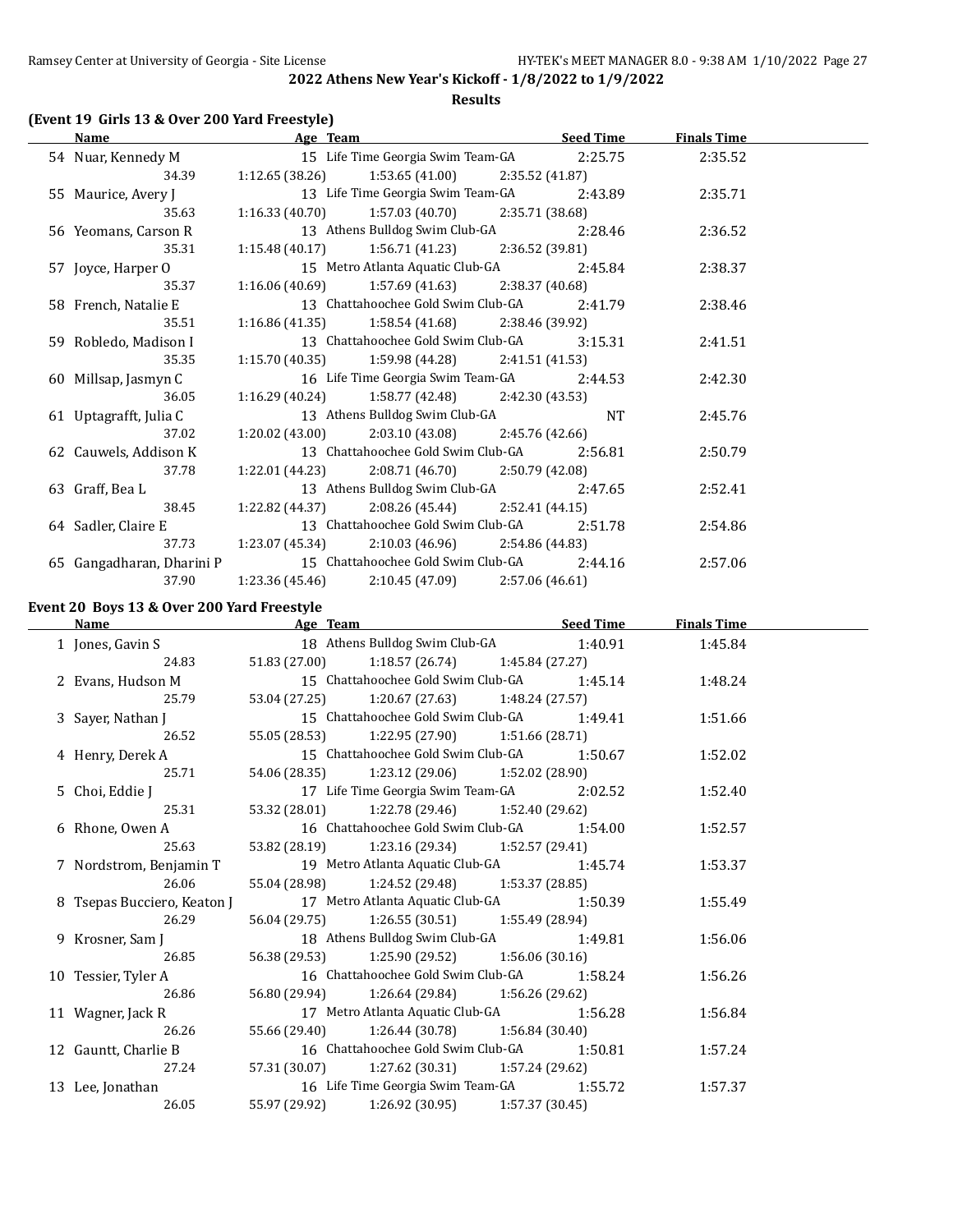## 2022 Athens New Year's Kickoff - 1/8/2022 to 1/9/2022

### Results

**(Event 19 Girls 13 & Over 200 Yard Freestyle)**

| | Name | Age | Team | Seed Time | Finals Time |
|---|---|---|---|---|---|
| 54 | Nuar, Kennedy M | 15 | Life Time Georgia Swim Team-GA | 2:25.75 | 2:35.52 |
| | 34.39 | 1:12.65 (38.26) | 1:53.65 (41.00) | 2:35.52 (41.87) | |
| 55 | Maurice, Avery J | 13 | Life Time Georgia Swim Team-GA | 2:43.89 | 2:35.71 |
| | 35.63 | 1:16.33 (40.70) | 1:57.03 (40.70) | 2:35.71 (38.68) | |
| 56 | Yeomans, Carson R | 13 | Athens Bulldog Swim Club-GA | 2:28.46 | 2:36.52 |
| | 35.31 | 1:15.48 (40.17) | 1:56.71 (41.23) | 2:36.52 (39.81) | |
| 57 | Joyce, Harper O | 15 | Metro Atlanta Aquatic Club-GA | 2:45.84 | 2:38.37 |
| | 35.37 | 1:16.06 (40.69) | 1:57.69 (41.63) | 2:38.37 (40.68) | |
| 58 | French, Natalie E | 13 | Chattahoochee Gold Swim Club-GA | 2:41.79 | 2:38.46 |
| | 35.51 | 1:16.86 (41.35) | 1:58.54 (41.68) | 2:38.46 (39.92) | |
| 59 | Robledo, Madison I | 13 | Chattahoochee Gold Swim Club-GA | 3:15.31 | 2:41.51 |
| | 35.35 | 1:15.70 (40.35) | 1:59.98 (44.28) | 2:41.51 (41.53) | |
| 60 | Millsap, Jasmyn C | 16 | Life Time Georgia Swim Team-GA | 2:44.53 | 2:42.30 |
| | 36.05 | 1:16.29 (40.24) | 1:58.77 (42.48) | 2:42.30 (43.53) | |
| 61 | Uptagrafft, Julia C | 13 | Athens Bulldog Swim Club-GA | NT | 2:45.76 |
| | 37.02 | 1:20.02 (43.00) | 2:03.10 (43.08) | 2:45.76 (42.66) | |
| 62 | Cauwels, Addison K | 13 | Chattahoochee Gold Swim Club-GA | 2:56.81 | 2:50.79 |
| | 37.78 | 1:22.01 (44.23) | 2:08.71 (46.70) | 2:50.79 (42.08) | |
| 63 | Graff, Bea L | 13 | Athens Bulldog Swim Club-GA | 2:47.65 | 2:52.41 |
| | 38.45 | 1:22.82 (44.37) | 2:08.26 (45.44) | 2:52.41 (44.15) | |
| 64 | Sadler, Claire E | 13 | Chattahoochee Gold Swim Club-GA | 2:51.78 | 2:54.86 |
| | 37.73 | 1:23.07 (45.34) | 2:10.03 (46.96) | 2:54.86 (44.83) | |
| 65 | Gangadharan, Dharini P | 15 | Chattahoochee Gold Swim Club-GA | 2:44.16 | 2:57.06 |
| | 37.90 | 1:23.36 (45.46) | 2:10.45 (47.09) | 2:57.06 (46.61) | |

**Event 20 Boys 13 & Over 200 Yard Freestyle**

| | Name | Age | Team | Seed Time | Finals Time |
|---|---|---|---|---|---|
| 1 | Jones, Gavin S | 18 | Athens Bulldog Swim Club-GA | 1:40.91 | 1:45.84 |
| | 24.83 | 51.83 (27.00) | 1:18.57 (26.74) | 1:45.84 (27.27) | |
| 2 | Evans, Hudson M | 15 | Chattahoochee Gold Swim Club-GA | 1:45.14 | 1:48.24 |
| | 25.79 | 53.04 (27.25) | 1:20.67 (27.63) | 1:48.24 (27.57) | |
| 3 | Sayer, Nathan J | 15 | Chattahoochee Gold Swim Club-GA | 1:49.41 | 1:51.66 |
| | 26.52 | 55.05 (28.53) | 1:22.95 (27.90) | 1:51.66 (28.71) | |
| 4 | Henry, Derek A | 15 | Chattahoochee Gold Swim Club-GA | 1:50.67 | 1:52.02 |
| | 25.71 | 54.06 (28.35) | 1:23.12 (29.06) | 1:52.02 (28.90) | |
| 5 | Choi, Eddie J | 17 | Life Time Georgia Swim Team-GA | 2:02.52 | 1:52.40 |
| | 25.31 | 53.32 (28.01) | 1:22.78 (29.46) | 1:52.40 (29.62) | |
| 6 | Rhone, Owen A | 16 | Chattahoochee Gold Swim Club-GA | 1:54.00 | 1:52.57 |
| | 25.63 | 53.82 (28.19) | 1:23.16 (29.34) | 1:52.57 (29.41) | |
| 7 | Nordstrom, Benjamin T | 19 | Metro Atlanta Aquatic Club-GA | 1:45.74 | 1:53.37 |
| | 26.06 | 55.04 (28.98) | 1:24.52 (29.48) | 1:53.37 (28.85) | |
| 8 | Tsepas Bucciero, Keaton J | 17 | Metro Atlanta Aquatic Club-GA | 1:50.39 | 1:55.49 |
| | 26.29 | 56.04 (29.75) | 1:26.55 (30.51) | 1:55.49 (28.94) | |
| 9 | Krosner, Sam J | 18 | Athens Bulldog Swim Club-GA | 1:49.81 | 1:56.06 |
| | 26.85 | 56.38 (29.53) | 1:25.90 (29.52) | 1:56.06 (30.16) | |
| 10 | Tessier, Tyler A | 16 | Chattahoochee Gold Swim Club-GA | 1:58.24 | 1:56.26 |
| | 26.86 | 56.80 (29.94) | 1:26.64 (29.84) | 1:56.26 (29.62) | |
| 11 | Wagner, Jack R | 17 | Metro Atlanta Aquatic Club-GA | 1:56.28 | 1:56.84 |
| | 26.26 | 55.66 (29.40) | 1:26.44 (30.78) | 1:56.84 (30.40) | |
| 12 | Gauntt, Charlie B | 16 | Chattahoochee Gold Swim Club-GA | 1:50.81 | 1:57.24 |
| | 27.24 | 57.31 (30.07) | 1:27.62 (30.31) | 1:57.24 (29.62) | |
| 13 | Lee, Jonathan | 16 | Life Time Georgia Swim Team-GA | 1:55.72 | 1:57.37 |
| | 26.05 | 55.97 (29.92) | 1:26.92 (30.95) | 1:57.37 (30.45) | |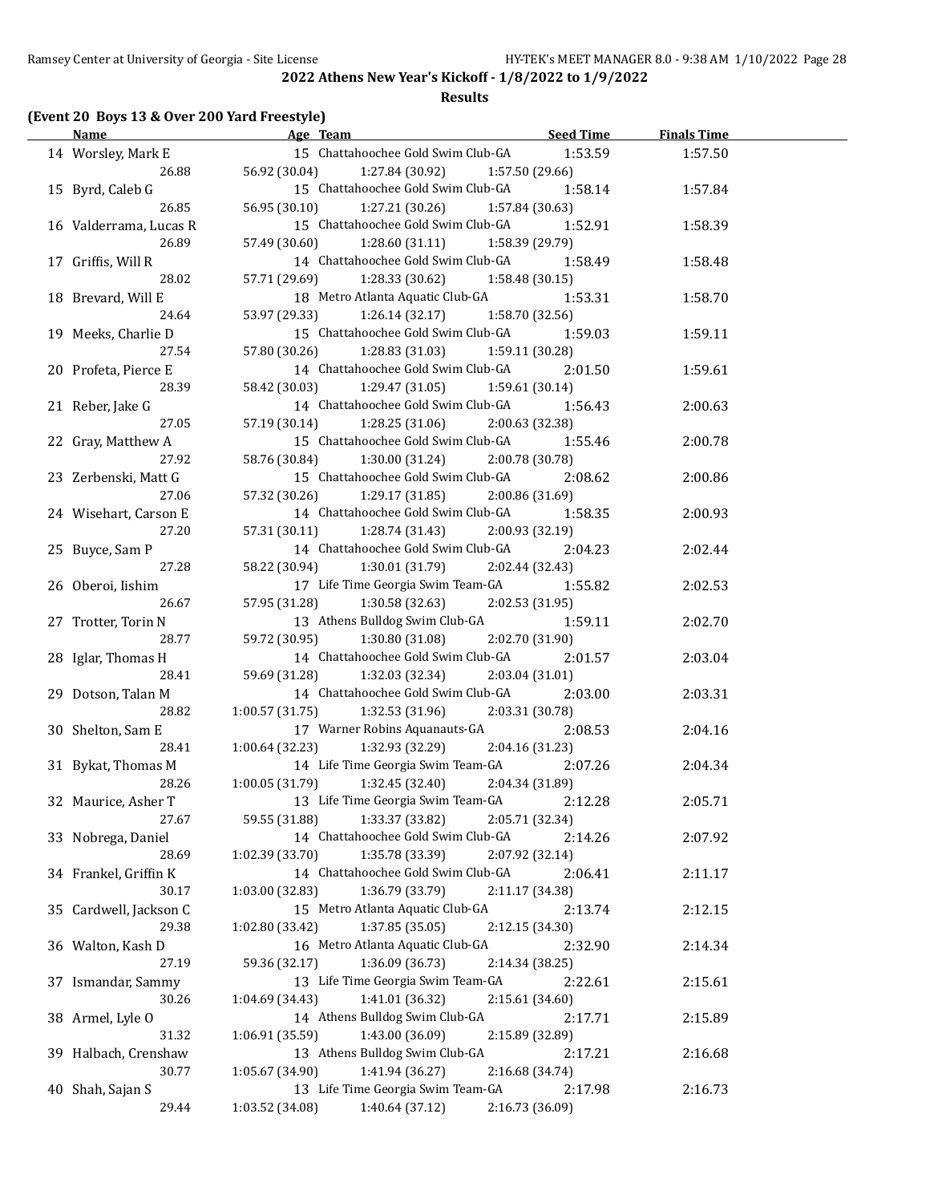**2022 Athens New Year's Kickoff - 1/8/2022 to 1/9/2022**

**Results**

**(Event 20 Boys 13 & Over 200 Yard Freestyle)**

| | Name | Age | Team | Seed Time | Finals Time |
|---|---|---|---|---|---|
| 14 | Worsley, Mark E | 15 | Chattahoochee Gold Swim Club-GA | 1:53.59 | 1:57.50 |
| | 26.88 | 56.92 (30.04) | 1:27.84 (30.92) | 1:57.50 (29.66) | |
| 15 | Byrd, Caleb G | 15 | Chattahoochee Gold Swim Club-GA | 1:58.14 | 1:57.84 |
| | 26.85 | 56.95 (30.10) | 1:27.21 (30.26) | 1:57.84 (30.63) | |
| 16 | Valderrama, Lucas R | 15 | Chattahoochee Gold Swim Club-GA | 1:52.91 | 1:58.39 |
| | 26.89 | 57.49 (30.60) | 1:28.60 (31.11) | 1:58.39 (29.79) | |
| 17 | Griffis, Will R | 14 | Chattahoochee Gold Swim Club-GA | 1:58.49 | 1:58.48 |
| | 28.02 | 57.71 (29.69) | 1:28.33 (30.62) | 1:58.48 (30.15) | |
| 18 | Brevard, Will E | 18 | Metro Atlanta Aquatic Club-GA | 1:53.31 | 1:58.70 |
| | 24.64 | 53.97 (29.33) | 1:26.14 (32.17) | 1:58.70 (32.56) | |
| 19 | Meeks, Charlie D | 15 | Chattahoochee Gold Swim Club-GA | 1:59.03 | 1:59.11 |
| | 27.54 | 57.80 (30.26) | 1:28.83 (31.03) | 1:59.11 (30.28) | |
| 20 | Profeta, Pierce E | 14 | Chattahoochee Gold Swim Club-GA | 2:01.50 | 1:59.61 |
| | 28.39 | 58.42 (30.03) | 1:29.47 (31.05) | 1:59.61 (30.14) | |
| 21 | Reber, Jake G | 14 | Chattahoochee Gold Swim Club-GA | 1:56.43 | 2:00.63 |
| | 27.05 | 57.19 (30.14) | 1:28.25 (31.06) | 2:00.63 (32.38) | |
| 22 | Gray, Matthew A | 15 | Chattahoochee Gold Swim Club-GA | 1:55.46 | 2:00.78 |
| | 27.92 | 58.76 (30.84) | 1:30.00 (31.24) | 2:00.78 (30.78) | |
| 23 | Zerbenski, Matt G | 15 | Chattahoochee Gold Swim Club-GA | 2:08.62 | 2:00.86 |
| | 27.06 | 57.32 (30.26) | 1:29.17 (31.85) | 2:00.86 (31.69) | |
| 24 | Wisehart, Carson E | 14 | Chattahoochee Gold Swim Club-GA | 1:58.35 | 2:00.93 |
| | 27.20 | 57.31 (30.11) | 1:28.74 (31.43) | 2:00.93 (32.19) | |
| 25 | Buyce, Sam P | 14 | Chattahoochee Gold Swim Club-GA | 2:04.23 | 2:02.44 |
| | 27.28 | 58.22 (30.94) | 1:30.01 (31.79) | 2:02.44 (32.43) | |
| 26 | Oberoi, Iishim | 17 | Life Time Georgia Swim Team-GA | 1:55.82 | 2:02.53 |
| | 26.67 | 57.95 (31.28) | 1:30.58 (32.63) | 2:02.53 (31.95) | |
| 27 | Trotter, Torin N | 13 | Athens Bulldog Swim Club-GA | 1:59.11 | 2:02.70 |
| | 28.77 | 59.72 (30.95) | 1:30.80 (31.08) | 2:02.70 (31.90) | |
| 28 | Iglar, Thomas H | 14 | Chattahoochee Gold Swim Club-GA | 2:01.57 | 2:03.04 |
| | 28.41 | 59.69 (31.28) | 1:32.03 (32.34) | 2:03.04 (31.01) | |
| 29 | Dotson, Talan M | 14 | Chattahoochee Gold Swim Club-GA | 2:03.00 | 2:03.31 |
| | 28.82 | 1:00.57 (31.75) | 1:32.53 (31.96) | 2:03.31 (30.78) | |
| 30 | Shelton, Sam E | 17 | Warner Robins Aquanauts-GA | 2:08.53 | 2:04.16 |
| | 28.41 | 1:00.64 (32.23) | 1:32.93 (32.29) | 2:04.16 (31.23) | |
| 31 | Bykat, Thomas M | 14 | Life Time Georgia Swim Team-GA | 2:07.26 | 2:04.34 |
| | 28.26 | 1:00.05 (31.79) | 1:32.45 (32.40) | 2:04.34 (31.89) | |
| 32 | Maurice, Asher T | 13 | Life Time Georgia Swim Team-GA | 2:12.28 | 2:05.71 |
| | 27.67 | 59.55 (31.88) | 1:33.37 (33.82) | 2:05.71 (32.34) | |
| 33 | Nobrega, Daniel | 14 | Chattahoochee Gold Swim Club-GA | 2:14.26 | 2:07.92 |
| | 28.69 | 1:02.39 (33.70) | 1:35.78 (33.39) | 2:07.92 (32.14) | |
| 34 | Frankel, Griffin K | 14 | Chattahoochee Gold Swim Club-GA | 2:06.41 | 2:11.17 |
| | 30.17 | 1:03.00 (32.83) | 1:36.79 (33.79) | 2:11.17 (34.38) | |
| 35 | Cardwell, Jackson C | 15 | Metro Atlanta Aquatic Club-GA | 2:13.74 | 2:12.15 |
| | 29.38 | 1:02.80 (33.42) | 1:37.85 (35.05) | 2:12.15 (34.30) | |
| 36 | Walton, Kash D | 16 | Metro Atlanta Aquatic Club-GA | 2:32.90 | 2:14.34 |
| | 27.19 | 59.36 (32.17) | 1:36.09 (36.73) | 2:14.34 (38.25) | |
| 37 | Ismandar, Sammy | 13 | Life Time Georgia Swim Team-GA | 2:22.61 | 2:15.61 |
| | 30.26 | 1:04.69 (34.43) | 1:41.01 (36.32) | 2:15.61 (34.60) | |
| 38 | Armel, Lyle O | 14 | Athens Bulldog Swim Club-GA | 2:17.71 | 2:15.89 |
| | 31.32 | 1:06.91 (35.59) | 1:43.00 (36.09) | 2:15.89 (32.89) | |
| 39 | Halbach, Crenshaw | 13 | Athens Bulldog Swim Club-GA | 2:17.21 | 2:16.68 |
| | 30.77 | 1:05.67 (34.90) | 1:41.94 (36.27) | 2:16.68 (34.74) | |
| 40 | Shah, Sajan S | 13 | Life Time Georgia Swim Team-GA | 2:17.98 | 2:16.73 |
| | 29.44 | 1:03.52 (34.08) | 1:40.64 (37.12) | 2:16.73 (36.09) | |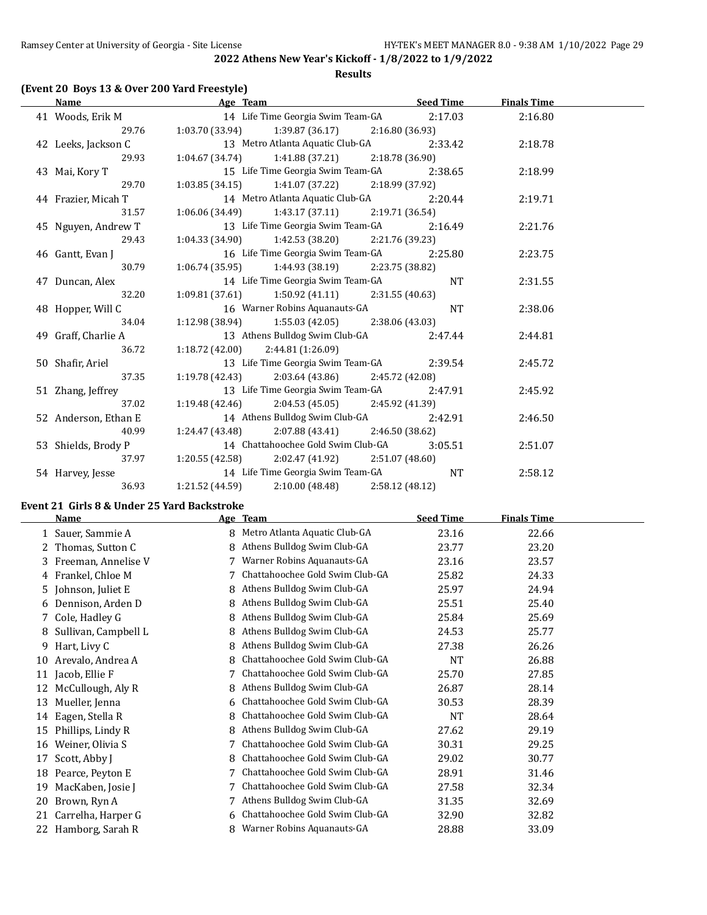**2022 Athens New Year's Kickoff - 1/8/2022 to 1/9/2022**

**Results**

### (Event 20 Boys 13 & Over 200 Yard Freestyle)

| | Name | Age | Team | Seed Time | Finals Time |
|---|---|---|---|---|---|
| 41 | Woods, Erik M | 14 | Life Time Georgia Swim Team-GA | 2:17.03 | 2:16.80 |
| | 29.76 | 1:03.70 (33.94) | 1:39.87 (36.17) | 2:16.80 (36.93) | |
| 42 | Leeks, Jackson C | 13 | Metro Atlanta Aquatic Club-GA | 2:33.42 | 2:18.78 |
| | 29.93 | 1:04.67 (34.74) | 1:41.88 (37.21) | 2:18.78 (36.90) | |
| 43 | Mai, Kory T | 15 | Life Time Georgia Swim Team-GA | 2:38.65 | 2:18.99 |
| | 29.70 | 1:03.85 (34.15) | 1:41.07 (37.22) | 2:18.99 (37.92) | |
| 44 | Frazier, Micah T | 14 | Metro Atlanta Aquatic Club-GA | 2:20.44 | 2:19.71 |
| | 31.57 | 1:06.06 (34.49) | 1:43.17 (37.11) | 2:19.71 (36.54) | |
| 45 | Nguyen, Andrew T | 13 | Life Time Georgia Swim Team-GA | 2:16.49 | 2:21.76 |
| | 29.43 | 1:04.33 (34.90) | 1:42.53 (38.20) | 2:21.76 (39.23) | |
| 46 | Gantt, Evan J | 16 | Life Time Georgia Swim Team-GA | 2:25.80 | 2:23.75 |
| | 30.79 | 1:06.74 (35.95) | 1:44.93 (38.19) | 2:23.75 (38.82) | |
| 47 | Duncan, Alex | 14 | Life Time Georgia Swim Team-GA | NT | 2:31.55 |
| | 32.20 | 1:09.81 (37.61) | 1:50.92 (41.11) | 2:31.55 (40.63) | |
| 48 | Hopper, Will C | 16 | Warner Robins Aquanauts-GA | NT | 2:38.06 |
| | 34.04 | 1:12.98 (38.94) | 1:55.03 (42.05) | 2:38.06 (43.03) | |
| 49 | Graff, Charlie A | 13 | Athens Bulldog Swim Club-GA | 2:47.44 | 2:44.81 |
| | 36.72 | 1:18.72 (42.00) | 2:44.81 (1:26.09) | | |
| 50 | Shafir, Ariel | 13 | Life Time Georgia Swim Team-GA | 2:39.54 | 2:45.72 |
| | 37.35 | 1:19.78 (42.43) | 2:03.64 (43.86) | 2:45.72 (42.08) | |
| 51 | Zhang, Jeffrey | 13 | Life Time Georgia Swim Team-GA | 2:47.91 | 2:45.92 |
| | 37.02 | 1:19.48 (42.46) | 2:04.53 (45.05) | 2:45.92 (41.39) | |
| 52 | Anderson, Ethan E | 14 | Athens Bulldog Swim Club-GA | 2:42.91 | 2:46.50 |
| | 40.99 | 1:24.47 (43.48) | 2:07.88 (43.41) | 2:46.50 (38.62) | |
| 53 | Shields, Brody P | 14 | Chattahoochee Gold Swim Club-GA | 3:05.51 | 2:51.07 |
| | 37.97 | 1:20.55 (42.58) | 2:02.47 (41.92) | 2:51.07 (48.60) | |
| 54 | Harvey, Jesse | 14 | Life Time Georgia Swim Team-GA | NT | 2:58.12 |
| | 36.93 | 1:21.52 (44.59) | 2:10.00 (48.48) | 2:58.12 (48.12) | |

### Event 21 Girls 8 & Under 25 Yard Backstroke

| | Name | Age | Team | Seed Time | Finals Time |
|---|---|---|---|---|---|
| 1 | Sauer, Sammie A | 8 | Metro Atlanta Aquatic Club-GA | 23.16 | 22.66 |
| 2 | Thomas, Sutton C | 8 | Athens Bulldog Swim Club-GA | 23.77 | 23.20 |
| 3 | Freeman, Annelise V | 7 | Warner Robins Aquanauts-GA | 23.16 | 23.57 |
| 4 | Frankel, Chloe M | 7 | Chattahoochee Gold Swim Club-GA | 25.82 | 24.33 |
| 5 | Johnson, Juliet E | 8 | Athens Bulldog Swim Club-GA | 25.97 | 24.94 |
| 6 | Dennison, Arden D | 8 | Athens Bulldog Swim Club-GA | 25.51 | 25.40 |
| 7 | Cole, Hadley G | 8 | Athens Bulldog Swim Club-GA | 25.84 | 25.69 |
| 8 | Sullivan, Campbell L | 8 | Athens Bulldog Swim Club-GA | 24.53 | 25.77 |
| 9 | Hart, Livy C | 8 | Athens Bulldog Swim Club-GA | 27.38 | 26.26 |
| 10 | Arevalo, Andrea A | 8 | Chattahoochee Gold Swim Club-GA | NT | 26.88 |
| 11 | Jacob, Ellie F | 7 | Chattahoochee Gold Swim Club-GA | 25.70 | 27.85 |
| 12 | McCullough, Aly R | 8 | Athens Bulldog Swim Club-GA | 26.87 | 28.14 |
| 13 | Mueller, Jenna | 6 | Chattahoochee Gold Swim Club-GA | 30.53 | 28.39 |
| 14 | Eagen, Stella R | 8 | Chattahoochee Gold Swim Club-GA | NT | 28.64 |
| 15 | Phillips, Lindy R | 8 | Athens Bulldog Swim Club-GA | 27.62 | 29.19 |
| 16 | Weiner, Olivia S | 7 | Chattahoochee Gold Swim Club-GA | 30.31 | 29.25 |
| 17 | Scott, Abby J | 8 | Chattahoochee Gold Swim Club-GA | 29.02 | 30.77 |
| 18 | Pearce, Peyton E | 7 | Chattahoochee Gold Swim Club-GA | 28.91 | 31.46 |
| 19 | MacKaben, Josie J | 7 | Chattahoochee Gold Swim Club-GA | 27.58 | 32.34 |
| 20 | Brown, Ryn A | 7 | Athens Bulldog Swim Club-GA | 31.35 | 32.69 |
| 21 | Carrelha, Harper G | 6 | Chattahoochee Gold Swim Club-GA | 32.90 | 32.82 |
| 22 | Hamborg, Sarah R | 8 | Warner Robins Aquanauts-GA | 28.88 | 33.09 |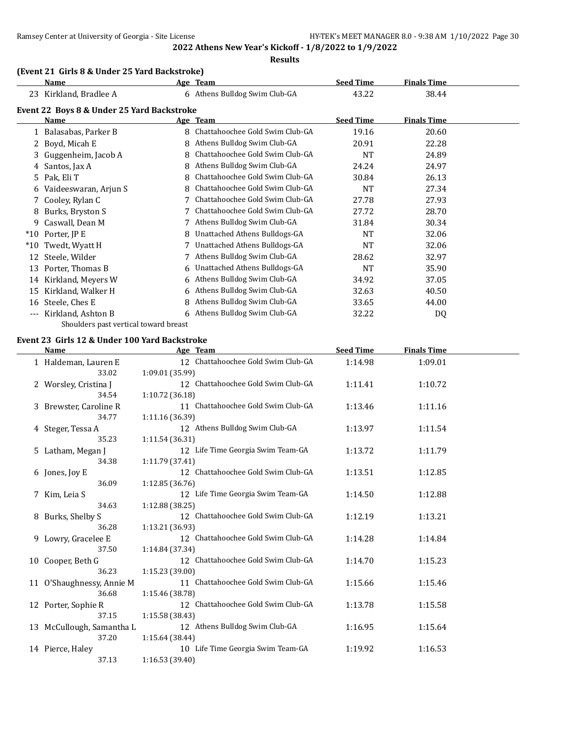## 2022 Athens New Year's Kickoff - 1/8/2022 to 1/9/2022

### Results

**(Event 21 Girls 8 & Under 25 Yard Backstroke)**

| | Name | Age | Team | Seed Time | Finals Time |
|---|---|---|---|---|---|
| 23 | Kirkland, Bradlee A | 6 | Athens Bulldog Swim Club-GA | 43.22 | 38.44 |

**Event 22 Boys 8 & Under 25 Yard Backstroke**

| | Name | Age | Team | Seed Time | Finals Time |
|---|---|---|---|---|---|
| 1 | Balasabas, Parker B | 8 | Chattahoochee Gold Swim Club-GA | 19.16 | 20.60 |
| 2 | Boyd, Micah E | 8 | Athens Bulldog Swim Club-GA | 20.91 | 22.28 |
| 3 | Guggenheim, Jacob A | 8 | Chattahoochee Gold Swim Club-GA | NT | 24.89 |
| 4 | Santos, Jax A | 8 | Athens Bulldog Swim Club-GA | 24.24 | 24.97 |
| 5 | Pak, Eli T | 8 | Chattahoochee Gold Swim Club-GA | 30.84 | 26.13 |
| 6 | Vaideeswaran, Arjun S | 8 | Chattahoochee Gold Swim Club-GA | NT | 27.34 |
| 7 | Cooley, Rylan C | 7 | Chattahoochee Gold Swim Club-GA | 27.78 | 27.93 |
| 8 | Burks, Bryston S | 7 | Chattahoochee Gold Swim Club-GA | 27.72 | 28.70 |
| 9 | Caswall, Dean M | 7 | Athens Bulldog Swim Club-GA | 31.84 | 30.34 |
| *10 | Porter, JP E | 8 | Unattached Athens Bulldogs-GA | NT | 32.06 |
| *10 | Twedt, Wyatt H | 7 | Unattached Athens Bulldogs-GA | NT | 32.06 |
| 12 | Steele, Wilder | 7 | Athens Bulldog Swim Club-GA | 28.62 | 32.97 |
| 13 | Porter, Thomas B | 6 | Unattached Athens Bulldogs-GA | NT | 35.90 |
| 14 | Kirkland, Meyers W | 6 | Athens Bulldog Swim Club-GA | 34.92 | 37.05 |
| 15 | Kirkland, Walker H | 6 | Athens Bulldog Swim Club-GA | 32.63 | 40.50 |
| 16 | Steele, Ches E | 8 | Athens Bulldog Swim Club-GA | 33.65 | 44.00 |
| --- | Kirkland, Ashton B | 6 | Athens Bulldog Swim Club-GA | 32.22 | DQ |
| | Shoulders past vertical toward breast | | | | |

**Event 23 Girls 12 & Under 100 Yard Backstroke**

| | Name | Age | Team | Seed Time | Finals Time |
|---|---|---|---|---|---|
| 1 | Haldeman, Lauren E | 12 | Chattahoochee Gold Swim Club-GA | 1:14.98 | 1:09.01 |
| | 33.02 | 1:09.01 (35.99) | | | |
| 2 | Worsley, Cristina J | 12 | Chattahoochee Gold Swim Club-GA | 1:11.41 | 1:10.72 |
| | 34.54 | 1:10.72 (36.18) | | | |
| 3 | Brewster, Caroline R | 11 | Chattahoochee Gold Swim Club-GA | 1:13.46 | 1:11.16 |
| | 34.77 | 1:11.16 (36.39) | | | |
| 4 | Steger, Tessa A | 12 | Athens Bulldog Swim Club-GA | 1:13.97 | 1:11.54 |
| | 35.23 | 1:11.54 (36.31) | | | |
| 5 | Latham, Megan J | 12 | Life Time Georgia Swim Team-GA | 1:13.72 | 1:11.79 |
| | 34.38 | 1:11.79 (37.41) | | | |
| 6 | Jones, Joy E | 12 | Chattahoochee Gold Swim Club-GA | 1:13.51 | 1:12.85 |
| | 36.09 | 1:12.85 (36.76) | | | |
| 7 | Kim, Leia S | 12 | Life Time Georgia Swim Team-GA | 1:14.50 | 1:12.88 |
| | 34.63 | 1:12.88 (38.25) | | | |
| 8 | Burks, Shelby S | 12 | Chattahoochee Gold Swim Club-GA | 1:12.19 | 1:13.21 |
| | 36.28 | 1:13.21 (36.93) | | | |
| 9 | Lowry, Gracelee E | 12 | Chattahoochee Gold Swim Club-GA | 1:14.28 | 1:14.84 |
| | 37.50 | 1:14.84 (37.34) | | | |
| 10 | Cooper, Beth G | 12 | Chattahoochee Gold Swim Club-GA | 1:14.70 | 1:15.23 |
| | 36.23 | 1:15.23 (39.00) | | | |
| 11 | O'Shaughnessy, Annie M | 11 | Chattahoochee Gold Swim Club-GA | 1:15.66 | 1:15.46 |
| | 36.68 | 1:15.46 (38.78) | | | |
| 12 | Porter, Sophie R | 12 | Chattahoochee Gold Swim Club-GA | 1:13.78 | 1:15.58 |
| | 37.15 | 1:15.58 (38.43) | | | |
| 13 | McCullough, Samantha L | 12 | Athens Bulldog Swim Club-GA | 1:16.95 | 1:15.64 |
| | 37.20 | 1:15.64 (38.44) | | | |
| 14 | Pierce, Haley | 10 | Life Time Georgia Swim Team-GA | 1:19.92 | 1:16.53 |
| | 37.13 | 1:16.53 (39.40) | | | |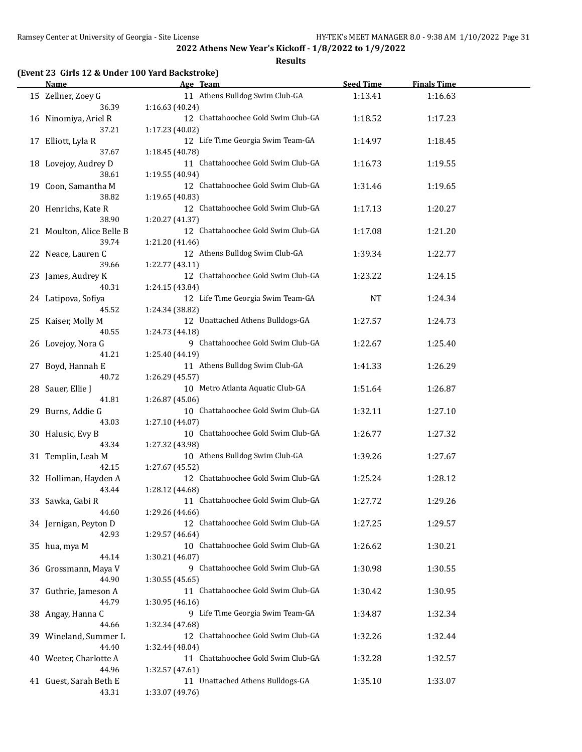## 2022 Athens New Year's Kickoff - 1/8/2022 to 1/9/2022

### Results

**(Event 23 Girls 12 & Under 100 Yard Backstroke)**

| | Name | Age | Team | Seed Time | Finals Time |
|---|---|---|---|---|---|
| 15 | Zellner, Zoey G | 11 | Athens Bulldog Swim Club-GA | 1:13.41 | 1:16.63 |
| | 36.39 | 1:16.63 (40.24) | | | |
| 16 | Ninomiya, Ariel R | 12 | Chattahoochee Gold Swim Club-GA | 1:18.52 | 1:17.23 |
| | 37.21 | 1:17.23 (40.02) | | | |
| 17 | Elliott, Lyla R | 12 | Life Time Georgia Swim Team-GA | 1:14.97 | 1:18.45 |
| | 37.67 | 1:18.45 (40.78) | | | |
| 18 | Lovejoy, Audrey D | 11 | Chattahoochee Gold Swim Club-GA | 1:16.73 | 1:19.55 |
| | 38.61 | 1:19.55 (40.94) | | | |
| 19 | Coon, Samantha M | 12 | Chattahoochee Gold Swim Club-GA | 1:31.46 | 1:19.65 |
| | 38.82 | 1:19.65 (40.83) | | | |
| 20 | Henrichs, Kate R | 12 | Chattahoochee Gold Swim Club-GA | 1:17.13 | 1:20.27 |
| | 38.90 | 1:20.27 (41.37) | | | |
| 21 | Moulton, Alice Belle B | 12 | Chattahoochee Gold Swim Club-GA | 1:17.08 | 1:21.20 |
| | 39.74 | 1:21.20 (41.46) | | | |
| 22 | Neace, Lauren C | 12 | Athens Bulldog Swim Club-GA | 1:39.34 | 1:22.77 |
| | 39.66 | 1:22.77 (43.11) | | | |
| 23 | James, Audrey K | 12 | Chattahoochee Gold Swim Club-GA | 1:23.22 | 1:24.15 |
| | 40.31 | 1:24.15 (43.84) | | | |
| 24 | Latipova, Sofiya | 12 | Life Time Georgia Swim Team-GA | NT | 1:24.34 |
| | 45.52 | 1:24.34 (38.82) | | | |
| 25 | Kaiser, Molly M | 12 | Unattached Athens Bulldogs-GA | 1:27.57 | 1:24.73 |
| | 40.55 | 1:24.73 (44.18) | | | |
| 26 | Lovejoy, Nora G | 9 | Chattahoochee Gold Swim Club-GA | 1:22.67 | 1:25.40 |
| | 41.21 | 1:25.40 (44.19) | | | |
| 27 | Boyd, Hannah E | 11 | Athens Bulldog Swim Club-GA | 1:41.33 | 1:26.29 |
| | 40.72 | 1:26.29 (45.57) | | | |
| 28 | Sauer, Ellie J | 10 | Metro Atlanta Aquatic Club-GA | 1:51.64 | 1:26.87 |
| | 41.81 | 1:26.87 (45.06) | | | |
| 29 | Burns, Addie G | 10 | Chattahoochee Gold Swim Club-GA | 1:32.11 | 1:27.10 |
| | 43.03 | 1:27.10 (44.07) | | | |
| 30 | Halusic, Evy B | 10 | Chattahoochee Gold Swim Club-GA | 1:26.77 | 1:27.32 |
| | 43.34 | 1:27.32 (43.98) | | | |
| 31 | Templin, Leah M | 10 | Athens Bulldog Swim Club-GA | 1:39.26 | 1:27.67 |
| | 42.15 | 1:27.67 (45.52) | | | |
| 32 | Holliman, Hayden A | 12 | Chattahoochee Gold Swim Club-GA | 1:25.24 | 1:28.12 |
| | 43.44 | 1:28.12 (44.68) | | | |
| 33 | Sawka, Gabi R | 11 | Chattahoochee Gold Swim Club-GA | 1:27.72 | 1:29.26 |
| | 44.60 | 1:29.26 (44.66) | | | |
| 34 | Jernigan, Peyton D | 12 | Chattahoochee Gold Swim Club-GA | 1:27.25 | 1:29.57 |
| | 42.93 | 1:29.57 (46.64) | | | |
| 35 | hua, mya M | 10 | Chattahoochee Gold Swim Club-GA | 1:26.62 | 1:30.21 |
| | 44.14 | 1:30.21 (46.07) | | | |
| 36 | Grossmann, Maya V | 9 | Chattahoochee Gold Swim Club-GA | 1:30.98 | 1:30.55 |
| | 44.90 | 1:30.55 (45.65) | | | |
| 37 | Guthrie, Jameson A | 11 | Chattahoochee Gold Swim Club-GA | 1:30.42 | 1:30.95 |
| | 44.79 | 1:30.95 (46.16) | | | |
| 38 | Angay, Hanna C | 9 | Life Time Georgia Swim Team-GA | 1:34.87 | 1:32.34 |
| | 44.66 | 1:32.34 (47.68) | | | |
| 39 | Wineland, Summer L | 12 | Chattahoochee Gold Swim Club-GA | 1:32.26 | 1:32.44 |
| | 44.40 | 1:32.44 (48.04) | | | |
| 40 | Weeter, Charlotte A | 11 | Chattahoochee Gold Swim Club-GA | 1:32.28 | 1:32.57 |
| | 44.96 | 1:32.57 (47.61) | | | |
| 41 | Guest, Sarah Beth E | 11 | Unattached Athens Bulldogs-GA | 1:35.10 | 1:33.07 |
| | 43.31 | 1:33.07 (49.76) | | | |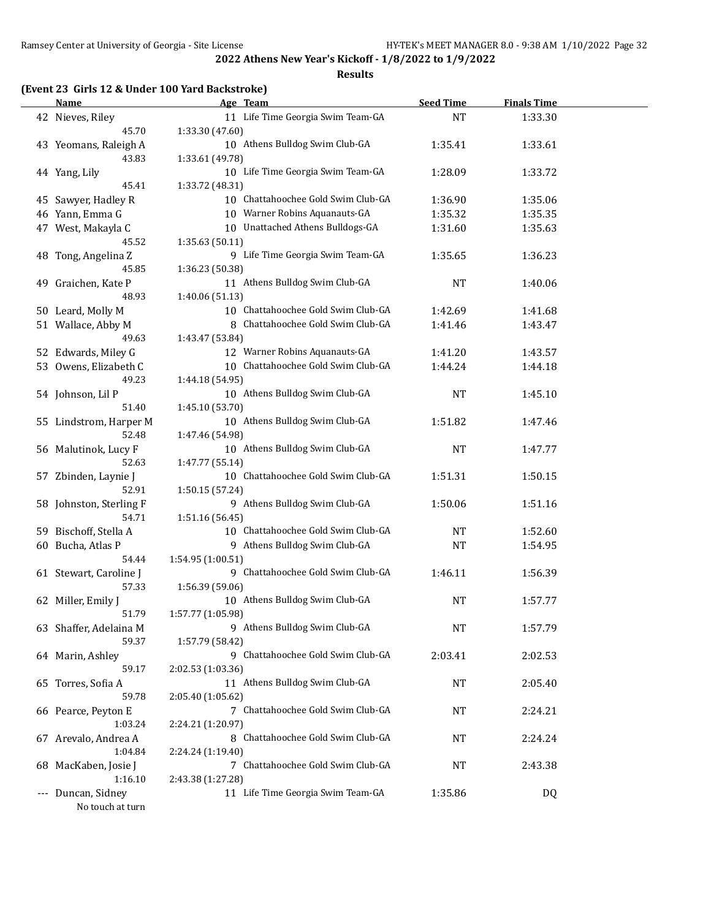**2022 Athens New Year's Kickoff - 1/8/2022 to 1/9/2022**

**Results**

### (Event 23 Girls 12 & Under 100 Yard Backstroke)

| | Name | Age | Team | Seed Time | Finals Time |
|---|---|---|---|---|---|
| 42 | Nieves, Riley | 11 | Life Time Georgia Swim Team-GA | NT | 1:33.30 |
| | 45.70 | 1:33.30 (47.60) | | | |
| 43 | Yeomans, Raleigh A | 10 | Athens Bulldog Swim Club-GA | 1:35.41 | 1:33.61 |
| | 43.83 | 1:33.61 (49.78) | | | |
| 44 | Yang, Lily | 10 | Life Time Georgia Swim Team-GA | 1:28.09 | 1:33.72 |
| | 45.41 | 1:33.72 (48.31) | | | |
| 45 | Sawyer, Hadley R | 10 | Chattahoochee Gold Swim Club-GA | 1:36.90 | 1:35.06 |
| 46 | Yann, Emma G | 10 | Warner Robins Aquanauts-GA | 1:35.32 | 1:35.35 |
| 47 | West, Makayla C | 10 | Unattached Athens Bulldogs-GA | 1:31.60 | 1:35.63 |
| | 45.52 | 1:35.63 (50.11) | | | |
| 48 | Tong, Angelina Z | 9 | Life Time Georgia Swim Team-GA | 1:35.65 | 1:36.23 |
| | 45.85 | 1:36.23 (50.38) | | | |
| 49 | Graichen, Kate P | 11 | Athens Bulldog Swim Club-GA | NT | 1:40.06 |
| | 48.93 | 1:40.06 (51.13) | | | |
| 50 | Leard, Molly M | 10 | Chattahoochee Gold Swim Club-GA | 1:42.69 | 1:41.68 |
| 51 | Wallace, Abby M | 8 | Chattahoochee Gold Swim Club-GA | 1:41.46 | 1:43.47 |
| | 49.63 | 1:43.47 (53.84) | | | |
| 52 | Edwards, Miley G | 12 | Warner Robins Aquanauts-GA | 1:41.20 | 1:43.57 |
| 53 | Owens, Elizabeth C | 10 | Chattahoochee Gold Swim Club-GA | 1:44.24 | 1:44.18 |
| | 49.23 | 1:44.18 (54.95) | | | |
| 54 | Johnson, Lil P | 10 | Athens Bulldog Swim Club-GA | NT | 1:45.10 |
| | 51.40 | 1:45.10 (53.70) | | | |
| 55 | Lindstrom, Harper M | 10 | Athens Bulldog Swim Club-GA | 1:51.82 | 1:47.46 |
| | 52.48 | 1:47.46 (54.98) | | | |
| 56 | Malutinok, Lucy F | 10 | Athens Bulldog Swim Club-GA | NT | 1:47.77 |
| | 52.63 | 1:47.77 (55.14) | | | |
| 57 | Zbinden, Laynie J | 10 | Chattahoochee Gold Swim Club-GA | 1:51.31 | 1:50.15 |
| | 52.91 | 1:50.15 (57.24) | | | |
| 58 | Johnston, Sterling F | 9 | Athens Bulldog Swim Club-GA | 1:50.06 | 1:51.16 |
| | 54.71 | 1:51.16 (56.45) | | | |
| 59 | Bischoff, Stella A | 10 | Chattahoochee Gold Swim Club-GA | NT | 1:52.60 |
| 60 | Bucha, Atlas P | 9 | Athens Bulldog Swim Club-GA | NT | 1:54.95 |
| | 54.44 | 1:54.95 (1:00.51) | | | |
| 61 | Stewart, Caroline J | 9 | Chattahoochee Gold Swim Club-GA | 1:46.11 | 1:56.39 |
| | 57.33 | 1:56.39 (59.06) | | | |
| 62 | Miller, Emily J | 10 | Athens Bulldog Swim Club-GA | NT | 1:57.77 |
| | 51.79 | 1:57.77 (1:05.98) | | | |
| 63 | Shaffer, Adelaina M | 9 | Athens Bulldog Swim Club-GA | NT | 1:57.79 |
| | 59.37 | 1:57.79 (58.42) | | | |
| 64 | Marin, Ashley | 9 | Chattahoochee Gold Swim Club-GA | 2:03.41 | 2:02.53 |
| | 59.17 | 2:02.53 (1:03.36) | | | |
| 65 | Torres, Sofia A | 11 | Athens Bulldog Swim Club-GA | NT | 2:05.40 |
| | 59.78 | 2:05.40 (1:05.62) | | | |
| 66 | Pearce, Peyton E | 7 | Chattahoochee Gold Swim Club-GA | NT | 2:24.21 |
| | 1:03.24 | 2:24.21 (1:20.97) | | | |
| 67 | Arevalo, Andrea A | 8 | Chattahoochee Gold Swim Club-GA | NT | 2:24.24 |
| | 1:04.84 | 2:24.24 (1:19.40) | | | |
| 68 | MacKaben, Josie J | 7 | Chattahoochee Gold Swim Club-GA | NT | 2:43.38 |
| | 1:16.10 | 2:43.38 (1:27.28) | | | |
| --- | Duncan, Sidney | 11 | Life Time Georgia Swim Team-GA | 1:35.86 | DQ |
| | No touch at turn | | | | |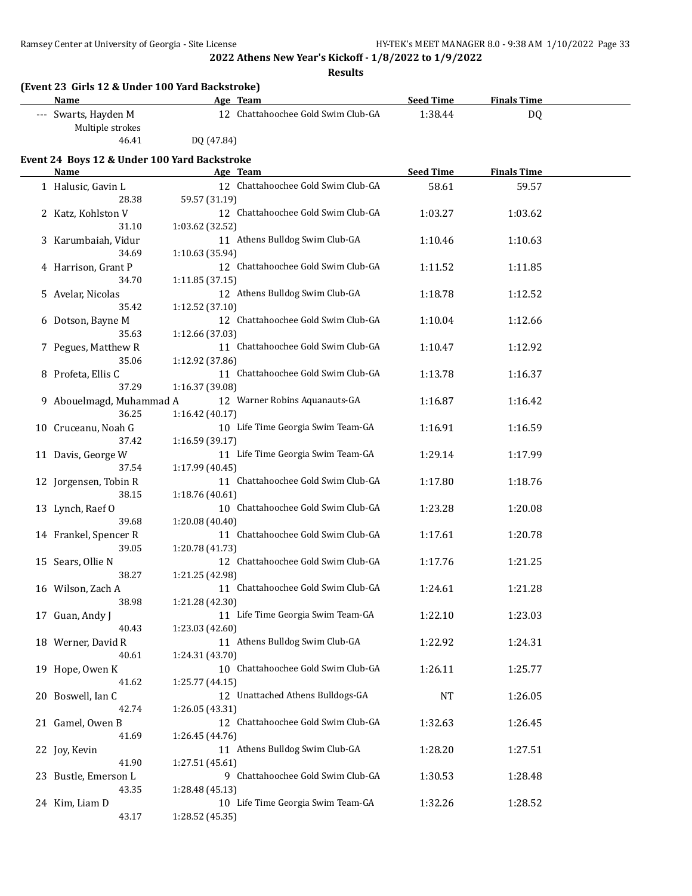**2022 Athens New Year's Kickoff - 1/8/2022 to 1/9/2022**

**Results**

### (Event 23 Girls 12 & Under 100 Yard Backstroke)

| | Name | Age | Team | Seed Time | Finals Time |
|---|---|---|---|---|---|
| --- | Swarts, Hayden M | 12 | Chattahoochee Gold Swim Club-GA | 1:38.44 | DQ |
| | Multiple strokes | | | | |
| | 46.41 | DQ (47.84) | | | |

### Event 24 Boys 12 & Under 100 Yard Backstroke

| | Name | Age | Team | Seed Time | Finals Time |
|---|---|---|---|---|---|
| 1 | Halusic, Gavin L | 12 | Chattahoochee Gold Swim Club-GA | 58.61 | 59.57 |
| | 28.38 | 59.57 (31.19) | | | |
| 2 | Katz, Kohlston V | 12 | Chattahoochee Gold Swim Club-GA | 1:03.27 | 1:03.62 |
| | 31.10 | 1:03.62 (32.52) | | | |
| 3 | Karumbaiah, Vidur | 11 | Athens Bulldog Swim Club-GA | 1:10.46 | 1:10.63 |
| | 34.69 | 1:10.63 (35.94) | | | |
| 4 | Harrison, Grant P | 12 | Chattahoochee Gold Swim Club-GA | 1:11.52 | 1:11.85 |
| | 34.70 | 1:11.85 (37.15) | | | |
| 5 | Avelar, Nicolas | 12 | Athens Bulldog Swim Club-GA | 1:18.78 | 1:12.52 |
| | 35.42 | 1:12.52 (37.10) | | | |
| 6 | Dotson, Bayne M | 12 | Chattahoochee Gold Swim Club-GA | 1:10.04 | 1:12.66 |
| | 35.63 | 1:12.66 (37.03) | | | |
| 7 | Pegues, Matthew R | 11 | Chattahoochee Gold Swim Club-GA | 1:10.47 | 1:12.92 |
| | 35.06 | 1:12.92 (37.86) | | | |
| 8 | Profeta, Ellis C | 11 | Chattahoochee Gold Swim Club-GA | 1:13.78 | 1:16.37 |
| | 37.29 | 1:16.37 (39.08) | | | |
| 9 | Abouelmagd, Muhammad A | 12 | Warner Robins Aquanauts-GA | 1:16.87 | 1:16.42 |
| | 36.25 | 1:16.42 (40.17) | | | |
| 10 | Cruceanu, Noah G | 10 | Life Time Georgia Swim Team-GA | 1:16.91 | 1:16.59 |
| | 37.42 | 1:16.59 (39.17) | | | |
| 11 | Davis, George W | 11 | Life Time Georgia Swim Team-GA | 1:29.14 | 1:17.99 |
| | 37.54 | 1:17.99 (40.45) | | | |
| 12 | Jorgensen, Tobin R | 11 | Chattahoochee Gold Swim Club-GA | 1:17.80 | 1:18.76 |
| | 38.15 | 1:18.76 (40.61) | | | |
| 13 | Lynch, Raef O | 10 | Chattahoochee Gold Swim Club-GA | 1:23.28 | 1:20.08 |
| | 39.68 | 1:20.08 (40.40) | | | |
| 14 | Frankel, Spencer R | 11 | Chattahoochee Gold Swim Club-GA | 1:17.61 | 1:20.78 |
| | 39.05 | 1:20.78 (41.73) | | | |
| 15 | Sears, Ollie N | 12 | Chattahoochee Gold Swim Club-GA | 1:17.76 | 1:21.25 |
| | 38.27 | 1:21.25 (42.98) | | | |
| 16 | Wilson, Zach A | 11 | Chattahoochee Gold Swim Club-GA | 1:24.61 | 1:21.28 |
| | 38.98 | 1:21.28 (42.30) | | | |
| 17 | Guan, Andy J | 11 | Life Time Georgia Swim Team-GA | 1:22.10 | 1:23.03 |
| | 40.43 | 1:23.03 (42.60) | | | |
| 18 | Werner, David R | 11 | Athens Bulldog Swim Club-GA | 1:22.92 | 1:24.31 |
| | 40.61 | 1:24.31 (43.70) | | | |
| 19 | Hope, Owen K | 10 | Chattahoochee Gold Swim Club-GA | 1:26.11 | 1:25.77 |
| | 41.62 | 1:25.77 (44.15) | | | |
| 20 | Boswell, Ian C | 12 | Unattached Athens Bulldogs-GA | NT | 1:26.05 |
| | 42.74 | 1:26.05 (43.31) | | | |
| 21 | Gamel, Owen B | 12 | Chattahoochee Gold Swim Club-GA | 1:32.63 | 1:26.45 |
| | 41.69 | 1:26.45 (44.76) | | | |
| 22 | Joy, Kevin | 11 | Athens Bulldog Swim Club-GA | 1:28.20 | 1:27.51 |
| | 41.90 | 1:27.51 (45.61) | | | |
| 23 | Bustle, Emerson L | 9 | Chattahoochee Gold Swim Club-GA | 1:30.53 | 1:28.48 |
| | 43.35 | 1:28.48 (45.13) | | | |
| 24 | Kim, Liam D | 10 | Life Time Georgia Swim Team-GA | 1:32.26 | 1:28.52 |
| | 43.17 | 1:28.52 (45.35) | | | |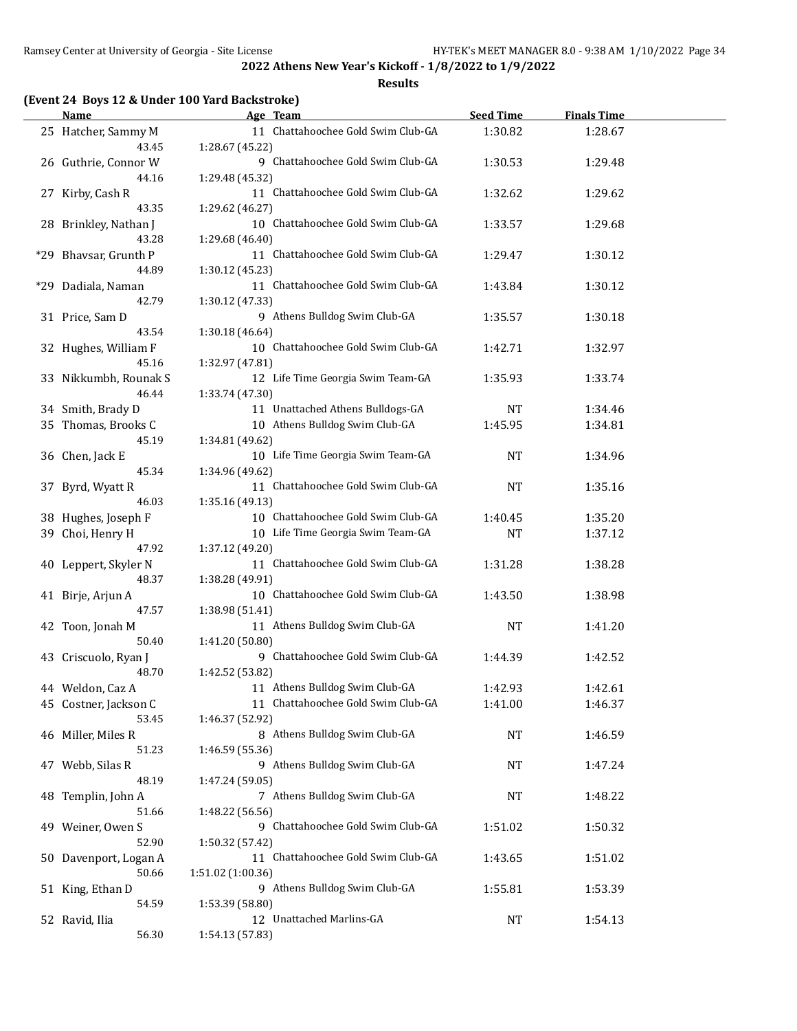2022 Athens New Year's Kickoff - 1/8/2022 to 1/9/2022

**Results**

### (Event 24 Boys 12 & Under 100 Yard Backstroke)

| | Name | Age | Team | Seed Time | Finals Time |
|---|---|---|---|---|---|
| 25 | Hatcher, Sammy M | 11 | Chattahoochee Gold Swim Club-GA | 1:30.82 | 1:28.67 |
| | 43.45 | 1:28.67 (45.22) | | | |
| 26 | Guthrie, Connor W | 9 | Chattahoochee Gold Swim Club-GA | 1:30.53 | 1:29.48 |
| | 44.16 | 1:29.48 (45.32) | | | |
| 27 | Kirby, Cash R | 11 | Chattahoochee Gold Swim Club-GA | 1:32.62 | 1:29.62 |
| | 43.35 | 1:29.62 (46.27) | | | |
| 28 | Brinkley, Nathan J | 10 | Chattahoochee Gold Swim Club-GA | 1:33.57 | 1:29.68 |
| | 43.28 | 1:29.68 (46.40) | | | |
| *29 | Bhavsar, Grunth P | 11 | Chattahoochee Gold Swim Club-GA | 1:29.47 | 1:30.12 |
| | 44.89 | 1:30.12 (45.23) | | | |
| *29 | Dadiala, Naman | 11 | Chattahoochee Gold Swim Club-GA | 1:43.84 | 1:30.12 |
| | 42.79 | 1:30.12 (47.33) | | | |
| 31 | Price, Sam D | 9 | Athens Bulldog Swim Club-GA | 1:35.57 | 1:30.18 |
| | 43.54 | 1:30.18 (46.64) | | | |
| 32 | Hughes, William F | 10 | Chattahoochee Gold Swim Club-GA | 1:42.71 | 1:32.97 |
| | 45.16 | 1:32.97 (47.81) | | | |
| 33 | Nikkumbh, Rounak S | 12 | Life Time Georgia Swim Team-GA | 1:35.93 | 1:33.74 |
| | 46.44 | 1:33.74 (47.30) | | | |
| 34 | Smith, Brady D | 11 | Unattached Athens Bulldogs-GA | NT | 1:34.46 |
| 35 | Thomas, Brooks C | 10 | Athens Bulldog Swim Club-GA | 1:45.95 | 1:34.81 |
| | 45.19 | 1:34.81 (49.62) | | | |
| 36 | Chen, Jack E | 10 | Life Time Georgia Swim Team-GA | NT | 1:34.96 |
| | 45.34 | 1:34.96 (49.62) | | | |
| 37 | Byrd, Wyatt R | 11 | Chattahoochee Gold Swim Club-GA | NT | 1:35.16 |
| | 46.03 | 1:35.16 (49.13) | | | |
| 38 | Hughes, Joseph F | 10 | Chattahoochee Gold Swim Club-GA | 1:40.45 | 1:35.20 |
| 39 | Choi, Henry H | 10 | Life Time Georgia Swim Team-GA | NT | 1:37.12 |
| | 47.92 | 1:37.12 (49.20) | | | |
| 40 | Leppert, Skyler N | 11 | Chattahoochee Gold Swim Club-GA | 1:31.28 | 1:38.28 |
| | 48.37 | 1:38.28 (49.91) | | | |
| 41 | Birje, Arjun A | 10 | Chattahoochee Gold Swim Club-GA | 1:43.50 | 1:38.98 |
| | 47.57 | 1:38.98 (51.41) | | | |
| 42 | Toon, Jonah M | 11 | Athens Bulldog Swim Club-GA | NT | 1:41.20 |
| | 50.40 | 1:41.20 (50.80) | | | |
| 43 | Criscuolo, Ryan J | 9 | Chattahoochee Gold Swim Club-GA | 1:44.39 | 1:42.52 |
| | 48.70 | 1:42.52 (53.82) | | | |
| 44 | Weldon, Caz A | 11 | Athens Bulldog Swim Club-GA | 1:42.93 | 1:42.61 |
| 45 | Costner, Jackson C | 11 | Chattahoochee Gold Swim Club-GA | 1:41.00 | 1:46.37 |
| | 53.45 | 1:46.37 (52.92) | | | |
| 46 | Miller, Miles R | 8 | Athens Bulldog Swim Club-GA | NT | 1:46.59 |
| | 51.23 | 1:46.59 (55.36) | | | |
| 47 | Webb, Silas R | 9 | Athens Bulldog Swim Club-GA | NT | 1:47.24 |
| | 48.19 | 1:47.24 (59.05) | | | |
| 48 | Templin, John A | 7 | Athens Bulldog Swim Club-GA | NT | 1:48.22 |
| | 51.66 | 1:48.22 (56.56) | | | |
| 49 | Weiner, Owen S | 9 | Chattahoochee Gold Swim Club-GA | 1:51.02 | 1:50.32 |
| | 52.90 | 1:50.32 (57.42) | | | |
| 50 | Davenport, Logan A | 11 | Chattahoochee Gold Swim Club-GA | 1:43.65 | 1:51.02 |
| | 50.66 | 1:51.02 (1:00.36) | | | |
| 51 | King, Ethan D | 9 | Athens Bulldog Swim Club-GA | 1:55.81 | 1:53.39 |
| | 54.59 | 1:53.39 (58.80) | | | |
| 52 | Ravid, Ilia | 12 | Unattached Marlins-GA | NT | 1:54.13 |
| | 56.30 | 1:54.13 (57.83) | | | |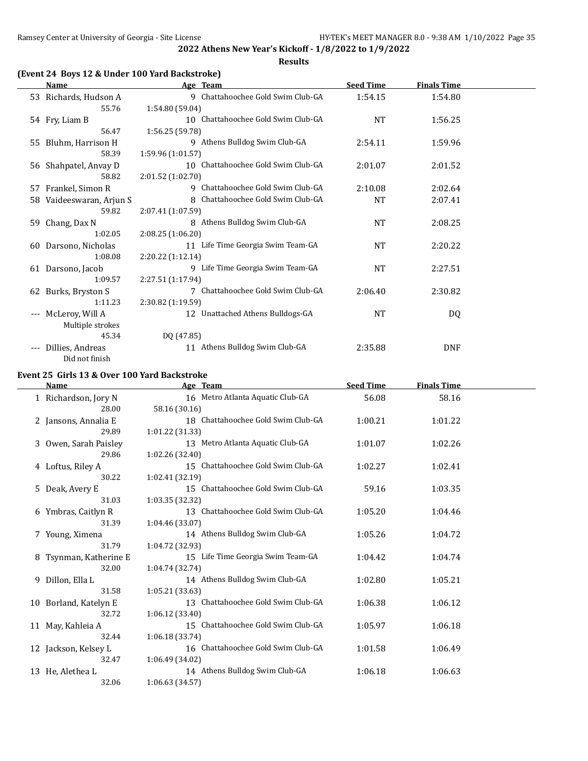## 2022 Athens New Year's Kickoff - 1/8/2022 to 1/9/2022

### Results

### (Event 24 Boys 12 & Under 100 Yard Backstroke)

| | Name | Age | Team | Seed Time | Finals Time |
|---|---|---|---|---|---|
| 53 | Richards, Hudson A | 9 | Chattahoochee Gold Swim Club-GA | 1:54.15 | 1:54.80 |
| | 55.76 | 1:54.80 (59.04) | | | |
| 54 | Fry, Liam B | 10 | Chattahoochee Gold Swim Club-GA | NT | 1:56.25 |
| | 56.47 | 1:56.25 (59.78) | | | |
| 55 | Bluhm, Harrison H | 9 | Athens Bulldog Swim Club-GA | 2:54.11 | 1:59.96 |
| | 58.39 | 1:59.96 (1:01.57) | | | |
| 56 | Shahpatel, Anvay D | 10 | Chattahoochee Gold Swim Club-GA | 2:01.07 | 2:01.52 |
| | 58.82 | 2:01.52 (1:02.70) | | | |
| 57 | Frankel, Simon R | 9 | Chattahoochee Gold Swim Club-GA | 2:10.08 | 2:02.64 |
| 58 | Vaideeswaran, Arjun S | 8 | Chattahoochee Gold Swim Club-GA | NT | 2:07.41 |
| | 59.82 | 2:07.41 (1:07.59) | | | |
| 59 | Chang, Dax N | 8 | Athens Bulldog Swim Club-GA | NT | 2:08.25 |
| | 1:02.05 | 2:08.25 (1:06.20) | | | |
| 60 | Darsono, Nicholas | 11 | Life Time Georgia Swim Team-GA | NT | 2:20.22 |
| | 1:08.08 | 2:20.22 (1:12.14) | | | |
| 61 | Darsono, Jacob | 9 | Life Time Georgia Swim Team-GA | NT | 2:27.51 |
| | 1:09.57 | 2:27.51 (1:17.94) | | | |
| 62 | Burks, Bryston S | 7 | Chattahoochee Gold Swim Club-GA | 2:06.40 | 2:30.82 |
| | 1:11.23 | 2:30.82 (1:19.59) | | | |
| --- | McLeroy, Will A | 12 | Unattached Athens Bulldogs-GA | NT | DQ |
| | Multiple strokes | | | | |
| | 45.34 | DQ (47.85) | | | |
| --- | Dillies, Andreas | 11 | Athens Bulldog Swim Club-GA | 2:35.88 | DNF |
| | Did not finish | | | | |

### Event 25 Girls 13 & Over 100 Yard Backstroke

| | Name | Age | Team | Seed Time | Finals Time |
|---|---|---|---|---|---|
| 1 | Richardson, Jory N | 16 | Metro Atlanta Aquatic Club-GA | 56.08 | 58.16 |
| | 28.00 | 58.16 (30.16) | | | |
| 2 | Jansons, Annalia E | 18 | Chattahoochee Gold Swim Club-GA | 1:00.21 | 1:01.22 |
| | 29.89 | 1:01.22 (31.33) | | | |
| 3 | Owen, Sarah Paisley | 13 | Metro Atlanta Aquatic Club-GA | 1:01.07 | 1:02.26 |
| | 29.86 | 1:02.26 (32.40) | | | |
| 4 | Loftus, Riley A | 15 | Chattahoochee Gold Swim Club-GA | 1:02.27 | 1:02.41 |
| | 30.22 | 1:02.41 (32.19) | | | |
| 5 | Deak, Avery E | 15 | Chattahoochee Gold Swim Club-GA | 59.16 | 1:03.35 |
| | 31.03 | 1:03.35 (32.32) | | | |
| 6 | Ymbras, Caitlyn R | 13 | Chattahoochee Gold Swim Club-GA | 1:05.20 | 1:04.46 |
| | 31.39 | 1:04.46 (33.07) | | | |
| 7 | Young, Ximena | 14 | Athens Bulldog Swim Club-GA | 1:05.26 | 1:04.72 |
| | 31.79 | 1:04.72 (32.93) | | | |
| 8 | Tsynman, Katherine E | 15 | Life Time Georgia Swim Team-GA | 1:04.42 | 1:04.74 |
| | 32.00 | 1:04.74 (32.74) | | | |
| 9 | Dillon, Ella L | 14 | Athens Bulldog Swim Club-GA | 1:02.80 | 1:05.21 |
| | 31.58 | 1:05.21 (33.63) | | | |
| 10 | Borland, Katelyn E | 13 | Chattahoochee Gold Swim Club-GA | 1:06.38 | 1:06.12 |
| | 32.72 | 1:06.12 (33.40) | | | |
| 11 | May, Kahleia A | 15 | Chattahoochee Gold Swim Club-GA | 1:05.97 | 1:06.18 |
| | 32.44 | 1:06.18 (33.74) | | | |
| 12 | Jackson, Kelsey L | 16 | Chattahoochee Gold Swim Club-GA | 1:01.58 | 1:06.49 |
| | 32.47 | 1:06.49 (34.02) | | | |
| 13 | He, Alethea L | 14 | Athens Bulldog Swim Club-GA | 1:06.18 | 1:06.63 |
| | 32.06 | 1:06.63 (34.57) | | | |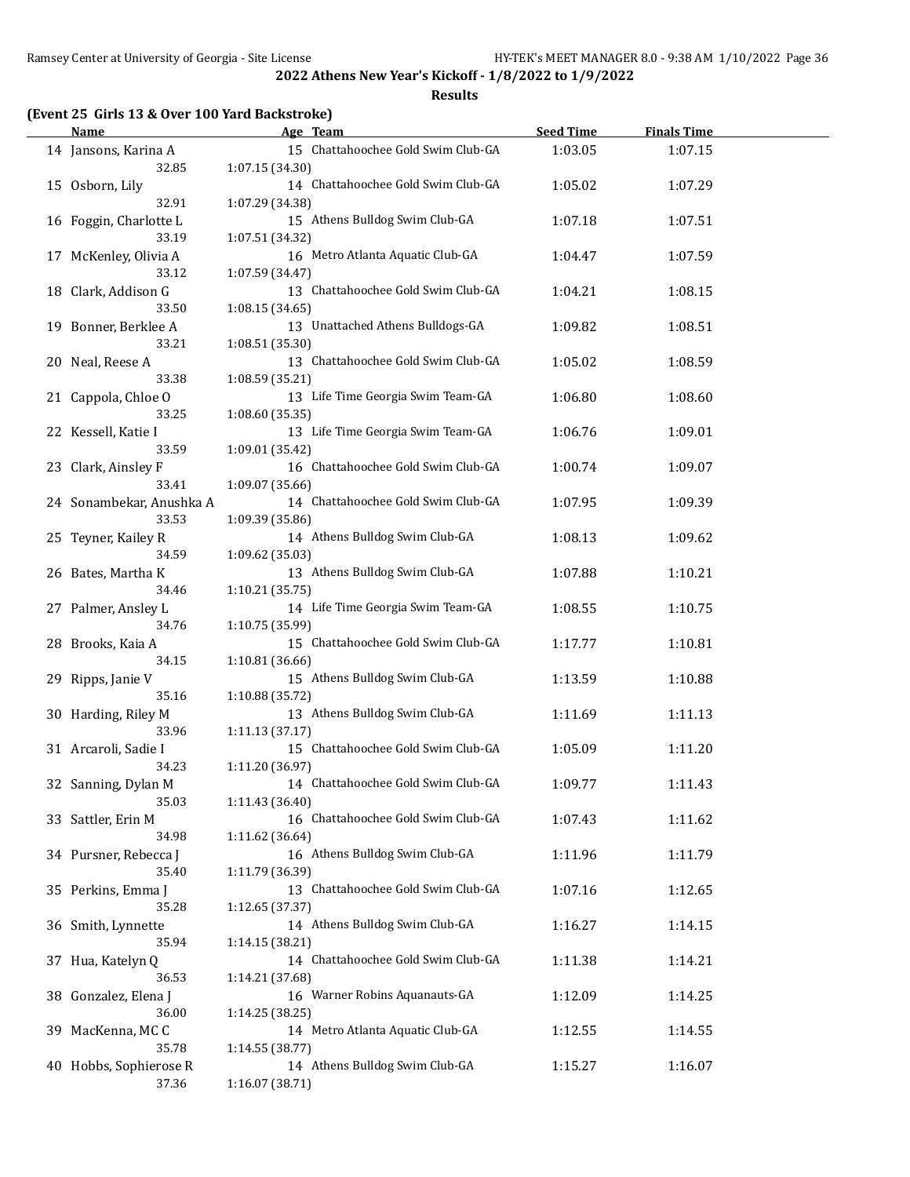## 2022 Athens New Year's Kickoff - 1/8/2022 to 1/9/2022

### Results

**(Event 25 Girls 13 & Over 100 Yard Backstroke)**

| | Name | Age | Team | Seed Time | Finals Time |
|---|---|---|---|---|---|
| 14 | Jansons, Karina A | 15 | Chattahoochee Gold Swim Club-GA | 1:03.05 | 1:07.15 |
| | 32.85 | 1:07.15 (34.30) | | | |
| 15 | Osborn, Lily | 14 | Chattahoochee Gold Swim Club-GA | 1:05.02 | 1:07.29 |
| | 32.91 | 1:07.29 (34.38) | | | |
| 16 | Foggin, Charlotte L | 15 | Athens Bulldog Swim Club-GA | 1:07.18 | 1:07.51 |
| | 33.19 | 1:07.51 (34.32) | | | |
| 17 | McKenley, Olivia A | 16 | Metro Atlanta Aquatic Club-GA | 1:04.47 | 1:07.59 |
| | 33.12 | 1:07.59 (34.47) | | | |
| 18 | Clark, Addison G | 13 | Chattahoochee Gold Swim Club-GA | 1:04.21 | 1:08.15 |
| | 33.50 | 1:08.15 (34.65) | | | |
| 19 | Bonner, Berklee A | 13 | Unattached Athens Bulldogs-GA | 1:09.82 | 1:08.51 |
| | 33.21 | 1:08.51 (35.30) | | | |
| 20 | Neal, Reese A | 13 | Chattahoochee Gold Swim Club-GA | 1:05.02 | 1:08.59 |
| | 33.38 | 1:08.59 (35.21) | | | |
| 21 | Cappola, Chloe O | 13 | Life Time Georgia Swim Team-GA | 1:06.80 | 1:08.60 |
| | 33.25 | 1:08.60 (35.35) | | | |
| 22 | Kessell, Katie I | 13 | Life Time Georgia Swim Team-GA | 1:06.76 | 1:09.01 |
| | 33.59 | 1:09.01 (35.42) | | | |
| 23 | Clark, Ainsley F | 16 | Chattahoochee Gold Swim Club-GA | 1:00.74 | 1:09.07 |
| | 33.41 | 1:09.07 (35.66) | | | |
| 24 | Sonambekar, Anushka A | 14 | Chattahoochee Gold Swim Club-GA | 1:07.95 | 1:09.39 |
| | 33.53 | 1:09.39 (35.86) | | | |
| 25 | Teyner, Kailey R | 14 | Athens Bulldog Swim Club-GA | 1:08.13 | 1:09.62 |
| | 34.59 | 1:09.62 (35.03) | | | |
| 26 | Bates, Martha K | 13 | Athens Bulldog Swim Club-GA | 1:07.88 | 1:10.21 |
| | 34.46 | 1:10.21 (35.75) | | | |
| 27 | Palmer, Ansley L | 14 | Life Time Georgia Swim Team-GA | 1:08.55 | 1:10.75 |
| | 34.76 | 1:10.75 (35.99) | | | |
| 28 | Brooks, Kaia A | 15 | Chattahoochee Gold Swim Club-GA | 1:17.77 | 1:10.81 |
| | 34.15 | 1:10.81 (36.66) | | | |
| 29 | Ripps, Janie V | 15 | Athens Bulldog Swim Club-GA | 1:13.59 | 1:10.88 |
| | 35.16 | 1:10.88 (35.72) | | | |
| 30 | Harding, Riley M | 13 | Athens Bulldog Swim Club-GA | 1:11.69 | 1:11.13 |
| | 33.96 | 1:11.13 (37.17) | | | |
| 31 | Arcaroli, Sadie I | 15 | Chattahoochee Gold Swim Club-GA | 1:05.09 | 1:11.20 |
| | 34.23 | 1:11.20 (36.97) | | | |
| 32 | Sanning, Dylan M | 14 | Chattahoochee Gold Swim Club-GA | 1:09.77 | 1:11.43 |
| | 35.03 | 1:11.43 (36.40) | | | |
| 33 | Sattler, Erin M | 16 | Chattahoochee Gold Swim Club-GA | 1:07.43 | 1:11.62 |
| | 34.98 | 1:11.62 (36.64) | | | |
| 34 | Pursner, Rebecca J | 16 | Athens Bulldog Swim Club-GA | 1:11.96 | 1:11.79 |
| | 35.40 | 1:11.79 (36.39) | | | |
| 35 | Perkins, Emma J | 13 | Chattahoochee Gold Swim Club-GA | 1:07.16 | 1:12.65 |
| | 35.28 | 1:12.65 (37.37) | | | |
| 36 | Smith, Lynnette | 14 | Athens Bulldog Swim Club-GA | 1:16.27 | 1:14.15 |
| | 35.94 | 1:14.15 (38.21) | | | |
| 37 | Hua, Katelyn Q | 14 | Chattahoochee Gold Swim Club-GA | 1:11.38 | 1:14.21 |
| | 36.53 | 1:14.21 (37.68) | | | |
| 38 | Gonzalez, Elena J | 16 | Warner Robins Aquanauts-GA | 1:12.09 | 1:14.25 |
| | 36.00 | 1:14.25 (38.25) | | | |
| 39 | MacKenna, MC C | 14 | Metro Atlanta Aquatic Club-GA | 1:12.55 | 1:14.55 |
| | 35.78 | 1:14.55 (38.77) | | | |
| 40 | Hobbs, Sophierose R | 14 | Athens Bulldog Swim Club-GA | 1:15.27 | 1:16.07 |
| | 37.36 | 1:16.07 (38.71) | | | |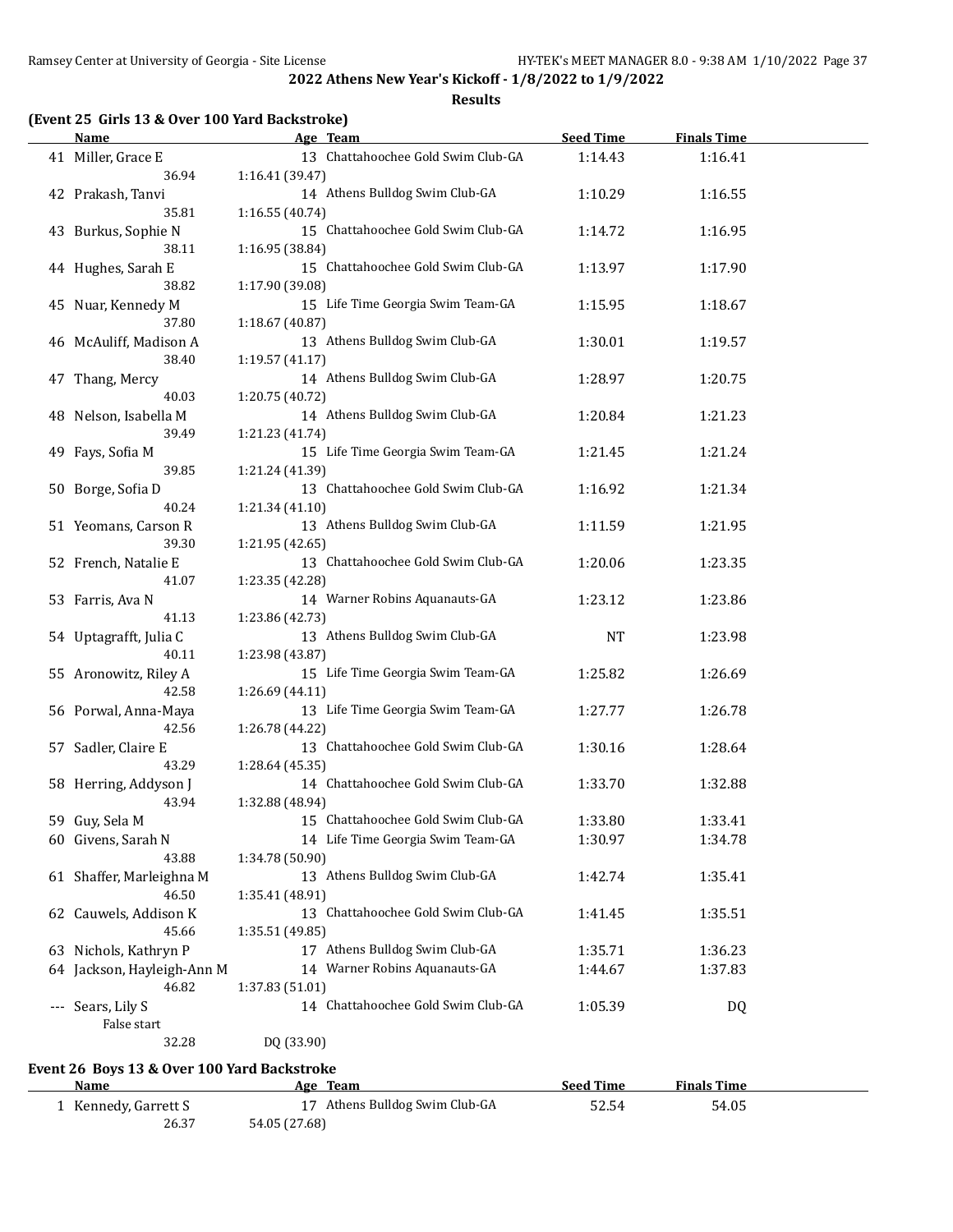**2022 Athens New Year's Kickoff - 1/8/2022 to 1/9/2022**

**Results**

### (Event 25 Girls 13 & Over 100 Yard Backstroke)

| | Name | Age | Team | Seed Time | Finals Time |
|---|---|---|---|---|---|
| 41 | Miller, Grace E | 13 | Chattahoochee Gold Swim Club-GA | 1:14.43 | 1:16.41 |
| | 36.94 | 1:16.41 (39.47) | | | |
| 42 | Prakash, Tanvi | 14 | Athens Bulldog Swim Club-GA | 1:10.29 | 1:16.55 |
| | 35.81 | 1:16.55 (40.74) | | | |
| 43 | Burkus, Sophie N | 15 | Chattahoochee Gold Swim Club-GA | 1:14.72 | 1:16.95 |
| | 38.11 | 1:16.95 (38.84) | | | |
| 44 | Hughes, Sarah E | 15 | Chattahoochee Gold Swim Club-GA | 1:13.97 | 1:17.90 |
| | 38.82 | 1:17.90 (39.08) | | | |
| 45 | Nuar, Kennedy M | 15 | Life Time Georgia Swim Team-GA | 1:15.95 | 1:18.67 |
| | 37.80 | 1:18.67 (40.87) | | | |
| 46 | McAuliff, Madison A | 13 | Athens Bulldog Swim Club-GA | 1:30.01 | 1:19.57 |
| | 38.40 | 1:19.57 (41.17) | | | |
| 47 | Thang, Mercy | 14 | Athens Bulldog Swim Club-GA | 1:28.97 | 1:20.75 |
| | 40.03 | 1:20.75 (40.72) | | | |
| 48 | Nelson, Isabella M | 14 | Athens Bulldog Swim Club-GA | 1:20.84 | 1:21.23 |
| | 39.49 | 1:21.23 (41.74) | | | |
| 49 | Fays, Sofia M | 15 | Life Time Georgia Swim Team-GA | 1:21.45 | 1:21.24 |
| | 39.85 | 1:21.24 (41.39) | | | |
| 50 | Borge, Sofia D | 13 | Chattahoochee Gold Swim Club-GA | 1:16.92 | 1:21.34 |
| | 40.24 | 1:21.34 (41.10) | | | |
| 51 | Yeomans, Carson R | 13 | Athens Bulldog Swim Club-GA | 1:11.59 | 1:21.95 |
| | 39.30 | 1:21.95 (42.65) | | | |
| 52 | French, Natalie E | 13 | Chattahoochee Gold Swim Club-GA | 1:20.06 | 1:23.35 |
| | 41.07 | 1:23.35 (42.28) | | | |
| 53 | Farris, Ava N | 14 | Warner Robins Aquanauts-GA | 1:23.12 | 1:23.86 |
| | 41.13 | 1:23.86 (42.73) | | | |
| 54 | Uptagrafft, Julia C | 13 | Athens Bulldog Swim Club-GA | NT | 1:23.98 |
| | 40.11 | 1:23.98 (43.87) | | | |
| 55 | Aronowitz, Riley A | 15 | Life Time Georgia Swim Team-GA | 1:25.82 | 1:26.69 |
| | 42.58 | 1:26.69 (44.11) | | | |
| 56 | Porwal, Anna-Maya | 13 | Life Time Georgia Swim Team-GA | 1:27.77 | 1:26.78 |
| | 42.56 | 1:26.78 (44.22) | | | |
| 57 | Sadler, Claire E | 13 | Chattahoochee Gold Swim Club-GA | 1:30.16 | 1:28.64 |
| | 43.29 | 1:28.64 (45.35) | | | |
| 58 | Herring, Addyson J | 14 | Chattahoochee Gold Swim Club-GA | 1:33.70 | 1:32.88 |
| | 43.94 | 1:32.88 (48.94) | | | |
| 59 | Guy, Sela M | 15 | Chattahoochee Gold Swim Club-GA | 1:33.80 | 1:33.41 |
| 60 | Givens, Sarah N | 14 | Life Time Georgia Swim Team-GA | 1:30.97 | 1:34.78 |
| | 43.88 | 1:34.78 (50.90) | | | |
| 61 | Shaffer, Marleighna M | 13 | Athens Bulldog Swim Club-GA | 1:42.74 | 1:35.41 |
| | 46.50 | 1:35.41 (48.91) | | | |
| 62 | Cauwels, Addison K | 13 | Chattahoochee Gold Swim Club-GA | 1:41.45 | 1:35.51 |
| | 45.66 | 1:35.51 (49.85) | | | |
| 63 | Nichols, Kathryn P | 17 | Athens Bulldog Swim Club-GA | 1:35.71 | 1:36.23 |
| 64 | Jackson, Hayleigh-Ann M | 14 | Warner Robins Aquanauts-GA | 1:44.67 | 1:37.83 |
| | 46.82 | 1:37.83 (51.01) | | | |
| --- | Sears, Lily S | 14 | Chattahoochee Gold Swim Club-GA | 1:05.39 | DQ |
| | False start | | | | |
| | 32.28 | DQ (33.90) | | | |

### Event 26 Boys 13 & Over 100 Yard Backstroke

| | Name | Age | Team | Seed Time | Finals Time |
|---|---|---|---|---|---|
| 1 | Kennedy, Garrett S | 17 | Athens Bulldog Swim Club-GA | 52.54 | 54.05 |
| | 26.37 | 54.05 (27.68) | | | |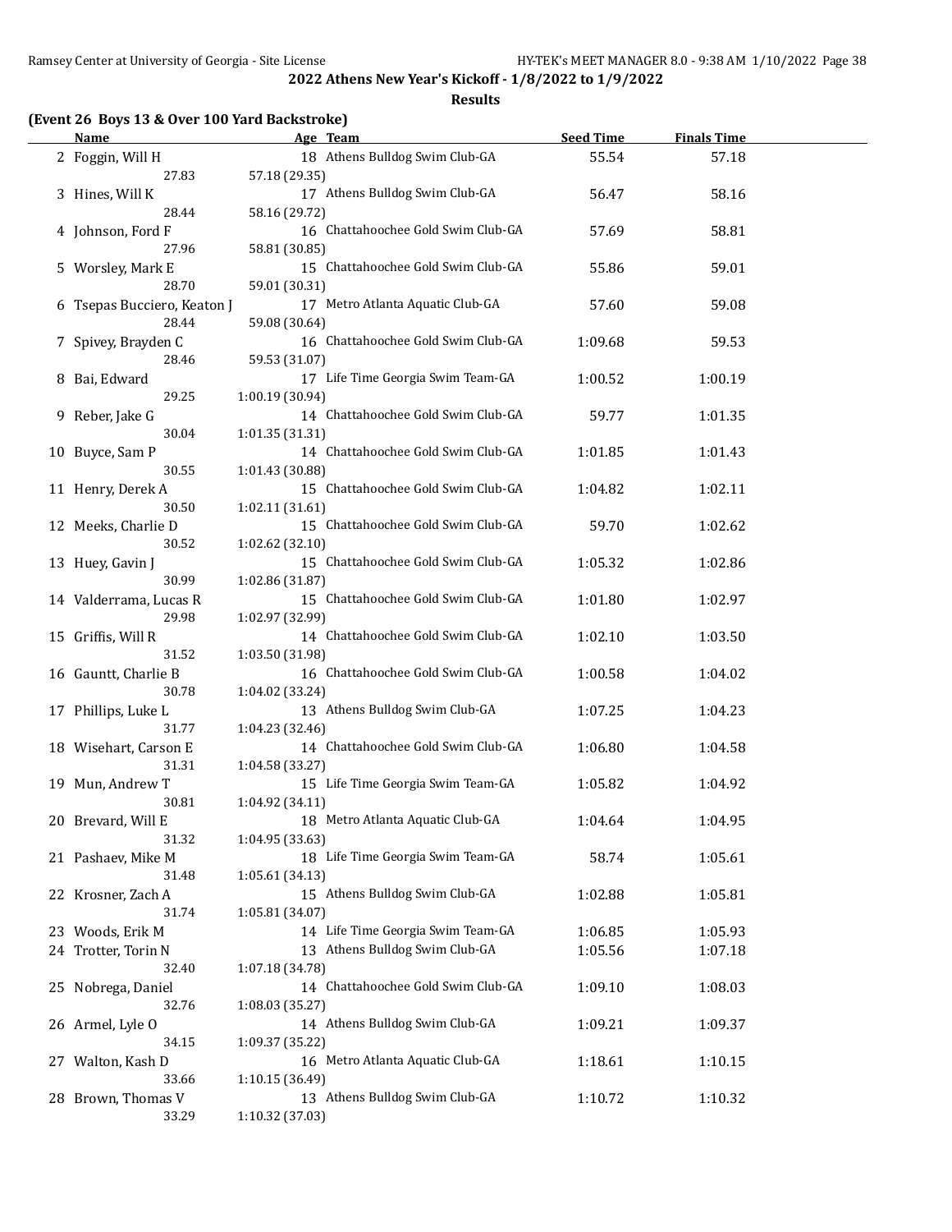**2022 Athens New Year's Kickoff - 1/8/2022 to 1/9/2022**

**Results**

### (Event 26 Boys 13 & Over 100 Yard Backstroke)

| | Name | Age | Team | Seed Time | Finals Time |
|---|---|---|---|---|---|
| 2 | Foggin, Will H | 18 | Athens Bulldog Swim Club-GA | 55.54 | 57.18 |
| | 27.83 | 57.18 (29.35) | | | |
| 3 | Hines, Will K | 17 | Athens Bulldog Swim Club-GA | 56.47 | 58.16 |
| | 28.44 | 58.16 (29.72) | | | |
| 4 | Johnson, Ford F | 16 | Chattahoochee Gold Swim Club-GA | 57.69 | 58.81 |
| | 27.96 | 58.81 (30.85) | | | |
| 5 | Worsley, Mark E | 15 | Chattahoochee Gold Swim Club-GA | 55.86 | 59.01 |
| | 28.70 | 59.01 (30.31) | | | |
| 6 | Tsepas Bucciero, Keaton J | 17 | Metro Atlanta Aquatic Club-GA | 57.60 | 59.08 |
| | 28.44 | 59.08 (30.64) | | | |
| 7 | Spivey, Brayden C | 16 | Chattahoochee Gold Swim Club-GA | 1:09.68 | 59.53 |
| | 28.46 | 59.53 (31.07) | | | |
| 8 | Bai, Edward | 17 | Life Time Georgia Swim Team-GA | 1:00.52 | 1:00.19 |
| | 29.25 | 1:00.19 (30.94) | | | |
| 9 | Reber, Jake G | 14 | Chattahoochee Gold Swim Club-GA | 59.77 | 1:01.35 |
| | 30.04 | 1:01.35 (31.31) | | | |
| 10 | Buyce, Sam P | 14 | Chattahoochee Gold Swim Club-GA | 1:01.85 | 1:01.43 |
| | 30.55 | 1:01.43 (30.88) | | | |
| 11 | Henry, Derek A | 15 | Chattahoochee Gold Swim Club-GA | 1:04.82 | 1:02.11 |
| | 30.50 | 1:02.11 (31.61) | | | |
| 12 | Meeks, Charlie D | 15 | Chattahoochee Gold Swim Club-GA | 59.70 | 1:02.62 |
| | 30.52 | 1:02.62 (32.10) | | | |
| 13 | Huey, Gavin J | 15 | Chattahoochee Gold Swim Club-GA | 1:05.32 | 1:02.86 |
| | 30.99 | 1:02.86 (31.87) | | | |
| 14 | Valderrama, Lucas R | 15 | Chattahoochee Gold Swim Club-GA | 1:01.80 | 1:02.97 |
| | 29.98 | 1:02.97 (32.99) | | | |
| 15 | Griffis, Will R | 14 | Chattahoochee Gold Swim Club-GA | 1:02.10 | 1:03.50 |
| | 31.52 | 1:03.50 (31.98) | | | |
| 16 | Gauntt, Charlie B | 16 | Chattahoochee Gold Swim Club-GA | 1:00.58 | 1:04.02 |
| | 30.78 | 1:04.02 (33.24) | | | |
| 17 | Phillips, Luke L | 13 | Athens Bulldog Swim Club-GA | 1:07.25 | 1:04.23 |
| | 31.77 | 1:04.23 (32.46) | | | |
| 18 | Wisehart, Carson E | 14 | Chattahoochee Gold Swim Club-GA | 1:06.80 | 1:04.58 |
| | 31.31 | 1:04.58 (33.27) | | | |
| 19 | Mun, Andrew T | 15 | Life Time Georgia Swim Team-GA | 1:05.82 | 1:04.92 |
| | 30.81 | 1:04.92 (34.11) | | | |
| 20 | Brevard, Will E | 18 | Metro Atlanta Aquatic Club-GA | 1:04.64 | 1:04.95 |
| | 31.32 | 1:04.95 (33.63) | | | |
| 21 | Pashaev, Mike M | 18 | Life Time Georgia Swim Team-GA | 58.74 | 1:05.61 |
| | 31.48 | 1:05.61 (34.13) | | | |
| 22 | Krosner, Zach A | 15 | Athens Bulldog Swim Club-GA | 1:02.88 | 1:05.81 |
| | 31.74 | 1:05.81 (34.07) | | | |
| 23 | Woods, Erik M | 14 | Life Time Georgia Swim Team-GA | 1:06.85 | 1:05.93 |
| 24 | Trotter, Torin N | 13 | Athens Bulldog Swim Club-GA | 1:05.56 | 1:07.18 |
| | 32.40 | 1:07.18 (34.78) | | | |
| 25 | Nobrega, Daniel | 14 | Chattahoochee Gold Swim Club-GA | 1:09.10 | 1:08.03 |
| | 32.76 | 1:08.03 (35.27) | | | |
| 26 | Armel, Lyle O | 14 | Athens Bulldog Swim Club-GA | 1:09.21 | 1:09.37 |
| | 34.15 | 1:09.37 (35.22) | | | |
| 27 | Walton, Kash D | 16 | Metro Atlanta Aquatic Club-GA | 1:18.61 | 1:10.15 |
| | 33.66 | 1:10.15 (36.49) | | | |
| 28 | Brown, Thomas V | 13 | Athens Bulldog Swim Club-GA | 1:10.72 | 1:10.32 |
| | 33.29 | 1:10.32 (37.03) | | | |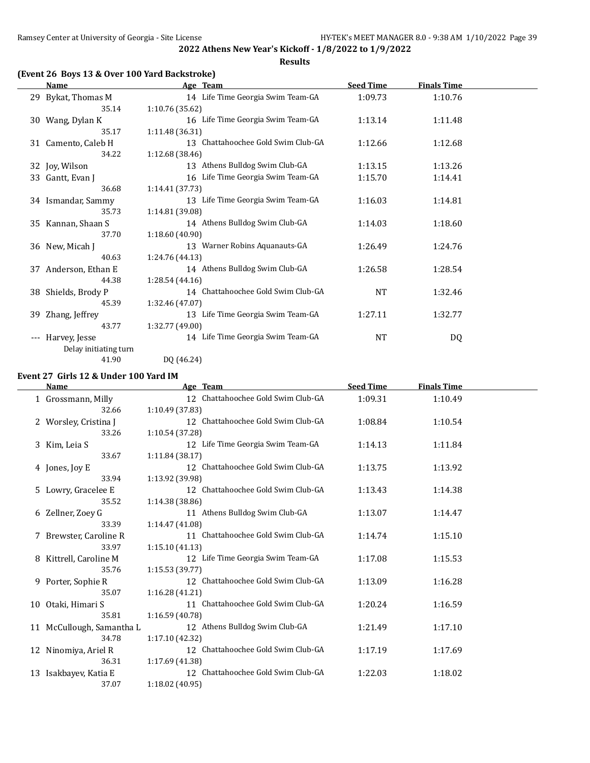**2022 Athens New Year's Kickoff - 1/8/2022 to 1/9/2022**

**Results**

### (Event 26 Boys 13 & Over 100 Yard Backstroke)

| | Name | Age | Team | Seed Time | Finals Time |
|---|---|---|---|---|---|
| 29 | Bykat, Thomas M | 14 | Life Time Georgia Swim Team-GA | 1:09.73 | 1:10.76 |
| | 35.14 | 1:10.76 (35.62) | | | |
| 30 | Wang, Dylan K | 16 | Life Time Georgia Swim Team-GA | 1:13.14 | 1:11.48 |
| | 35.17 | 1:11.48 (36.31) | | | |
| 31 | Camento, Caleb H | 13 | Chattahoochee Gold Swim Club-GA | 1:12.66 | 1:12.68 |
| | 34.22 | 1:12.68 (38.46) | | | |
| 32 | Joy, Wilson | 13 | Athens Bulldog Swim Club-GA | 1:13.15 | 1:13.26 |
| 33 | Gantt, Evan J | 16 | Life Time Georgia Swim Team-GA | 1:15.70 | 1:14.41 |
| | 36.68 | 1:14.41 (37.73) | | | |
| 34 | Ismandar, Sammy | 13 | Life Time Georgia Swim Team-GA | 1:16.03 | 1:14.81 |
| | 35.73 | 1:14.81 (39.08) | | | |
| 35 | Kannan, Shaan S | 14 | Athens Bulldog Swim Club-GA | 1:14.03 | 1:18.60 |
| | 37.70 | 1:18.60 (40.90) | | | |
| 36 | New, Micah J | 13 | Warner Robins Aquanauts-GA | 1:26.49 | 1:24.76 |
| | 40.63 | 1:24.76 (44.13) | | | |
| 37 | Anderson, Ethan E | 14 | Athens Bulldog Swim Club-GA | 1:26.58 | 1:28.54 |
| | 44.38 | 1:28.54 (44.16) | | | |
| 38 | Shields, Brody P | 14 | Chattahoochee Gold Swim Club-GA | NT | 1:32.46 |
| | 45.39 | 1:32.46 (47.07) | | | |
| 39 | Zhang, Jeffrey | 13 | Life Time Georgia Swim Team-GA | 1:27.11 | 1:32.77 |
| | 43.77 | 1:32.77 (49.00) | | | |
| --- | Harvey, Jesse | 14 | Life Time Georgia Swim Team-GA | NT | DQ |
| | Delay initiating turn | | | | |
| | 41.90 | DQ (46.24) | | | |

### Event 27 Girls 12 & Under 100 Yard IM

| | Name | Age | Team | Seed Time | Finals Time |
|---|---|---|---|---|---|
| 1 | Grossmann, Milly | 12 | Chattahoochee Gold Swim Club-GA | 1:09.31 | 1:10.49 |
| | 32.66 | 1:10.49 (37.83) | | | |
| 2 | Worsley, Cristina J | 12 | Chattahoochee Gold Swim Club-GA | 1:08.84 | 1:10.54 |
| | 33.26 | 1:10.54 (37.28) | | | |
| 3 | Kim, Leia S | 12 | Life Time Georgia Swim Team-GA | 1:14.13 | 1:11.84 |
| | 33.67 | 1:11.84 (38.17) | | | |
| 4 | Jones, Joy E | 12 | Chattahoochee Gold Swim Club-GA | 1:13.75 | 1:13.92 |
| | 33.94 | 1:13.92 (39.98) | | | |
| 5 | Lowry, Gracelee E | 12 | Chattahoochee Gold Swim Club-GA | 1:13.43 | 1:14.38 |
| | 35.52 | 1:14.38 (38.86) | | | |
| 6 | Zellner, Zoey G | 11 | Athens Bulldog Swim Club-GA | 1:13.07 | 1:14.47 |
| | 33.39 | 1:14.47 (41.08) | | | |
| 7 | Brewster, Caroline R | 11 | Chattahoochee Gold Swim Club-GA | 1:14.74 | 1:15.10 |
| | 33.97 | 1:15.10 (41.13) | | | |
| 8 | Kittrell, Caroline M | 12 | Life Time Georgia Swim Team-GA | 1:17.08 | 1:15.53 |
| | 35.76 | 1:15.53 (39.77) | | | |
| 9 | Porter, Sophie R | 12 | Chattahoochee Gold Swim Club-GA | 1:13.09 | 1:16.28 |
| | 35.07 | 1:16.28 (41.21) | | | |
| 10 | Otaki, Himari S | 11 | Chattahoochee Gold Swim Club-GA | 1:20.24 | 1:16.59 |
| | 35.81 | 1:16.59 (40.78) | | | |
| 11 | McCullough, Samantha L | 12 | Athens Bulldog Swim Club-GA | 1:21.49 | 1:17.10 |
| | 34.78 | 1:17.10 (42.32) | | | |
| 12 | Ninomiya, Ariel R | 12 | Chattahoochee Gold Swim Club-GA | 1:17.19 | 1:17.69 |
| | 36.31 | 1:17.69 (41.38) | | | |
| 13 | Isakbayev, Katia E | 12 | Chattahoochee Gold Swim Club-GA | 1:22.03 | 1:18.02 |
| | 37.07 | 1:18.02 (40.95) | | | |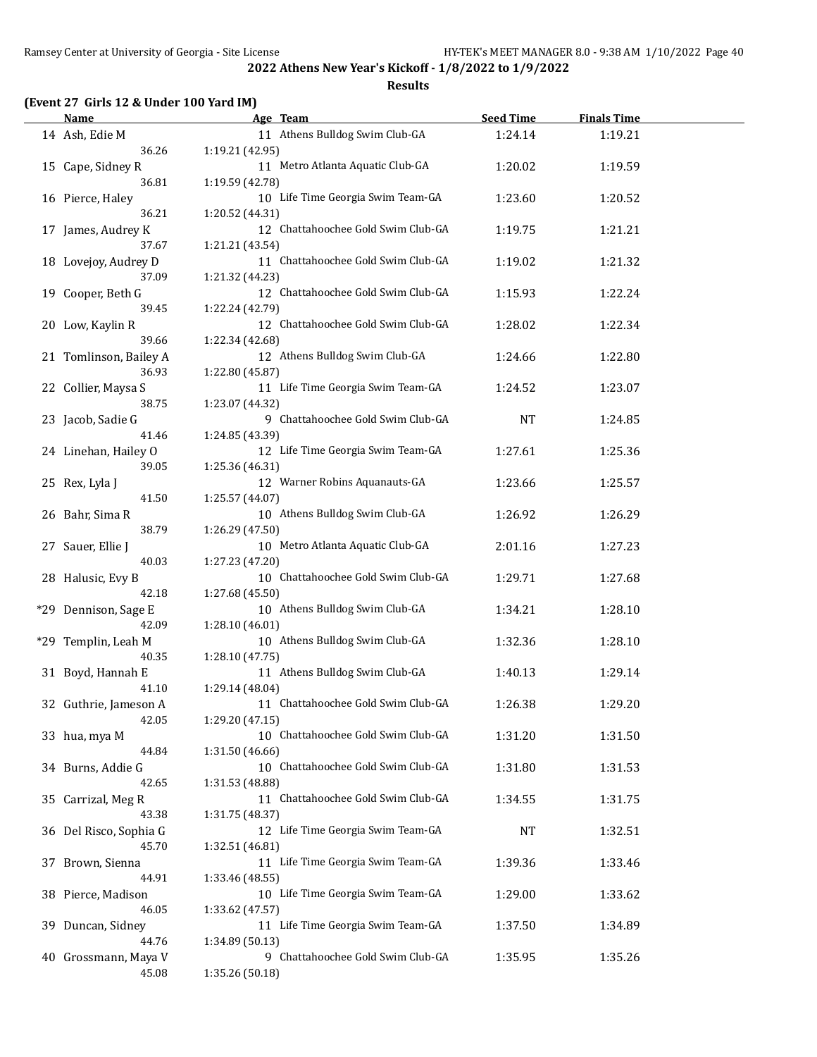## 2022 Athens New Year's Kickoff - 1/8/2022 to 1/9/2022

### Results

**(Event 27 Girls 12 & Under 100 Yard IM)**

| | Name | Age | Team | Seed Time | Finals Time |
|---|---|---|---|---|---|
| 14 | Ash, Edie M | 11 | Athens Bulldog Swim Club-GA | 1:24.14 | 1:19.21 |
| | 36.26 | 1:19.21 (42.95) | | | |
| 15 | Cape, Sidney R | 11 | Metro Atlanta Aquatic Club-GA | 1:20.02 | 1:19.59 |
| | 36.81 | 1:19.59 (42.78) | | | |
| 16 | Pierce, Haley | 10 | Life Time Georgia Swim Team-GA | 1:23.60 | 1:20.52 |
| | 36.21 | 1:20.52 (44.31) | | | |
| 17 | James, Audrey K | 12 | Chattahoochee Gold Swim Club-GA | 1:19.75 | 1:21.21 |
| | 37.67 | 1:21.21 (43.54) | | | |
| 18 | Lovejoy, Audrey D | 11 | Chattahoochee Gold Swim Club-GA | 1:19.02 | 1:21.32 |
| | 37.09 | 1:21.32 (44.23) | | | |
| 19 | Cooper, Beth G | 12 | Chattahoochee Gold Swim Club-GA | 1:15.93 | 1:22.24 |
| | 39.45 | 1:22.24 (42.79) | | | |
| 20 | Low, Kaylin R | 12 | Chattahoochee Gold Swim Club-GA | 1:28.02 | 1:22.34 |
| | 39.66 | 1:22.34 (42.68) | | | |
| 21 | Tomlinson, Bailey A | 12 | Athens Bulldog Swim Club-GA | 1:24.66 | 1:22.80 |
| | 36.93 | 1:22.80 (45.87) | | | |
| 22 | Collier, Maysa S | 11 | Life Time Georgia Swim Team-GA | 1:24.52 | 1:23.07 |
| | 38.75 | 1:23.07 (44.32) | | | |
| 23 | Jacob, Sadie G | 9 | Chattahoochee Gold Swim Club-GA | NT | 1:24.85 |
| | 41.46 | 1:24.85 (43.39) | | | |
| 24 | Linehan, Hailey O | 12 | Life Time Georgia Swim Team-GA | 1:27.61 | 1:25.36 |
| | 39.05 | 1:25.36 (46.31) | | | |
| 25 | Rex, Lyla J | 12 | Warner Robins Aquanauts-GA | 1:23.66 | 1:25.57 |
| | 41.50 | 1:25.57 (44.07) | | | |
| 26 | Bahr, Sima R | 10 | Athens Bulldog Swim Club-GA | 1:26.92 | 1:26.29 |
| | 38.79 | 1:26.29 (47.50) | | | |
| 27 | Sauer, Ellie J | 10 | Metro Atlanta Aquatic Club-GA | 2:01.16 | 1:27.23 |
| | 40.03 | 1:27.23 (47.20) | | | |
| 28 | Halusic, Evy B | 10 | Chattahoochee Gold Swim Club-GA | 1:29.71 | 1:27.68 |
| | 42.18 | 1:27.68 (45.50) | | | |
| *29 | Dennison, Sage E | 10 | Athens Bulldog Swim Club-GA | 1:34.21 | 1:28.10 |
| | 42.09 | 1:28.10 (46.01) | | | |
| *29 | Templin, Leah M | 10 | Athens Bulldog Swim Club-GA | 1:32.36 | 1:28.10 |
| | 40.35 | 1:28.10 (47.75) | | | |
| 31 | Boyd, Hannah E | 11 | Athens Bulldog Swim Club-GA | 1:40.13 | 1:29.14 |
| | 41.10 | 1:29.14 (48.04) | | | |
| 32 | Guthrie, Jameson A | 11 | Chattahoochee Gold Swim Club-GA | 1:26.38 | 1:29.20 |
| | 42.05 | 1:29.20 (47.15) | | | |
| 33 | hua, mya M | 10 | Chattahoochee Gold Swim Club-GA | 1:31.20 | 1:31.50 |
| | 44.84 | 1:31.50 (46.66) | | | |
| 34 | Burns, Addie G | 10 | Chattahoochee Gold Swim Club-GA | 1:31.80 | 1:31.53 |
| | 42.65 | 1:31.53 (48.88) | | | |
| 35 | Carrizal, Meg R | 11 | Chattahoochee Gold Swim Club-GA | 1:34.55 | 1:31.75 |
| | 43.38 | 1:31.75 (48.37) | | | |
| 36 | Del Risco, Sophia G | 12 | Life Time Georgia Swim Team-GA | NT | 1:32.51 |
| | 45.70 | 1:32.51 (46.81) | | | |
| 37 | Brown, Sienna | 11 | Life Time Georgia Swim Team-GA | 1:39.36 | 1:33.46 |
| | 44.91 | 1:33.46 (48.55) | | | |
| 38 | Pierce, Madison | 10 | Life Time Georgia Swim Team-GA | 1:29.00 | 1:33.62 |
| | 46.05 | 1:33.62 (47.57) | | | |
| 39 | Duncan, Sidney | 11 | Life Time Georgia Swim Team-GA | 1:37.50 | 1:34.89 |
| | 44.76 | 1:34.89 (50.13) | | | |
| 40 | Grossmann, Maya V | 9 | Chattahoochee Gold Swim Club-GA | 1:35.95 | 1:35.26 |
| | 45.08 | 1:35.26 (50.18) | | | |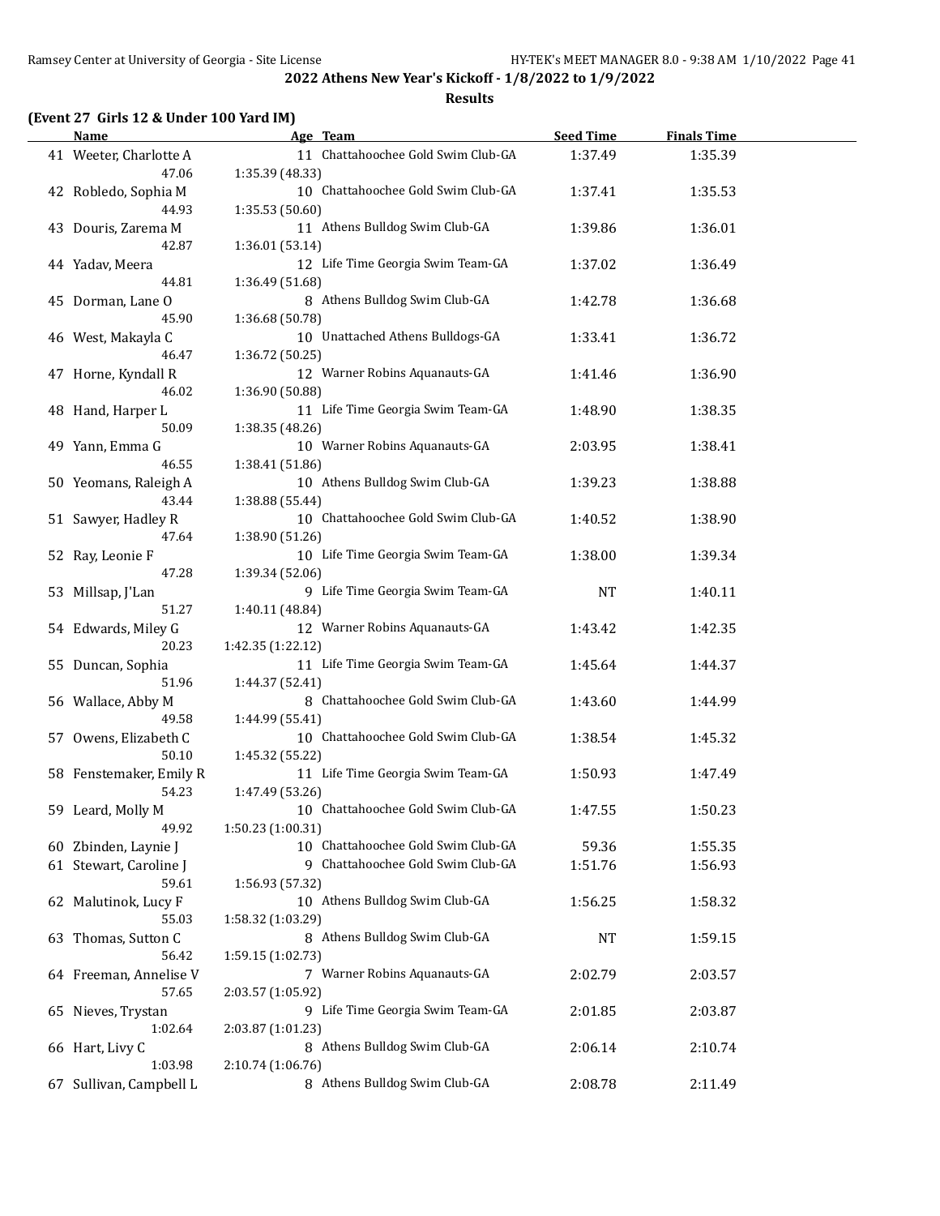## 2022 Athens New Year's Kickoff - 1/8/2022 to 1/9/2022

### Results

#### (Event 27 Girls 12 & Under 100 Yard IM)

| | Name | Age | Team | Seed Time | Finals Time |
|---|---|---|---|---|---|
| 41 | Weeter, Charlotte A | 11 | Chattahoochee Gold Swim Club-GA | 1:37.49 | 1:35.39 |
| | 47.06 | 1:35.39 (48.33) | | | |
| 42 | Robledo, Sophia M | 10 | Chattahoochee Gold Swim Club-GA | 1:37.41 | 1:35.53 |
| | 44.93 | 1:35.53 (50.60) | | | |
| 43 | Douris, Zarema M | 11 | Athens Bulldog Swim Club-GA | 1:39.86 | 1:36.01 |
| | 42.87 | 1:36.01 (53.14) | | | |
| 44 | Yadav, Meera | 12 | Life Time Georgia Swim Team-GA | 1:37.02 | 1:36.49 |
| | 44.81 | 1:36.49 (51.68) | | | |
| 45 | Dorman, Lane O | 8 | Athens Bulldog Swim Club-GA | 1:42.78 | 1:36.68 |
| | 45.90 | 1:36.68 (50.78) | | | |
| 46 | West, Makayla C | 10 | Unattached Athens Bulldogs-GA | 1:33.41 | 1:36.72 |
| | 46.47 | 1:36.72 (50.25) | | | |
| 47 | Horne, Kyndall R | 12 | Warner Robins Aquanauts-GA | 1:41.46 | 1:36.90 |
| | 46.02 | 1:36.90 (50.88) | | | |
| 48 | Hand, Harper L | 11 | Life Time Georgia Swim Team-GA | 1:48.90 | 1:38.35 |
| | 50.09 | 1:38.35 (48.26) | | | |
| 49 | Yann, Emma G | 10 | Warner Robins Aquanauts-GA | 2:03.95 | 1:38.41 |
| | 46.55 | 1:38.41 (51.86) | | | |
| 50 | Yeomans, Raleigh A | 10 | Athens Bulldog Swim Club-GA | 1:39.23 | 1:38.88 |
| | 43.44 | 1:38.88 (55.44) | | | |
| 51 | Sawyer, Hadley R | 10 | Chattahoochee Gold Swim Club-GA | 1:40.52 | 1:38.90 |
| | 47.64 | 1:38.90 (51.26) | | | |
| 52 | Ray, Leonie F | 10 | Life Time Georgia Swim Team-GA | 1:38.00 | 1:39.34 |
| | 47.28 | 1:39.34 (52.06) | | | |
| 53 | Millsap, J'Lan | 9 | Life Time Georgia Swim Team-GA | NT | 1:40.11 |
| | 51.27 | 1:40.11 (48.84) | | | |
| 54 | Edwards, Miley G | 12 | Warner Robins Aquanauts-GA | 1:43.42 | 1:42.35 |
| | 20.23 | 1:42.35 (1:22.12) | | | |
| 55 | Duncan, Sophia | 11 | Life Time Georgia Swim Team-GA | 1:45.64 | 1:44.37 |
| | 51.96 | 1:44.37 (52.41) | | | |
| 56 | Wallace, Abby M | 8 | Chattahoochee Gold Swim Club-GA | 1:43.60 | 1:44.99 |
| | 49.58 | 1:44.99 (55.41) | | | |
| 57 | Owens, Elizabeth C | 10 | Chattahoochee Gold Swim Club-GA | 1:38.54 | 1:45.32 |
| | 50.10 | 1:45.32 (55.22) | | | |
| 58 | Fenstemaker, Emily R | 11 | Life Time Georgia Swim Team-GA | 1:50.93 | 1:47.49 |
| | 54.23 | 1:47.49 (53.26) | | | |
| 59 | Leard, Molly M | 10 | Chattahoochee Gold Swim Club-GA | 1:47.55 | 1:50.23 |
| | 49.92 | 1:50.23 (1:00.31) | | | |
| 60 | Zbinden, Laynie J | 10 | Chattahoochee Gold Swim Club-GA | 59.36 | 1:55.35 |
| 61 | Stewart, Caroline J | 9 | Chattahoochee Gold Swim Club-GA | 1:51.76 | 1:56.93 |
| | 59.61 | 1:56.93 (57.32) | | | |
| 62 | Malutinok, Lucy F | 10 | Athens Bulldog Swim Club-GA | 1:56.25 | 1:58.32 |
| | 55.03 | 1:58.32 (1:03.29) | | | |
| 63 | Thomas, Sutton C | 8 | Athens Bulldog Swim Club-GA | NT | 1:59.15 |
| | 56.42 | 1:59.15 (1:02.73) | | | |
| 64 | Freeman, Annelise V | 7 | Warner Robins Aquanauts-GA | 2:02.79 | 2:03.57 |
| | 57.65 | 2:03.57 (1:05.92) | | | |
| 65 | Nieves, Trystan | 9 | Life Time Georgia Swim Team-GA | 2:01.85 | 2:03.87 |
| | 1:02.64 | 2:03.87 (1:01.23) | | | |
| 66 | Hart, Livy C | 8 | Athens Bulldog Swim Club-GA | 2:06.14 | 2:10.74 |
| | 1:03.98 | 2:10.74 (1:06.76) | | | |
| 67 | Sullivan, Campbell L | 8 | Athens Bulldog Swim Club-GA | 2:08.78 | 2:11.49 |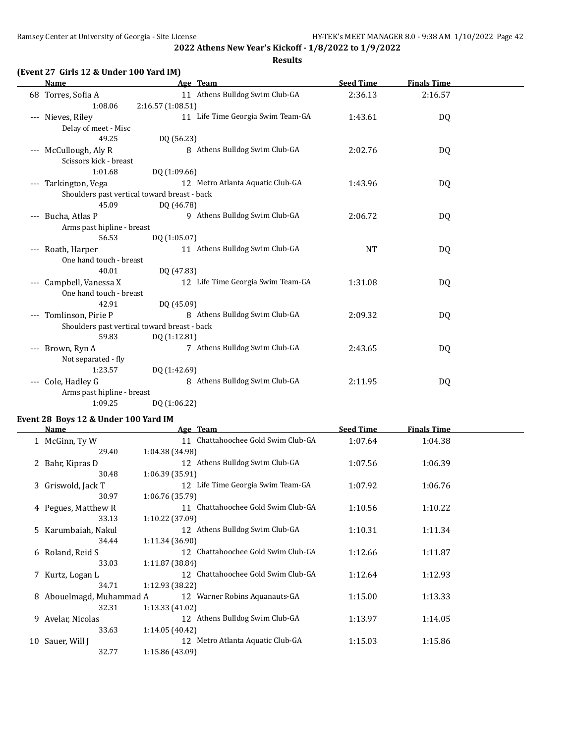**2022 Athens New Year's Kickoff - 1/8/2022 to 1/9/2022**

**Results**

### (Event 27 Girls 12 & Under 100 Yard IM)

| | Name | Age | Team | Seed Time | Finals Time |
|---|---|---|---|---|---|
| 68 | Torres, Sofia A | 11 | Athens Bulldog Swim Club-GA | 2:36.13 | 2:16.57 |
| | 1:08.06 &nbsp; 2:16.57 (1:08.51) | | | | |
| --- | Nieves, Riley | 11 | Life Time Georgia Swim Team-GA | 1:43.61 | DQ |
| | Delay of meet - Misc | | | | |
| | 49.25 &nbsp; DQ (56.23) | | | | |
| --- | McCullough, Aly R | 8 | Athens Bulldog Swim Club-GA | 2:02.76 | DQ |
| | Scissors kick - breast | | | | |
| | 1:01.68 &nbsp; DQ (1:09.66) | | | | |
| --- | Tarkington, Vega | 12 | Metro Atlanta Aquatic Club-GA | 1:43.96 | DQ |
| | Shoulders past vertical toward breast - back | | | | |
| | 45.09 &nbsp; DQ (46.78) | | | | |
| --- | Bucha, Atlas P | 9 | Athens Bulldog Swim Club-GA | 2:06.72 | DQ |
| | Arms past hipline - breast | | | | |
| | 56.53 &nbsp; DQ (1:05.07) | | | | |
| --- | Roath, Harper | 11 | Athens Bulldog Swim Club-GA | NT | DQ |
| | One hand touch - breast | | | | |
| | 40.01 &nbsp; DQ (47.83) | | | | |
| --- | Campbell, Vanessa X | 12 | Life Time Georgia Swim Team-GA | 1:31.08 | DQ |
| | One hand touch - breast | | | | |
| | 42.91 &nbsp; DQ (45.09) | | | | |
| --- | Tomlinson, Pirie P | 8 | Athens Bulldog Swim Club-GA | 2:09.32 | DQ |
| | Shoulders past vertical toward breast - back | | | | |
| | 59.83 &nbsp; DQ (1:12.81) | | | | |
| --- | Brown, Ryn A | 7 | Athens Bulldog Swim Club-GA | 2:43.65 | DQ |
| | Not separated - fly | | | | |
| | 1:23.57 &nbsp; DQ (1:42.69) | | | | |
| --- | Cole, Hadley G | 8 | Athens Bulldog Swim Club-GA | 2:11.95 | DQ |
| | Arms past hipline - breast | | | | |
| | 1:09.25 &nbsp; DQ (1:06.22) | | | | |

### Event 28 Boys 12 & Under 100 Yard IM

| | Name | Age | Team | Seed Time | Finals Time |
|---|---|---|---|---|---|
| 1 | McGinn, Ty W | 11 | Chattahoochee Gold Swim Club-GA | 1:07.64 | 1:04.38 |
| | 29.40 &nbsp; 1:04.38 (34.98) | | | | |
| 2 | Bahr, Kipras D | 12 | Athens Bulldog Swim Club-GA | 1:07.56 | 1:06.39 |
| | 30.48 &nbsp; 1:06.39 (35.91) | | | | |
| 3 | Griswold, Jack T | 12 | Life Time Georgia Swim Team-GA | 1:07.92 | 1:06.76 |
| | 30.97 &nbsp; 1:06.76 (35.79) | | | | |
| 4 | Pegues, Matthew R | 11 | Chattahoochee Gold Swim Club-GA | 1:10.56 | 1:10.22 |
| | 33.13 &nbsp; 1:10.22 (37.09) | | | | |
| 5 | Karumbaiah, Nakul | 12 | Athens Bulldog Swim Club-GA | 1:10.31 | 1:11.34 |
| | 34.44 &nbsp; 1:11.34 (36.90) | | | | |
| 6 | Roland, Reid S | 12 | Chattahoochee Gold Swim Club-GA | 1:12.66 | 1:11.87 |
| | 33.03 &nbsp; 1:11.87 (38.84) | | | | |
| 7 | Kurtz, Logan L | 12 | Chattahoochee Gold Swim Club-GA | 1:12.64 | 1:12.93 |
| | 34.71 &nbsp; 1:12.93 (38.22) | | | | |
| 8 | Abouelmagd, Muhammad A | 12 | Warner Robins Aquanauts-GA | 1:15.00 | 1:13.33 |
| | 32.31 &nbsp; 1:13.33 (41.02) | | | | |
| 9 | Avelar, Nicolas | 12 | Athens Bulldog Swim Club-GA | 1:13.97 | 1:14.05 |
| | 33.63 &nbsp; 1:14.05 (40.42) | | | | |
| 10 | Sauer, Will J | 12 | Metro Atlanta Aquatic Club-GA | 1:15.03 | 1:15.86 |
| | 32.77 &nbsp; 1:15.86 (43.09) | | | | |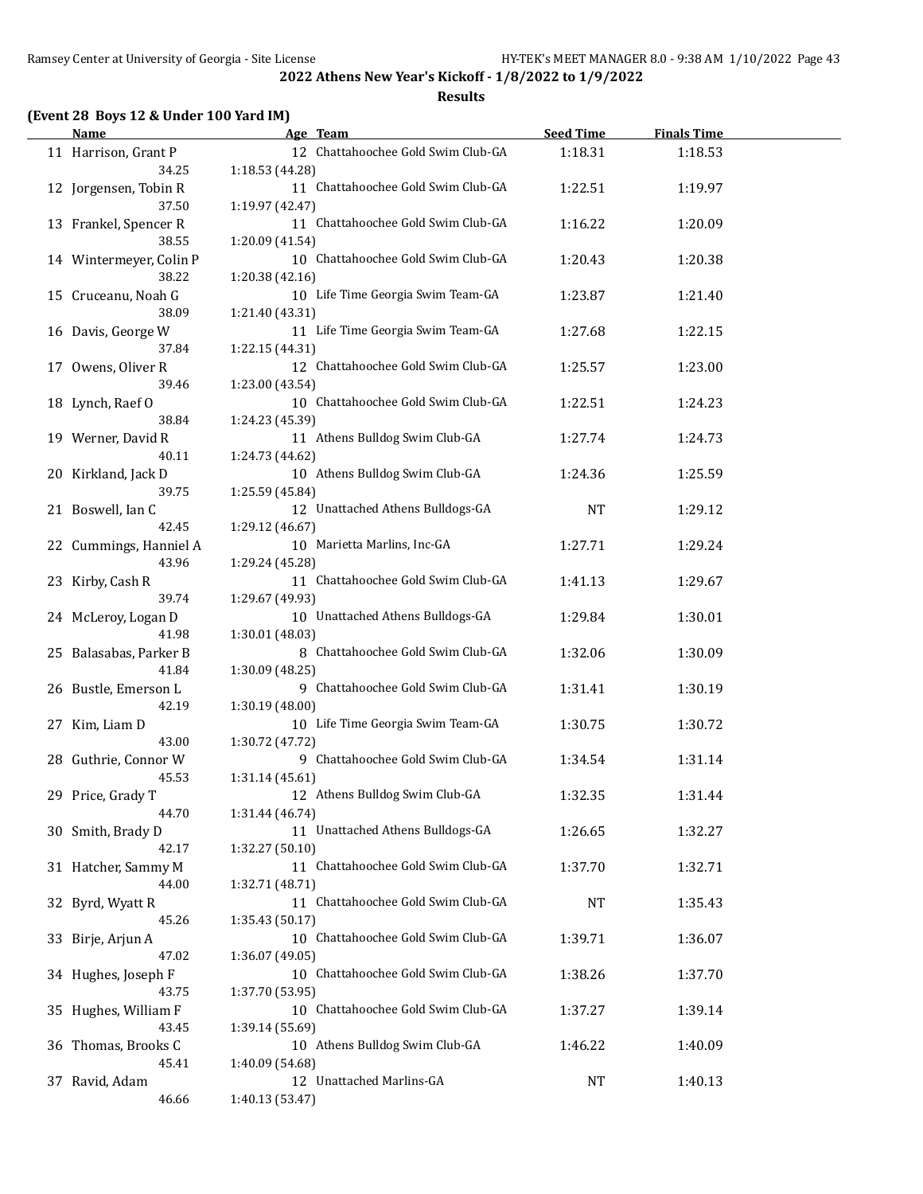**2022 Athens New Year's Kickoff - 1/8/2022 to 1/9/2022**

**Results**

### (Event 28 Boys 12 & Under 100 Yard IM)

| | Name | Age | Team | Seed Time | Finals Time |
|---|---|---|---|---|---|
| 11 | Harrison, Grant P | 12 | Chattahoochee Gold Swim Club-GA | 1:18.31 | 1:18.53 |
| | 34.25 | 1:18.53 (44.28) | | | |
| 12 | Jorgensen, Tobin R | 11 | Chattahoochee Gold Swim Club-GA | 1:22.51 | 1:19.97 |
| | 37.50 | 1:19.97 (42.47) | | | |
| 13 | Frankel, Spencer R | 11 | Chattahoochee Gold Swim Club-GA | 1:16.22 | 1:20.09 |
| | 38.55 | 1:20.09 (41.54) | | | |
| 14 | Wintermeyer, Colin P | 10 | Chattahoochee Gold Swim Club-GA | 1:20.43 | 1:20.38 |
| | 38.22 | 1:20.38 (42.16) | | | |
| 15 | Cruceanu, Noah G | 10 | Life Time Georgia Swim Team-GA | 1:23.87 | 1:21.40 |
| | 38.09 | 1:21.40 (43.31) | | | |
| 16 | Davis, George W | 11 | Life Time Georgia Swim Team-GA | 1:27.68 | 1:22.15 |
| | 37.84 | 1:22.15 (44.31) | | | |
| 17 | Owens, Oliver R | 12 | Chattahoochee Gold Swim Club-GA | 1:25.57 | 1:23.00 |
| | 39.46 | 1:23.00 (43.54) | | | |
| 18 | Lynch, Raef O | 10 | Chattahoochee Gold Swim Club-GA | 1:22.51 | 1:24.23 |
| | 38.84 | 1:24.23 (45.39) | | | |
| 19 | Werner, David R | 11 | Athens Bulldog Swim Club-GA | 1:27.74 | 1:24.73 |
| | 40.11 | 1:24.73 (44.62) | | | |
| 20 | Kirkland, Jack D | 10 | Athens Bulldog Swim Club-GA | 1:24.36 | 1:25.59 |
| | 39.75 | 1:25.59 (45.84) | | | |
| 21 | Boswell, Ian C | 12 | Unattached Athens Bulldogs-GA | NT | 1:29.12 |
| | 42.45 | 1:29.12 (46.67) | | | |
| 22 | Cummings, Hanniel A | 10 | Marietta Marlins, Inc-GA | 1:27.71 | 1:29.24 |
| | 43.96 | 1:29.24 (45.28) | | | |
| 23 | Kirby, Cash R | 11 | Chattahoochee Gold Swim Club-GA | 1:41.13 | 1:29.67 |
| | 39.74 | 1:29.67 (49.93) | | | |
| 24 | McLeroy, Logan D | 10 | Unattached Athens Bulldogs-GA | 1:29.84 | 1:30.01 |
| | 41.98 | 1:30.01 (48.03) | | | |
| 25 | Balasabas, Parker B | 8 | Chattahoochee Gold Swim Club-GA | 1:32.06 | 1:30.09 |
| | 41.84 | 1:30.09 (48.25) | | | |
| 26 | Bustle, Emerson L | 9 | Chattahoochee Gold Swim Club-GA | 1:31.41 | 1:30.19 |
| | 42.19 | 1:30.19 (48.00) | | | |
| 27 | Kim, Liam D | 10 | Life Time Georgia Swim Team-GA | 1:30.75 | 1:30.72 |
| | 43.00 | 1:30.72 (47.72) | | | |
| 28 | Guthrie, Connor W | 9 | Chattahoochee Gold Swim Club-GA | 1:34.54 | 1:31.14 |
| | 45.53 | 1:31.14 (45.61) | | | |
| 29 | Price, Grady T | 12 | Athens Bulldog Swim Club-GA | 1:32.35 | 1:31.44 |
| | 44.70 | 1:31.44 (46.74) | | | |
| 30 | Smith, Brady D | 11 | Unattached Athens Bulldogs-GA | 1:26.65 | 1:32.27 |
| | 42.17 | 1:32.27 (50.10) | | | |
| 31 | Hatcher, Sammy M | 11 | Chattahoochee Gold Swim Club-GA | 1:37.70 | 1:32.71 |
| | 44.00 | 1:32.71 (48.71) | | | |
| 32 | Byrd, Wyatt R | 11 | Chattahoochee Gold Swim Club-GA | NT | 1:35.43 |
| | 45.26 | 1:35.43 (50.17) | | | |
| 33 | Birje, Arjun A | 10 | Chattahoochee Gold Swim Club-GA | 1:39.71 | 1:36.07 |
| | 47.02 | 1:36.07 (49.05) | | | |
| 34 | Hughes, Joseph F | 10 | Chattahoochee Gold Swim Club-GA | 1:38.26 | 1:37.70 |
| | 43.75 | 1:37.70 (53.95) | | | |
| 35 | Hughes, William F | 10 | Chattahoochee Gold Swim Club-GA | 1:37.27 | 1:39.14 |
| | 43.45 | 1:39.14 (55.69) | | | |
| 36 | Thomas, Brooks C | 10 | Athens Bulldog Swim Club-GA | 1:46.22 | 1:40.09 |
| | 45.41 | 1:40.09 (54.68) | | | |
| 37 | Ravid, Adam | 12 | Unattached Marlins-GA | NT | 1:40.13 |
| | 46.66 | 1:40.13 (53.47) | | | |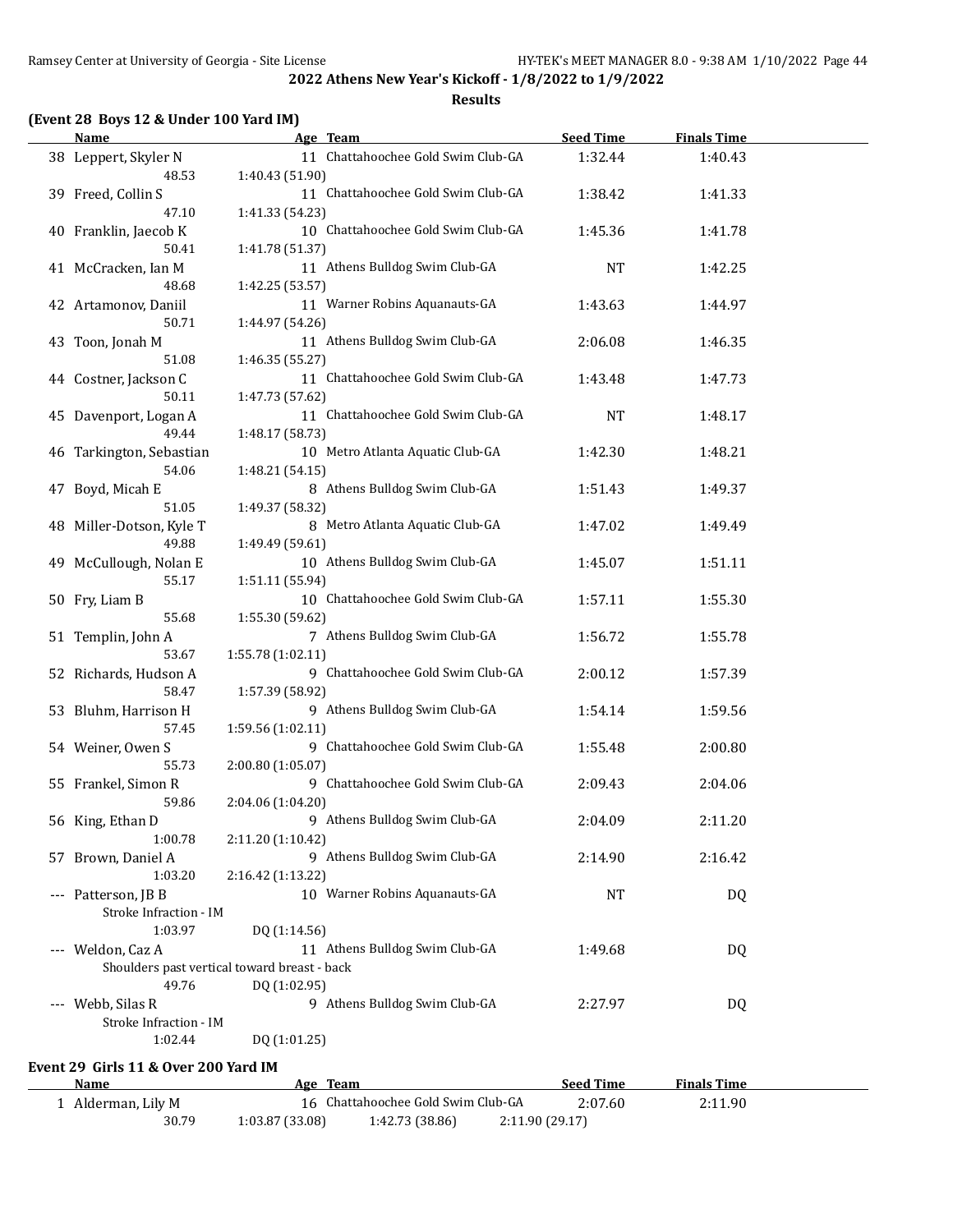## 2022 Athens New Year's Kickoff - 1/8/2022 to 1/9/2022

### Results

### (Event 28 Boys 12 & Under 100 Yard IM)

| | Name | Age | Team | Seed Time | Finals Time |
|---|---|---|---|---|---|
| 38 | Leppert, Skyler N | 11 | Chattahoochee Gold Swim Club-GA | 1:32.44 | 1:40.43 |
| | 48.53 | 1:40.43 (51.90) | | | |
| 39 | Freed, Collin S | 11 | Chattahoochee Gold Swim Club-GA | 1:38.42 | 1:41.33 |
| | 47.10 | 1:41.33 (54.23) | | | |
| 40 | Franklin, Jaecob K | 10 | Chattahoochee Gold Swim Club-GA | 1:45.36 | 1:41.78 |
| | 50.41 | 1:41.78 (51.37) | | | |
| 41 | McCracken, Ian M | 11 | Athens Bulldog Swim Club-GA | NT | 1:42.25 |
| | 48.68 | 1:42.25 (53.57) | | | |
| 42 | Artamonov, Daniil | 11 | Warner Robins Aquanauts-GA | 1:43.63 | 1:44.97 |
| | 50.71 | 1:44.97 (54.26) | | | |
| 43 | Toon, Jonah M | 11 | Athens Bulldog Swim Club-GA | 2:06.08 | 1:46.35 |
| | 51.08 | 1:46.35 (55.27) | | | |
| 44 | Costner, Jackson C | 11 | Chattahoochee Gold Swim Club-GA | 1:43.48 | 1:47.73 |
| | 50.11 | 1:47.73 (57.62) | | | |
| 45 | Davenport, Logan A | 11 | Chattahoochee Gold Swim Club-GA | NT | 1:48.17 |
| | 49.44 | 1:48.17 (58.73) | | | |
| 46 | Tarkington, Sebastian | 10 | Metro Atlanta Aquatic Club-GA | 1:42.30 | 1:48.21 |
| | 54.06 | 1:48.21 (54.15) | | | |
| 47 | Boyd, Micah E | 8 | Athens Bulldog Swim Club-GA | 1:51.43 | 1:49.37 |
| | 51.05 | 1:49.37 (58.32) | | | |
| 48 | Miller-Dotson, Kyle T | 8 | Metro Atlanta Aquatic Club-GA | 1:47.02 | 1:49.49 |
| | 49.88 | 1:49.49 (59.61) | | | |
| 49 | McCullough, Nolan E | 10 | Athens Bulldog Swim Club-GA | 1:45.07 | 1:51.11 |
| | 55.17 | 1:51.11 (55.94) | | | |
| 50 | Fry, Liam B | 10 | Chattahoochee Gold Swim Club-GA | 1:57.11 | 1:55.30 |
| | 55.68 | 1:55.30 (59.62) | | | |
| 51 | Templin, John A | 7 | Athens Bulldog Swim Club-GA | 1:56.72 | 1:55.78 |
| | 53.67 | 1:55.78 (1:02.11) | | | |
| 52 | Richards, Hudson A | 9 | Chattahoochee Gold Swim Club-GA | 2:00.12 | 1:57.39 |
| | 58.47 | 1:57.39 (58.92) | | | |
| 53 | Bluhm, Harrison H | 9 | Athens Bulldog Swim Club-GA | 1:54.14 | 1:59.56 |
| | 57.45 | 1:59.56 (1:02.11) | | | |
| 54 | Weiner, Owen S | 9 | Chattahoochee Gold Swim Club-GA | 1:55.48 | 2:00.80 |
| | 55.73 | 2:00.80 (1:05.07) | | | |
| 55 | Frankel, Simon R | 9 | Chattahoochee Gold Swim Club-GA | 2:09.43 | 2:04.06 |
| | 59.86 | 2:04.06 (1:04.20) | | | |
| 56 | King, Ethan D | 9 | Athens Bulldog Swim Club-GA | 2:04.09 | 2:11.20 |
| | 1:00.78 | 2:11.20 (1:10.42) | | | |
| 57 | Brown, Daniel A | 9 | Athens Bulldog Swim Club-GA | 2:14.90 | 2:16.42 |
| | 1:03.20 | 2:16.42 (1:13.22) | | | |
| --- | Patterson, JB B | 10 | Warner Robins Aquanauts-GA | NT | DQ |
| | Stroke Infraction - IM | | | | |
| | 1:03.97 | DQ (1:14.56) | | | |
| --- | Weldon, Caz A | 11 | Athens Bulldog Swim Club-GA | 1:49.68 | DQ |
| | Shoulders past vertical toward breast - back | | | | |
| | 49.76 | DQ (1:02.95) | | | |
| --- | Webb, Silas R | 9 | Athens Bulldog Swim Club-GA | 2:27.97 | DQ |
| | Stroke Infraction - IM | | | | |
| | 1:02.44 | DQ (1:01.25) | | | |

### Event 29 Girls 11 & Over 200 Yard IM

| | Name | Age | Team | Seed Time | Finals Time |
|---|---|---|---|---|---|
| 1 | Alderman, Lily M | 16 | Chattahoochee Gold Swim Club-GA | 2:07.60 | 2:11.90 |
| | 30.79 | 1:03.87 (33.08) | 1:42.73 (38.86) | 2:11.90 (29.17) | |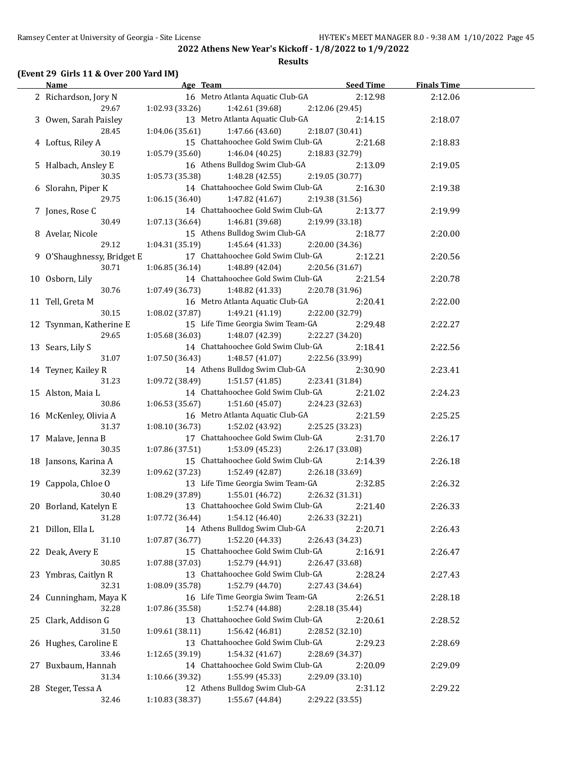## 2022 Athens New Year's Kickoff - 1/8/2022 to 1/9/2022

### Results

**(Event 29 Girls 11 & Over 200 Yard IM)**

| | Name | Age | Team | Seed Time | Finals Time |
|---|---|---|---|---|---|
| 2 | Richardson, Jory N | 16 | Metro Atlanta Aquatic Club-GA | 2:12.98 | 2:12.06 |
| | 29.67 | 1:02.93 (33.26) | 1:42.61 (39.68) | 2:12.06 (29.45) | |
| 3 | Owen, Sarah Paisley | 13 | Metro Atlanta Aquatic Club-GA | 2:14.15 | 2:18.07 |
| | 28.45 | 1:04.06 (35.61) | 1:47.66 (43.60) | 2:18.07 (30.41) | |
| 4 | Loftus, Riley A | 15 | Chattahoochee Gold Swim Club-GA | 2:21.68 | 2:18.83 |
| | 30.19 | 1:05.79 (35.60) | 1:46.04 (40.25) | 2:18.83 (32.79) | |
| 5 | Halbach, Ansley E | 16 | Athens Bulldog Swim Club-GA | 2:13.09 | 2:19.05 |
| | 30.35 | 1:05.73 (35.38) | 1:48.28 (42.55) | 2:19.05 (30.77) | |
| 6 | Slorahn, Piper K | 14 | Chattahoochee Gold Swim Club-GA | 2:16.30 | 2:19.38 |
| | 29.75 | 1:06.15 (36.40) | 1:47.82 (41.67) | 2:19.38 (31.56) | |
| 7 | Jones, Rose C | 14 | Chattahoochee Gold Swim Club-GA | 2:13.77 | 2:19.99 |
| | 30.49 | 1:07.13 (36.64) | 1:46.81 (39.68) | 2:19.99 (33.18) | |
| 8 | Avelar, Nicole | 15 | Athens Bulldog Swim Club-GA | 2:18.77 | 2:20.00 |
| | 29.12 | 1:04.31 (35.19) | 1:45.64 (41.33) | 2:20.00 (34.36) | |
| 9 | O'Shaughnessy, Bridget E | 17 | Chattahoochee Gold Swim Club-GA | 2:12.21 | 2:20.56 |
| | 30.71 | 1:06.85 (36.14) | 1:48.89 (42.04) | 2:20.56 (31.67) | |
| 10 | Osborn, Lily | 14 | Chattahoochee Gold Swim Club-GA | 2:21.54 | 2:20.78 |
| | 30.76 | 1:07.49 (36.73) | 1:48.82 (41.33) | 2:20.78 (31.96) | |
| 11 | Tell, Greta M | 16 | Metro Atlanta Aquatic Club-GA | 2:20.41 | 2:22.00 |
| | 30.15 | 1:08.02 (37.87) | 1:49.21 (41.19) | 2:22.00 (32.79) | |
| 12 | Tsynman, Katherine E | 15 | Life Time Georgia Swim Team-GA | 2:29.48 | 2:22.27 |
| | 29.65 | 1:05.68 (36.03) | 1:48.07 (42.39) | 2:22.27 (34.20) | |
| 13 | Sears, Lily S | 14 | Chattahoochee Gold Swim Club-GA | 2:18.41 | 2:22.56 |
| | 31.07 | 1:07.50 (36.43) | 1:48.57 (41.07) | 2:22.56 (33.99) | |
| 14 | Teyner, Kailey R | 14 | Athens Bulldog Swim Club-GA | 2:30.90 | 2:23.41 |
| | 31.23 | 1:09.72 (38.49) | 1:51.57 (41.85) | 2:23.41 (31.84) | |
| 15 | Alston, Maia L | 14 | Chattahoochee Gold Swim Club-GA | 2:21.02 | 2:24.23 |
| | 30.86 | 1:06.53 (35.67) | 1:51.60 (45.07) | 2:24.23 (32.63) | |
| 16 | McKenley, Olivia A | 16 | Metro Atlanta Aquatic Club-GA | 2:21.59 | 2:25.25 |
| | 31.37 | 1:08.10 (36.73) | 1:52.02 (43.92) | 2:25.25 (33.23) | |
| 17 | Malave, Jenna B | 17 | Chattahoochee Gold Swim Club-GA | 2:31.70 | 2:26.17 |
| | 30.35 | 1:07.86 (37.51) | 1:53.09 (45.23) | 2:26.17 (33.08) | |
| 18 | Jansons, Karina A | 15 | Chattahoochee Gold Swim Club-GA | 2:14.39 | 2:26.18 |
| | 32.39 | 1:09.62 (37.23) | 1:52.49 (42.87) | 2:26.18 (33.69) | |
| 19 | Cappola, Chloe O | 13 | Life Time Georgia Swim Team-GA | 2:32.85 | 2:26.32 |
| | 30.40 | 1:08.29 (37.89) | 1:55.01 (46.72) | 2:26.32 (31.31) | |
| 20 | Borland, Katelyn E | 13 | Chattahoochee Gold Swim Club-GA | 2:21.40 | 2:26.33 |
| | 31.28 | 1:07.72 (36.44) | 1:54.12 (46.40) | 2:26.33 (32.21) | |
| 21 | Dillon, Ella L | 14 | Athens Bulldog Swim Club-GA | 2:20.71 | 2:26.43 |
| | 31.10 | 1:07.87 (36.77) | 1:52.20 (44.33) | 2:26.43 (34.23) | |
| 22 | Deak, Avery E | 15 | Chattahoochee Gold Swim Club-GA | 2:16.91 | 2:26.47 |
| | 30.85 | 1:07.88 (37.03) | 1:52.79 (44.91) | 2:26.47 (33.68) | |
| 23 | Ymbras, Caitlyn R | 13 | Chattahoochee Gold Swim Club-GA | 2:28.24 | 2:27.43 |
| | 32.31 | 1:08.09 (35.78) | 1:52.79 (44.70) | 2:27.43 (34.64) | |
| 24 | Cunningham, Maya K | 16 | Life Time Georgia Swim Team-GA | 2:26.51 | 2:28.18 |
| | 32.28 | 1:07.86 (35.58) | 1:52.74 (44.88) | 2:28.18 (35.44) | |
| 25 | Clark, Addison G | 13 | Chattahoochee Gold Swim Club-GA | 2:20.61 | 2:28.52 |
| | 31.50 | 1:09.61 (38.11) | 1:56.42 (46.81) | 2:28.52 (32.10) | |
| 26 | Hughes, Caroline E | 13 | Chattahoochee Gold Swim Club-GA | 2:29.23 | 2:28.69 |
| | 33.46 | 1:12.65 (39.19) | 1:54.32 (41.67) | 2:28.69 (34.37) | |
| 27 | Buxbaum, Hannah | 14 | Chattahoochee Gold Swim Club-GA | 2:20.09 | 2:29.09 |
| | 31.34 | 1:10.66 (39.32) | 1:55.99 (45.33) | 2:29.09 (33.10) | |
| 28 | Steger, Tessa A | 12 | Athens Bulldog Swim Club-GA | 2:31.12 | 2:29.22 |
| | 32.46 | 1:10.83 (38.37) | 1:55.67 (44.84) | 2:29.22 (33.55) | |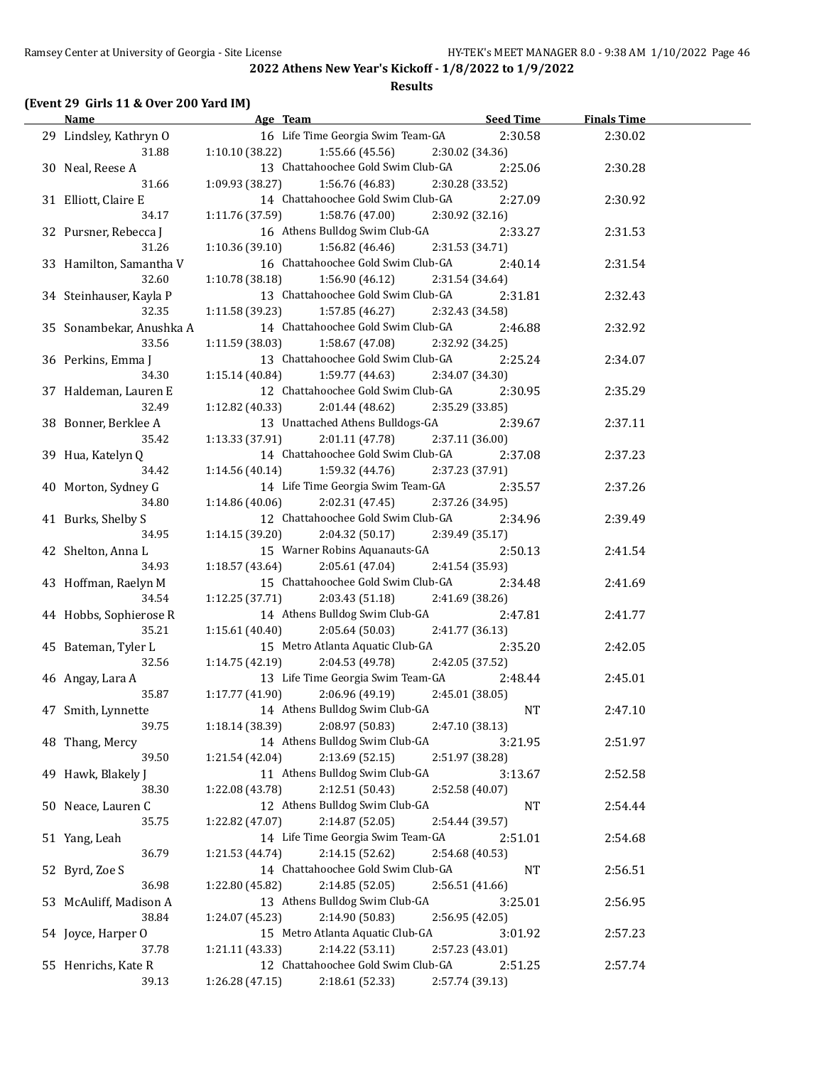## 2022 Athens New Year's Kickoff - 1/8/2022 to 1/9/2022

### Results

**(Event 29 Girls 11 & Over 200 Yard IM)**

| | Name | Age | Team | Seed Time | Finals Time |
|---|---|---|---|---|---|
| 29 | Lindsley, Kathryn O | 16 | Life Time Georgia Swim Team-GA | 2:30.58 | 2:30.02 |
| | 31.88 | 1:10.10 (38.22) | 1:55.66 (45.56) | 2:30.02 (34.36) | |
| 30 | Neal, Reese A | 13 | Chattahoochee Gold Swim Club-GA | 2:25.06 | 2:30.28 |
| | 31.66 | 1:09.93 (38.27) | 1:56.76 (46.83) | 2:30.28 (33.52) | |
| 31 | Elliott, Claire E | 14 | Chattahoochee Gold Swim Club-GA | 2:27.09 | 2:30.92 |
| | 34.17 | 1:11.76 (37.59) | 1:58.76 (47.00) | 2:30.92 (32.16) | |
| 32 | Pursner, Rebecca J | 16 | Athens Bulldog Swim Club-GA | 2:33.27 | 2:31.53 |
| | 31.26 | 1:10.36 (39.10) | 1:56.82 (46.46) | 2:31.53 (34.71) | |
| 33 | Hamilton, Samantha V | 16 | Chattahoochee Gold Swim Club-GA | 2:40.14 | 2:31.54 |
| | 32.60 | 1:10.78 (38.18) | 1:56.90 (46.12) | 2:31.54 (34.64) | |
| 34 | Steinhauser, Kayla P | 13 | Chattahoochee Gold Swim Club-GA | 2:31.81 | 2:32.43 |
| | 32.35 | 1:11.58 (39.23) | 1:57.85 (46.27) | 2:32.43 (34.58) | |
| 35 | Sonambekar, Anushka A | 14 | Chattahoochee Gold Swim Club-GA | 2:46.88 | 2:32.92 |
| | 33.56 | 1:11.59 (38.03) | 1:58.67 (47.08) | 2:32.92 (34.25) | |
| 36 | Perkins, Emma J | 13 | Chattahoochee Gold Swim Club-GA | 2:25.24 | 2:34.07 |
| | 34.30 | 1:15.14 (40.84) | 1:59.77 (44.63) | 2:34.07 (34.30) | |
| 37 | Haldeman, Lauren E | 12 | Chattahoochee Gold Swim Club-GA | 2:30.95 | 2:35.29 |
| | 32.49 | 1:12.82 (40.33) | 2:01.44 (48.62) | 2:35.29 (33.85) | |
| 38 | Bonner, Berklee A | 13 | Unattached Athens Bulldogs-GA | 2:39.67 | 2:37.11 |
| | 35.42 | 1:13.33 (37.91) | 2:01.11 (47.78) | 2:37.11 (36.00) | |
| 39 | Hua, Katelyn Q | 14 | Chattahoochee Gold Swim Club-GA | 2:37.08 | 2:37.23 |
| | 34.42 | 1:14.56 (40.14) | 1:59.32 (44.76) | 2:37.23 (37.91) | |
| 40 | Morton, Sydney G | 14 | Life Time Georgia Swim Team-GA | 2:35.57 | 2:37.26 |
| | 34.80 | 1:14.86 (40.06) | 2:02.31 (47.45) | 2:37.26 (34.95) | |
| 41 | Burks, Shelby S | 12 | Chattahoochee Gold Swim Club-GA | 2:34.96 | 2:39.49 |
| | 34.95 | 1:14.15 (39.20) | 2:04.32 (50.17) | 2:39.49 (35.17) | |
| 42 | Shelton, Anna L | 15 | Warner Robins Aquanauts-GA | 2:50.13 | 2:41.54 |
| | 34.93 | 1:18.57 (43.64) | 2:05.61 (47.04) | 2:41.54 (35.93) | |
| 43 | Hoffman, Raelyn M | 15 | Chattahoochee Gold Swim Club-GA | 2:34.48 | 2:41.69 |
| | 34.54 | 1:12.25 (37.71) | 2:03.43 (51.18) | 2:41.69 (38.26) | |
| 44 | Hobbs, Sophierose R | 14 | Athens Bulldog Swim Club-GA | 2:47.81 | 2:41.77 |
| | 35.21 | 1:15.61 (40.40) | 2:05.64 (50.03) | 2:41.77 (36.13) | |
| 45 | Bateman, Tyler L | 15 | Metro Atlanta Aquatic Club-GA | 2:35.20 | 2:42.05 |
| | 32.56 | 1:14.75 (42.19) | 2:04.53 (49.78) | 2:42.05 (37.52) | |
| 46 | Angay, Lara A | 13 | Life Time Georgia Swim Team-GA | 2:48.44 | 2:45.01 |
| | 35.87 | 1:17.77 (41.90) | 2:06.96 (49.19) | 2:45.01 (38.05) | |
| 47 | Smith, Lynnette | 14 | Athens Bulldog Swim Club-GA | NT | 2:47.10 |
| | 39.75 | 1:18.14 (38.39) | 2:08.97 (50.83) | 2:47.10 (38.13) | |
| 48 | Thang, Mercy | 14 | Athens Bulldog Swim Club-GA | 3:21.95 | 2:51.97 |
| | 39.50 | 1:21.54 (42.04) | 2:13.69 (52.15) | 2:51.97 (38.28) | |
| 49 | Hawk, Blakely J | 11 | Athens Bulldog Swim Club-GA | 3:13.67 | 2:52.58 |
| | 38.30 | 1:22.08 (43.78) | 2:12.51 (50.43) | 2:52.58 (40.07) | |
| 50 | Neace, Lauren C | 12 | Athens Bulldog Swim Club-GA | NT | 2:54.44 |
| | 35.75 | 1:22.82 (47.07) | 2:14.87 (52.05) | 2:54.44 (39.57) | |
| 51 | Yang, Leah | 14 | Life Time Georgia Swim Team-GA | 2:51.01 | 2:54.68 |
| | 36.79 | 1:21.53 (44.74) | 2:14.15 (52.62) | 2:54.68 (40.53) | |
| 52 | Byrd, Zoe S | 14 | Chattahoochee Gold Swim Club-GA | NT | 2:56.51 |
| | 36.98 | 1:22.80 (45.82) | 2:14.85 (52.05) | 2:56.51 (41.66) | |
| 53 | McAuliff, Madison A | 13 | Athens Bulldog Swim Club-GA | 3:25.01 | 2:56.95 |
| | 38.84 | 1:24.07 (45.23) | 2:14.90 (50.83) | 2:56.95 (42.05) | |
| 54 | Joyce, Harper O | 15 | Metro Atlanta Aquatic Club-GA | 3:01.92 | 2:57.23 |
| | 37.78 | 1:21.11 (43.33) | 2:14.22 (53.11) | 2:57.23 (43.01) | |
| 55 | Henrichs, Kate R | 12 | Chattahoochee Gold Swim Club-GA | 2:51.25 | 2:57.74 |
| | 39.13 | 1:26.28 (47.15) | 2:18.61 (52.33) | 2:57.74 (39.13) | |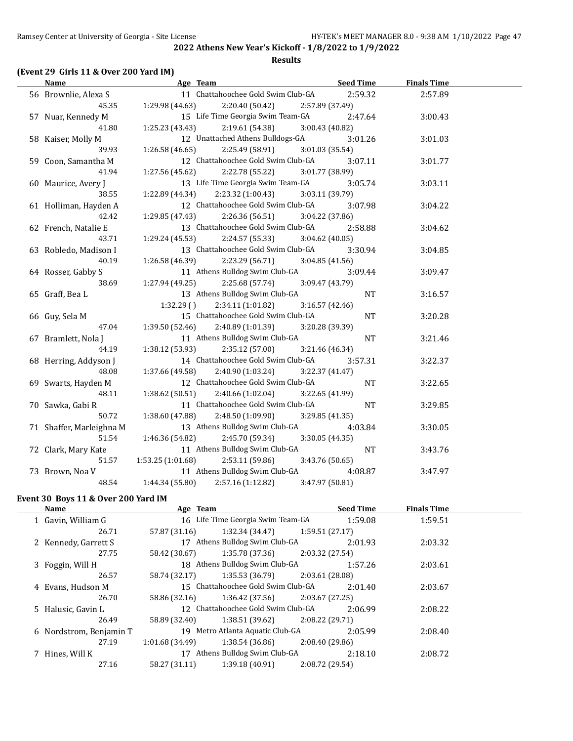## 2022 Athens New Year's Kickoff - 1/8/2022 to 1/9/2022

### Results

### (Event 29 Girls 11 & Over 200 Yard IM)

| | Name | Age | Team | Seed Time | Finals Time |
|---|---|---|---|---|---|
| 56 | Brownlie, Alexa S | 11 | Chattahoochee Gold Swim Club-GA | 2:59.32 | 2:57.89 |
| | 45.35 | 1:29.98 (44.63) | 2:20.40 (50.42) | 2:57.89 (37.49) | |
| 57 | Nuar, Kennedy M | 15 | Life Time Georgia Swim Team-GA | 2:47.64 | 3:00.43 |
| | 41.80 | 1:25.23 (43.43) | 2:19.61 (54.38) | 3:00.43 (40.82) | |
| 58 | Kaiser, Molly M | 12 | Unattached Athens Bulldogs-GA | 3:01.26 | 3:01.03 |
| | 39.93 | 1:26.58 (46.65) | 2:25.49 (58.91) | 3:01.03 (35.54) | |
| 59 | Coon, Samantha M | 12 | Chattahoochee Gold Swim Club-GA | 3:07.11 | 3:01.77 |
| | 41.94 | 1:27.56 (45.62) | 2:22.78 (55.22) | 3:01.77 (38.99) | |
| 60 | Maurice, Avery J | 13 | Life Time Georgia Swim Team-GA | 3:05.74 | 3:03.11 |
| | 38.55 | 1:22.89 (44.34) | 2:23.32 (1:00.43) | 3:03.11 (39.79) | |
| 61 | Holliman, Hayden A | 12 | Chattahoochee Gold Swim Club-GA | 3:07.98 | 3:04.22 |
| | 42.42 | 1:29.85 (47.43) | 2:26.36 (56.51) | 3:04.22 (37.86) | |
| 62 | French, Natalie E | 13 | Chattahoochee Gold Swim Club-GA | 2:58.88 | 3:04.62 |
| | 43.71 | 1:29.24 (45.53) | 2:24.57 (55.33) | 3:04.62 (40.05) | |
| 63 | Robledo, Madison I | 13 | Chattahoochee Gold Swim Club-GA | 3:30.94 | 3:04.85 |
| | 40.19 | 1:26.58 (46.39) | 2:23.29 (56.71) | 3:04.85 (41.56) | |
| 64 | Rosser, Gabby S | 11 | Athens Bulldog Swim Club-GA | 3:09.44 | 3:09.47 |
| | 38.69 | 1:27.94 (49.25) | 2:25.68 (57.74) | 3:09.47 (43.79) | |
| 65 | Graff, Bea L | 13 | Athens Bulldog Swim Club-GA | NT | 3:16.57 |
| | | 1:32.29 ( ) | 2:34.11 (1:01.82) | 3:16.57 (42.46) | |
| 66 | Guy, Sela M | 15 | Chattahoochee Gold Swim Club-GA | NT | 3:20.28 |
| | 47.04 | 1:39.50 (52.46) | 2:40.89 (1:01.39) | 3:20.28 (39.39) | |
| 67 | Bramlett, Nola J | 11 | Athens Bulldog Swim Club-GA | NT | 3:21.46 |
| | 44.19 | 1:38.12 (53.93) | 2:35.12 (57.00) | 3:21.46 (46.34) | |
| 68 | Herring, Addyson J | 14 | Chattahoochee Gold Swim Club-GA | 3:57.31 | 3:22.37 |
| | 48.08 | 1:37.66 (49.58) | 2:40.90 (1:03.24) | 3:22.37 (41.47) | |
| 69 | Swarts, Hayden M | 12 | Chattahoochee Gold Swim Club-GA | NT | 3:22.65 |
| | 48.11 | 1:38.62 (50.51) | 2:40.66 (1:02.04) | 3:22.65 (41.99) | |
| 70 | Sawka, Gabi R | 11 | Chattahoochee Gold Swim Club-GA | NT | 3:29.85 |
| | 50.72 | 1:38.60 (47.88) | 2:48.50 (1:09.90) | 3:29.85 (41.35) | |
| 71 | Shaffer, Marleighna M | 13 | Athens Bulldog Swim Club-GA | 4:03.84 | 3:30.05 |
| | 51.54 | 1:46.36 (54.82) | 2:45.70 (59.34) | 3:30.05 (44.35) | |
| 72 | Clark, Mary Kate | 11 | Athens Bulldog Swim Club-GA | NT | 3:43.76 |
| | 51.57 | 1:53.25 (1:01.68) | 2:53.11 (59.86) | 3:43.76 (50.65) | |
| 73 | Brown, Noa V | 11 | Athens Bulldog Swim Club-GA | 4:08.87 | 3:47.97 |
| | 48.54 | 1:44.34 (55.80) | 2:57.16 (1:12.82) | 3:47.97 (50.81) | |

### Event 30 Boys 11 & Over 200 Yard IM

| | Name | Age | Team | Seed Time | Finals Time |
|---|---|---|---|---|---|
| 1 | Gavin, William G | 16 | Life Time Georgia Swim Team-GA | 1:59.08 | 1:59.51 |
| | 26.71 | 57.87 (31.16) | 1:32.34 (34.47) | 1:59.51 (27.17) | |
| 2 | Kennedy, Garrett S | 17 | Athens Bulldog Swim Club-GA | 2:01.93 | 2:03.32 |
| | 27.75 | 58.42 (30.67) | 1:35.78 (37.36) | 2:03.32 (27.54) | |
| 3 | Foggin, Will H | 18 | Athens Bulldog Swim Club-GA | 1:57.26 | 2:03.61 |
| | 26.57 | 58.74 (32.17) | 1:35.53 (36.79) | 2:03.61 (28.08) | |
| 4 | Evans, Hudson M | 15 | Chattahoochee Gold Swim Club-GA | 2:01.40 | 2:03.67 |
| | 26.70 | 58.86 (32.16) | 1:36.42 (37.56) | 2:03.67 (27.25) | |
| 5 | Halusic, Gavin L | 12 | Chattahoochee Gold Swim Club-GA | 2:06.99 | 2:08.22 |
| | 26.49 | 58.89 (32.40) | 1:38.51 (39.62) | 2:08.22 (29.71) | |
| 6 | Nordstrom, Benjamin T | 19 | Metro Atlanta Aquatic Club-GA | 2:05.99 | 2:08.40 |
| | 27.19 | 1:01.68 (34.49) | 1:38.54 (36.86) | 2:08.40 (29.86) | |
| 7 | Hines, Will K | 17 | Athens Bulldog Swim Club-GA | 2:18.10 | 2:08.72 |
| | 27.16 | 58.27 (31.11) | 1:39.18 (40.91) | 2:08.72 (29.54) | |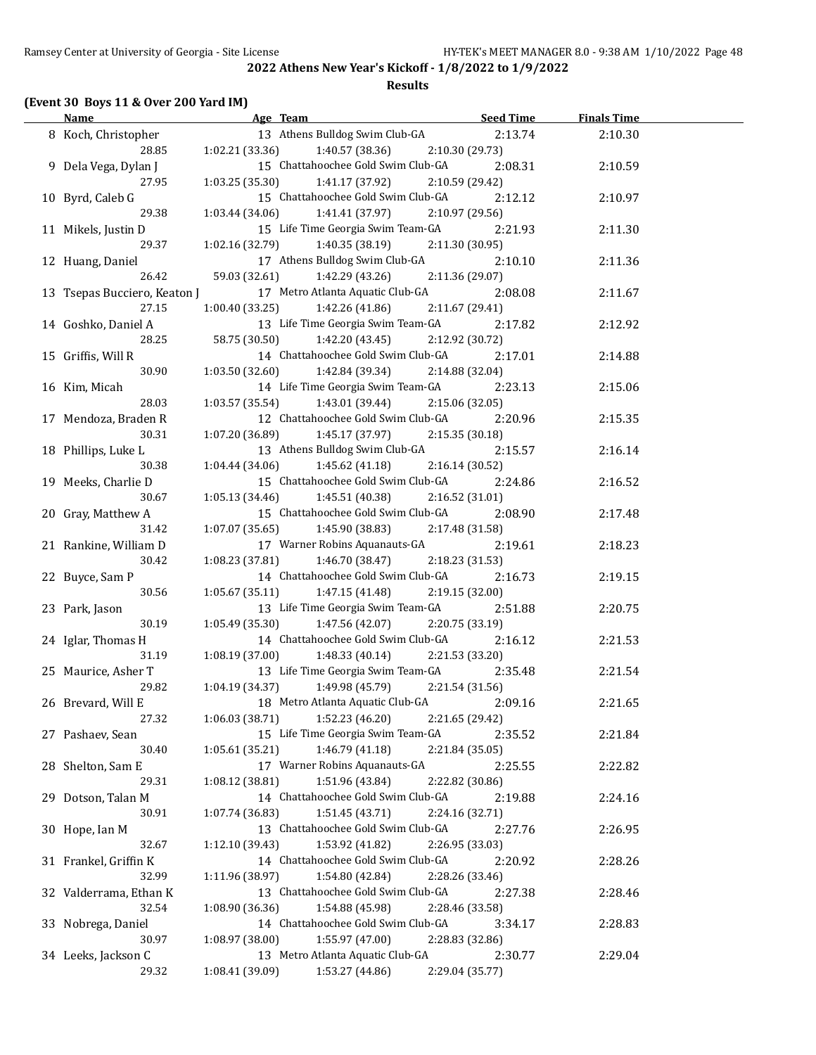## 2022 Athens New Year's Kickoff - 1/8/2022 to 1/9/2022

### Results

**(Event 30 Boys 11 & Over 200 Yard IM)**

| | Name | Age | Team | Seed Time | Finals Time |
|---|---|---|---|---|---|
| 8 | Koch, Christopher | 13 | Athens Bulldog Swim Club-GA | 2:13.74 | 2:10.30 |
| | 28.85 | 1:02.21 (33.36) | 1:40.57 (38.36) | 2:10.30 (29.73) | |
| 9 | Dela Vega, Dylan J | 15 | Chattahoochee Gold Swim Club-GA | 2:08.31 | 2:10.59 |
| | 27.95 | 1:03.25 (35.30) | 1:41.17 (37.92) | 2:10.59 (29.42) | |
| 10 | Byrd, Caleb G | 15 | Chattahoochee Gold Swim Club-GA | 2:12.12 | 2:10.97 |
| | 29.38 | 1:03.44 (34.06) | 1:41.41 (37.97) | 2:10.97 (29.56) | |
| 11 | Mikels, Justin D | 15 | Life Time Georgia Swim Team-GA | 2:21.93 | 2:11.30 |
| | 29.37 | 1:02.16 (32.79) | 1:40.35 (38.19) | 2:11.30 (30.95) | |
| 12 | Huang, Daniel | 17 | Athens Bulldog Swim Club-GA | 2:10.10 | 2:11.36 |
| | 26.42 | 59.03 (32.61) | 1:42.29 (43.26) | 2:11.36 (29.07) | |
| 13 | Tsepas Bucciero, Keaton J | 17 | Metro Atlanta Aquatic Club-GA | 2:08.08 | 2:11.67 |
| | 27.15 | 1:00.40 (33.25) | 1:42.26 (41.86) | 2:11.67 (29.41) | |
| 14 | Goshko, Daniel A | 13 | Life Time Georgia Swim Team-GA | 2:17.82 | 2:12.92 |
| | 28.25 | 58.75 (30.50) | 1:42.20 (43.45) | 2:12.92 (30.72) | |
| 15 | Griffis, Will R | 14 | Chattahoochee Gold Swim Club-GA | 2:17.01 | 2:14.88 |
| | 30.90 | 1:03.50 (32.60) | 1:42.84 (39.34) | 2:14.88 (32.04) | |
| 16 | Kim, Micah | 14 | Life Time Georgia Swim Team-GA | 2:23.13 | 2:15.06 |
| | 28.03 | 1:03.57 (35.54) | 1:43.01 (39.44) | 2:15.06 (32.05) | |
| 17 | Mendoza, Braden R | 12 | Chattahoochee Gold Swim Club-GA | 2:20.96 | 2:15.35 |
| | 30.31 | 1:07.20 (36.89) | 1:45.17 (37.97) | 2:15.35 (30.18) | |
| 18 | Phillips, Luke L | 13 | Athens Bulldog Swim Club-GA | 2:15.57 | 2:16.14 |
| | 30.38 | 1:04.44 (34.06) | 1:45.62 (41.18) | 2:16.14 (30.52) | |
| 19 | Meeks, Charlie D | 15 | Chattahoochee Gold Swim Club-GA | 2:24.86 | 2:16.52 |
| | 30.67 | 1:05.13 (34.46) | 1:45.51 (40.38) | 2:16.52 (31.01) | |
| 20 | Gray, Matthew A | 15 | Chattahoochee Gold Swim Club-GA | 2:08.90 | 2:17.48 |
| | 31.42 | 1:07.07 (35.65) | 1:45.90 (38.83) | 2:17.48 (31.58) | |
| 21 | Rankine, William D | 17 | Warner Robins Aquanauts-GA | 2:19.61 | 2:18.23 |
| | 30.42 | 1:08.23 (37.81) | 1:46.70 (38.47) | 2:18.23 (31.53) | |
| 22 | Buyce, Sam P | 14 | Chattahoochee Gold Swim Club-GA | 2:16.73 | 2:19.15 |
| | 30.56 | 1:05.67 (35.11) | 1:47.15 (41.48) | 2:19.15 (32.00) | |
| 23 | Park, Jason | 13 | Life Time Georgia Swim Team-GA | 2:51.88 | 2:20.75 |
| | 30.19 | 1:05.49 (35.30) | 1:47.56 (42.07) | 2:20.75 (33.19) | |
| 24 | Iglar, Thomas H | 14 | Chattahoochee Gold Swim Club-GA | 2:16.12 | 2:21.53 |
| | 31.19 | 1:08.19 (37.00) | 1:48.33 (40.14) | 2:21.53 (33.20) | |
| 25 | Maurice, Asher T | 13 | Life Time Georgia Swim Team-GA | 2:35.48 | 2:21.54 |
| | 29.82 | 1:04.19 (34.37) | 1:49.98 (45.79) | 2:21.54 (31.56) | |
| 26 | Brevard, Will E | 18 | Metro Atlanta Aquatic Club-GA | 2:09.16 | 2:21.65 |
| | 27.32 | 1:06.03 (38.71) | 1:52.23 (46.20) | 2:21.65 (29.42) | |
| 27 | Pashaev, Sean | 15 | Life Time Georgia Swim Team-GA | 2:35.52 | 2:21.84 |
| | 30.40 | 1:05.61 (35.21) | 1:46.79 (41.18) | 2:21.84 (35.05) | |
| 28 | Shelton, Sam E | 17 | Warner Robins Aquanauts-GA | 2:25.55 | 2:22.82 |
| | 29.31 | 1:08.12 (38.81) | 1:51.96 (43.84) | 2:22.82 (30.86) | |
| 29 | Dotson, Talan M | 14 | Chattahoochee Gold Swim Club-GA | 2:19.88 | 2:24.16 |
| | 30.91 | 1:07.74 (36.83) | 1:51.45 (43.71) | 2:24.16 (32.71) | |
| 30 | Hope, Ian M | 13 | Chattahoochee Gold Swim Club-GA | 2:27.76 | 2:26.95 |
| | 32.67 | 1:12.10 (39.43) | 1:53.92 (41.82) | 2:26.95 (33.03) | |
| 31 | Frankel, Griffin K | 14 | Chattahoochee Gold Swim Club-GA | 2:20.92 | 2:28.26 |
| | 32.99 | 1:11.96 (38.97) | 1:54.80 (42.84) | 2:28.26 (33.46) | |
| 32 | Valderrama, Ethan K | 13 | Chattahoochee Gold Swim Club-GA | 2:27.38 | 2:28.46 |
| | 32.54 | 1:08.90 (36.36) | 1:54.88 (45.98) | 2:28.46 (33.58) | |
| 33 | Nobrega, Daniel | 14 | Chattahoochee Gold Swim Club-GA | 3:34.17 | 2:28.83 |
| | 30.97 | 1:08.97 (38.00) | 1:55.97 (47.00) | 2:28.83 (32.86) | |
| 34 | Leeks, Jackson C | 13 | Metro Atlanta Aquatic Club-GA | 2:30.77 | 2:29.04 |
| | 29.32 | 1:08.41 (39.09) | 1:53.27 (44.86) | 2:29.04 (35.77) | |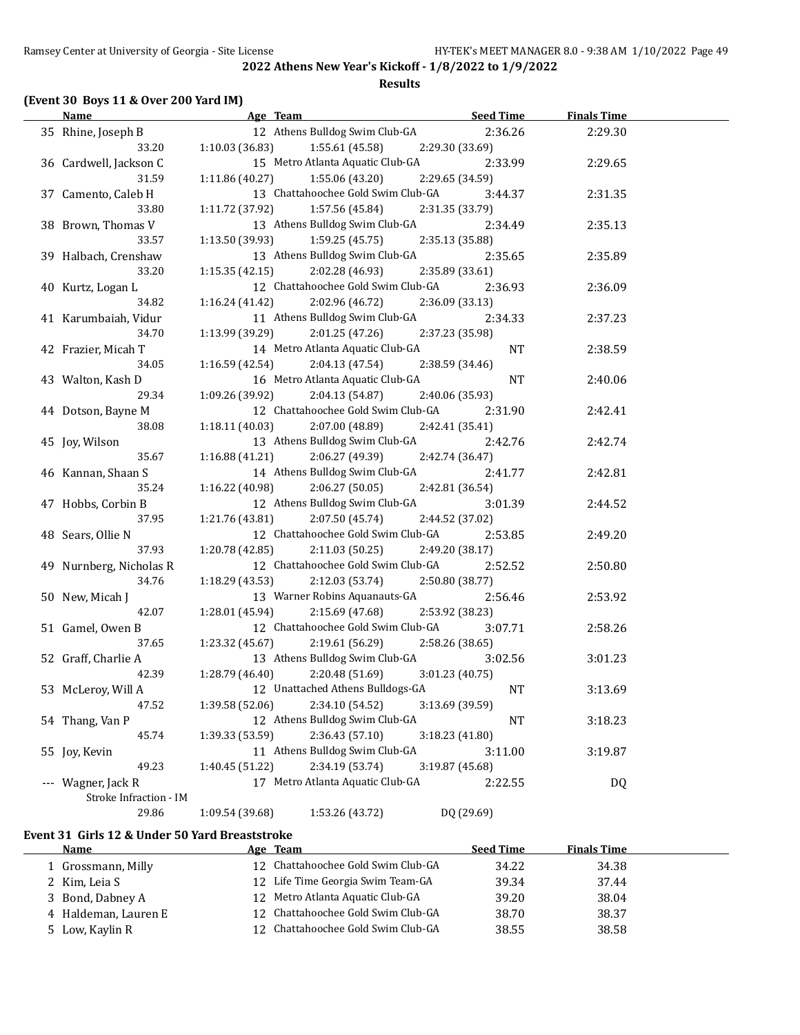**2022 Athens New Year's Kickoff - 1/8/2022 to 1/9/2022**

**Results**

### (Event 30 Boys 11 & Over 200 Yard IM)

| | Name | Age | Team | Seed Time | Finals Time |
|---|---|---|---|---|---|
| 35 | Rhine, Joseph B | 12 | Athens Bulldog Swim Club-GA | 2:36.26 | 2:29.30 |
| | 33.20 | 1:10.03 (36.83) | 1:55.61 (45.58) | 2:29.30 (33.69) | |
| 36 | Cardwell, Jackson C | 15 | Metro Atlanta Aquatic Club-GA | 2:33.99 | 2:29.65 |
| | 31.59 | 1:11.86 (40.27) | 1:55.06 (43.20) | 2:29.65 (34.59) | |
| 37 | Camento, Caleb H | 13 | Chattahoochee Gold Swim Club-GA | 3:44.37 | 2:31.35 |
| | 33.80 | 1:11.72 (37.92) | 1:57.56 (45.84) | 2:31.35 (33.79) | |
| 38 | Brown, Thomas V | 13 | Athens Bulldog Swim Club-GA | 2:34.49 | 2:35.13 |
| | 33.57 | 1:13.50 (39.93) | 1:59.25 (45.75) | 2:35.13 (35.88) | |
| 39 | Halbach, Crenshaw | 13 | Athens Bulldog Swim Club-GA | 2:35.65 | 2:35.89 |
| | 33.20 | 1:15.35 (42.15) | 2:02.28 (46.93) | 2:35.89 (33.61) | |
| 40 | Kurtz, Logan L | 12 | Chattahoochee Gold Swim Club-GA | 2:36.93 | 2:36.09 |
| | 34.82 | 1:16.24 (41.42) | 2:02.96 (46.72) | 2:36.09 (33.13) | |
| 41 | Karumbaiah, Vidur | 11 | Athens Bulldog Swim Club-GA | 2:34.33 | 2:37.23 |
| | 34.70 | 1:13.99 (39.29) | 2:01.25 (47.26) | 2:37.23 (35.98) | |
| 42 | Frazier, Micah T | 14 | Metro Atlanta Aquatic Club-GA | NT | 2:38.59 |
| | 34.05 | 1:16.59 (42.54) | 2:04.13 (47.54) | 2:38.59 (34.46) | |
| 43 | Walton, Kash D | 16 | Metro Atlanta Aquatic Club-GA | NT | 2:40.06 |
| | 29.34 | 1:09.26 (39.92) | 2:04.13 (54.87) | 2:40.06 (35.93) | |
| 44 | Dotson, Bayne M | 12 | Chattahoochee Gold Swim Club-GA | 2:31.90 | 2:42.41 |
| | 38.08 | 1:18.11 (40.03) | 2:07.00 (48.89) | 2:42.41 (35.41) | |
| 45 | Joy, Wilson | 13 | Athens Bulldog Swim Club-GA | 2:42.76 | 2:42.74 |
| | 35.67 | 1:16.88 (41.21) | 2:06.27 (49.39) | 2:42.74 (36.47) | |
| 46 | Kannan, Shaan S | 14 | Athens Bulldog Swim Club-GA | 2:41.77 | 2:42.81 |
| | 35.24 | 1:16.22 (40.98) | 2:06.27 (50.05) | 2:42.81 (36.54) | |
| 47 | Hobbs, Corbin B | 12 | Athens Bulldog Swim Club-GA | 3:01.39 | 2:44.52 |
| | 37.95 | 1:21.76 (43.81) | 2:07.50 (45.74) | 2:44.52 (37.02) | |
| 48 | Sears, Ollie N | 12 | Chattahoochee Gold Swim Club-GA | 2:53.85 | 2:49.20 |
| | 37.93 | 1:20.78 (42.85) | 2:11.03 (50.25) | 2:49.20 (38.17) | |
| 49 | Nurnberg, Nicholas R | 12 | Chattahoochee Gold Swim Club-GA | 2:52.52 | 2:50.80 |
| | 34.76 | 1:18.29 (43.53) | 2:12.03 (53.74) | 2:50.80 (38.77) | |
| 50 | New, Micah J | 13 | Warner Robins Aquanauts-GA | 2:56.46 | 2:53.92 |
| | 42.07 | 1:28.01 (45.94) | 2:15.69 (47.68) | 2:53.92 (38.23) | |
| 51 | Gamel, Owen B | 12 | Chattahoochee Gold Swim Club-GA | 3:07.71 | 2:58.26 |
| | 37.65 | 1:23.32 (45.67) | 2:19.61 (56.29) | 2:58.26 (38.65) | |
| 52 | Graff, Charlie A | 13 | Athens Bulldog Swim Club-GA | 3:02.56 | 3:01.23 |
| | 42.39 | 1:28.79 (46.40) | 2:20.48 (51.69) | 3:01.23 (40.75) | |
| 53 | McLeroy, Will A | 12 | Unattached Athens Bulldogs-GA | NT | 3:13.69 |
| | 47.52 | 1:39.58 (52.06) | 2:34.10 (54.52) | 3:13.69 (39.59) | |
| 54 | Thang, Van P | 12 | Athens Bulldog Swim Club-GA | NT | 3:18.23 |
| | 45.74 | 1:39.33 (53.59) | 2:36.43 (57.10) | 3:18.23 (41.80) | |
| 55 | Joy, Kevin | 11 | Athens Bulldog Swim Club-GA | 3:11.00 | 3:19.87 |
| | 49.23 | 1:40.45 (51.22) | 2:34.19 (53.74) | 3:19.87 (45.68) | |
| --- | Wagner, Jack R | 17 | Metro Atlanta Aquatic Club-GA | 2:22.55 | DQ |
| | Stroke Infraction - IM | | | | |
| | 29.86 | 1:09.54 (39.68) | 1:53.26 (43.72) | DQ (29.69) | |

### Event 31 Girls 12 & Under 50 Yard Breaststroke

| | Name | Age | Team | Seed Time | Finals Time |
|---|---|---|---|---|---|
| 1 | Grossmann, Milly | 12 | Chattahoochee Gold Swim Club-GA | 34.22 | 34.38 |
| 2 | Kim, Leia S | 12 | Life Time Georgia Swim Team-GA | 39.34 | 37.44 |
| 3 | Bond, Dabney A | 12 | Metro Atlanta Aquatic Club-GA | 39.20 | 38.04 |
| 4 | Haldeman, Lauren E | 12 | Chattahoochee Gold Swim Club-GA | 38.70 | 38.37 |
| 5 | Low, Kaylin R | 12 | Chattahoochee Gold Swim Club-GA | 38.55 | 38.58 |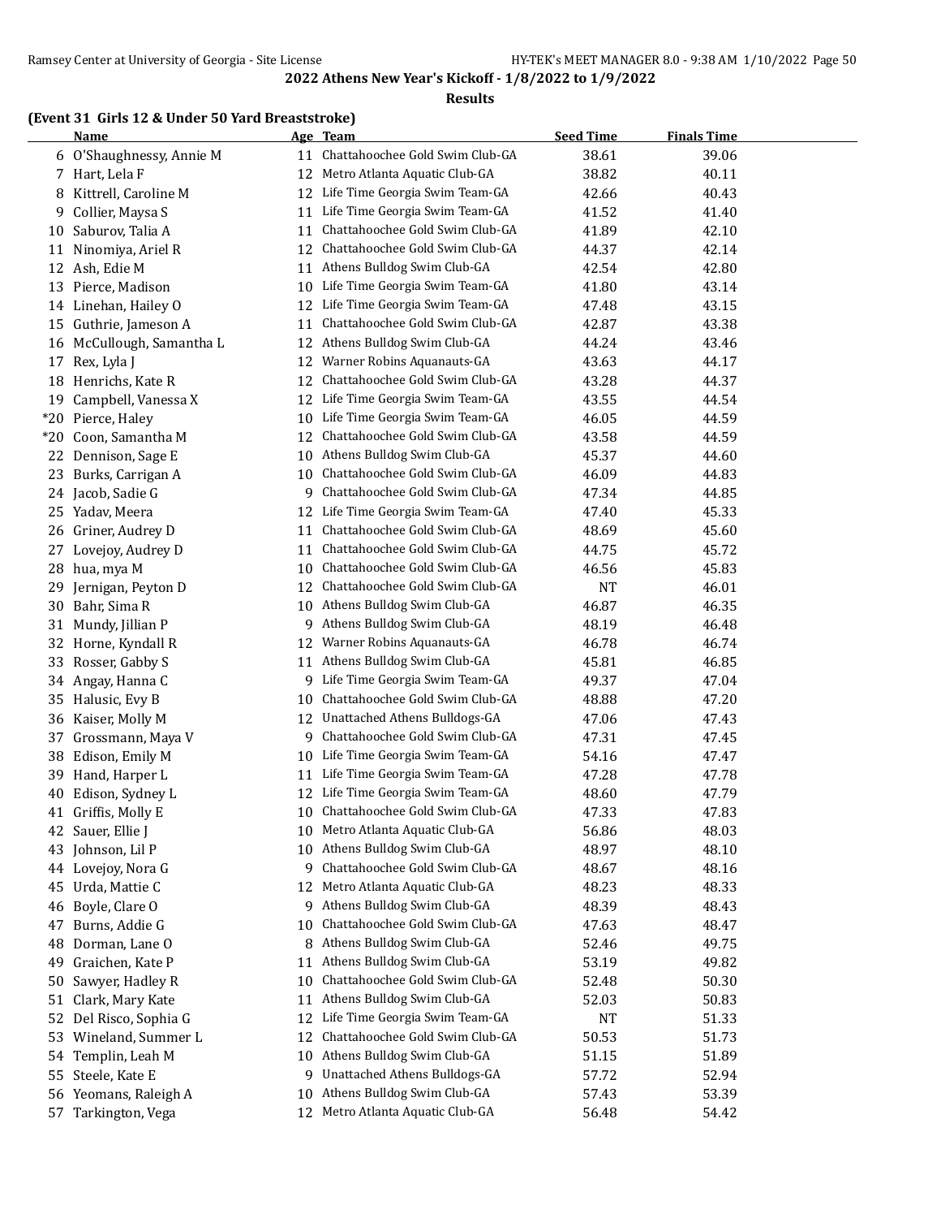## 2022 Athens New Year's Kickoff - 1/8/2022 to 1/9/2022

### Results

#### (Event 31 Girls 12 & Under 50 Yard Breaststroke)

| | Name | Age | Team | Seed Time | Finals Time |
|---|---|---|---|---|---|
| 6 | O'Shaughnessy, Annie M | 11 | Chattahoochee Gold Swim Club-GA | 38.61 | 39.06 |
| 7 | Hart, Lela F | 12 | Metro Atlanta Aquatic Club-GA | 38.82 | 40.11 |
| 8 | Kittrell, Caroline M | 12 | Life Time Georgia Swim Team-GA | 42.66 | 40.43 |
| 9 | Collier, Maysa S | 11 | Life Time Georgia Swim Team-GA | 41.52 | 41.40 |
| 10 | Saburov, Talia A | 11 | Chattahoochee Gold Swim Club-GA | 41.89 | 42.10 |
| 11 | Ninomiya, Ariel R | 12 | Chattahoochee Gold Swim Club-GA | 44.37 | 42.14 |
| 12 | Ash, Edie M | 11 | Athens Bulldog Swim Club-GA | 42.54 | 42.80 |
| 13 | Pierce, Madison | 10 | Life Time Georgia Swim Team-GA | 41.80 | 43.14 |
| 14 | Linehan, Hailey O | 12 | Life Time Georgia Swim Team-GA | 47.48 | 43.15 |
| 15 | Guthrie, Jameson A | 11 | Chattahoochee Gold Swim Club-GA | 42.87 | 43.38 |
| 16 | McCullough, Samantha L | 12 | Athens Bulldog Swim Club-GA | 44.24 | 43.46 |
| 17 | Rex, Lyla J | 12 | Warner Robins Aquanauts-GA | 43.63 | 44.17 |
| 18 | Henrichs, Kate R | 12 | Chattahoochee Gold Swim Club-GA | 43.28 | 44.37 |
| 19 | Campbell, Vanessa X | 12 | Life Time Georgia Swim Team-GA | 43.55 | 44.54 |
| *20 | Pierce, Haley | 10 | Life Time Georgia Swim Team-GA | 46.05 | 44.59 |
| *20 | Coon, Samantha M | 12 | Chattahoochee Gold Swim Club-GA | 43.58 | 44.59 |
| 22 | Dennison, Sage E | 10 | Athens Bulldog Swim Club-GA | 45.37 | 44.60 |
| 23 | Burks, Carrigan A | 10 | Chattahoochee Gold Swim Club-GA | 46.09 | 44.83 |
| 24 | Jacob, Sadie G | 9 | Chattahoochee Gold Swim Club-GA | 47.34 | 44.85 |
| 25 | Yadav, Meera | 12 | Life Time Georgia Swim Team-GA | 47.40 | 45.33 |
| 26 | Griner, Audrey D | 11 | Chattahoochee Gold Swim Club-GA | 48.69 | 45.60 |
| 27 | Lovejoy, Audrey D | 11 | Chattahoochee Gold Swim Club-GA | 44.75 | 45.72 |
| 28 | hua, mya M | 10 | Chattahoochee Gold Swim Club-GA | 46.56 | 45.83 |
| 29 | Jernigan, Peyton D | 12 | Chattahoochee Gold Swim Club-GA | NT | 46.01 |
| 30 | Bahr, Sima R | 10 | Athens Bulldog Swim Club-GA | 46.87 | 46.35 |
| 31 | Mundy, Jillian P | 9 | Athens Bulldog Swim Club-GA | 48.19 | 46.48 |
| 32 | Horne, Kyndall R | 12 | Warner Robins Aquanauts-GA | 46.78 | 46.74 |
| 33 | Rosser, Gabby S | 11 | Athens Bulldog Swim Club-GA | 45.81 | 46.85 |
| 34 | Angay, Hanna C | 9 | Life Time Georgia Swim Team-GA | 49.37 | 47.04 |
| 35 | Halusic, Evy B | 10 | Chattahoochee Gold Swim Club-GA | 48.88 | 47.20 |
| 36 | Kaiser, Molly M | 12 | Unattached Athens Bulldogs-GA | 47.06 | 47.43 |
| 37 | Grossmann, Maya V | 9 | Chattahoochee Gold Swim Club-GA | 47.31 | 47.45 |
| 38 | Edison, Emily M | 10 | Life Time Georgia Swim Team-GA | 54.16 | 47.47 |
| 39 | Hand, Harper L | 11 | Life Time Georgia Swim Team-GA | 47.28 | 47.78 |
| 40 | Edison, Sydney L | 12 | Life Time Georgia Swim Team-GA | 48.60 | 47.79 |
| 41 | Griffis, Molly E | 10 | Chattahoochee Gold Swim Club-GA | 47.33 | 47.83 |
| 42 | Sauer, Ellie J | 10 | Metro Atlanta Aquatic Club-GA | 56.86 | 48.03 |
| 43 | Johnson, Lil P | 10 | Athens Bulldog Swim Club-GA | 48.97 | 48.10 |
| 44 | Lovejoy, Nora G | 9 | Chattahoochee Gold Swim Club-GA | 48.67 | 48.16 |
| 45 | Urda, Mattie C | 12 | Metro Atlanta Aquatic Club-GA | 48.23 | 48.33 |
| 46 | Boyle, Clare O | 9 | Athens Bulldog Swim Club-GA | 48.39 | 48.43 |
| 47 | Burns, Addie G | 10 | Chattahoochee Gold Swim Club-GA | 47.63 | 48.47 |
| 48 | Dorman, Lane O | 8 | Athens Bulldog Swim Club-GA | 52.46 | 49.75 |
| 49 | Graichen, Kate P | 11 | Athens Bulldog Swim Club-GA | 53.19 | 49.82 |
| 50 | Sawyer, Hadley R | 10 | Chattahoochee Gold Swim Club-GA | 52.48 | 50.30 |
| 51 | Clark, Mary Kate | 11 | Athens Bulldog Swim Club-GA | 52.03 | 50.83 |
| 52 | Del Risco, Sophia G | 12 | Life Time Georgia Swim Team-GA | NT | 51.33 |
| 53 | Wineland, Summer L | 12 | Chattahoochee Gold Swim Club-GA | 50.53 | 51.73 |
| 54 | Templin, Leah M | 10 | Athens Bulldog Swim Club-GA | 51.15 | 51.89 |
| 55 | Steele, Kate E | 9 | Unattached Athens Bulldogs-GA | 57.72 | 52.94 |
| 56 | Yeomans, Raleigh A | 10 | Athens Bulldog Swim Club-GA | 57.43 | 53.39 |
| 57 | Tarkington, Vega | 12 | Metro Atlanta Aquatic Club-GA | 56.48 | 54.42 |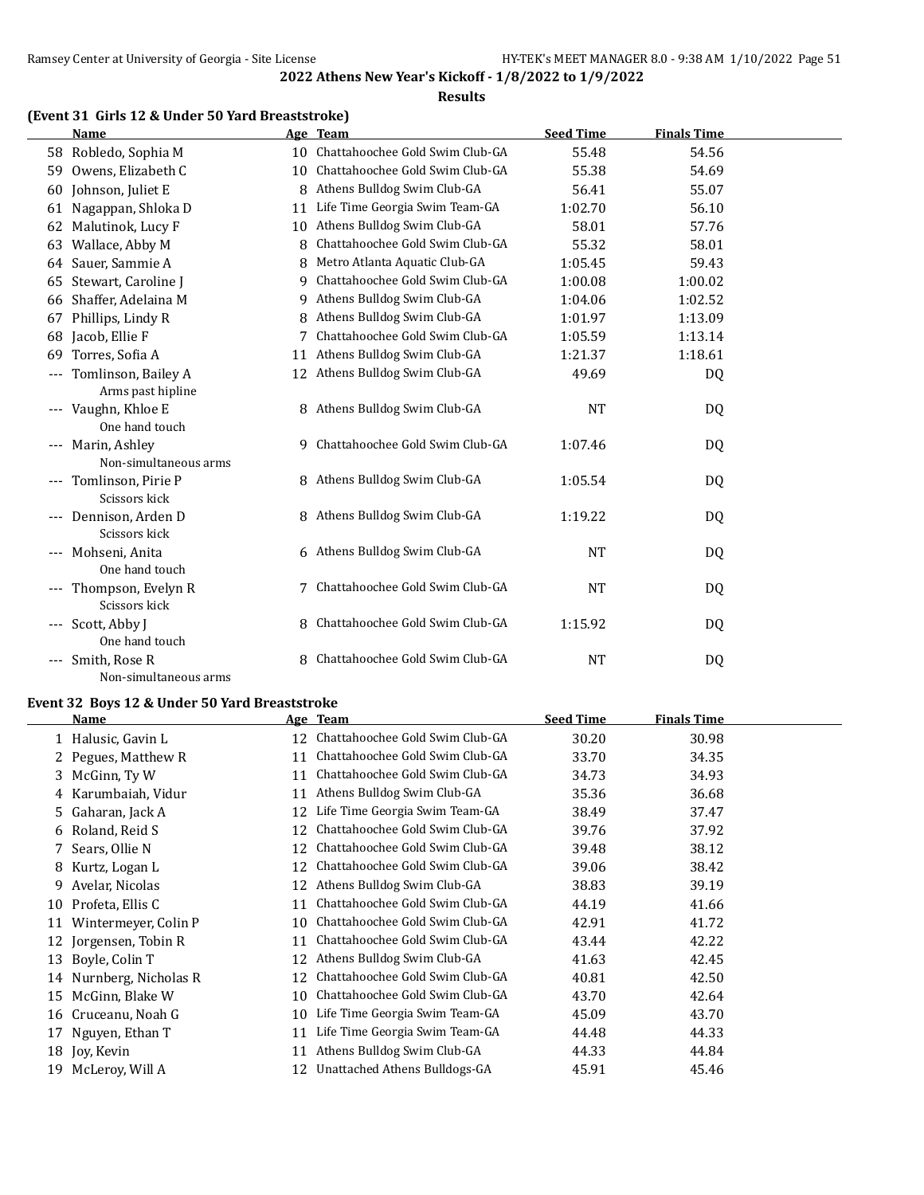## 2022 Athens New Year's Kickoff - 1/8/2022 to 1/9/2022

**Results**

### (Event 31 Girls 12 & Under 50 Yard Breaststroke)

| | Name | Age | Team | Seed Time | Finals Time |
|---|---|---|---|---|---|
| 58 | Robledo, Sophia M | 10 | Chattahoochee Gold Swim Club-GA | 55.48 | 54.56 |
| 59 | Owens, Elizabeth C | 10 | Chattahoochee Gold Swim Club-GA | 55.38 | 54.69 |
| 60 | Johnson, Juliet E | 8 | Athens Bulldog Swim Club-GA | 56.41 | 55.07 |
| 61 | Nagappan, Shloka D | 11 | Life Time Georgia Swim Team-GA | 1:02.70 | 56.10 |
| 62 | Malutinok, Lucy F | 10 | Athens Bulldog Swim Club-GA | 58.01 | 57.76 |
| 63 | Wallace, Abby M | 8 | Chattahoochee Gold Swim Club-GA | 55.32 | 58.01 |
| 64 | Sauer, Sammie A | 8 | Metro Atlanta Aquatic Club-GA | 1:05.45 | 59.43 |
| 65 | Stewart, Caroline J | 9 | Chattahoochee Gold Swim Club-GA | 1:00.08 | 1:00.02 |
| 66 | Shaffer, Adelaina M | 9 | Athens Bulldog Swim Club-GA | 1:04.06 | 1:02.52 |
| 67 | Phillips, Lindy R | 8 | Athens Bulldog Swim Club-GA | 1:01.97 | 1:13.09 |
| 68 | Jacob, Ellie F | 7 | Chattahoochee Gold Swim Club-GA | 1:05.59 | 1:13.14 |
| 69 | Torres, Sofia A | 11 | Athens Bulldog Swim Club-GA | 1:21.37 | 1:18.61 |
| --- | Tomlinson, Bailey A<br>Arms past hipline | 12 | Athens Bulldog Swim Club-GA | 49.69 | DQ |
| --- | Vaughn, Khloe E<br>One hand touch | 8 | Athens Bulldog Swim Club-GA | NT | DQ |
| --- | Marin, Ashley<br>Non-simultaneous arms | 9 | Chattahoochee Gold Swim Club-GA | 1:07.46 | DQ |
| --- | Tomlinson, Pirie P<br>Scissors kick | 8 | Athens Bulldog Swim Club-GA | 1:05.54 | DQ |
| --- | Dennison, Arden D<br>Scissors kick | 8 | Athens Bulldog Swim Club-GA | 1:19.22 | DQ |
| --- | Mohseni, Anita<br>One hand touch | 6 | Athens Bulldog Swim Club-GA | NT | DQ |
| --- | Thompson, Evelyn R<br>Scissors kick | 7 | Chattahoochee Gold Swim Club-GA | NT | DQ |
| --- | Scott, Abby J<br>One hand touch | 8 | Chattahoochee Gold Swim Club-GA | 1:15.92 | DQ |
| --- | Smith, Rose R<br>Non-simultaneous arms | 8 | Chattahoochee Gold Swim Club-GA | NT | DQ |

### Event 32 Boys 12 & Under 50 Yard Breaststroke

| | Name | Age | Team | Seed Time | Finals Time |
|---|---|---|---|---|---|
| 1 | Halusic, Gavin L | 12 | Chattahoochee Gold Swim Club-GA | 30.20 | 30.98 |
| 2 | Pegues, Matthew R | 11 | Chattahoochee Gold Swim Club-GA | 33.70 | 34.35 |
| 3 | McGinn, Ty W | 11 | Chattahoochee Gold Swim Club-GA | 34.73 | 34.93 |
| 4 | Karumbaiah, Vidur | 11 | Athens Bulldog Swim Club-GA | 35.36 | 36.68 |
| 5 | Gaharan, Jack A | 12 | Life Time Georgia Swim Team-GA | 38.49 | 37.47 |
| 6 | Roland, Reid S | 12 | Chattahoochee Gold Swim Club-GA | 39.76 | 37.92 |
| 7 | Sears, Ollie N | 12 | Chattahoochee Gold Swim Club-GA | 39.48 | 38.12 |
| 8 | Kurtz, Logan L | 12 | Chattahoochee Gold Swim Club-GA | 39.06 | 38.42 |
| 9 | Avelar, Nicolas | 12 | Athens Bulldog Swim Club-GA | 38.83 | 39.19 |
| 10 | Profeta, Ellis C | 11 | Chattahoochee Gold Swim Club-GA | 44.19 | 41.66 |
| 11 | Wintermeyer, Colin P | 10 | Chattahoochee Gold Swim Club-GA | 42.91 | 41.72 |
| 12 | Jorgensen, Tobin R | 11 | Chattahoochee Gold Swim Club-GA | 43.44 | 42.22 |
| 13 | Boyle, Colin T | 12 | Athens Bulldog Swim Club-GA | 41.63 | 42.45 |
| 14 | Nurnberg, Nicholas R | 12 | Chattahoochee Gold Swim Club-GA | 40.81 | 42.50 |
| 15 | McGinn, Blake W | 10 | Chattahoochee Gold Swim Club-GA | 43.70 | 42.64 |
| 16 | Cruceanu, Noah G | 10 | Life Time Georgia Swim Team-GA | 45.09 | 43.70 |
| 17 | Nguyen, Ethan T | 11 | Life Time Georgia Swim Team-GA | 44.48 | 44.33 |
| 18 | Joy, Kevin | 11 | Athens Bulldog Swim Club-GA | 44.33 | 44.84 |
| 19 | McLeroy, Will A | 12 | Unattached Athens Bulldogs-GA | 45.91 | 45.46 |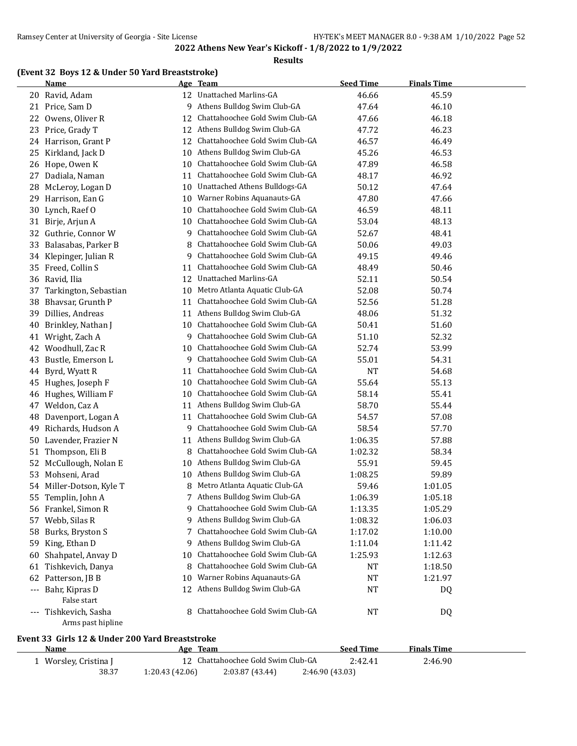**2022 Athens New Year's Kickoff - 1/8/2022 to 1/9/2022**

**Results**

### (Event 32 Boys 12 & Under 50 Yard Breaststroke)

| | Name | Age | Team | Seed Time | Finals Time |
|---|---|---|---|---|---|
| 20 | Ravid, Adam | 12 | Unattached Marlins-GA | 46.66 | 45.59 |
| 21 | Price, Sam D | 9 | Athens Bulldog Swim Club-GA | 47.64 | 46.10 |
| 22 | Owens, Oliver R | 12 | Chattahoochee Gold Swim Club-GA | 47.66 | 46.18 |
| 23 | Price, Grady T | 12 | Athens Bulldog Swim Club-GA | 47.72 | 46.23 |
| 24 | Harrison, Grant P | 12 | Chattahoochee Gold Swim Club-GA | 46.57 | 46.49 |
| 25 | Kirkland, Jack D | 10 | Athens Bulldog Swim Club-GA | 45.26 | 46.53 |
| 26 | Hope, Owen K | 10 | Chattahoochee Gold Swim Club-GA | 47.89 | 46.58 |
| 27 | Dadiala, Naman | 11 | Chattahoochee Gold Swim Club-GA | 48.17 | 46.92 |
| 28 | McLeroy, Logan D | 10 | Unattached Athens Bulldogs-GA | 50.12 | 47.64 |
| 29 | Harrison, Ean G | 10 | Warner Robins Aquanauts-GA | 47.80 | 47.66 |
| 30 | Lynch, Raef O | 10 | Chattahoochee Gold Swim Club-GA | 46.59 | 48.11 |
| 31 | Birje, Arjun A | 10 | Chattahoochee Gold Swim Club-GA | 53.04 | 48.13 |
| 32 | Guthrie, Connor W | 9 | Chattahoochee Gold Swim Club-GA | 52.67 | 48.41 |
| 33 | Balasabas, Parker B | 8 | Chattahoochee Gold Swim Club-GA | 50.06 | 49.03 |
| 34 | Klepinger, Julian R | 9 | Chattahoochee Gold Swim Club-GA | 49.15 | 49.46 |
| 35 | Freed, Collin S | 11 | Chattahoochee Gold Swim Club-GA | 48.49 | 50.46 |
| 36 | Ravid, Ilia | 12 | Unattached Marlins-GA | 52.11 | 50.54 |
| 37 | Tarkington, Sebastian | 10 | Metro Atlanta Aquatic Club-GA | 52.08 | 50.74 |
| 38 | Bhavsar, Grunth P | 11 | Chattahoochee Gold Swim Club-GA | 52.56 | 51.28 |
| 39 | Dillies, Andreas | 11 | Athens Bulldog Swim Club-GA | 48.06 | 51.32 |
| 40 | Brinkley, Nathan J | 10 | Chattahoochee Gold Swim Club-GA | 50.41 | 51.60 |
| 41 | Wright, Zach A | 9 | Chattahoochee Gold Swim Club-GA | 51.10 | 52.32 |
| 42 | Woodhull, Zac R | 10 | Chattahoochee Gold Swim Club-GA | 52.74 | 53.99 |
| 43 | Bustle, Emerson L | 9 | Chattahoochee Gold Swim Club-GA | 55.01 | 54.31 |
| 44 | Byrd, Wyatt R | 11 | Chattahoochee Gold Swim Club-GA | NT | 54.68 |
| 45 | Hughes, Joseph F | 10 | Chattahoochee Gold Swim Club-GA | 55.64 | 55.13 |
| 46 | Hughes, William F | 10 | Chattahoochee Gold Swim Club-GA | 58.14 | 55.41 |
| 47 | Weldon, Caz A | 11 | Athens Bulldog Swim Club-GA | 58.70 | 55.44 |
| 48 | Davenport, Logan A | 11 | Chattahoochee Gold Swim Club-GA | 54.57 | 57.08 |
| 49 | Richards, Hudson A | 9 | Chattahoochee Gold Swim Club-GA | 58.54 | 57.70 |
| 50 | Lavender, Frazier N | 11 | Athens Bulldog Swim Club-GA | 1:06.35 | 57.88 |
| 51 | Thompson, Eli B | 8 | Chattahoochee Gold Swim Club-GA | 1:02.32 | 58.34 |
| 52 | McCullough, Nolan E | 10 | Athens Bulldog Swim Club-GA | 55.91 | 59.45 |
| 53 | Mohseni, Arad | 10 | Athens Bulldog Swim Club-GA | 1:08.25 | 59.89 |
| 54 | Miller-Dotson, Kyle T | 8 | Metro Atlanta Aquatic Club-GA | 59.46 | 1:01.05 |
| 55 | Templin, John A | 7 | Athens Bulldog Swim Club-GA | 1:06.39 | 1:05.18 |
| 56 | Frankel, Simon R | 9 | Chattahoochee Gold Swim Club-GA | 1:13.35 | 1:05.29 |
| 57 | Webb, Silas R | 9 | Athens Bulldog Swim Club-GA | 1:08.32 | 1:06.03 |
| 58 | Burks, Bryston S | 7 | Chattahoochee Gold Swim Club-GA | 1:17.02 | 1:10.00 |
| 59 | King, Ethan D | 9 | Athens Bulldog Swim Club-GA | 1:11.04 | 1:11.42 |
| 60 | Shahpatel, Anvay D | 10 | Chattahoochee Gold Swim Club-GA | 1:25.93 | 1:12.63 |
| 61 | Tishkevich, Danya | 8 | Chattahoochee Gold Swim Club-GA | NT | 1:18.50 |
| 62 | Patterson, JB B | 10 | Warner Robins Aquanauts-GA | NT | 1:21.97 |
| --- | Bahr, Kipras D | 12 | Athens Bulldog Swim Club-GA | NT | DQ |
| | False start | | | | |
| --- | Tishkevich, Sasha | 8 | Chattahoochee Gold Swim Club-GA | NT | DQ |
| | Arms past hipline | | | | |

### Event 33 Girls 12 & Under 200 Yard Breaststroke

| | Name | Age | Team | Seed Time | Finals Time |
|---|---|---|---|---|---|
| 1 | Worsley, Cristina J | 12 | Chattahoochee Gold Swim Club-GA | 2:42.41 | 2:46.90 |
| | 38.37 | 1:20.43 (42.06) | 2:03.87 (43.44) | 2:46.90 (43.03) | |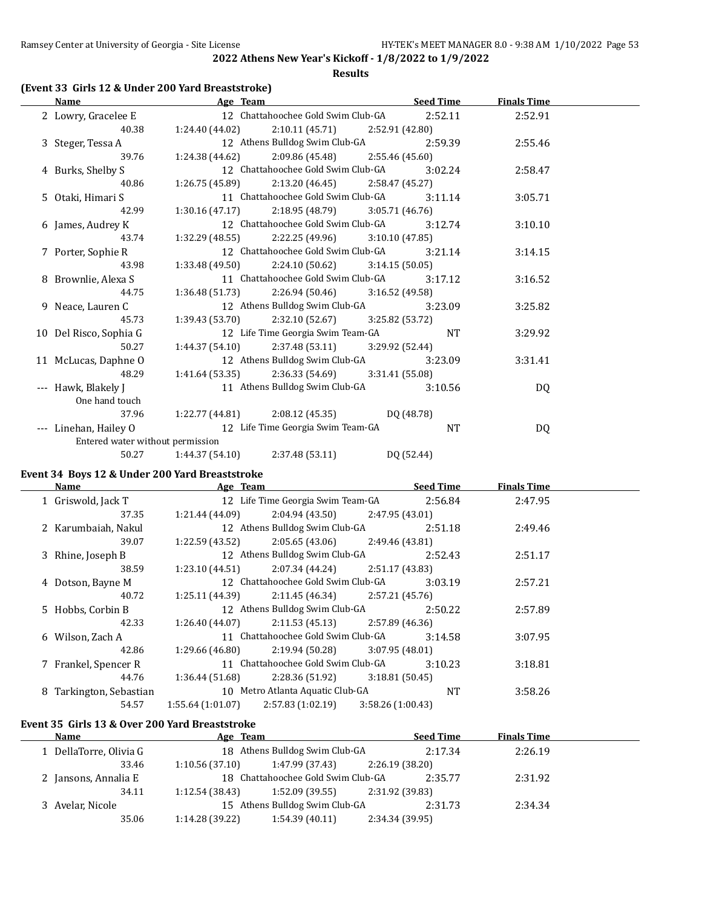2022 Athens New Year's Kickoff - 1/8/2022 to 1/9/2022

**Results**

### (Event 33 Girls 12 & Under 200 Yard Breaststroke)

| | Name | Age | Team | Seed Time | Finals Time |
|---|---|---|---|---|---|
| 2 | Lowry, Gracelee E | 12 | Chattahoochee Gold Swim Club-GA | 2:52.11 | 2:52.91 |
| | 40.38 | 1:24.40 (44.02) | 2:10.11 (45.71) | 2:52.91 (42.80) | |
| 3 | Steger, Tessa A | 12 | Athens Bulldog Swim Club-GA | 2:59.39 | 2:55.46 |
| | 39.76 | 1:24.38 (44.62) | 2:09.86 (45.48) | 2:55.46 (45.60) | |
| 4 | Burks, Shelby S | 12 | Chattahoochee Gold Swim Club-GA | 3:02.24 | 2:58.47 |
| | 40.86 | 1:26.75 (45.89) | 2:13.20 (46.45) | 2:58.47 (45.27) | |
| 5 | Otaki, Himari S | 11 | Chattahoochee Gold Swim Club-GA | 3:11.14 | 3:05.71 |
| | 42.99 | 1:30.16 (47.17) | 2:18.95 (48.79) | 3:05.71 (46.76) | |
| 6 | James, Audrey K | 12 | Chattahoochee Gold Swim Club-GA | 3:12.74 | 3:10.10 |
| | 43.74 | 1:32.29 (48.55) | 2:22.25 (49.96) | 3:10.10 (47.85) | |
| 7 | Porter, Sophie R | 12 | Chattahoochee Gold Swim Club-GA | 3:21.14 | 3:14.15 |
| | 43.98 | 1:33.48 (49.50) | 2:24.10 (50.62) | 3:14.15 (50.05) | |
| 8 | Brownlie, Alexa S | 11 | Chattahoochee Gold Swim Club-GA | 3:17.12 | 3:16.52 |
| | 44.75 | 1:36.48 (51.73) | 2:26.94 (50.46) | 3:16.52 (49.58) | |
| 9 | Neace, Lauren C | 12 | Athens Bulldog Swim Club-GA | 3:23.09 | 3:25.82 |
| | 45.73 | 1:39.43 (53.70) | 2:32.10 (52.67) | 3:25.82 (53.72) | |
| 10 | Del Risco, Sophia G | 12 | Life Time Georgia Swim Team-GA | NT | 3:29.92 |
| | 50.27 | 1:44.37 (54.10) | 2:37.48 (53.11) | 3:29.92 (52.44) | |
| 11 | McLucas, Daphne O | 12 | Athens Bulldog Swim Club-GA | 3:23.09 | 3:31.41 |
| | 48.29 | 1:41.64 (53.35) | 2:36.33 (54.69) | 3:31.41 (55.08) | |
| --- | Hawk, Blakely J | 11 | Athens Bulldog Swim Club-GA | 3:10.56 | DQ |
| | One hand touch | | | | |
| | 37.96 | 1:22.77 (44.81) | 2:08.12 (45.35) | DQ (48.78) | |
| --- | Linehan, Hailey O | 12 | Life Time Georgia Swim Team-GA | NT | DQ |
| | Entered water without permission | | | | |
| | 50.27 | 1:44.37 (54.10) | 2:37.48 (53.11) | DQ (52.44) | |

### Event 34 Boys 12 & Under 200 Yard Breaststroke

| | Name | Age | Team | Seed Time | Finals Time |
|---|---|---|---|---|---|
| 1 | Griswold, Jack T | 12 | Life Time Georgia Swim Team-GA | 2:56.84 | 2:47.95 |
| | 37.35 | 1:21.44 (44.09) | 2:04.94 (43.50) | 2:47.95 (43.01) | |
| 2 | Karumbaiah, Nakul | 12 | Athens Bulldog Swim Club-GA | 2:51.18 | 2:49.46 |
| | 39.07 | 1:22.59 (43.52) | 2:05.65 (43.06) | 2:49.46 (43.81) | |
| 3 | Rhine, Joseph B | 12 | Athens Bulldog Swim Club-GA | 2:52.43 | 2:51.17 |
| | 38.59 | 1:23.10 (44.51) | 2:07.34 (44.24) | 2:51.17 (43.83) | |
| 4 | Dotson, Bayne M | 12 | Chattahoochee Gold Swim Club-GA | 3:03.19 | 2:57.21 |
| | 40.72 | 1:25.11 (44.39) | 2:11.45 (46.34) | 2:57.21 (45.76) | |
| 5 | Hobbs, Corbin B | 12 | Athens Bulldog Swim Club-GA | 2:50.22 | 2:57.89 |
| | 42.33 | 1:26.40 (44.07) | 2:11.53 (45.13) | 2:57.89 (46.36) | |
| 6 | Wilson, Zach A | 11 | Chattahoochee Gold Swim Club-GA | 3:14.58 | 3:07.95 |
| | 42.86 | 1:29.66 (46.80) | 2:19.94 (50.28) | 3:07.95 (48.01) | |
| 7 | Frankel, Spencer R | 11 | Chattahoochee Gold Swim Club-GA | 3:10.23 | 3:18.81 |
| | 44.76 | 1:36.44 (51.68) | 2:28.36 (51.92) | 3:18.81 (50.45) | |
| 8 | Tarkington, Sebastian | 10 | Metro Atlanta Aquatic Club-GA | NT | 3:58.26 |
| | 54.57 | 1:55.64 (1:01.07) | 2:57.83 (1:02.19) | 3:58.26 (1:00.43) | |

### Event 35 Girls 13 & Over 200 Yard Breaststroke

| | Name | Age | Team | Seed Time | Finals Time |
|---|---|---|---|---|---|
| 1 | DellaTorre, Olivia G | 18 | Athens Bulldog Swim Club-GA | 2:17.34 | 2:26.19 |
| | 33.46 | 1:10.56 (37.10) | 1:47.99 (37.43) | 2:26.19 (38.20) | |
| 2 | Jansons, Annalia E | 18 | Chattahoochee Gold Swim Club-GA | 2:35.77 | 2:31.92 |
| | 34.11 | 1:12.54 (38.43) | 1:52.09 (39.55) | 2:31.92 (39.83) | |
| 3 | Avelar, Nicole | 15 | Athens Bulldog Swim Club-GA | 2:31.73 | 2:34.34 |
| | 35.06 | 1:14.28 (39.22) | 1:54.39 (40.11) | 2:34.34 (39.95) | |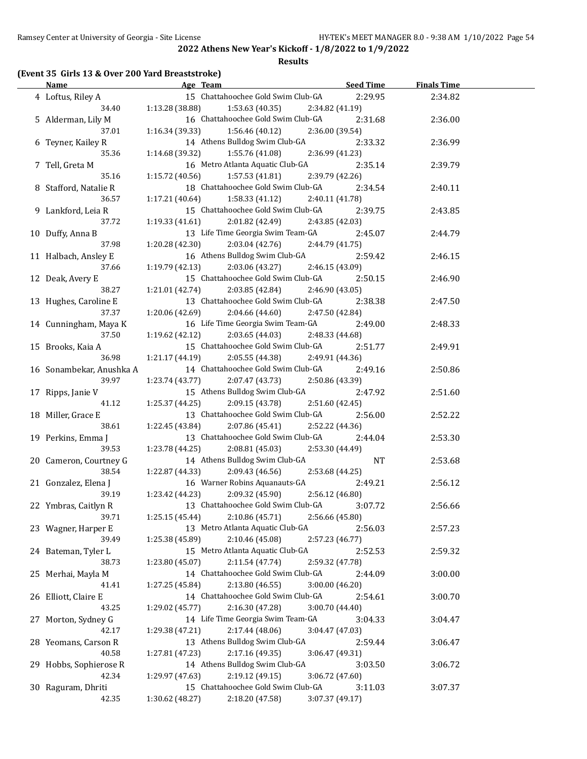## 2022 Athens New Year's Kickoff - 1/8/2022 to 1/9/2022

### Results

**(Event 35 Girls 13 & Over 200 Yard Breaststroke)**

| | Name | Age | Team | Seed Time | Finals Time |
|---|---|---|---|---|---|
| 4 | Loftus, Riley A | 15 | Chattahoochee Gold Swim Club-GA | 2:29.95 | 2:34.82 |
| | 34.40 | 1:13.28 (38.88) | 1:53.63 (40.35) | 2:34.82 (41.19) | |
| 5 | Alderman, Lily M | 16 | Chattahoochee Gold Swim Club-GA | 2:31.68 | 2:36.00 |
| | 37.01 | 1:16.34 (39.33) | 1:56.46 (40.12) | 2:36.00 (39.54) | |
| 6 | Teyner, Kailey R | 14 | Athens Bulldog Swim Club-GA | 2:33.32 | 2:36.99 |
| | 35.36 | 1:14.68 (39.32) | 1:55.76 (41.08) | 2:36.99 (41.23) | |
| 7 | Tell, Greta M | 16 | Metro Atlanta Aquatic Club-GA | 2:35.14 | 2:39.79 |
| | 35.16 | 1:15.72 (40.56) | 1:57.53 (41.81) | 2:39.79 (42.26) | |
| 8 | Stafford, Natalie R | 18 | Chattahoochee Gold Swim Club-GA | 2:34.54 | 2:40.11 |
| | 36.57 | 1:17.21 (40.64) | 1:58.33 (41.12) | 2:40.11 (41.78) | |
| 9 | Lankford, Leia R | 15 | Chattahoochee Gold Swim Club-GA | 2:39.75 | 2:43.85 |
| | 37.72 | 1:19.33 (41.61) | 2:01.82 (42.49) | 2:43.85 (42.03) | |
| 10 | Duffy, Anna B | 13 | Life Time Georgia Swim Team-GA | 2:45.07 | 2:44.79 |
| | 37.98 | 1:20.28 (42.30) | 2:03.04 (42.76) | 2:44.79 (41.75) | |
| 11 | Halbach, Ansley E | 16 | Athens Bulldog Swim Club-GA | 2:59.42 | 2:46.15 |
| | 37.66 | 1:19.79 (42.13) | 2:03.06 (43.27) | 2:46.15 (43.09) | |
| 12 | Deak, Avery E | 15 | Chattahoochee Gold Swim Club-GA | 2:50.15 | 2:46.90 |
| | 38.27 | 1:21.01 (42.74) | 2:03.85 (42.84) | 2:46.90 (43.05) | |
| 13 | Hughes, Caroline E | 13 | Chattahoochee Gold Swim Club-GA | 2:38.38 | 2:47.50 |
| | 37.37 | 1:20.06 (42.69) | 2:04.66 (44.60) | 2:47.50 (42.84) | |
| 14 | Cunningham, Maya K | 16 | Life Time Georgia Swim Team-GA | 2:49.00 | 2:48.33 |
| | 37.50 | 1:19.62 (42.12) | 2:03.65 (44.03) | 2:48.33 (44.68) | |
| 15 | Brooks, Kaia A | 15 | Chattahoochee Gold Swim Club-GA | 2:51.77 | 2:49.91 |
| | 36.98 | 1:21.17 (44.19) | 2:05.55 (44.38) | 2:49.91 (44.36) | |
| 16 | Sonambekar, Anushka A | 14 | Chattahoochee Gold Swim Club-GA | 2:49.16 | 2:50.86 |
| | 39.97 | 1:23.74 (43.77) | 2:07.47 (43.73) | 2:50.86 (43.39) | |
| 17 | Ripps, Janie V | 15 | Athens Bulldog Swim Club-GA | 2:47.92 | 2:51.60 |
| | 41.12 | 1:25.37 (44.25) | 2:09.15 (43.78) | 2:51.60 (42.45) | |
| 18 | Miller, Grace E | 13 | Chattahoochee Gold Swim Club-GA | 2:56.00 | 2:52.22 |
| | 38.61 | 1:22.45 (43.84) | 2:07.86 (45.41) | 2:52.22 (44.36) | |
| 19 | Perkins, Emma J | 13 | Chattahoochee Gold Swim Club-GA | 2:44.04 | 2:53.30 |
| | 39.53 | 1:23.78 (44.25) | 2:08.81 (45.03) | 2:53.30 (44.49) | |
| 20 | Cameron, Courtney G | 14 | Athens Bulldog Swim Club-GA | NT | 2:53.68 |
| | 38.54 | 1:22.87 (44.33) | 2:09.43 (46.56) | 2:53.68 (44.25) | |
| 21 | Gonzalez, Elena J | 16 | Warner Robins Aquanauts-GA | 2:49.21 | 2:56.12 |
| | 39.19 | 1:23.42 (44.23) | 2:09.32 (45.90) | 2:56.12 (46.80) | |
| 22 | Ymbras, Caitlyn R | 13 | Chattahoochee Gold Swim Club-GA | 3:07.72 | 2:56.66 |
| | 39.71 | 1:25.15 (45.44) | 2:10.86 (45.71) | 2:56.66 (45.80) | |
| 23 | Wagner, Harper E | 13 | Metro Atlanta Aquatic Club-GA | 2:56.03 | 2:57.23 |
| | 39.49 | 1:25.38 (45.89) | 2:10.46 (45.08) | 2:57.23 (46.77) | |
| 24 | Bateman, Tyler L | 15 | Metro Atlanta Aquatic Club-GA | 2:52.53 | 2:59.32 |
| | 38.73 | 1:23.80 (45.07) | 2:11.54 (47.74) | 2:59.32 (47.78) | |
| 25 | Merhai, Mayla M | 14 | Chattahoochee Gold Swim Club-GA | 2:44.09 | 3:00.00 |
| | 41.41 | 1:27.25 (45.84) | 2:13.80 (46.55) | 3:00.00 (46.20) | |
| 26 | Elliott, Claire E | 14 | Chattahoochee Gold Swim Club-GA | 2:54.61 | 3:00.70 |
| | 43.25 | 1:29.02 (45.77) | 2:16.30 (47.28) | 3:00.70 (44.40) | |
| 27 | Morton, Sydney G | 14 | Life Time Georgia Swim Team-GA | 3:04.33 | 3:04.47 |
| | 42.17 | 1:29.38 (47.21) | 2:17.44 (48.06) | 3:04.47 (47.03) | |
| 28 | Yeomans, Carson R | 13 | Athens Bulldog Swim Club-GA | 2:59.44 | 3:06.47 |
| | 40.58 | 1:27.81 (47.23) | 2:17.16 (49.35) | 3:06.47 (49.31) | |
| 29 | Hobbs, Sophierose R | 14 | Athens Bulldog Swim Club-GA | 3:03.50 | 3:06.72 |
| | 42.34 | 1:29.97 (47.63) | 2:19.12 (49.15) | 3:06.72 (47.60) | |
| 30 | Raguram, Dhriti | 15 | Chattahoochee Gold Swim Club-GA | 3:11.03 | 3:07.37 |
| | 42.35 | 1:30.62 (48.27) | 2:18.20 (47.58) | 3:07.37 (49.17) | |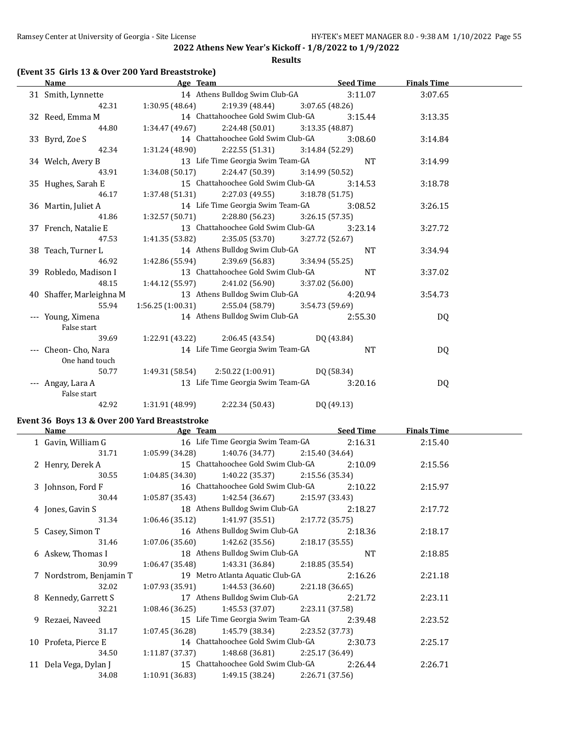## 2022 Athens New Year's Kickoff - 1/8/2022 to 1/9/2022

### Results

### (Event 35 Girls 13 & Over 200 Yard Breaststroke)

| | Name | Age | Team | Seed Time | Finals Time |
|---|---|---|---|---|---|
| 31 | Smith, Lynnette | 14 | Athens Bulldog Swim Club-GA | 3:11.07 | 3:07.65 |
| | 42.31 | 1:30.95 (48.64) | 2:19.39 (48.44) | 3:07.65 (48.26) | |
| 32 | Reed, Emma M | 14 | Chattahoochee Gold Swim Club-GA | 3:15.44 | 3:13.35 |
| | 44.80 | 1:34.47 (49.67) | 2:24.48 (50.01) | 3:13.35 (48.87) | |
| 33 | Byrd, Zoe S | 14 | Chattahoochee Gold Swim Club-GA | 3:08.60 | 3:14.84 |
| | 42.34 | 1:31.24 (48.90) | 2:22.55 (51.31) | 3:14.84 (52.29) | |
| 34 | Welch, Avery B | 13 | Life Time Georgia Swim Team-GA | NT | 3:14.99 |
| | 43.91 | 1:34.08 (50.17) | 2:24.47 (50.39) | 3:14.99 (50.52) | |
| 35 | Hughes, Sarah E | 15 | Chattahoochee Gold Swim Club-GA | 3:14.53 | 3:18.78 |
| | 46.17 | 1:37.48 (51.31) | 2:27.03 (49.55) | 3:18.78 (51.75) | |
| 36 | Martin, Juliet A | 14 | Life Time Georgia Swim Team-GA | 3:08.52 | 3:26.15 |
| | 41.86 | 1:32.57 (50.71) | 2:28.80 (56.23) | 3:26.15 (57.35) | |
| 37 | French, Natalie E | 13 | Chattahoochee Gold Swim Club-GA | 3:23.14 | 3:27.72 |
| | 47.53 | 1:41.35 (53.82) | 2:35.05 (53.70) | 3:27.72 (52.67) | |
| 38 | Teach, Turner L | 14 | Athens Bulldog Swim Club-GA | NT | 3:34.94 |
| | 46.92 | 1:42.86 (55.94) | 2:39.69 (56.83) | 3:34.94 (55.25) | |
| 39 | Robledo, Madison I | 13 | Chattahoochee Gold Swim Club-GA | NT | 3:37.02 |
| | 48.15 | 1:44.12 (55.97) | 2:41.02 (56.90) | 3:37.02 (56.00) | |
| 40 | Shaffer, Marleighna M | 13 | Athens Bulldog Swim Club-GA | 4:20.94 | 3:54.73 |
| | 55.94 | 1:56.25 (1:00.31) | 2:55.04 (58.79) | 3:54.73 (59.69) | |
| --- | Young, Ximena | 14 | Athens Bulldog Swim Club-GA | 2:55.30 | DQ |
| | False start | | | | |
| | 39.69 | 1:22.91 (43.22) | 2:06.45 (43.54) | DQ (43.84) | |
| --- | Cheon- Cho, Nara | 14 | Life Time Georgia Swim Team-GA | NT | DQ |
| | One hand touch | | | | |
| | 50.77 | 1:49.31 (58.54) | 2:50.22 (1:00.91) | DQ (58.34) | |
| --- | Angay, Lara A | 13 | Life Time Georgia Swim Team-GA | 3:20.16 | DQ |
| | False start | | | | |
| | 42.92 | 1:31.91 (48.99) | 2:22.34 (50.43) | DQ (49.13) | |

### Event 36 Boys 13 & Over 200 Yard Breaststroke

| | Name | Age | Team | Seed Time | Finals Time |
|---|---|---|---|---|---|
| 1 | Gavin, William G | 16 | Life Time Georgia Swim Team-GA | 2:16.31 | 2:15.40 |
| | 31.71 | 1:05.99 (34.28) | 1:40.76 (34.77) | 2:15.40 (34.64) | |
| 2 | Henry, Derek A | 15 | Chattahoochee Gold Swim Club-GA | 2:10.09 | 2:15.56 |
| | 30.55 | 1:04.85 (34.30) | 1:40.22 (35.37) | 2:15.56 (35.34) | |
| 3 | Johnson, Ford F | 16 | Chattahoochee Gold Swim Club-GA | 2:10.22 | 2:15.97 |
| | 30.44 | 1:05.87 (35.43) | 1:42.54 (36.67) | 2:15.97 (33.43) | |
| 4 | Jones, Gavin S | 18 | Athens Bulldog Swim Club-GA | 2:18.27 | 2:17.72 |
| | 31.34 | 1:06.46 (35.12) | 1:41.97 (35.51) | 2:17.72 (35.75) | |
| 5 | Casey, Simon T | 16 | Athens Bulldog Swim Club-GA | 2:18.36 | 2:18.17 |
| | 31.46 | 1:07.06 (35.60) | 1:42.62 (35.56) | 2:18.17 (35.55) | |
| 6 | Askew, Thomas I | 18 | Athens Bulldog Swim Club-GA | NT | 2:18.85 |
| | 30.99 | 1:06.47 (35.48) | 1:43.31 (36.84) | 2:18.85 (35.54) | |
| 7 | Nordstrom, Benjamin T | 19 | Metro Atlanta Aquatic Club-GA | 2:16.26 | 2:21.18 |
| | 32.02 | 1:07.93 (35.91) | 1:44.53 (36.60) | 2:21.18 (36.65) | |
| 8 | Kennedy, Garrett S | 17 | Athens Bulldog Swim Club-GA | 2:21.72 | 2:23.11 |
| | 32.21 | 1:08.46 (36.25) | 1:45.53 (37.07) | 2:23.11 (37.58) | |
| 9 | Rezaei, Naveed | 15 | Life Time Georgia Swim Team-GA | 2:39.48 | 2:23.52 |
| | 31.17 | 1:07.45 (36.28) | 1:45.79 (38.34) | 2:23.52 (37.73) | |
| 10 | Profeta, Pierce E | 14 | Chattahoochee Gold Swim Club-GA | 2:30.73 | 2:25.17 |
| | 34.50 | 1:11.87 (37.37) | 1:48.68 (36.81) | 2:25.17 (36.49) | |
| 11 | Dela Vega, Dylan J | 15 | Chattahoochee Gold Swim Club-GA | 2:26.44 | 2:26.71 |
| | 34.08 | 1:10.91 (36.83) | 1:49.15 (38.24) | 2:26.71 (37.56) | |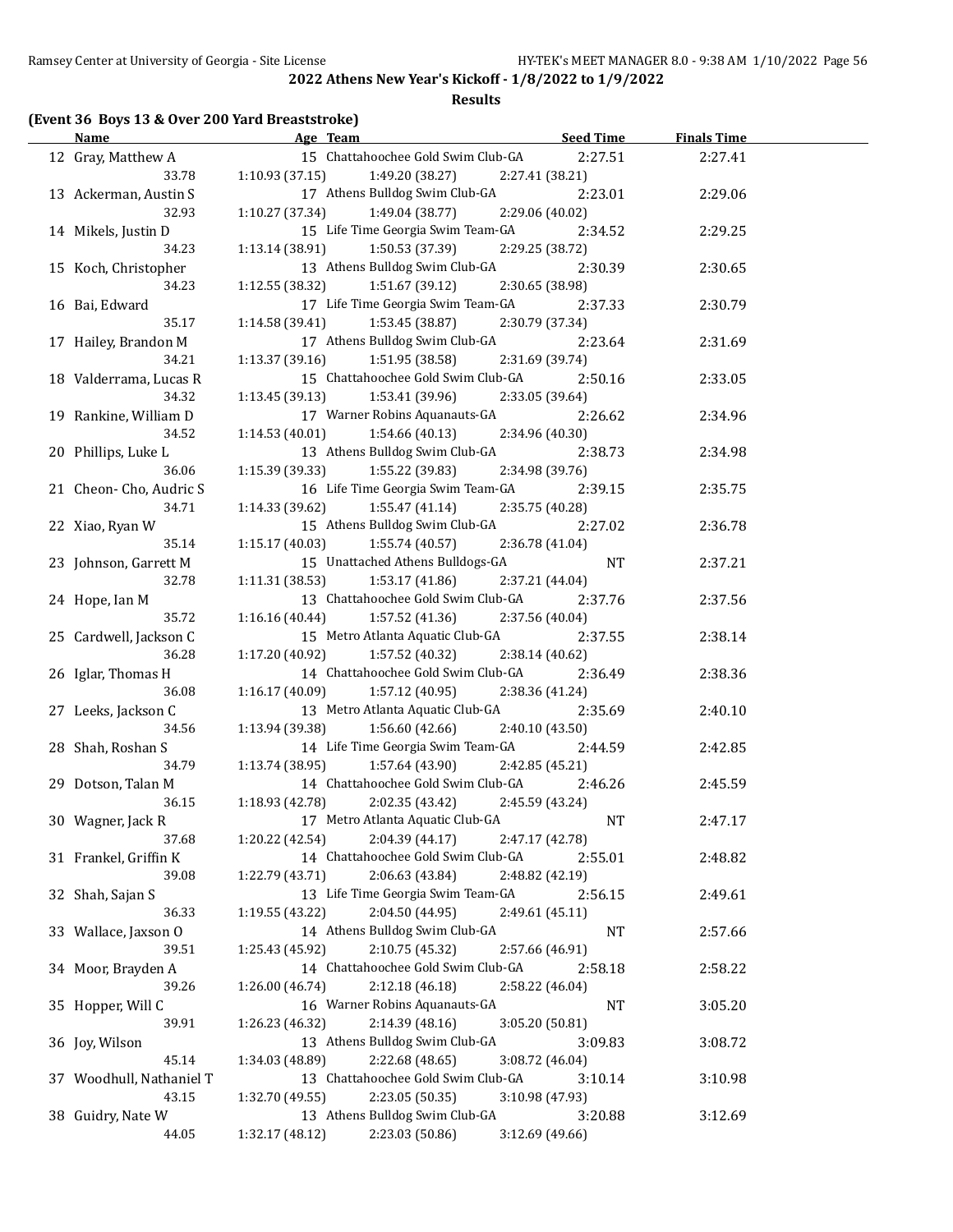## 2022 Athens New Year's Kickoff - 1/8/2022 to 1/9/2022

### Results

**(Event 36 Boys 13 & Over 200 Yard Breaststroke)**

| | Name | Age | Team | Seed Time | Finals Time |
|---|---|---|---|---|---|
| 12 | Gray, Matthew A | 15 | Chattahoochee Gold Swim Club-GA | 2:27.51 | 2:27.41 |
| | 33.78 | 1:10.93 (37.15) | 1:49.20 (38.27) | 2:27.41 (38.21) | |
| 13 | Ackerman, Austin S | 17 | Athens Bulldog Swim Club-GA | 2:23.01 | 2:29.06 |
| | 32.93 | 1:10.27 (37.34) | 1:49.04 (38.77) | 2:29.06 (40.02) | |
| 14 | Mikels, Justin D | 15 | Life Time Georgia Swim Team-GA | 2:34.52 | 2:29.25 |
| | 34.23 | 1:13.14 (38.91) | 1:50.53 (37.39) | 2:29.25 (38.72) | |
| 15 | Koch, Christopher | 13 | Athens Bulldog Swim Club-GA | 2:30.39 | 2:30.65 |
| | 34.23 | 1:12.55 (38.32) | 1:51.67 (39.12) | 2:30.65 (38.98) | |
| 16 | Bai, Edward | 17 | Life Time Georgia Swim Team-GA | 2:37.33 | 2:30.79 |
| | 35.17 | 1:14.58 (39.41) | 1:53.45 (38.87) | 2:30.79 (37.34) | |
| 17 | Hailey, Brandon M | 17 | Athens Bulldog Swim Club-GA | 2:23.64 | 2:31.69 |
| | 34.21 | 1:13.37 (39.16) | 1:51.95 (38.58) | 2:31.69 (39.74) | |
| 18 | Valderrama, Lucas R | 15 | Chattahoochee Gold Swim Club-GA | 2:50.16 | 2:33.05 |
| | 34.32 | 1:13.45 (39.13) | 1:53.41 (39.96) | 2:33.05 (39.64) | |
| 19 | Rankine, William D | 17 | Warner Robins Aquanauts-GA | 2:26.62 | 2:34.96 |
| | 34.52 | 1:14.53 (40.01) | 1:54.66 (40.13) | 2:34.96 (40.30) | |
| 20 | Phillips, Luke L | 13 | Athens Bulldog Swim Club-GA | 2:38.73 | 2:34.98 |
| | 36.06 | 1:15.39 (39.33) | 1:55.22 (39.83) | 2:34.98 (39.76) | |
| 21 | Cheon- Cho, Audric S | 16 | Life Time Georgia Swim Team-GA | 2:39.15 | 2:35.75 |
| | 34.71 | 1:14.33 (39.62) | 1:55.47 (41.14) | 2:35.75 (40.28) | |
| 22 | Xiao, Ryan W | 15 | Athens Bulldog Swim Club-GA | 2:27.02 | 2:36.78 |
| | 35.14 | 1:15.17 (40.03) | 1:55.74 (40.57) | 2:36.78 (41.04) | |
| 23 | Johnson, Garrett M | 15 | Unattached Athens Bulldogs-GA | NT | 2:37.21 |
| | 32.78 | 1:11.31 (38.53) | 1:53.17 (41.86) | 2:37.21 (44.04) | |
| 24 | Hope, Ian M | 13 | Chattahoochee Gold Swim Club-GA | 2:37.76 | 2:37.56 |
| | 35.72 | 1:16.16 (40.44) | 1:57.52 (41.36) | 2:37.56 (40.04) | |
| 25 | Cardwell, Jackson C | 15 | Metro Atlanta Aquatic Club-GA | 2:37.55 | 2:38.14 |
| | 36.28 | 1:17.20 (40.92) | 1:57.52 (40.32) | 2:38.14 (40.62) | |
| 26 | Iglar, Thomas H | 14 | Chattahoochee Gold Swim Club-GA | 2:36.49 | 2:38.36 |
| | 36.08 | 1:16.17 (40.09) | 1:57.12 (40.95) | 2:38.36 (41.24) | |
| 27 | Leeks, Jackson C | 13 | Metro Atlanta Aquatic Club-GA | 2:35.69 | 2:40.10 |
| | 34.56 | 1:13.94 (39.38) | 1:56.60 (42.66) | 2:40.10 (43.50) | |
| 28 | Shah, Roshan S | 14 | Life Time Georgia Swim Team-GA | 2:44.59 | 2:42.85 |
| | 34.79 | 1:13.74 (38.95) | 1:57.64 (43.90) | 2:42.85 (45.21) | |
| 29 | Dotson, Talan M | 14 | Chattahoochee Gold Swim Club-GA | 2:46.26 | 2:45.59 |
| | 36.15 | 1:18.93 (42.78) | 2:02.35 (43.42) | 2:45.59 (43.24) | |
| 30 | Wagner, Jack R | 17 | Metro Atlanta Aquatic Club-GA | NT | 2:47.17 |
| | 37.68 | 1:20.22 (42.54) | 2:04.39 (44.17) | 2:47.17 (42.78) | |
| 31 | Frankel, Griffin K | 14 | Chattahoochee Gold Swim Club-GA | 2:55.01 | 2:48.82 |
| | 39.08 | 1:22.79 (43.71) | 2:06.63 (43.84) | 2:48.82 (42.19) | |
| 32 | Shah, Sajan S | 13 | Life Time Georgia Swim Team-GA | 2:56.15 | 2:49.61 |
| | 36.33 | 1:19.55 (43.22) | 2:04.50 (44.95) | 2:49.61 (45.11) | |
| 33 | Wallace, Jaxson O | 14 | Athens Bulldog Swim Club-GA | NT | 2:57.66 |
| | 39.51 | 1:25.43 (45.92) | 2:10.75 (45.32) | 2:57.66 (46.91) | |
| 34 | Moor, Brayden A | 14 | Chattahoochee Gold Swim Club-GA | 2:58.18 | 2:58.22 |
| | 39.26 | 1:26.00 (46.74) | 2:12.18 (46.18) | 2:58.22 (46.04) | |
| 35 | Hopper, Will C | 16 | Warner Robins Aquanauts-GA | NT | 3:05.20 |
| | 39.91 | 1:26.23 (46.32) | 2:14.39 (48.16) | 3:05.20 (50.81) | |
| 36 | Joy, Wilson | 13 | Athens Bulldog Swim Club-GA | 3:09.83 | 3:08.72 |
| | 45.14 | 1:34.03 (48.89) | 2:22.68 (48.65) | 3:08.72 (46.04) | |
| 37 | Woodhull, Nathaniel T | 13 | Chattahoochee Gold Swim Club-GA | 3:10.14 | 3:10.98 |
| | 43.15 | 1:32.70 (49.55) | 2:23.05 (50.35) | 3:10.98 (47.93) | |
| 38 | Guidry, Nate W | 13 | Athens Bulldog Swim Club-GA | 3:20.88 | 3:12.69 |
| | 44.05 | 1:32.17 (48.12) | 2:23.03 (50.86) | 3:12.69 (49.66) | |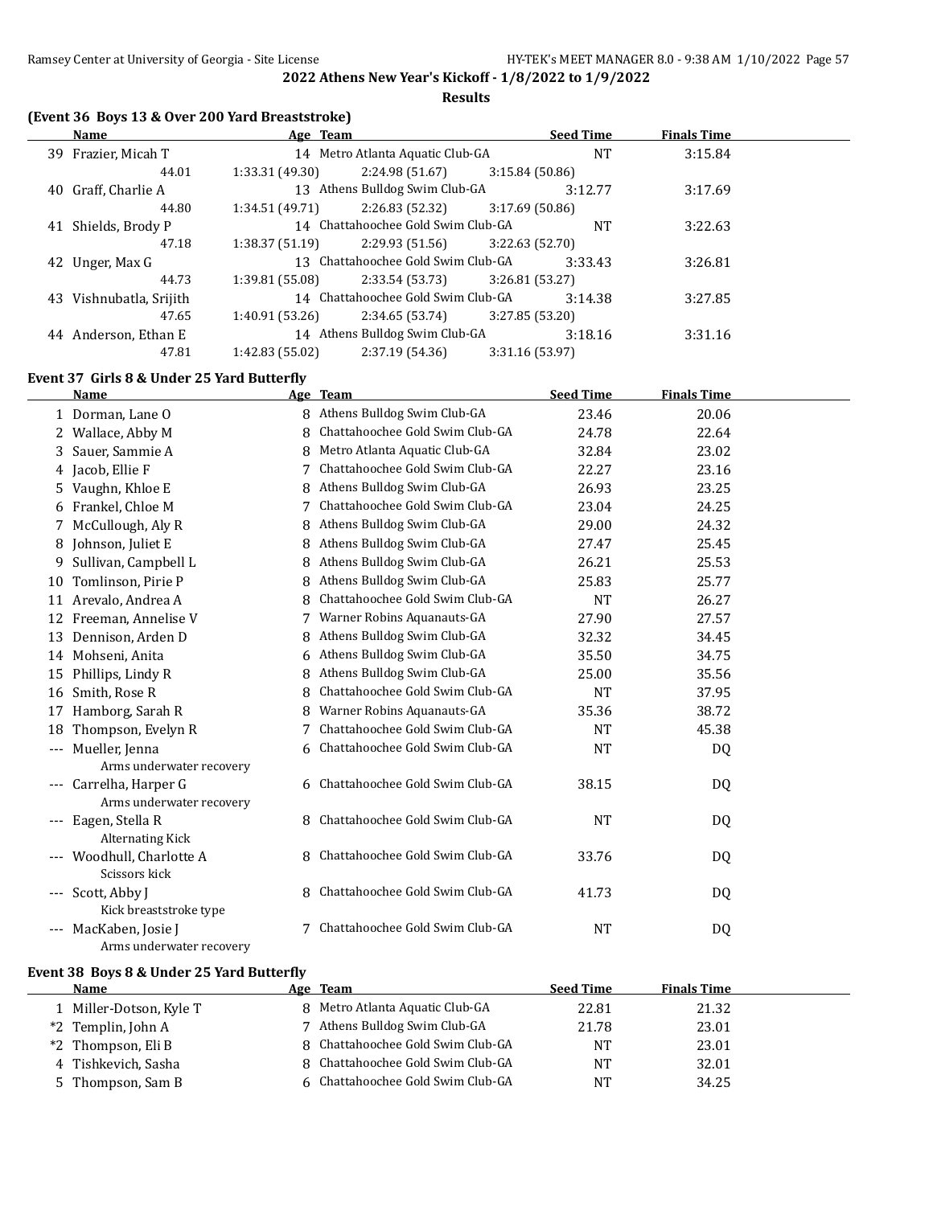## 2022 Athens New Year's Kickoff - 1/8/2022 to 1/9/2022

### Results

### (Event 36 Boys 13 & Over 200 Yard Breaststroke)

| | Name | Age | Team | Seed Time | Finals Time |
|---|---|---|---|---|---|
| 39 | Frazier, Micah T | 14 | Metro Atlanta Aquatic Club-GA | NT | 3:15.84 |
| | 44.01 | 1:33.31 (49.30) | 2:24.98 (51.67) | 3:15.84 (50.86) | |
| 40 | Graff, Charlie A | 13 | Athens Bulldog Swim Club-GA | 3:12.77 | 3:17.69 |
| | 44.80 | 1:34.51 (49.71) | 2:26.83 (52.32) | 3:17.69 (50.86) | |
| 41 | Shields, Brody P | 14 | Chattahoochee Gold Swim Club-GA | NT | 3:22.63 |
| | 47.18 | 1:38.37 (51.19) | 2:29.93 (51.56) | 3:22.63 (52.70) | |
| 42 | Unger, Max G | 13 | Chattahoochee Gold Swim Club-GA | 3:33.43 | 3:26.81 |
| | 44.73 | 1:39.81 (55.08) | 2:33.54 (53.73) | 3:26.81 (53.27) | |
| 43 | Vishnubatla, Srijith | 14 | Chattahoochee Gold Swim Club-GA | 3:14.38 | 3:27.85 |
| | 47.65 | 1:40.91 (53.26) | 2:34.65 (53.74) | 3:27.85 (53.20) | |
| 44 | Anderson, Ethan E | 14 | Athens Bulldog Swim Club-GA | 3:18.16 | 3:31.16 |
| | 47.81 | 1:42.83 (55.02) | 2:37.19 (54.36) | 3:31.16 (53.97) | |

### Event 37 Girls 8 & Under 25 Yard Butterfly

| | Name | Age | Team | Seed Time | Finals Time |
|---|---|---|---|---|---|
| 1 | Dorman, Lane O | 8 | Athens Bulldog Swim Club-GA | 23.46 | 20.06 |
| 2 | Wallace, Abby M | 8 | Chattahoochee Gold Swim Club-GA | 24.78 | 22.64 |
| 3 | Sauer, Sammie A | 8 | Metro Atlanta Aquatic Club-GA | 32.84 | 23.02 |
| 4 | Jacob, Ellie F | 7 | Chattahoochee Gold Swim Club-GA | 22.27 | 23.16 |
| 5 | Vaughn, Khloe E | 8 | Athens Bulldog Swim Club-GA | 26.93 | 23.25 |
| 6 | Frankel, Chloe M | 7 | Chattahoochee Gold Swim Club-GA | 23.04 | 24.25 |
| 7 | McCullough, Aly R | 8 | Athens Bulldog Swim Club-GA | 29.00 | 24.32 |
| 8 | Johnson, Juliet E | 8 | Athens Bulldog Swim Club-GA | 27.47 | 25.45 |
| 9 | Sullivan, Campbell L | 8 | Athens Bulldog Swim Club-GA | 26.21 | 25.53 |
| 10 | Tomlinson, Pirie P | 8 | Athens Bulldog Swim Club-GA | 25.83 | 25.77 |
| 11 | Arevalo, Andrea A | 8 | Chattahoochee Gold Swim Club-GA | NT | 26.27 |
| 12 | Freeman, Annelise V | 7 | Warner Robins Aquanauts-GA | 27.90 | 27.57 |
| 13 | Dennison, Arden D | 8 | Athens Bulldog Swim Club-GA | 32.32 | 34.45 |
| 14 | Mohseni, Anita | 6 | Athens Bulldog Swim Club-GA | 35.50 | 34.75 |
| 15 | Phillips, Lindy R | 8 | Athens Bulldog Swim Club-GA | 25.00 | 35.56 |
| 16 | Smith, Rose R | 8 | Chattahoochee Gold Swim Club-GA | NT | 37.95 |
| 17 | Hamborg, Sarah R | 8 | Warner Robins Aquanauts-GA | 35.36 | 38.72 |
| 18 | Thompson, Evelyn R | 7 | Chattahoochee Gold Swim Club-GA | NT | 45.38 |
| --- | Mueller, Jenna | 6 | Chattahoochee Gold Swim Club-GA | NT | DQ |
| | Arms underwater recovery | | | | |
| --- | Carrelha, Harper G | 6 | Chattahoochee Gold Swim Club-GA | 38.15 | DQ |
| | Arms underwater recovery | | | | |
| --- | Eagen, Stella R | 8 | Chattahoochee Gold Swim Club-GA | NT | DQ |
| | Alternating Kick | | | | |
| --- | Woodhull, Charlotte A | 8 | Chattahoochee Gold Swim Club-GA | 33.76 | DQ |
| | Scissors kick | | | | |
| --- | Scott, Abby J | 8 | Chattahoochee Gold Swim Club-GA | 41.73 | DQ |
| | Kick breaststroke type | | | | |
| --- | MacKaben, Josie J | 7 | Chattahoochee Gold Swim Club-GA | NT | DQ |
| | Arms underwater recovery | | | | |

### Event 38 Boys 8 & Under 25 Yard Butterfly

| | Name | Age | Team | Seed Time | Finals Time |
|---|---|---|---|---|---|
| 1 | Miller-Dotson, Kyle T | 8 | Metro Atlanta Aquatic Club-GA | 22.81 | 21.32 |
| *2 | Templin, John A | 7 | Athens Bulldog Swim Club-GA | 21.78 | 23.01 |
| *2 | Thompson, Eli B | 8 | Chattahoochee Gold Swim Club-GA | NT | 23.01 |
| 4 | Tishkevich, Sasha | 8 | Chattahoochee Gold Swim Club-GA | NT | 32.01 |
| 5 | Thompson, Sam B | 6 | Chattahoochee Gold Swim Club-GA | NT | 34.25 |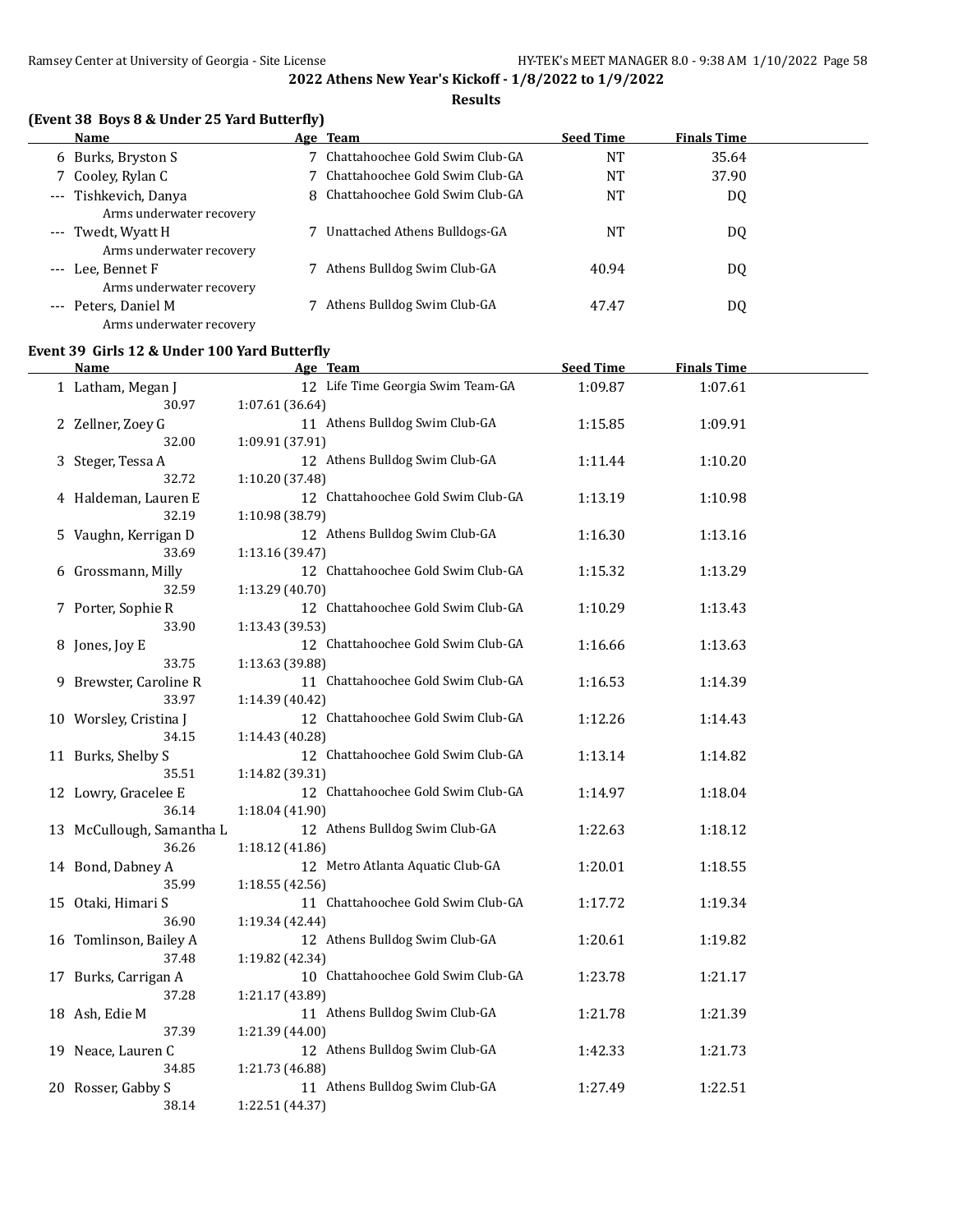## 2022 Athens New Year's Kickoff - 1/8/2022 to 1/9/2022

### Results

**(Event 38 Boys 8 & Under 25 Yard Butterfly)**

| | Name | Age | Team | Seed Time | Finals Time |
|---|---|---|---|---|---|
| 6 | Burks, Bryston S | 7 | Chattahoochee Gold Swim Club-GA | NT | 35.64 |
| 7 | Cooley, Rylan C | 7 | Chattahoochee Gold Swim Club-GA | NT | 37.90 |
| --- | Tishkevich, Danya | 8 | Chattahoochee Gold Swim Club-GA | NT | DQ |
| | Arms underwater recovery | | | | |
| --- | Twedt, Wyatt H | 7 | Unattached Athens Bulldogs-GA | NT | DQ |
| | Arms underwater recovery | | | | |
| --- | Lee, Bennet F | 7 | Athens Bulldog Swim Club-GA | 40.94 | DQ |
| | Arms underwater recovery | | | | |
| --- | Peters, Daniel M | 7 | Athens Bulldog Swim Club-GA | 47.47 | DQ |
| | Arms underwater recovery | | | | |

**Event 39 Girls 12 & Under 100 Yard Butterfly**

| | Name | Age | Team | Seed Time | Finals Time |
|---|---|---|---|---|---|
| 1 | Latham, Megan J | 12 | Life Time Georgia Swim Team-GA | 1:09.87 | 1:07.61 |
| | 30.97 | 1:07.61 (36.64) | | | |
| 2 | Zellner, Zoey G | 11 | Athens Bulldog Swim Club-GA | 1:15.85 | 1:09.91 |
| | 32.00 | 1:09.91 (37.91) | | | |
| 3 | Steger, Tessa A | 12 | Athens Bulldog Swim Club-GA | 1:11.44 | 1:10.20 |
| | 32.72 | 1:10.20 (37.48) | | | |
| 4 | Haldeman, Lauren E | 12 | Chattahoochee Gold Swim Club-GA | 1:13.19 | 1:10.98 |
| | 32.19 | 1:10.98 (38.79) | | | |
| 5 | Vaughn, Kerrigan D | 12 | Athens Bulldog Swim Club-GA | 1:16.30 | 1:13.16 |
| | 33.69 | 1:13.16 (39.47) | | | |
| 6 | Grossmann, Milly | 12 | Chattahoochee Gold Swim Club-GA | 1:15.32 | 1:13.29 |
| | 32.59 | 1:13.29 (40.70) | | | |
| 7 | Porter, Sophie R | 12 | Chattahoochee Gold Swim Club-GA | 1:10.29 | 1:13.43 |
| | 33.90 | 1:13.43 (39.53) | | | |
| 8 | Jones, Joy E | 12 | Chattahoochee Gold Swim Club-GA | 1:16.66 | 1:13.63 |
| | 33.75 | 1:13.63 (39.88) | | | |
| 9 | Brewster, Caroline R | 11 | Chattahoochee Gold Swim Club-GA | 1:16.53 | 1:14.39 |
| | 33.97 | 1:14.39 (40.42) | | | |
| 10 | Worsley, Cristina J | 12 | Chattahoochee Gold Swim Club-GA | 1:12.26 | 1:14.43 |
| | 34.15 | 1:14.43 (40.28) | | | |
| 11 | Burks, Shelby S | 12 | Chattahoochee Gold Swim Club-GA | 1:13.14 | 1:14.82 |
| | 35.51 | 1:14.82 (39.31) | | | |
| 12 | Lowry, Gracelee E | 12 | Chattahoochee Gold Swim Club-GA | 1:14.97 | 1:18.04 |
| | 36.14 | 1:18.04 (41.90) | | | |
| 13 | McCullough, Samantha L | 12 | Athens Bulldog Swim Club-GA | 1:22.63 | 1:18.12 |
| | 36.26 | 1:18.12 (41.86) | | | |
| 14 | Bond, Dabney A | 12 | Metro Atlanta Aquatic Club-GA | 1:20.01 | 1:18.55 |
| | 35.99 | 1:18.55 (42.56) | | | |
| 15 | Otaki, Himari S | 11 | Chattahoochee Gold Swim Club-GA | 1:17.72 | 1:19.34 |
| | 36.90 | 1:19.34 (42.44) | | | |
| 16 | Tomlinson, Bailey A | 12 | Athens Bulldog Swim Club-GA | 1:20.61 | 1:19.82 |
| | 37.48 | 1:19.82 (42.34) | | | |
| 17 | Burks, Carrigan A | 10 | Chattahoochee Gold Swim Club-GA | 1:23.78 | 1:21.17 |
| | 37.28 | 1:21.17 (43.89) | | | |
| 18 | Ash, Edie M | 11 | Athens Bulldog Swim Club-GA | 1:21.78 | 1:21.39 |
| | 37.39 | 1:21.39 (44.00) | | | |
| 19 | Neace, Lauren C | 12 | Athens Bulldog Swim Club-GA | 1:42.33 | 1:21.73 |
| | 34.85 | 1:21.73 (46.88) | | | |
| 20 | Rosser, Gabby S | 11 | Athens Bulldog Swim Club-GA | 1:27.49 | 1:22.51 |
| | 38.14 | 1:22.51 (44.37) | | | |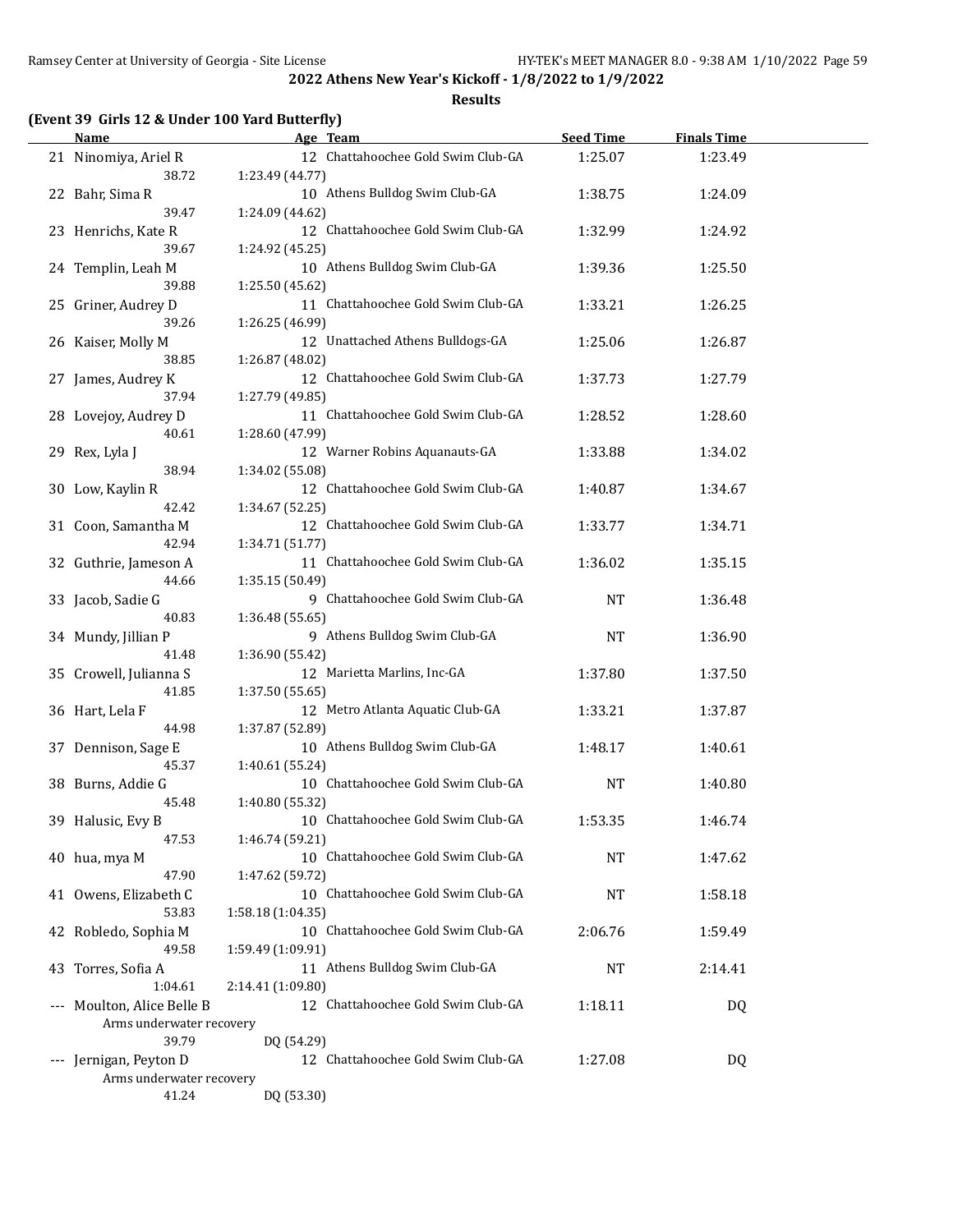**2022 Athens New Year's Kickoff - 1/8/2022 to 1/9/2022**

**Results**

### (Event 39 Girls 12 & Under 100 Yard Butterfly)

| | Name | Age | Team | Seed Time | Finals Time |
|---|---|---|---|---|---|
| 21 | Ninomiya, Ariel R | 12 | Chattahoochee Gold Swim Club-GA | 1:25.07 | 1:23.49 |
| | 38.72 | 1:23.49 (44.77) | | | |
| 22 | Bahr, Sima R | 10 | Athens Bulldog Swim Club-GA | 1:38.75 | 1:24.09 |
| | 39.47 | 1:24.09 (44.62) | | | |
| 23 | Henrichs, Kate R | 12 | Chattahoochee Gold Swim Club-GA | 1:32.99 | 1:24.92 |
| | 39.67 | 1:24.92 (45.25) | | | |
| 24 | Templin, Leah M | 10 | Athens Bulldog Swim Club-GA | 1:39.36 | 1:25.50 |
| | 39.88 | 1:25.50 (45.62) | | | |
| 25 | Griner, Audrey D | 11 | Chattahoochee Gold Swim Club-GA | 1:33.21 | 1:26.25 |
| | 39.26 | 1:26.25 (46.99) | | | |
| 26 | Kaiser, Molly M | 12 | Unattached Athens Bulldogs-GA | 1:25.06 | 1:26.87 |
| | 38.85 | 1:26.87 (48.02) | | | |
| 27 | James, Audrey K | 12 | Chattahoochee Gold Swim Club-GA | 1:37.73 | 1:27.79 |
| | 37.94 | 1:27.79 (49.85) | | | |
| 28 | Lovejoy, Audrey D | 11 | Chattahoochee Gold Swim Club-GA | 1:28.52 | 1:28.60 |
| | 40.61 | 1:28.60 (47.99) | | | |
| 29 | Rex, Lyla J | 12 | Warner Robins Aquanauts-GA | 1:33.88 | 1:34.02 |
| | 38.94 | 1:34.02 (55.08) | | | |
| 30 | Low, Kaylin R | 12 | Chattahoochee Gold Swim Club-GA | 1:40.87 | 1:34.67 |
| | 42.42 | 1:34.67 (52.25) | | | |
| 31 | Coon, Samantha M | 12 | Chattahoochee Gold Swim Club-GA | 1:33.77 | 1:34.71 |
| | 42.94 | 1:34.71 (51.77) | | | |
| 32 | Guthrie, Jameson A | 11 | Chattahoochee Gold Swim Club-GA | 1:36.02 | 1:35.15 |
| | 44.66 | 1:35.15 (50.49) | | | |
| 33 | Jacob, Sadie G | 9 | Chattahoochee Gold Swim Club-GA | NT | 1:36.48 |
| | 40.83 | 1:36.48 (55.65) | | | |
| 34 | Mundy, Jillian P | 9 | Athens Bulldog Swim Club-GA | NT | 1:36.90 |
| | 41.48 | 1:36.90 (55.42) | | | |
| 35 | Crowell, Julianna S | 12 | Marietta Marlins, Inc-GA | 1:37.80 | 1:37.50 |
| | 41.85 | 1:37.50 (55.65) | | | |
| 36 | Hart, Lela F | 12 | Metro Atlanta Aquatic Club-GA | 1:33.21 | 1:37.87 |
| | 44.98 | 1:37.87 (52.89) | | | |
| 37 | Dennison, Sage E | 10 | Athens Bulldog Swim Club-GA | 1:48.17 | 1:40.61 |
| | 45.37 | 1:40.61 (55.24) | | | |
| 38 | Burns, Addie G | 10 | Chattahoochee Gold Swim Club-GA | NT | 1:40.80 |
| | 45.48 | 1:40.80 (55.32) | | | |
| 39 | Halusic, Evy B | 10 | Chattahoochee Gold Swim Club-GA | 1:53.35 | 1:46.74 |
| | 47.53 | 1:46.74 (59.21) | | | |
| 40 | hua, mya M | 10 | Chattahoochee Gold Swim Club-GA | NT | 1:47.62 |
| | 47.90 | 1:47.62 (59.72) | | | |
| 41 | Owens, Elizabeth C | 10 | Chattahoochee Gold Swim Club-GA | NT | 1:58.18 |
| | 53.83 | 1:58.18 (1:04.35) | | | |
| 42 | Robledo, Sophia M | 10 | Chattahoochee Gold Swim Club-GA | 2:06.76 | 1:59.49 |
| | 49.58 | 1:59.49 (1:09.91) | | | |
| 43 | Torres, Sofia A | 11 | Athens Bulldog Swim Club-GA | NT | 2:14.41 |
| | 1:04.61 | 2:14.41 (1:09.80) | | | |
| --- | Moulton, Alice Belle B | 12 | Chattahoochee Gold Swim Club-GA | 1:18.11 | DQ |
| | Arms underwater recovery | | | | |
| | 39.79 | DQ (54.29) | | | |
| --- | Jernigan, Peyton D | 12 | Chattahoochee Gold Swim Club-GA | 1:27.08 | DQ |
| | Arms underwater recovery | | | | |
| | 41.24 | DQ (53.30) | | | |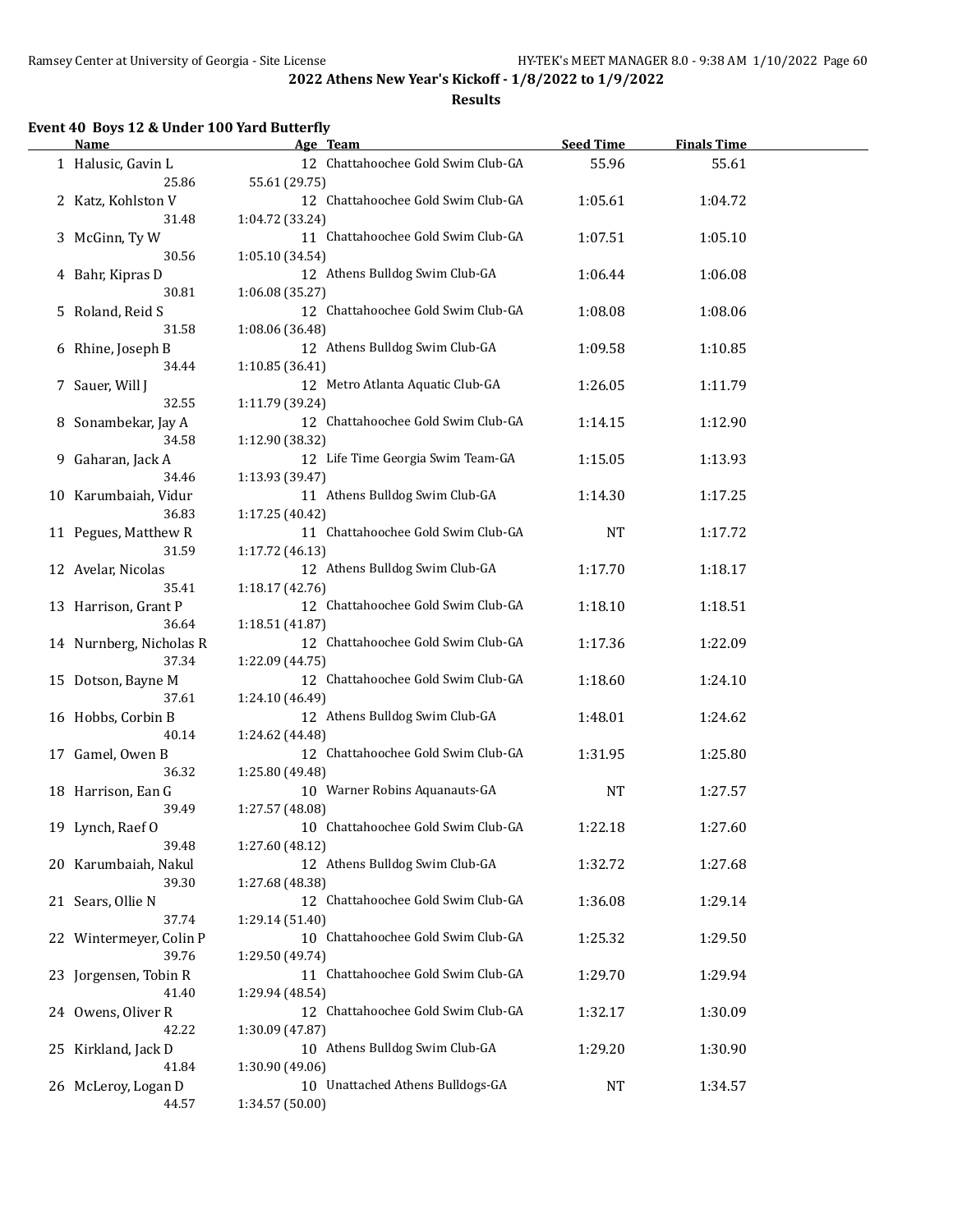**2022 Athens New Year's Kickoff - 1/8/2022 to 1/9/2022**

**Results**

### Event 40 Boys 12 & Under 100 Yard Butterfly

| | Name | Age | Team | Seed Time | Finals Time |
|---|---|---|---|---|---|
| 1 | Halusic, Gavin L | 12 | Chattahoochee Gold Swim Club-GA | 55.96 | 55.61 |
| | 25.86 | 55.61 (29.75) | | | |
| 2 | Katz, Kohlston V | 12 | Chattahoochee Gold Swim Club-GA | 1:05.61 | 1:04.72 |
| | 31.48 | 1:04.72 (33.24) | | | |
| 3 | McGinn, Ty W | 11 | Chattahoochee Gold Swim Club-GA | 1:07.51 | 1:05.10 |
| | 30.56 | 1:05.10 (34.54) | | | |
| 4 | Bahr, Kipras D | 12 | Athens Bulldog Swim Club-GA | 1:06.44 | 1:06.08 |
| | 30.81 | 1:06.08 (35.27) | | | |
| 5 | Roland, Reid S | 12 | Chattahoochee Gold Swim Club-GA | 1:08.08 | 1:08.06 |
| | 31.58 | 1:08.06 (36.48) | | | |
| 6 | Rhine, Joseph B | 12 | Athens Bulldog Swim Club-GA | 1:09.58 | 1:10.85 |
| | 34.44 | 1:10.85 (36.41) | | | |
| 7 | Sauer, Will J | 12 | Metro Atlanta Aquatic Club-GA | 1:26.05 | 1:11.79 |
| | 32.55 | 1:11.79 (39.24) | | | |
| 8 | Sonambekar, Jay A | 12 | Chattahoochee Gold Swim Club-GA | 1:14.15 | 1:12.90 |
| | 34.58 | 1:12.90 (38.32) | | | |
| 9 | Gaharan, Jack A | 12 | Life Time Georgia Swim Team-GA | 1:15.05 | 1:13.93 |
| | 34.46 | 1:13.93 (39.47) | | | |
| 10 | Karumbaiah, Vidur | 11 | Athens Bulldog Swim Club-GA | 1:14.30 | 1:17.25 |
| | 36.83 | 1:17.25 (40.42) | | | |
| 11 | Pegues, Matthew R | 11 | Chattahoochee Gold Swim Club-GA | NT | 1:17.72 |
| | 31.59 | 1:17.72 (46.13) | | | |
| 12 | Avelar, Nicolas | 12 | Athens Bulldog Swim Club-GA | 1:17.70 | 1:18.17 |
| | 35.41 | 1:18.17 (42.76) | | | |
| 13 | Harrison, Grant P | 12 | Chattahoochee Gold Swim Club-GA | 1:18.10 | 1:18.51 |
| | 36.64 | 1:18.51 (41.87) | | | |
| 14 | Nurnberg, Nicholas R | 12 | Chattahoochee Gold Swim Club-GA | 1:17.36 | 1:22.09 |
| | 37.34 | 1:22.09 (44.75) | | | |
| 15 | Dotson, Bayne M | 12 | Chattahoochee Gold Swim Club-GA | 1:18.60 | 1:24.10 |
| | 37.61 | 1:24.10 (46.49) | | | |
| 16 | Hobbs, Corbin B | 12 | Athens Bulldog Swim Club-GA | 1:48.01 | 1:24.62 |
| | 40.14 | 1:24.62 (44.48) | | | |
| 17 | Gamel, Owen B | 12 | Chattahoochee Gold Swim Club-GA | 1:31.95 | 1:25.80 |
| | 36.32 | 1:25.80 (49.48) | | | |
| 18 | Harrison, Ean G | 10 | Warner Robins Aquanauts-GA | NT | 1:27.57 |
| | 39.49 | 1:27.57 (48.08) | | | |
| 19 | Lynch, Raef O | 10 | Chattahoochee Gold Swim Club-GA | 1:22.18 | 1:27.60 |
| | 39.48 | 1:27.60 (48.12) | | | |
| 20 | Karumbaiah, Nakul | 12 | Athens Bulldog Swim Club-GA | 1:32.72 | 1:27.68 |
| | 39.30 | 1:27.68 (48.38) | | | |
| 21 | Sears, Ollie N | 12 | Chattahoochee Gold Swim Club-GA | 1:36.08 | 1:29.14 |
| | 37.74 | 1:29.14 (51.40) | | | |
| 22 | Wintermeyer, Colin P | 10 | Chattahoochee Gold Swim Club-GA | 1:25.32 | 1:29.50 |
| | 39.76 | 1:29.50 (49.74) | | | |
| 23 | Jorgensen, Tobin R | 11 | Chattahoochee Gold Swim Club-GA | 1:29.70 | 1:29.94 |
| | 41.40 | 1:29.94 (48.54) | | | |
| 24 | Owens, Oliver R | 12 | Chattahoochee Gold Swim Club-GA | 1:32.17 | 1:30.09 |
| | 42.22 | 1:30.09 (47.87) | | | |
| 25 | Kirkland, Jack D | 10 | Athens Bulldog Swim Club-GA | 1:29.20 | 1:30.90 |
| | 41.84 | 1:30.90 (49.06) | | | |
| 26 | McLeroy, Logan D | 10 | Unattached Athens Bulldogs-GA | NT | 1:34.57 |
| | 44.57 | 1:34.57 (50.00) | | | |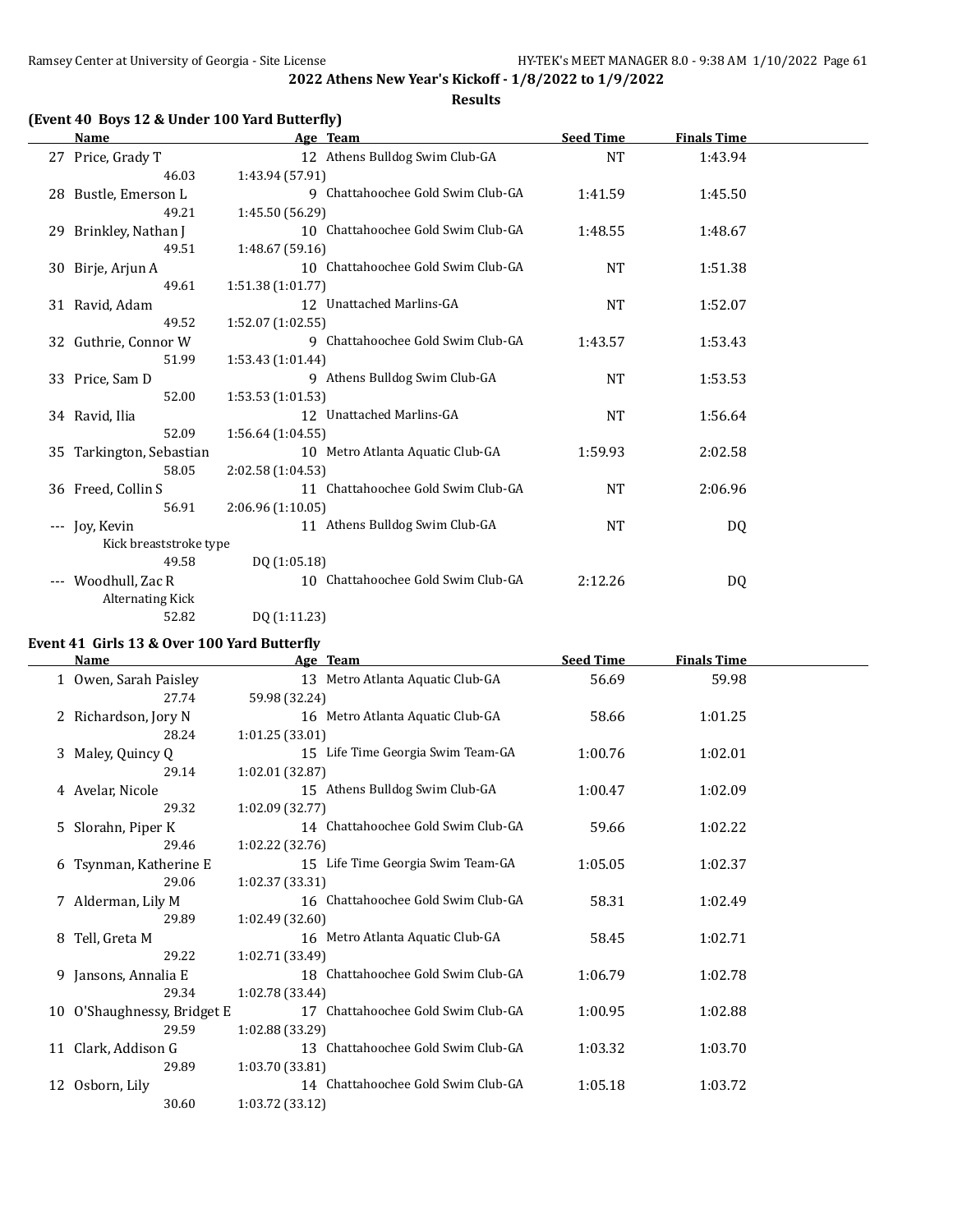**2022 Athens New Year's Kickoff - 1/8/2022 to 1/9/2022**

**Results**

### (Event 40 Boys 12 & Under 100 Yard Butterfly)

| | Name | Age | Team | Seed Time | Finals Time |
|---|---|---|---|---|---|
| 27 | Price, Grady T | 12 | Athens Bulldog Swim Club-GA | NT | 1:43.94 |
| | 46.03 | 1:43.94 (57.91) | | | |
| 28 | Bustle, Emerson L | 9 | Chattahoochee Gold Swim Club-GA | 1:41.59 | 1:45.50 |
| | 49.21 | 1:45.50 (56.29) | | | |
| 29 | Brinkley, Nathan J | 10 | Chattahoochee Gold Swim Club-GA | 1:48.55 | 1:48.67 |
| | 49.51 | 1:48.67 (59.16) | | | |
| 30 | Birje, Arjun A | 10 | Chattahoochee Gold Swim Club-GA | NT | 1:51.38 |
| | 49.61 | 1:51.38 (1:01.77) | | | |
| 31 | Ravid, Adam | 12 | Unattached Marlins-GA | NT | 1:52.07 |
| | 49.52 | 1:52.07 (1:02.55) | | | |
| 32 | Guthrie, Connor W | 9 | Chattahoochee Gold Swim Club-GA | 1:43.57 | 1:53.43 |
| | 51.99 | 1:53.43 (1:01.44) | | | |
| 33 | Price, Sam D | 9 | Athens Bulldog Swim Club-GA | NT | 1:53.53 |
| | 52.00 | 1:53.53 (1:01.53) | | | |
| 34 | Ravid, Ilia | 12 | Unattached Marlins-GA | NT | 1:56.64 |
| | 52.09 | 1:56.64 (1:04.55) | | | |
| 35 | Tarkington, Sebastian | 10 | Metro Atlanta Aquatic Club-GA | 1:59.93 | 2:02.58 |
| | 58.05 | 2:02.58 (1:04.53) | | | |
| 36 | Freed, Collin S | 11 | Chattahoochee Gold Swim Club-GA | NT | 2:06.96 |
| | 56.91 | 2:06.96 (1:10.05) | | | |
| --- | Joy, Kevin | 11 | Athens Bulldog Swim Club-GA | NT | DQ |
| | Kick breaststroke type | | | | |
| | 49.58 | DQ (1:05.18) | | | |
| --- | Woodhull, Zac R | 10 | Chattahoochee Gold Swim Club-GA | 2:12.26 | DQ |
| | Alternating Kick | | | | |
| | 52.82 | DQ (1:11.23) | | | |

### Event 41 Girls 13 & Over 100 Yard Butterfly

| | Name | Age | Team | Seed Time | Finals Time |
|---|---|---|---|---|---|
| 1 | Owen, Sarah Paisley | 13 | Metro Atlanta Aquatic Club-GA | 56.69 | 59.98 |
| | 27.74 | 59.98 (32.24) | | | |
| 2 | Richardson, Jory N | 16 | Metro Atlanta Aquatic Club-GA | 58.66 | 1:01.25 |
| | 28.24 | 1:01.25 (33.01) | | | |
| 3 | Maley, Quincy Q | 15 | Life Time Georgia Swim Team-GA | 1:00.76 | 1:02.01 |
| | 29.14 | 1:02.01 (32.87) | | | |
| 4 | Avelar, Nicole | 15 | Athens Bulldog Swim Club-GA | 1:00.47 | 1:02.09 |
| | 29.32 | 1:02.09 (32.77) | | | |
| 5 | Slorahn, Piper K | 14 | Chattahoochee Gold Swim Club-GA | 59.66 | 1:02.22 |
| | 29.46 | 1:02.22 (32.76) | | | |
| 6 | Tsynman, Katherine E | 15 | Life Time Georgia Swim Team-GA | 1:05.05 | 1:02.37 |
| | 29.06 | 1:02.37 (33.31) | | | |
| 7 | Alderman, Lily M | 16 | Chattahoochee Gold Swim Club-GA | 58.31 | 1:02.49 |
| | 29.89 | 1:02.49 (32.60) | | | |
| 8 | Tell, Greta M | 16 | Metro Atlanta Aquatic Club-GA | 58.45 | 1:02.71 |
| | 29.22 | 1:02.71 (33.49) | | | |
| 9 | Jansons, Annalia E | 18 | Chattahoochee Gold Swim Club-GA | 1:06.79 | 1:02.78 |
| | 29.34 | 1:02.78 (33.44) | | | |
| 10 | O'Shaughnessy, Bridget E | 17 | Chattahoochee Gold Swim Club-GA | 1:00.95 | 1:02.88 |
| | 29.59 | 1:02.88 (33.29) | | | |
| 11 | Clark, Addison G | 13 | Chattahoochee Gold Swim Club-GA | 1:03.32 | 1:03.70 |
| | 29.89 | 1:03.70 (33.81) | | | |
| 12 | Osborn, Lily | 14 | Chattahoochee Gold Swim Club-GA | 1:05.18 | 1:03.72 |
| | 30.60 | 1:03.72 (33.12) | | | |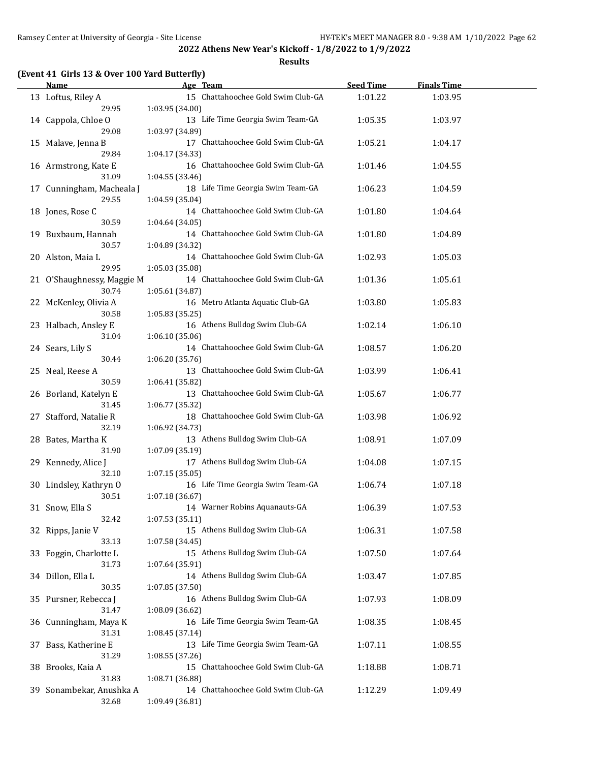## 2022 Athens New Year's Kickoff - 1/8/2022 to 1/9/2022

### Results

**(Event 41 Girls 13 & Over 100 Yard Butterfly)**

| | Name | Age | Team | Seed Time | Finals Time |
|---|---|---|---|---|---|
| 13 | Loftus, Riley A | 15 | Chattahoochee Gold Swim Club-GA | 1:01.22 | 1:03.95 |
| | 29.95 | 1:03.95 (34.00) | | | |
| 14 | Cappola, Chloe O | 13 | Life Time Georgia Swim Team-GA | 1:05.35 | 1:03.97 |
| | 29.08 | 1:03.97 (34.89) | | | |
| 15 | Malave, Jenna B | 17 | Chattahoochee Gold Swim Club-GA | 1:05.21 | 1:04.17 |
| | 29.84 | 1:04.17 (34.33) | | | |
| 16 | Armstrong, Kate E | 16 | Chattahoochee Gold Swim Club-GA | 1:01.46 | 1:04.55 |
| | 31.09 | 1:04.55 (33.46) | | | |
| 17 | Cunningham, Macheala J | 18 | Life Time Georgia Swim Team-GA | 1:06.23 | 1:04.59 |
| | 29.55 | 1:04.59 (35.04) | | | |
| 18 | Jones, Rose C | 14 | Chattahoochee Gold Swim Club-GA | 1:01.80 | 1:04.64 |
| | 30.59 | 1:04.64 (34.05) | | | |
| 19 | Buxbaum, Hannah | 14 | Chattahoochee Gold Swim Club-GA | 1:01.80 | 1:04.89 |
| | 30.57 | 1:04.89 (34.32) | | | |
| 20 | Alston, Maia L | 14 | Chattahoochee Gold Swim Club-GA | 1:02.93 | 1:05.03 |
| | 29.95 | 1:05.03 (35.08) | | | |
| 21 | O'Shaughnessy, Maggie M | 14 | Chattahoochee Gold Swim Club-GA | 1:01.36 | 1:05.61 |
| | 30.74 | 1:05.61 (34.87) | | | |
| 22 | McKenley, Olivia A | 16 | Metro Atlanta Aquatic Club-GA | 1:03.80 | 1:05.83 |
| | 30.58 | 1:05.83 (35.25) | | | |
| 23 | Halbach, Ansley E | 16 | Athens Bulldog Swim Club-GA | 1:02.14 | 1:06.10 |
| | 31.04 | 1:06.10 (35.06) | | | |
| 24 | Sears, Lily S | 14 | Chattahoochee Gold Swim Club-GA | 1:08.57 | 1:06.20 |
| | 30.44 | 1:06.20 (35.76) | | | |
| 25 | Neal, Reese A | 13 | Chattahoochee Gold Swim Club-GA | 1:03.99 | 1:06.41 |
| | 30.59 | 1:06.41 (35.82) | | | |
| 26 | Borland, Katelyn E | 13 | Chattahoochee Gold Swim Club-GA | 1:05.67 | 1:06.77 |
| | 31.45 | 1:06.77 (35.32) | | | |
| 27 | Stafford, Natalie R | 18 | Chattahoochee Gold Swim Club-GA | 1:03.98 | 1:06.92 |
| | 32.19 | 1:06.92 (34.73) | | | |
| 28 | Bates, Martha K | 13 | Athens Bulldog Swim Club-GA | 1:08.91 | 1:07.09 |
| | 31.90 | 1:07.09 (35.19) | | | |
| 29 | Kennedy, Alice J | 17 | Athens Bulldog Swim Club-GA | 1:04.08 | 1:07.15 |
| | 32.10 | 1:07.15 (35.05) | | | |
| 30 | Lindsley, Kathryn O | 16 | Life Time Georgia Swim Team-GA | 1:06.74 | 1:07.18 |
| | 30.51 | 1:07.18 (36.67) | | | |
| 31 | Snow, Ella S | 14 | Warner Robins Aquanauts-GA | 1:06.39 | 1:07.53 |
| | 32.42 | 1:07.53 (35.11) | | | |
| 32 | Ripps, Janie V | 15 | Athens Bulldog Swim Club-GA | 1:06.31 | 1:07.58 |
| | 33.13 | 1:07.58 (34.45) | | | |
| 33 | Foggin, Charlotte L | 15 | Athens Bulldog Swim Club-GA | 1:07.50 | 1:07.64 |
| | 31.73 | 1:07.64 (35.91) | | | |
| 34 | Dillon, Ella L | 14 | Athens Bulldog Swim Club-GA | 1:03.47 | 1:07.85 |
| | 30.35 | 1:07.85 (37.50) | | | |
| 35 | Pursner, Rebecca J | 16 | Athens Bulldog Swim Club-GA | 1:07.93 | 1:08.09 |
| | 31.47 | 1:08.09 (36.62) | | | |
| 36 | Cunningham, Maya K | 16 | Life Time Georgia Swim Team-GA | 1:08.35 | 1:08.45 |
| | 31.31 | 1:08.45 (37.14) | | | |
| 37 | Bass, Katherine E | 13 | Life Time Georgia Swim Team-GA | 1:07.11 | 1:08.55 |
| | 31.29 | 1:08.55 (37.26) | | | |
| 38 | Brooks, Kaia A | 15 | Chattahoochee Gold Swim Club-GA | 1:18.88 | 1:08.71 |
| | 31.83 | 1:08.71 (36.88) | | | |
| 39 | Sonambekar, Anushka A | 14 | Chattahoochee Gold Swim Club-GA | 1:12.29 | 1:09.49 |
| | 32.68 | 1:09.49 (36.81) | | | |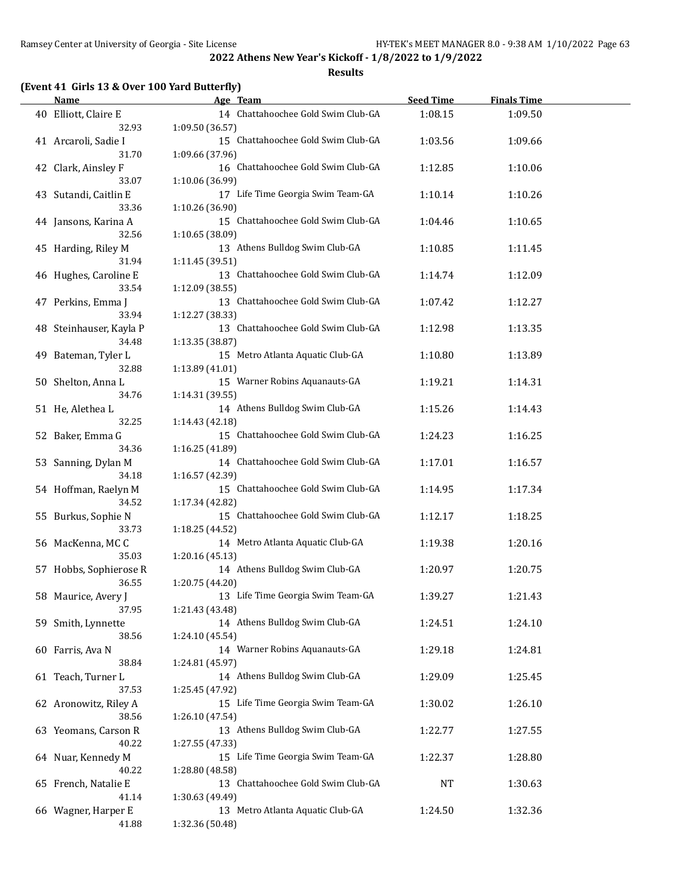## 2022 Athens New Year's Kickoff - 1/8/2022 to 1/9/2022

### Results

**(Event 41 Girls 13 & Over 100 Yard Butterfly)**

| | Name | Age | Team | Seed Time | Finals Time |
|---|---|---|---|---|---|
| 40 | Elliott, Claire E | 14 | Chattahoochee Gold Swim Club-GA | 1:08.15 | 1:09.50 |
| | 32.93 | 1:09.50 (36.57) | | | |
| 41 | Arcaroli, Sadie I | 15 | Chattahoochee Gold Swim Club-GA | 1:03.56 | 1:09.66 |
| | 31.70 | 1:09.66 (37.96) | | | |
| 42 | Clark, Ainsley F | 16 | Chattahoochee Gold Swim Club-GA | 1:12.85 | 1:10.06 |
| | 33.07 | 1:10.06 (36.99) | | | |
| 43 | Sutandi, Caitlin E | 17 | Life Time Georgia Swim Team-GA | 1:10.14 | 1:10.26 |
| | 33.36 | 1:10.26 (36.90) | | | |
| 44 | Jansons, Karina A | 15 | Chattahoochee Gold Swim Club-GA | 1:04.46 | 1:10.65 |
| | 32.56 | 1:10.65 (38.09) | | | |
| 45 | Harding, Riley M | 13 | Athens Bulldog Swim Club-GA | 1:10.85 | 1:11.45 |
| | 31.94 | 1:11.45 (39.51) | | | |
| 46 | Hughes, Caroline E | 13 | Chattahoochee Gold Swim Club-GA | 1:14.74 | 1:12.09 |
| | 33.54 | 1:12.09 (38.55) | | | |
| 47 | Perkins, Emma J | 13 | Chattahoochee Gold Swim Club-GA | 1:07.42 | 1:12.27 |
| | 33.94 | 1:12.27 (38.33) | | | |
| 48 | Steinhauser, Kayla P | 13 | Chattahoochee Gold Swim Club-GA | 1:12.98 | 1:13.35 |
| | 34.48 | 1:13.35 (38.87) | | | |
| 49 | Bateman, Tyler L | 15 | Metro Atlanta Aquatic Club-GA | 1:10.80 | 1:13.89 |
| | 32.88 | 1:13.89 (41.01) | | | |
| 50 | Shelton, Anna L | 15 | Warner Robins Aquanauts-GA | 1:19.21 | 1:14.31 |
| | 34.76 | 1:14.31 (39.55) | | | |
| 51 | He, Alethea L | 14 | Athens Bulldog Swim Club-GA | 1:15.26 | 1:14.43 |
| | 32.25 | 1:14.43 (42.18) | | | |
| 52 | Baker, Emma G | 15 | Chattahoochee Gold Swim Club-GA | 1:24.23 | 1:16.25 |
| | 34.36 | 1:16.25 (41.89) | | | |
| 53 | Sanning, Dylan M | 14 | Chattahoochee Gold Swim Club-GA | 1:17.01 | 1:16.57 |
| | 34.18 | 1:16.57 (42.39) | | | |
| 54 | Hoffman, Raelyn M | 15 | Chattahoochee Gold Swim Club-GA | 1:14.95 | 1:17.34 |
| | 34.52 | 1:17.34 (42.82) | | | |
| 55 | Burkus, Sophie N | 15 | Chattahoochee Gold Swim Club-GA | 1:12.17 | 1:18.25 |
| | 33.73 | 1:18.25 (44.52) | | | |
| 56 | MacKenna, MC C | 14 | Metro Atlanta Aquatic Club-GA | 1:19.38 | 1:20.16 |
| | 35.03 | 1:20.16 (45.13) | | | |
| 57 | Hobbs, Sophierose R | 14 | Athens Bulldog Swim Club-GA | 1:20.97 | 1:20.75 |
| | 36.55 | 1:20.75 (44.20) | | | |
| 58 | Maurice, Avery J | 13 | Life Time Georgia Swim Team-GA | 1:39.27 | 1:21.43 |
| | 37.95 | 1:21.43 (43.48) | | | |
| 59 | Smith, Lynnette | 14 | Athens Bulldog Swim Club-GA | 1:24.51 | 1:24.10 |
| | 38.56 | 1:24.10 (45.54) | | | |
| 60 | Farris, Ava N | 14 | Warner Robins Aquanauts-GA | 1:29.18 | 1:24.81 |
| | 38.84 | 1:24.81 (45.97) | | | |
| 61 | Teach, Turner L | 14 | Athens Bulldog Swim Club-GA | 1:29.09 | 1:25.45 |
| | 37.53 | 1:25.45 (47.92) | | | |
| 62 | Aronowitz, Riley A | 15 | Life Time Georgia Swim Team-GA | 1:30.02 | 1:26.10 |
| | 38.56 | 1:26.10 (47.54) | | | |
| 63 | Yeomans, Carson R | 13 | Athens Bulldog Swim Club-GA | 1:22.77 | 1:27.55 |
| | 40.22 | 1:27.55 (47.33) | | | |
| 64 | Nuar, Kennedy M | 15 | Life Time Georgia Swim Team-GA | 1:22.37 | 1:28.80 |
| | 40.22 | 1:28.80 (48.58) | | | |
| 65 | French, Natalie E | 13 | Chattahoochee Gold Swim Club-GA | NT | 1:30.63 |
| | 41.14 | 1:30.63 (49.49) | | | |
| 66 | Wagner, Harper E | 13 | Metro Atlanta Aquatic Club-GA | 1:24.50 | 1:32.36 |
| | 41.88 | 1:32.36 (50.48) | | | |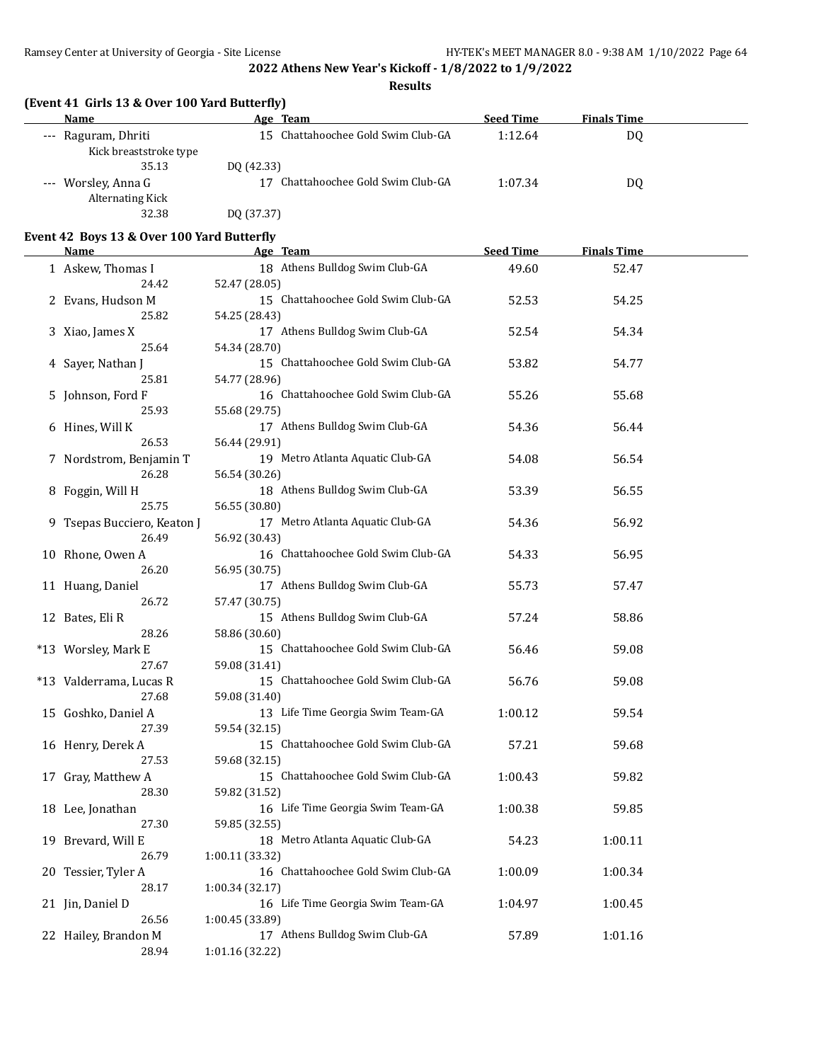**2022 Athens New Year's Kickoff - 1/8/2022 to 1/9/2022**

**Results**

### (Event 41 Girls 13 & Over 100 Yard Butterfly)

| | Name | Age | Team | Seed Time | Finals Time |
|---|---|---|---|---|---|
| --- | Raguram, Dhriti | 15 | Chattahoochee Gold Swim Club-GA | 1:12.64 | DQ |
| | Kick breaststroke type | | | | |
| | 35.13 | DQ (42.33) | | | |
| --- | Worsley, Anna G | 17 | Chattahoochee Gold Swim Club-GA | 1:07.34 | DQ |
| | Alternating Kick | | | | |
| | 32.38 | DQ (37.37) | | | |

### Event 42 Boys 13 & Over 100 Yard Butterfly

| | Name | Age | Team | Seed Time | Finals Time |
|---|---|---|---|---|---|
| 1 | Askew, Thomas I | 18 | Athens Bulldog Swim Club-GA | 49.60 | 52.47 |
| | 24.42 | 52.47 (28.05) | | | |
| 2 | Evans, Hudson M | 15 | Chattahoochee Gold Swim Club-GA | 52.53 | 54.25 |
| | 25.82 | 54.25 (28.43) | | | |
| 3 | Xiao, James X | 17 | Athens Bulldog Swim Club-GA | 52.54 | 54.34 |
| | 25.64 | 54.34 (28.70) | | | |
| 4 | Sayer, Nathan J | 15 | Chattahoochee Gold Swim Club-GA | 53.82 | 54.77 |
| | 25.81 | 54.77 (28.96) | | | |
| 5 | Johnson, Ford F | 16 | Chattahoochee Gold Swim Club-GA | 55.26 | 55.68 |
| | 25.93 | 55.68 (29.75) | | | |
| 6 | Hines, Will K | 17 | Athens Bulldog Swim Club-GA | 54.36 | 56.44 |
| | 26.53 | 56.44 (29.91) | | | |
| 7 | Nordstrom, Benjamin T | 19 | Metro Atlanta Aquatic Club-GA | 54.08 | 56.54 |
| | 26.28 | 56.54 (30.26) | | | |
| 8 | Foggin, Will H | 18 | Athens Bulldog Swim Club-GA | 53.39 | 56.55 |
| | 25.75 | 56.55 (30.80) | | | |
| 9 | Tsepas Bucciero, Keaton J | 17 | Metro Atlanta Aquatic Club-GA | 54.36 | 56.92 |
| | 26.49 | 56.92 (30.43) | | | |
| 10 | Rhone, Owen A | 16 | Chattahoochee Gold Swim Club-GA | 54.33 | 56.95 |
| | 26.20 | 56.95 (30.75) | | | |
| 11 | Huang, Daniel | 17 | Athens Bulldog Swim Club-GA | 55.73 | 57.47 |
| | 26.72 | 57.47 (30.75) | | | |
| 12 | Bates, Eli R | 15 | Athens Bulldog Swim Club-GA | 57.24 | 58.86 |
| | 28.26 | 58.86 (30.60) | | | |
| *13 | Worsley, Mark E | 15 | Chattahoochee Gold Swim Club-GA | 56.46 | 59.08 |
| | 27.67 | 59.08 (31.41) | | | |
| *13 | Valderrama, Lucas R | 15 | Chattahoochee Gold Swim Club-GA | 56.76 | 59.08 |
| | 27.68 | 59.08 (31.40) | | | |
| 15 | Goshko, Daniel A | 13 | Life Time Georgia Swim Team-GA | 1:00.12 | 59.54 |
| | 27.39 | 59.54 (32.15) | | | |
| 16 | Henry, Derek A | 15 | Chattahoochee Gold Swim Club-GA | 57.21 | 59.68 |
| | 27.53 | 59.68 (32.15) | | | |
| 17 | Gray, Matthew A | 15 | Chattahoochee Gold Swim Club-GA | 1:00.43 | 59.82 |
| | 28.30 | 59.82 (31.52) | | | |
| 18 | Lee, Jonathan | 16 | Life Time Georgia Swim Team-GA | 1:00.38 | 59.85 |
| | 27.30 | 59.85 (32.55) | | | |
| 19 | Brevard, Will E | 18 | Metro Atlanta Aquatic Club-GA | 54.23 | 1:00.11 |
| | 26.79 | 1:00.11 (33.32) | | | |
| 20 | Tessier, Tyler A | 16 | Chattahoochee Gold Swim Club-GA | 1:00.09 | 1:00.34 |
| | 28.17 | 1:00.34 (32.17) | | | |
| 21 | Jin, Daniel D | 16 | Life Time Georgia Swim Team-GA | 1:04.97 | 1:00.45 |
| | 26.56 | 1:00.45 (33.89) | | | |
| 22 | Hailey, Brandon M | 17 | Athens Bulldog Swim Club-GA | 57.89 | 1:01.16 |
| | 28.94 | 1:01.16 (32.22) | | | |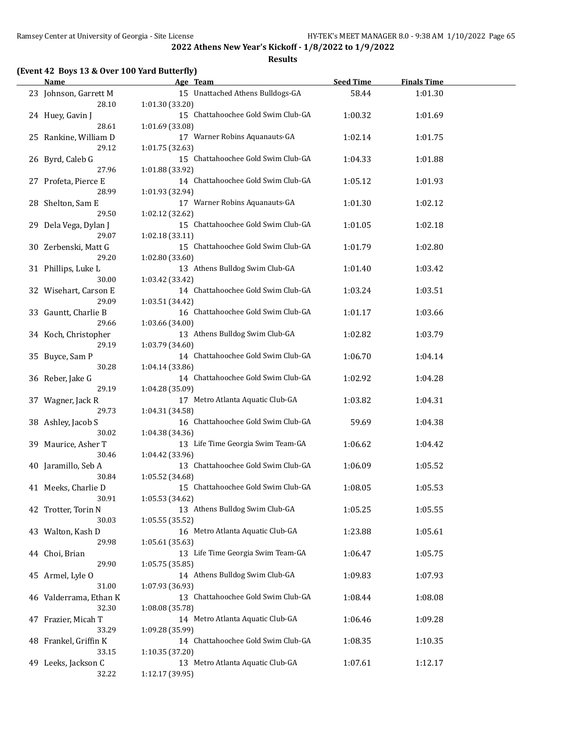## 2022 Athens New Year's Kickoff - 1/8/2022 to 1/9/2022

### Results

**(Event 42 Boys 13 & Over 100 Yard Butterfly)**

| | Name | Age | Team | Seed Time | Finals Time |
|---|---|---|---|---|---|
| 23 | Johnson, Garrett M | 15 | Unattached Athens Bulldogs-GA | 58.44 | 1:01.30 |
| | 28.10 | 1:01.30 (33.20) | | | |
| 24 | Huey, Gavin J | 15 | Chattahoochee Gold Swim Club-GA | 1:00.32 | 1:01.69 |
| | 28.61 | 1:01.69 (33.08) | | | |
| 25 | Rankine, William D | 17 | Warner Robins Aquanauts-GA | 1:02.14 | 1:01.75 |
| | 29.12 | 1:01.75 (32.63) | | | |
| 26 | Byrd, Caleb G | 15 | Chattahoochee Gold Swim Club-GA | 1:04.33 | 1:01.88 |
| | 27.96 | 1:01.88 (33.92) | | | |
| 27 | Profeta, Pierce E | 14 | Chattahoochee Gold Swim Club-GA | 1:05.12 | 1:01.93 |
| | 28.99 | 1:01.93 (32.94) | | | |
| 28 | Shelton, Sam E | 17 | Warner Robins Aquanauts-GA | 1:01.30 | 1:02.12 |
| | 29.50 | 1:02.12 (32.62) | | | |
| 29 | Dela Vega, Dylan J | 15 | Chattahoochee Gold Swim Club-GA | 1:01.05 | 1:02.18 |
| | 29.07 | 1:02.18 (33.11) | | | |
| 30 | Zerbenski, Matt G | 15 | Chattahoochee Gold Swim Club-GA | 1:01.79 | 1:02.80 |
| | 29.20 | 1:02.80 (33.60) | | | |
| 31 | Phillips, Luke L | 13 | Athens Bulldog Swim Club-GA | 1:01.40 | 1:03.42 |
| | 30.00 | 1:03.42 (33.42) | | | |
| 32 | Wisehart, Carson E | 14 | Chattahoochee Gold Swim Club-GA | 1:03.24 | 1:03.51 |
| | 29.09 | 1:03.51 (34.42) | | | |
| 33 | Gauntt, Charlie B | 16 | Chattahoochee Gold Swim Club-GA | 1:01.17 | 1:03.66 |
| | 29.66 | 1:03.66 (34.00) | | | |
| 34 | Koch, Christopher | 13 | Athens Bulldog Swim Club-GA | 1:02.82 | 1:03.79 |
| | 29.19 | 1:03.79 (34.60) | | | |
| 35 | Buyce, Sam P | 14 | Chattahoochee Gold Swim Club-GA | 1:06.70 | 1:04.14 |
| | 30.28 | 1:04.14 (33.86) | | | |
| 36 | Reber, Jake G | 14 | Chattahoochee Gold Swim Club-GA | 1:02.92 | 1:04.28 |
| | 29.19 | 1:04.28 (35.09) | | | |
| 37 | Wagner, Jack R | 17 | Metro Atlanta Aquatic Club-GA | 1:03.82 | 1:04.31 |
| | 29.73 | 1:04.31 (34.58) | | | |
| 38 | Ashley, Jacob S | 16 | Chattahoochee Gold Swim Club-GA | 59.69 | 1:04.38 |
| | 30.02 | 1:04.38 (34.36) | | | |
| 39 | Maurice, Asher T | 13 | Life Time Georgia Swim Team-GA | 1:06.62 | 1:04.42 |
| | 30.46 | 1:04.42 (33.96) | | | |
| 40 | Jaramillo, Seb A | 13 | Chattahoochee Gold Swim Club-GA | 1:06.09 | 1:05.52 |
| | 30.84 | 1:05.52 (34.68) | | | |
| 41 | Meeks, Charlie D | 15 | Chattahoochee Gold Swim Club-GA | 1:08.05 | 1:05.53 |
| | 30.91 | 1:05.53 (34.62) | | | |
| 42 | Trotter, Torin N | 13 | Athens Bulldog Swim Club-GA | 1:05.25 | 1:05.55 |
| | 30.03 | 1:05.55 (35.52) | | | |
| 43 | Walton, Kash D | 16 | Metro Atlanta Aquatic Club-GA | 1:23.88 | 1:05.61 |
| | 29.98 | 1:05.61 (35.63) | | | |
| 44 | Choi, Brian | 13 | Life Time Georgia Swim Team-GA | 1:06.47 | 1:05.75 |
| | 29.90 | 1:05.75 (35.85) | | | |
| 45 | Armel, Lyle O | 14 | Athens Bulldog Swim Club-GA | 1:09.83 | 1:07.93 |
| | 31.00 | 1:07.93 (36.93) | | | |
| 46 | Valderrama, Ethan K | 13 | Chattahoochee Gold Swim Club-GA | 1:08.44 | 1:08.08 |
| | 32.30 | 1:08.08 (35.78) | | | |
| 47 | Frazier, Micah T | 14 | Metro Atlanta Aquatic Club-GA | 1:06.46 | 1:09.28 |
| | 33.29 | 1:09.28 (35.99) | | | |
| 48 | Frankel, Griffin K | 14 | Chattahoochee Gold Swim Club-GA | 1:08.35 | 1:10.35 |
| | 33.15 | 1:10.35 (37.20) | | | |
| 49 | Leeks, Jackson C | 13 | Metro Atlanta Aquatic Club-GA | 1:07.61 | 1:12.17 |
| | 32.22 | 1:12.17 (39.95) | | | |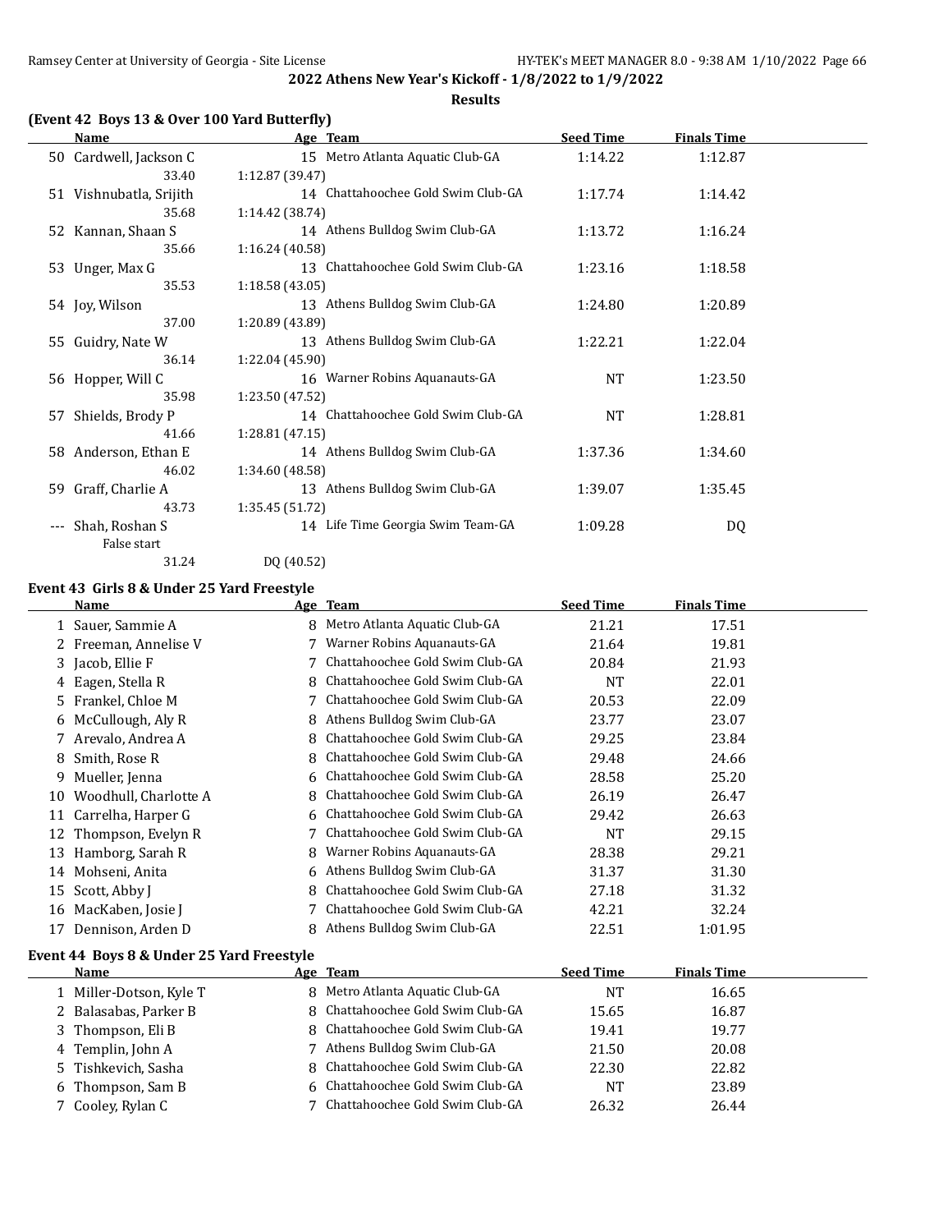**2022 Athens New Year's Kickoff - 1/8/2022 to 1/9/2022**

**Results**

### (Event 42 Boys 13 & Over 100 Yard Butterfly)

| | Name | Age | Team | Seed Time | Finals Time |
|---|---|---|---|---|---|
| 50 | Cardwell, Jackson C | 15 | Metro Atlanta Aquatic Club-GA | 1:14.22 | 1:12.87 |
| | 33.40 | 1:12.87 (39.47) | | | |
| 51 | Vishnubatla, Srijith | 14 | Chattahoochee Gold Swim Club-GA | 1:17.74 | 1:14.42 |
| | 35.68 | 1:14.42 (38.74) | | | |
| 52 | Kannan, Shaan S | 14 | Athens Bulldog Swim Club-GA | 1:13.72 | 1:16.24 |
| | 35.66 | 1:16.24 (40.58) | | | |
| 53 | Unger, Max G | 13 | Chattahoochee Gold Swim Club-GA | 1:23.16 | 1:18.58 |
| | 35.53 | 1:18.58 (43.05) | | | |
| 54 | Joy, Wilson | 13 | Athens Bulldog Swim Club-GA | 1:24.80 | 1:20.89 |
| | 37.00 | 1:20.89 (43.89) | | | |
| 55 | Guidry, Nate W | 13 | Athens Bulldog Swim Club-GA | 1:22.21 | 1:22.04 |
| | 36.14 | 1:22.04 (45.90) | | | |
| 56 | Hopper, Will C | 16 | Warner Robins Aquanauts-GA | NT | 1:23.50 |
| | 35.98 | 1:23.50 (47.52) | | | |
| 57 | Shields, Brody P | 14 | Chattahoochee Gold Swim Club-GA | NT | 1:28.81 |
| | 41.66 | 1:28.81 (47.15) | | | |
| 58 | Anderson, Ethan E | 14 | Athens Bulldog Swim Club-GA | 1:37.36 | 1:34.60 |
| | 46.02 | 1:34.60 (48.58) | | | |
| 59 | Graff, Charlie A | 13 | Athens Bulldog Swim Club-GA | 1:39.07 | 1:35.45 |
| | 43.73 | 1:35.45 (51.72) | | | |
| --- | Shah, Roshan S | 14 | Life Time Georgia Swim Team-GA | 1:09.28 | DQ |
| | False start | | | | |
| | 31.24 | DQ (40.52) | | | |

### Event 43 Girls 8 & Under 25 Yard Freestyle

| | Name | Age | Team | Seed Time | Finals Time |
|---|---|---|---|---|---|
| 1 | Sauer, Sammie A | 8 | Metro Atlanta Aquatic Club-GA | 21.21 | 17.51 |
| 2 | Freeman, Annelise V | 7 | Warner Robins Aquanauts-GA | 21.64 | 19.81 |
| 3 | Jacob, Ellie F | 7 | Chattahoochee Gold Swim Club-GA | 20.84 | 21.93 |
| 4 | Eagen, Stella R | 8 | Chattahoochee Gold Swim Club-GA | NT | 22.01 |
| 5 | Frankel, Chloe M | 7 | Chattahoochee Gold Swim Club-GA | 20.53 | 22.09 |
| 6 | McCullough, Aly R | 8 | Athens Bulldog Swim Club-GA | 23.77 | 23.07 |
| 7 | Arevalo, Andrea A | 8 | Chattahoochee Gold Swim Club-GA | 29.25 | 23.84 |
| 8 | Smith, Rose R | 8 | Chattahoochee Gold Swim Club-GA | 29.48 | 24.66 |
| 9 | Mueller, Jenna | 6 | Chattahoochee Gold Swim Club-GA | 28.58 | 25.20 |
| 10 | Woodhull, Charlotte A | 8 | Chattahoochee Gold Swim Club-GA | 26.19 | 26.47 |
| 11 | Carrelha, Harper G | 6 | Chattahoochee Gold Swim Club-GA | 29.42 | 26.63 |
| 12 | Thompson, Evelyn R | 7 | Chattahoochee Gold Swim Club-GA | NT | 29.15 |
| 13 | Hamborg, Sarah R | 8 | Warner Robins Aquanauts-GA | 28.38 | 29.21 |
| 14 | Mohseni, Anita | 6 | Athens Bulldog Swim Club-GA | 31.37 | 31.30 |
| 15 | Scott, Abby J | 8 | Chattahoochee Gold Swim Club-GA | 27.18 | 31.32 |
| 16 | MacKaben, Josie J | 7 | Chattahoochee Gold Swim Club-GA | 42.21 | 32.24 |
| 17 | Dennison, Arden D | 8 | Athens Bulldog Swim Club-GA | 22.51 | 1:01.95 |

### Event 44 Boys 8 & Under 25 Yard Freestyle

| | Name | Age | Team | Seed Time | Finals Time |
|---|---|---|---|---|---|
| 1 | Miller-Dotson, Kyle T | 8 | Metro Atlanta Aquatic Club-GA | NT | 16.65 |
| 2 | Balasabas, Parker B | 8 | Chattahoochee Gold Swim Club-GA | 15.65 | 16.87 |
| 3 | Thompson, Eli B | 8 | Chattahoochee Gold Swim Club-GA | 19.41 | 19.77 |
| 4 | Templin, John A | 7 | Athens Bulldog Swim Club-GA | 21.50 | 20.08 |
| 5 | Tishkevich, Sasha | 8 | Chattahoochee Gold Swim Club-GA | 22.30 | 22.82 |
| 6 | Thompson, Sam B | 6 | Chattahoochee Gold Swim Club-GA | NT | 23.89 |
| 7 | Cooley, Rylan C | 7 | Chattahoochee Gold Swim Club-GA | 26.32 | 26.44 |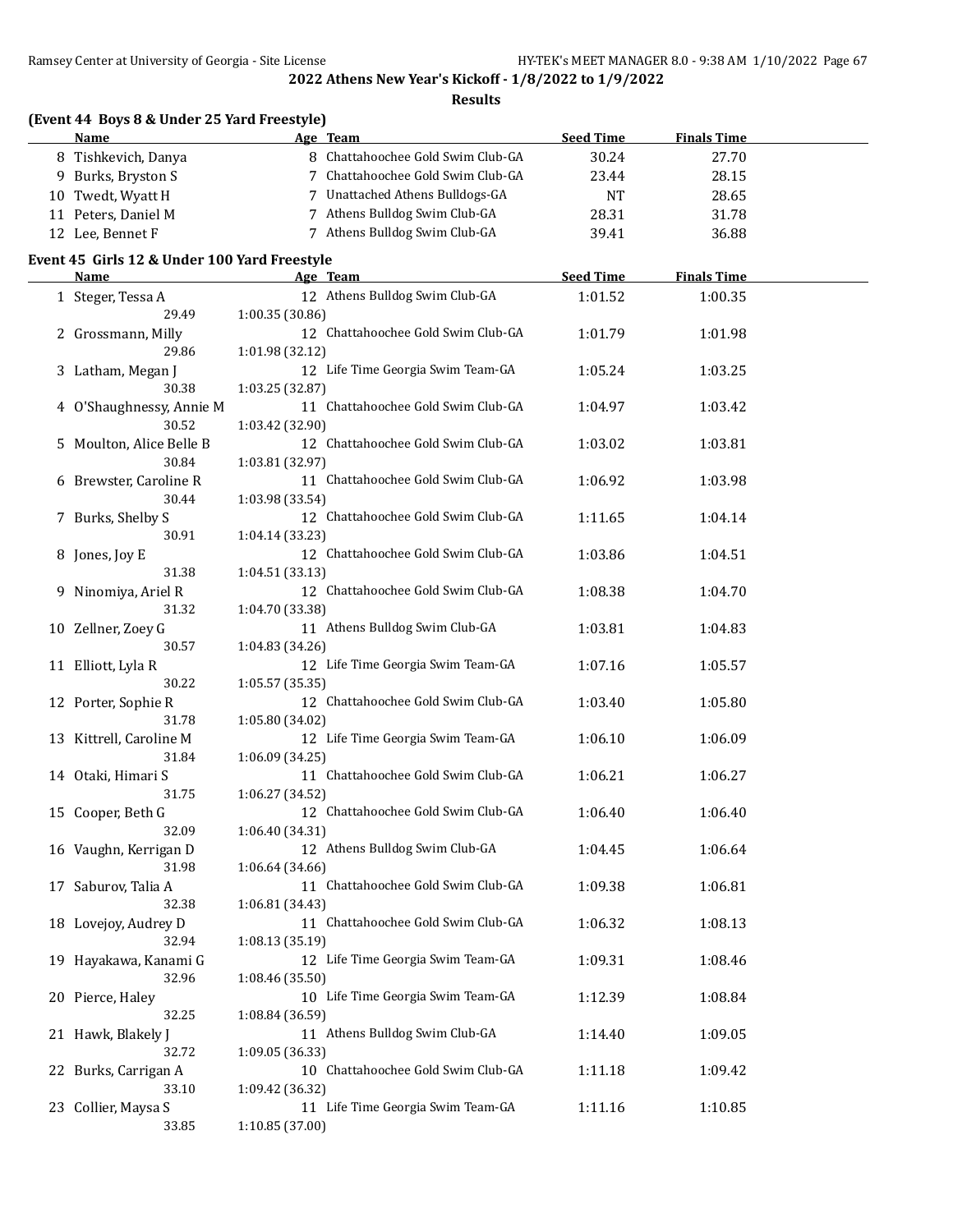## 2022 Athens New Year's Kickoff - 1/8/2022 to 1/9/2022

### Results

**(Event 44 Boys 8 & Under 25 Yard Freestyle)**

| | Name | Age | Team | Seed Time | Finals Time |
|---|---|---|---|---|---|
| 8 | Tishkevich, Danya | 8 | Chattahoochee Gold Swim Club-GA | 30.24 | 27.70 |
| 9 | Burks, Bryston S | 7 | Chattahoochee Gold Swim Club-GA | 23.44 | 28.15 |
| 10 | Twedt, Wyatt H | 7 | Unattached Athens Bulldogs-GA | NT | 28.65 |
| 11 | Peters, Daniel M | 7 | Athens Bulldog Swim Club-GA | 28.31 | 31.78 |
| 12 | Lee, Bennet F | 7 | Athens Bulldog Swim Club-GA | 39.41 | 36.88 |

**Event 45 Girls 12 & Under 100 Yard Freestyle**

| | Name | Age | Team | Seed Time | Finals Time |
|---|---|---|---|---|---|
| 1 | Steger, Tessa A | 12 | Athens Bulldog Swim Club-GA | 1:01.52 | 1:00.35 |
| | 29.49 | 1:00.35 (30.86) | | | |
| 2 | Grossmann, Milly | 12 | Chattahoochee Gold Swim Club-GA | 1:01.79 | 1:01.98 |
| | 29.86 | 1:01.98 (32.12) | | | |
| 3 | Latham, Megan J | 12 | Life Time Georgia Swim Team-GA | 1:05.24 | 1:03.25 |
| | 30.38 | 1:03.25 (32.87) | | | |
| 4 | O'Shaughnessy, Annie M | 11 | Chattahoochee Gold Swim Club-GA | 1:04.97 | 1:03.42 |
| | 30.52 | 1:03.42 (32.90) | | | |
| 5 | Moulton, Alice Belle B | 12 | Chattahoochee Gold Swim Club-GA | 1:03.02 | 1:03.81 |
| | 30.84 | 1:03.81 (32.97) | | | |
| 6 | Brewster, Caroline R | 11 | Chattahoochee Gold Swim Club-GA | 1:06.92 | 1:03.98 |
| | 30.44 | 1:03.98 (33.54) | | | |
| 7 | Burks, Shelby S | 12 | Chattahoochee Gold Swim Club-GA | 1:11.65 | 1:04.14 |
| | 30.91 | 1:04.14 (33.23) | | | |
| 8 | Jones, Joy E | 12 | Chattahoochee Gold Swim Club-GA | 1:03.86 | 1:04.51 |
| | 31.38 | 1:04.51 (33.13) | | | |
| 9 | Ninomiya, Ariel R | 12 | Chattahoochee Gold Swim Club-GA | 1:08.38 | 1:04.70 |
| | 31.32 | 1:04.70 (33.38) | | | |
| 10 | Zellner, Zoey G | 11 | Athens Bulldog Swim Club-GA | 1:03.81 | 1:04.83 |
| | 30.57 | 1:04.83 (34.26) | | | |
| 11 | Elliott, Lyla R | 12 | Life Time Georgia Swim Team-GA | 1:07.16 | 1:05.57 |
| | 30.22 | 1:05.57 (35.35) | | | |
| 12 | Porter, Sophie R | 12 | Chattahoochee Gold Swim Club-GA | 1:03.40 | 1:05.80 |
| | 31.78 | 1:05.80 (34.02) | | | |
| 13 | Kittrell, Caroline M | 12 | Life Time Georgia Swim Team-GA | 1:06.10 | 1:06.09 |
| | 31.84 | 1:06.09 (34.25) | | | |
| 14 | Otaki, Himari S | 11 | Chattahoochee Gold Swim Club-GA | 1:06.21 | 1:06.27 |
| | 31.75 | 1:06.27 (34.52) | | | |
| 15 | Cooper, Beth G | 12 | Chattahoochee Gold Swim Club-GA | 1:06.40 | 1:06.40 |
| | 32.09 | 1:06.40 (34.31) | | | |
| 16 | Vaughn, Kerrigan D | 12 | Athens Bulldog Swim Club-GA | 1:04.45 | 1:06.64 |
| | 31.98 | 1:06.64 (34.66) | | | |
| 17 | Saburov, Talia A | 11 | Chattahoochee Gold Swim Club-GA | 1:09.38 | 1:06.81 |
| | 32.38 | 1:06.81 (34.43) | | | |
| 18 | Lovejoy, Audrey D | 11 | Chattahoochee Gold Swim Club-GA | 1:06.32 | 1:08.13 |
| | 32.94 | 1:08.13 (35.19) | | | |
| 19 | Hayakawa, Kanami G | 12 | Life Time Georgia Swim Team-GA | 1:09.31 | 1:08.46 |
| | 32.96 | 1:08.46 (35.50) | | | |
| 20 | Pierce, Haley | 10 | Life Time Georgia Swim Team-GA | 1:12.39 | 1:08.84 |
| | 32.25 | 1:08.84 (36.59) | | | |
| 21 | Hawk, Blakely J | 11 | Athens Bulldog Swim Club-GA | 1:14.40 | 1:09.05 |
| | 32.72 | 1:09.05 (36.33) | | | |
| 22 | Burks, Carrigan A | 10 | Chattahoochee Gold Swim Club-GA | 1:11.18 | 1:09.42 |
| | 33.10 | 1:09.42 (36.32) | | | |
| 23 | Collier, Maysa S | 11 | Life Time Georgia Swim Team-GA | 1:11.16 | 1:10.85 |
| | 33.85 | 1:10.85 (37.00) | | | |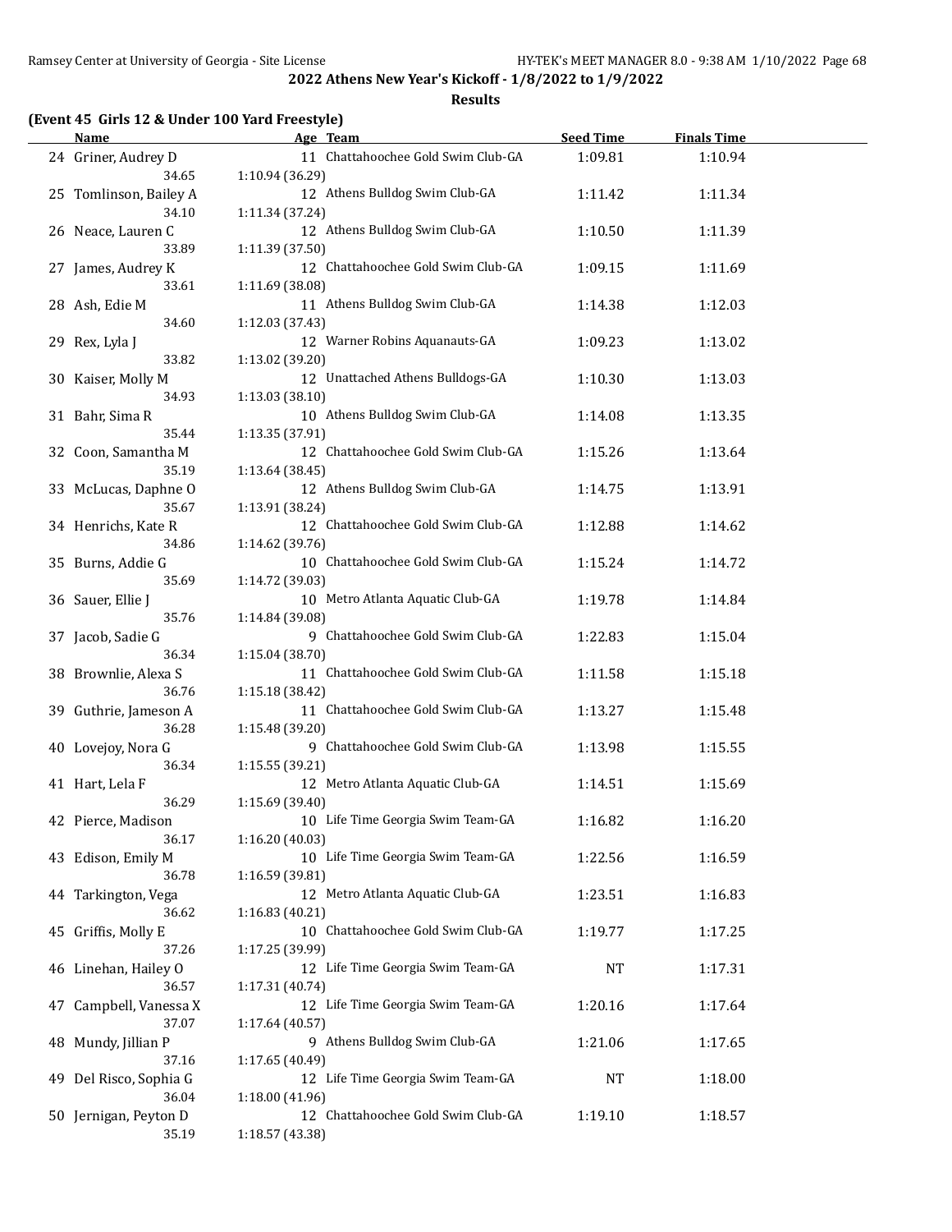## 2022 Athens New Year's Kickoff - 1/8/2022 to 1/9/2022

### Results

#### (Event 45 Girls 12 & Under 100 Yard Freestyle)

| | Name | Age | Team | Seed Time | Finals Time |
|---|---|---|---|---|---|
| 24 | Griner, Audrey D | 11 | Chattahoochee Gold Swim Club-GA | 1:09.81 | 1:10.94 |
| | 34.65 | 1:10.94 (36.29) | | | |
| 25 | Tomlinson, Bailey A | 12 | Athens Bulldog Swim Club-GA | 1:11.42 | 1:11.34 |
| | 34.10 | 1:11.34 (37.24) | | | |
| 26 | Neace, Lauren C | 12 | Athens Bulldog Swim Club-GA | 1:10.50 | 1:11.39 |
| | 33.89 | 1:11.39 (37.50) | | | |
| 27 | James, Audrey K | 12 | Chattahoochee Gold Swim Club-GA | 1:09.15 | 1:11.69 |
| | 33.61 | 1:11.69 (38.08) | | | |
| 28 | Ash, Edie M | 11 | Athens Bulldog Swim Club-GA | 1:14.38 | 1:12.03 |
| | 34.60 | 1:12.03 (37.43) | | | |
| 29 | Rex, Lyla J | 12 | Warner Robins Aquanauts-GA | 1:09.23 | 1:13.02 |
| | 33.82 | 1:13.02 (39.20) | | | |
| 30 | Kaiser, Molly M | 12 | Unattached Athens Bulldogs-GA | 1:10.30 | 1:13.03 |
| | 34.93 | 1:13.03 (38.10) | | | |
| 31 | Bahr, Sima R | 10 | Athens Bulldog Swim Club-GA | 1:14.08 | 1:13.35 |
| | 35.44 | 1:13.35 (37.91) | | | |
| 32 | Coon, Samantha M | 12 | Chattahoochee Gold Swim Club-GA | 1:15.26 | 1:13.64 |
| | 35.19 | 1:13.64 (38.45) | | | |
| 33 | McLucas, Daphne O | 12 | Athens Bulldog Swim Club-GA | 1:14.75 | 1:13.91 |
| | 35.67 | 1:13.91 (38.24) | | | |
| 34 | Henrichs, Kate R | 12 | Chattahoochee Gold Swim Club-GA | 1:12.88 | 1:14.62 |
| | 34.86 | 1:14.62 (39.76) | | | |
| 35 | Burns, Addie G | 10 | Chattahoochee Gold Swim Club-GA | 1:15.24 | 1:14.72 |
| | 35.69 | 1:14.72 (39.03) | | | |
| 36 | Sauer, Ellie J | 10 | Metro Atlanta Aquatic Club-GA | 1:19.78 | 1:14.84 |
| | 35.76 | 1:14.84 (39.08) | | | |
| 37 | Jacob, Sadie G | 9 | Chattahoochee Gold Swim Club-GA | 1:22.83 | 1:15.04 |
| | 36.34 | 1:15.04 (38.70) | | | |
| 38 | Brownlie, Alexa S | 11 | Chattahoochee Gold Swim Club-GA | 1:11.58 | 1:15.18 |
| | 36.76 | 1:15.18 (38.42) | | | |
| 39 | Guthrie, Jameson A | 11 | Chattahoochee Gold Swim Club-GA | 1:13.27 | 1:15.48 |
| | 36.28 | 1:15.48 (39.20) | | | |
| 40 | Lovejoy, Nora G | 9 | Chattahoochee Gold Swim Club-GA | 1:13.98 | 1:15.55 |
| | 36.34 | 1:15.55 (39.21) | | | |
| 41 | Hart, Lela F | 12 | Metro Atlanta Aquatic Club-GA | 1:14.51 | 1:15.69 |
| | 36.29 | 1:15.69 (39.40) | | | |
| 42 | Pierce, Madison | 10 | Life Time Georgia Swim Team-GA | 1:16.82 | 1:16.20 |
| | 36.17 | 1:16.20 (40.03) | | | |
| 43 | Edison, Emily M | 10 | Life Time Georgia Swim Team-GA | 1:22.56 | 1:16.59 |
| | 36.78 | 1:16.59 (39.81) | | | |
| 44 | Tarkington, Vega | 12 | Metro Atlanta Aquatic Club-GA | 1:23.51 | 1:16.83 |
| | 36.62 | 1:16.83 (40.21) | | | |
| 45 | Griffis, Molly E | 10 | Chattahoochee Gold Swim Club-GA | 1:19.77 | 1:17.25 |
| | 37.26 | 1:17.25 (39.99) | | | |
| 46 | Linehan, Hailey O | 12 | Life Time Georgia Swim Team-GA | NT | 1:17.31 |
| | 36.57 | 1:17.31 (40.74) | | | |
| 47 | Campbell, Vanessa X | 12 | Life Time Georgia Swim Team-GA | 1:20.16 | 1:17.64 |
| | 37.07 | 1:17.64 (40.57) | | | |
| 48 | Mundy, Jillian P | 9 | Athens Bulldog Swim Club-GA | 1:21.06 | 1:17.65 |
| | 37.16 | 1:17.65 (40.49) | | | |
| 49 | Del Risco, Sophia G | 12 | Life Time Georgia Swim Team-GA | NT | 1:18.00 |
| | 36.04 | 1:18.00 (41.96) | | | |
| 50 | Jernigan, Peyton D | 12 | Chattahoochee Gold Swim Club-GA | 1:19.10 | 1:18.57 |
| | 35.19 | 1:18.57 (43.38) | | | |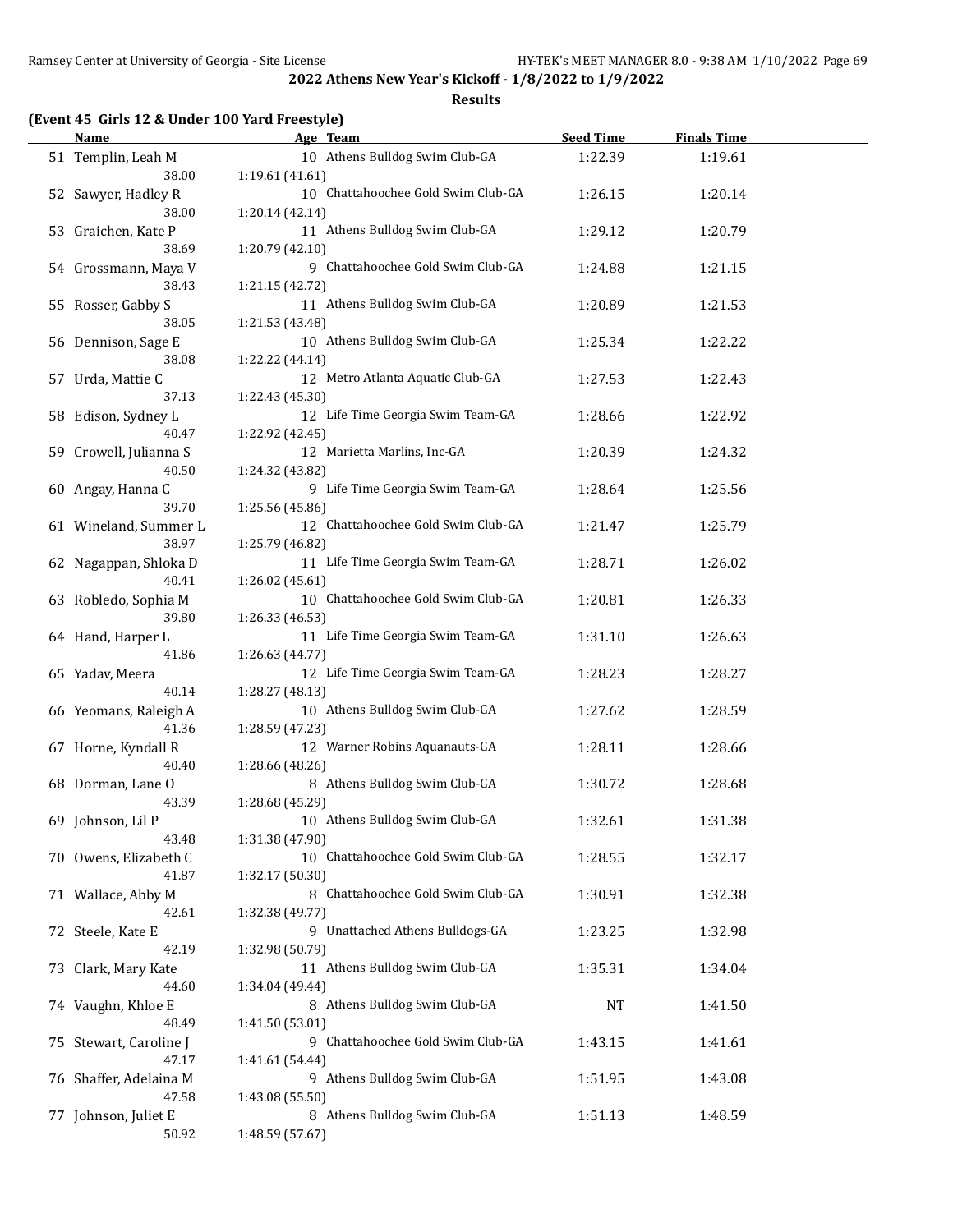2022 Athens New Year's Kickoff - 1/8/2022 to 1/9/2022

**Results**

### (Event 45 Girls 12 & Under 100 Yard Freestyle)

| | Name | Age | Team | Seed Time | Finals Time |
|---|---|---|---|---|---|
| 51 | Templin, Leah M | 10 | Athens Bulldog Swim Club-GA | 1:22.39 | 1:19.61 |
| | 38.00 | 1:19.61 (41.61) | | | |
| 52 | Sawyer, Hadley R | 10 | Chattahoochee Gold Swim Club-GA | 1:26.15 | 1:20.14 |
| | 38.00 | 1:20.14 (42.14) | | | |
| 53 | Graichen, Kate P | 11 | Athens Bulldog Swim Club-GA | 1:29.12 | 1:20.79 |
| | 38.69 | 1:20.79 (42.10) | | | |
| 54 | Grossmann, Maya V | 9 | Chattahoochee Gold Swim Club-GA | 1:24.88 | 1:21.15 |
| | 38.43 | 1:21.15 (42.72) | | | |
| 55 | Rosser, Gabby S | 11 | Athens Bulldog Swim Club-GA | 1:20.89 | 1:21.53 |
| | 38.05 | 1:21.53 (43.48) | | | |
| 56 | Dennison, Sage E | 10 | Athens Bulldog Swim Club-GA | 1:25.34 | 1:22.22 |
| | 38.08 | 1:22.22 (44.14) | | | |
| 57 | Urda, Mattie C | 12 | Metro Atlanta Aquatic Club-GA | 1:27.53 | 1:22.43 |
| | 37.13 | 1:22.43 (45.30) | | | |
| 58 | Edison, Sydney L | 12 | Life Time Georgia Swim Team-GA | 1:28.66 | 1:22.92 |
| | 40.47 | 1:22.92 (42.45) | | | |
| 59 | Crowell, Julianna S | 12 | Marietta Marlins, Inc-GA | 1:20.39 | 1:24.32 |
| | 40.50 | 1:24.32 (43.82) | | | |
| 60 | Angay, Hanna C | 9 | Life Time Georgia Swim Team-GA | 1:28.64 | 1:25.56 |
| | 39.70 | 1:25.56 (45.86) | | | |
| 61 | Wineland, Summer L | 12 | Chattahoochee Gold Swim Club-GA | 1:21.47 | 1:25.79 |
| | 38.97 | 1:25.79 (46.82) | | | |
| 62 | Nagappan, Shloka D | 11 | Life Time Georgia Swim Team-GA | 1:28.71 | 1:26.02 |
| | 40.41 | 1:26.02 (45.61) | | | |
| 63 | Robledo, Sophia M | 10 | Chattahoochee Gold Swim Club-GA | 1:20.81 | 1:26.33 |
| | 39.80 | 1:26.33 (46.53) | | | |
| 64 | Hand, Harper L | 11 | Life Time Georgia Swim Team-GA | 1:31.10 | 1:26.63 |
| | 41.86 | 1:26.63 (44.77) | | | |
| 65 | Yadav, Meera | 12 | Life Time Georgia Swim Team-GA | 1:28.23 | 1:28.27 |
| | 40.14 | 1:28.27 (48.13) | | | |
| 66 | Yeomans, Raleigh A | 10 | Athens Bulldog Swim Club-GA | 1:27.62 | 1:28.59 |
| | 41.36 | 1:28.59 (47.23) | | | |
| 67 | Horne, Kyndall R | 12 | Warner Robins Aquanauts-GA | 1:28.11 | 1:28.66 |
| | 40.40 | 1:28.66 (48.26) | | | |
| 68 | Dorman, Lane O | 8 | Athens Bulldog Swim Club-GA | 1:30.72 | 1:28.68 |
| | 43.39 | 1:28.68 (45.29) | | | |
| 69 | Johnson, Lil P | 10 | Athens Bulldog Swim Club-GA | 1:32.61 | 1:31.38 |
| | 43.48 | 1:31.38 (47.90) | | | |
| 70 | Owens, Elizabeth C | 10 | Chattahoochee Gold Swim Club-GA | 1:28.55 | 1:32.17 |
| | 41.87 | 1:32.17 (50.30) | | | |
| 71 | Wallace, Abby M | 8 | Chattahoochee Gold Swim Club-GA | 1:30.91 | 1:32.38 |
| | 42.61 | 1:32.38 (49.77) | | | |
| 72 | Steele, Kate E | 9 | Unattached Athens Bulldogs-GA | 1:23.25 | 1:32.98 |
| | 42.19 | 1:32.98 (50.79) | | | |
| 73 | Clark, Mary Kate | 11 | Athens Bulldog Swim Club-GA | 1:35.31 | 1:34.04 |
| | 44.60 | 1:34.04 (49.44) | | | |
| 74 | Vaughn, Khloe E | 8 | Athens Bulldog Swim Club-GA | NT | 1:41.50 |
| | 48.49 | 1:41.50 (53.01) | | | |
| 75 | Stewart, Caroline J | 9 | Chattahoochee Gold Swim Club-GA | 1:43.15 | 1:41.61 |
| | 47.17 | 1:41.61 (54.44) | | | |
| 76 | Shaffer, Adelaina M | 9 | Athens Bulldog Swim Club-GA | 1:51.95 | 1:43.08 |
| | 47.58 | 1:43.08 (55.50) | | | |
| 77 | Johnson, Juliet E | 8 | Athens Bulldog Swim Club-GA | 1:51.13 | 1:48.59 |
| | 50.92 | 1:48.59 (57.67) | | | |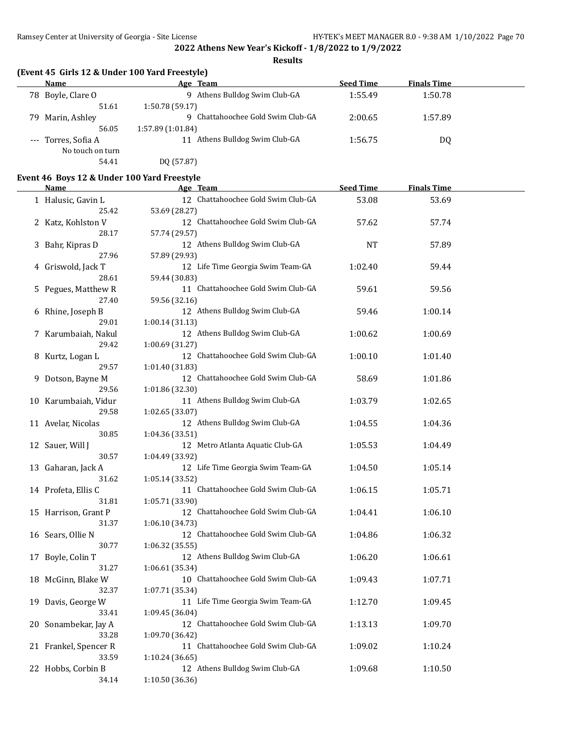**2022 Athens New Year's Kickoff - 1/8/2022 to 1/9/2022**

**Results**

### (Event 45 Girls 12 & Under 100 Yard Freestyle)

| | Name | Age | Team | Seed Time | Finals Time |
|---|---|---|---|---|---|
| 78 | Boyle, Clare O | 9 | Athens Bulldog Swim Club-GA | 1:55.49 | 1:50.78 |
| | 51.61 | 1:50.78 (59.17) | | | |
| 79 | Marin, Ashley | 9 | Chattahoochee Gold Swim Club-GA | 2:00.65 | 1:57.89 |
| | 56.05 | 1:57.89 (1:01.84) | | | |
| --- | Torres, Sofia A | 11 | Athens Bulldog Swim Club-GA | 1:56.75 | DQ |
| | No touch on turn | | | | |
| | 54.41 | DQ (57.87) | | | |

### Event 46 Boys 12 & Under 100 Yard Freestyle

| | Name | Age | Team | Seed Time | Finals Time |
|---|---|---|---|---|---|
| 1 | Halusic, Gavin L | 12 | Chattahoochee Gold Swim Club-GA | 53.08 | 53.69 |
| | 25.42 | 53.69 (28.27) | | | |
| 2 | Katz, Kohlston V | 12 | Chattahoochee Gold Swim Club-GA | 57.62 | 57.74 |
| | 28.17 | 57.74 (29.57) | | | |
| 3 | Bahr, Kipras D | 12 | Athens Bulldog Swim Club-GA | NT | 57.89 |
| | 27.96 | 57.89 (29.93) | | | |
| 4 | Griswold, Jack T | 12 | Life Time Georgia Swim Team-GA | 1:02.40 | 59.44 |
| | 28.61 | 59.44 (30.83) | | | |
| 5 | Pegues, Matthew R | 11 | Chattahoochee Gold Swim Club-GA | 59.61 | 59.56 |
| | 27.40 | 59.56 (32.16) | | | |
| 6 | Rhine, Joseph B | 12 | Athens Bulldog Swim Club-GA | 59.46 | 1:00.14 |
| | 29.01 | 1:00.14 (31.13) | | | |
| 7 | Karumbaiah, Nakul | 12 | Athens Bulldog Swim Club-GA | 1:00.62 | 1:00.69 |
| | 29.42 | 1:00.69 (31.27) | | | |
| 8 | Kurtz, Logan L | 12 | Chattahoochee Gold Swim Club-GA | 1:00.10 | 1:01.40 |
| | 29.57 | 1:01.40 (31.83) | | | |
| 9 | Dotson, Bayne M | 12 | Chattahoochee Gold Swim Club-GA | 58.69 | 1:01.86 |
| | 29.56 | 1:01.86 (32.30) | | | |
| 10 | Karumbaiah, Vidur | 11 | Athens Bulldog Swim Club-GA | 1:03.79 | 1:02.65 |
| | 29.58 | 1:02.65 (33.07) | | | |
| 11 | Avelar, Nicolas | 12 | Athens Bulldog Swim Club-GA | 1:04.55 | 1:04.36 |
| | 30.85 | 1:04.36 (33.51) | | | |
| 12 | Sauer, Will J | 12 | Metro Atlanta Aquatic Club-GA | 1:05.53 | 1:04.49 |
| | 30.57 | 1:04.49 (33.92) | | | |
| 13 | Gaharan, Jack A | 12 | Life Time Georgia Swim Team-GA | 1:04.50 | 1:05.14 |
| | 31.62 | 1:05.14 (33.52) | | | |
| 14 | Profeta, Ellis C | 11 | Chattahoochee Gold Swim Club-GA | 1:06.15 | 1:05.71 |
| | 31.81 | 1:05.71 (33.90) | | | |
| 15 | Harrison, Grant P | 12 | Chattahoochee Gold Swim Club-GA | 1:04.41 | 1:06.10 |
| | 31.37 | 1:06.10 (34.73) | | | |
| 16 | Sears, Ollie N | 12 | Chattahoochee Gold Swim Club-GA | 1:04.86 | 1:06.32 |
| | 30.77 | 1:06.32 (35.55) | | | |
| 17 | Boyle, Colin T | 12 | Athens Bulldog Swim Club-GA | 1:06.20 | 1:06.61 |
| | 31.27 | 1:06.61 (35.34) | | | |
| 18 | McGinn, Blake W | 10 | Chattahoochee Gold Swim Club-GA | 1:09.43 | 1:07.71 |
| | 32.37 | 1:07.71 (35.34) | | | |
| 19 | Davis, George W | 11 | Life Time Georgia Swim Team-GA | 1:12.70 | 1:09.45 |
| | 33.41 | 1:09.45 (36.04) | | | |
| 20 | Sonambekar, Jay A | 12 | Chattahoochee Gold Swim Club-GA | 1:13.13 | 1:09.70 |
| | 33.28 | 1:09.70 (36.42) | | | |
| 21 | Frankel, Spencer R | 11 | Chattahoochee Gold Swim Club-GA | 1:09.02 | 1:10.24 |
| | 33.59 | 1:10.24 (36.65) | | | |
| 22 | Hobbs, Corbin B | 12 | Athens Bulldog Swim Club-GA | 1:09.68 | 1:10.50 |
| | 34.14 | 1:10.50 (36.36) | | | |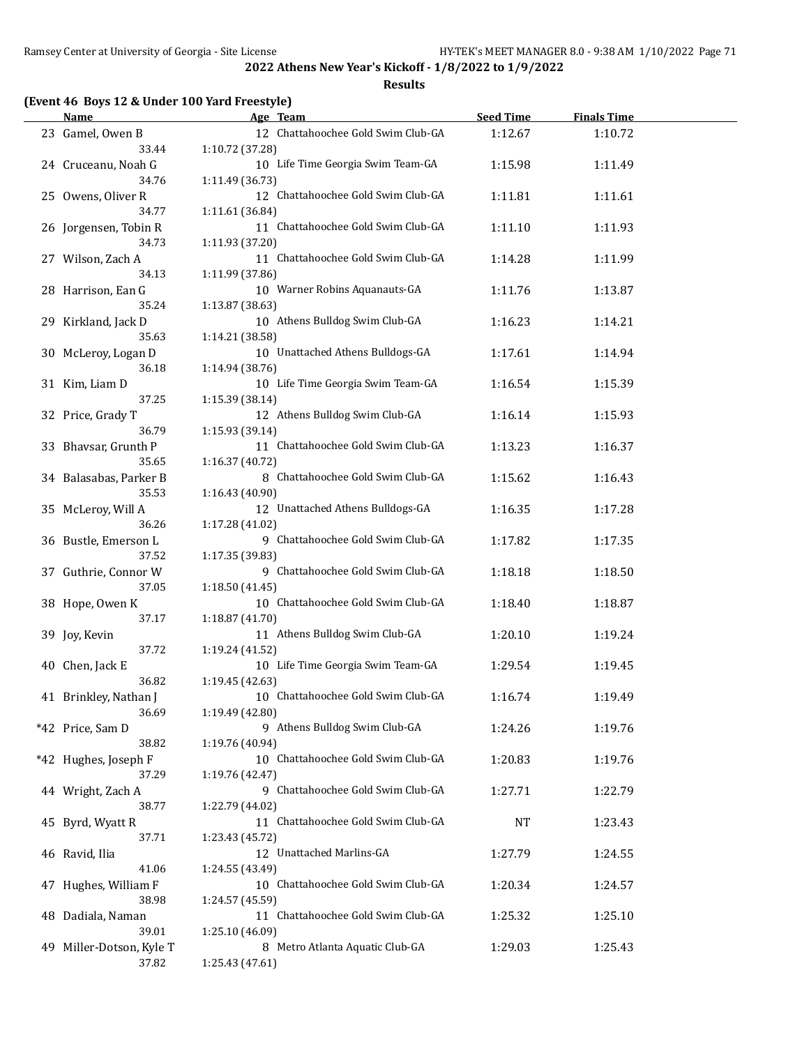**2022 Athens New Year's Kickoff - 1/8/2022 to 1/9/2022**

**Results**

### (Event 46 Boys 12 & Under 100 Yard Freestyle)

| | Name | Age | Team | Seed Time | Finals Time |
|---|---|---|---|---|---|
| 23 | Gamel, Owen B | 12 | Chattahoochee Gold Swim Club-GA | 1:12.67 | 1:10.72 |
| | 33.44 | 1:10.72 (37.28) | | | |
| 24 | Cruceanu, Noah G | 10 | Life Time Georgia Swim Team-GA | 1:15.98 | 1:11.49 |
| | 34.76 | 1:11.49 (36.73) | | | |
| 25 | Owens, Oliver R | 12 | Chattahoochee Gold Swim Club-GA | 1:11.81 | 1:11.61 |
| | 34.77 | 1:11.61 (36.84) | | | |
| 26 | Jorgensen, Tobin R | 11 | Chattahoochee Gold Swim Club-GA | 1:11.10 | 1:11.93 |
| | 34.73 | 1:11.93 (37.20) | | | |
| 27 | Wilson, Zach A | 11 | Chattahoochee Gold Swim Club-GA | 1:14.28 | 1:11.99 |
| | 34.13 | 1:11.99 (37.86) | | | |
| 28 | Harrison, Ean G | 10 | Warner Robins Aquanauts-GA | 1:11.76 | 1:13.87 |
| | 35.24 | 1:13.87 (38.63) | | | |
| 29 | Kirkland, Jack D | 10 | Athens Bulldog Swim Club-GA | 1:16.23 | 1:14.21 |
| | 35.63 | 1:14.21 (38.58) | | | |
| 30 | McLeroy, Logan D | 10 | Unattached Athens Bulldogs-GA | 1:17.61 | 1:14.94 |
| | 36.18 | 1:14.94 (38.76) | | | |
| 31 | Kim, Liam D | 10 | Life Time Georgia Swim Team-GA | 1:16.54 | 1:15.39 |
| | 37.25 | 1:15.39 (38.14) | | | |
| 32 | Price, Grady T | 12 | Athens Bulldog Swim Club-GA | 1:16.14 | 1:15.93 |
| | 36.79 | 1:15.93 (39.14) | | | |
| 33 | Bhavsar, Grunth P | 11 | Chattahoochee Gold Swim Club-GA | 1:13.23 | 1:16.37 |
| | 35.65 | 1:16.37 (40.72) | | | |
| 34 | Balasabas, Parker B | 8 | Chattahoochee Gold Swim Club-GA | 1:15.62 | 1:16.43 |
| | 35.53 | 1:16.43 (40.90) | | | |
| 35 | McLeroy, Will A | 12 | Unattached Athens Bulldogs-GA | 1:16.35 | 1:17.28 |
| | 36.26 | 1:17.28 (41.02) | | | |
| 36 | Bustle, Emerson L | 9 | Chattahoochee Gold Swim Club-GA | 1:17.82 | 1:17.35 |
| | 37.52 | 1:17.35 (39.83) | | | |
| 37 | Guthrie, Connor W | 9 | Chattahoochee Gold Swim Club-GA | 1:18.18 | 1:18.50 |
| | 37.05 | 1:18.50 (41.45) | | | |
| 38 | Hope, Owen K | 10 | Chattahoochee Gold Swim Club-GA | 1:18.40 | 1:18.87 |
| | 37.17 | 1:18.87 (41.70) | | | |
| 39 | Joy, Kevin | 11 | Athens Bulldog Swim Club-GA | 1:20.10 | 1:19.24 |
| | 37.72 | 1:19.24 (41.52) | | | |
| 40 | Chen, Jack E | 10 | Life Time Georgia Swim Team-GA | 1:29.54 | 1:19.45 |
| | 36.82 | 1:19.45 (42.63) | | | |
| 41 | Brinkley, Nathan J | 10 | Chattahoochee Gold Swim Club-GA | 1:16.74 | 1:19.49 |
| | 36.69 | 1:19.49 (42.80) | | | |
| *42 | Price, Sam D | 9 | Athens Bulldog Swim Club-GA | 1:24.26 | 1:19.76 |
| | 38.82 | 1:19.76 (40.94) | | | |
| *42 | Hughes, Joseph F | 10 | Chattahoochee Gold Swim Club-GA | 1:20.83 | 1:19.76 |
| | 37.29 | 1:19.76 (42.47) | | | |
| 44 | Wright, Zach A | 9 | Chattahoochee Gold Swim Club-GA | 1:27.71 | 1:22.79 |
| | 38.77 | 1:22.79 (44.02) | | | |
| 45 | Byrd, Wyatt R | 11 | Chattahoochee Gold Swim Club-GA | NT | 1:23.43 |
| | 37.71 | 1:23.43 (45.72) | | | |
| 46 | Ravid, Ilia | 12 | Unattached Marlins-GA | 1:27.79 | 1:24.55 |
| | 41.06 | 1:24.55 (43.49) | | | |
| 47 | Hughes, William F | 10 | Chattahoochee Gold Swim Club-GA | 1:20.34 | 1:24.57 |
| | 38.98 | 1:24.57 (45.59) | | | |
| 48 | Dadiala, Naman | 11 | Chattahoochee Gold Swim Club-GA | 1:25.32 | 1:25.10 |
| | 39.01 | 1:25.10 (46.09) | | | |
| 49 | Miller-Dotson, Kyle T | 8 | Metro Atlanta Aquatic Club-GA | 1:29.03 | 1:25.43 |
| | 37.82 | 1:25.43 (47.61) | | | |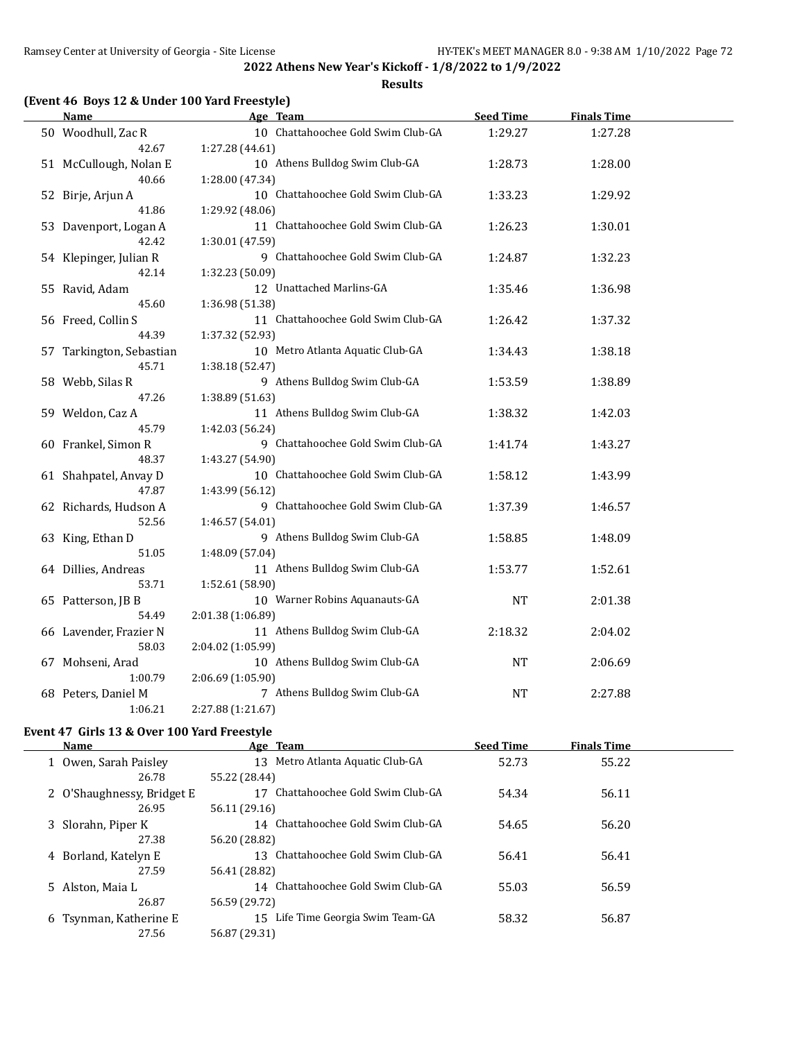**2022 Athens New Year's Kickoff - 1/8/2022 to 1/9/2022**

**Results**

### (Event 46 Boys 12 & Under 100 Yard Freestyle)

| | Name | Age | Team | Seed Time | Finals Time |
|---|---|---|---|---|---|
| 50 | Woodhull, Zac R | 10 | Chattahoochee Gold Swim Club-GA | 1:29.27 | 1:27.28 |
| | 42.67 | 1:27.28 (44.61) | | | |
| 51 | McCullough, Nolan E | 10 | Athens Bulldog Swim Club-GA | 1:28.73 | 1:28.00 |
| | 40.66 | 1:28.00 (47.34) | | | |
| 52 | Birje, Arjun A | 10 | Chattahoochee Gold Swim Club-GA | 1:33.23 | 1:29.92 |
| | 41.86 | 1:29.92 (48.06) | | | |
| 53 | Davenport, Logan A | 11 | Chattahoochee Gold Swim Club-GA | 1:26.23 | 1:30.01 |
| | 42.42 | 1:30.01 (47.59) | | | |
| 54 | Klepinger, Julian R | 9 | Chattahoochee Gold Swim Club-GA | 1:24.87 | 1:32.23 |
| | 42.14 | 1:32.23 (50.09) | | | |
| 55 | Ravid, Adam | 12 | Unattached Marlins-GA | 1:35.46 | 1:36.98 |
| | 45.60 | 1:36.98 (51.38) | | | |
| 56 | Freed, Collin S | 11 | Chattahoochee Gold Swim Club-GA | 1:26.42 | 1:37.32 |
| | 44.39 | 1:37.32 (52.93) | | | |
| 57 | Tarkington, Sebastian | 10 | Metro Atlanta Aquatic Club-GA | 1:34.43 | 1:38.18 |
| | 45.71 | 1:38.18 (52.47) | | | |
| 58 | Webb, Silas R | 9 | Athens Bulldog Swim Club-GA | 1:53.59 | 1:38.89 |
| | 47.26 | 1:38.89 (51.63) | | | |
| 59 | Weldon, Caz A | 11 | Athens Bulldog Swim Club-GA | 1:38.32 | 1:42.03 |
| | 45.79 | 1:42.03 (56.24) | | | |
| 60 | Frankel, Simon R | 9 | Chattahoochee Gold Swim Club-GA | 1:41.74 | 1:43.27 |
| | 48.37 | 1:43.27 (54.90) | | | |
| 61 | Shahpatel, Anvay D | 10 | Chattahoochee Gold Swim Club-GA | 1:58.12 | 1:43.99 |
| | 47.87 | 1:43.99 (56.12) | | | |
| 62 | Richards, Hudson A | 9 | Chattahoochee Gold Swim Club-GA | 1:37.39 | 1:46.57 |
| | 52.56 | 1:46.57 (54.01) | | | |
| 63 | King, Ethan D | 9 | Athens Bulldog Swim Club-GA | 1:58.85 | 1:48.09 |
| | 51.05 | 1:48.09 (57.04) | | | |
| 64 | Dillies, Andreas | 11 | Athens Bulldog Swim Club-GA | 1:53.77 | 1:52.61 |
| | 53.71 | 1:52.61 (58.90) | | | |
| 65 | Patterson, JB B | 10 | Warner Robins Aquanauts-GA | NT | 2:01.38 |
| | 54.49 | 2:01.38 (1:06.89) | | | |
| 66 | Lavender, Frazier N | 11 | Athens Bulldog Swim Club-GA | 2:18.32 | 2:04.02 |
| | 58.03 | 2:04.02 (1:05.99) | | | |
| 67 | Mohseni, Arad | 10 | Athens Bulldog Swim Club-GA | NT | 2:06.69 |
| | 1:00.79 | 2:06.69 (1:05.90) | | | |
| 68 | Peters, Daniel M | 7 | Athens Bulldog Swim Club-GA | NT | 2:27.88 |
| | 1:06.21 | 2:27.88 (1:21.67) | | | |

### Event 47 Girls 13 & Over 100 Yard Freestyle

| | Name | Age | Team | Seed Time | Finals Time |
|---|---|---|---|---|---|
| 1 | Owen, Sarah Paisley | 13 | Metro Atlanta Aquatic Club-GA | 52.73 | 55.22 |
| | 26.78 | 55.22 (28.44) | | | |
| 2 | O'Shaughnessy, Bridget E | 17 | Chattahoochee Gold Swim Club-GA | 54.34 | 56.11 |
| | 26.95 | 56.11 (29.16) | | | |
| 3 | Slorahn, Piper K | 14 | Chattahoochee Gold Swim Club-GA | 54.65 | 56.20 |
| | 27.38 | 56.20 (28.82) | | | |
| 4 | Borland, Katelyn E | 13 | Chattahoochee Gold Swim Club-GA | 56.41 | 56.41 |
| | 27.59 | 56.41 (28.82) | | | |
| 5 | Alston, Maia L | 14 | Chattahoochee Gold Swim Club-GA | 55.03 | 56.59 |
| | 26.87 | 56.59 (29.72) | | | |
| 6 | Tsynman, Katherine E | 15 | Life Time Georgia Swim Team-GA | 58.32 | 56.87 |
| | 27.56 | 56.87 (29.31) | | | |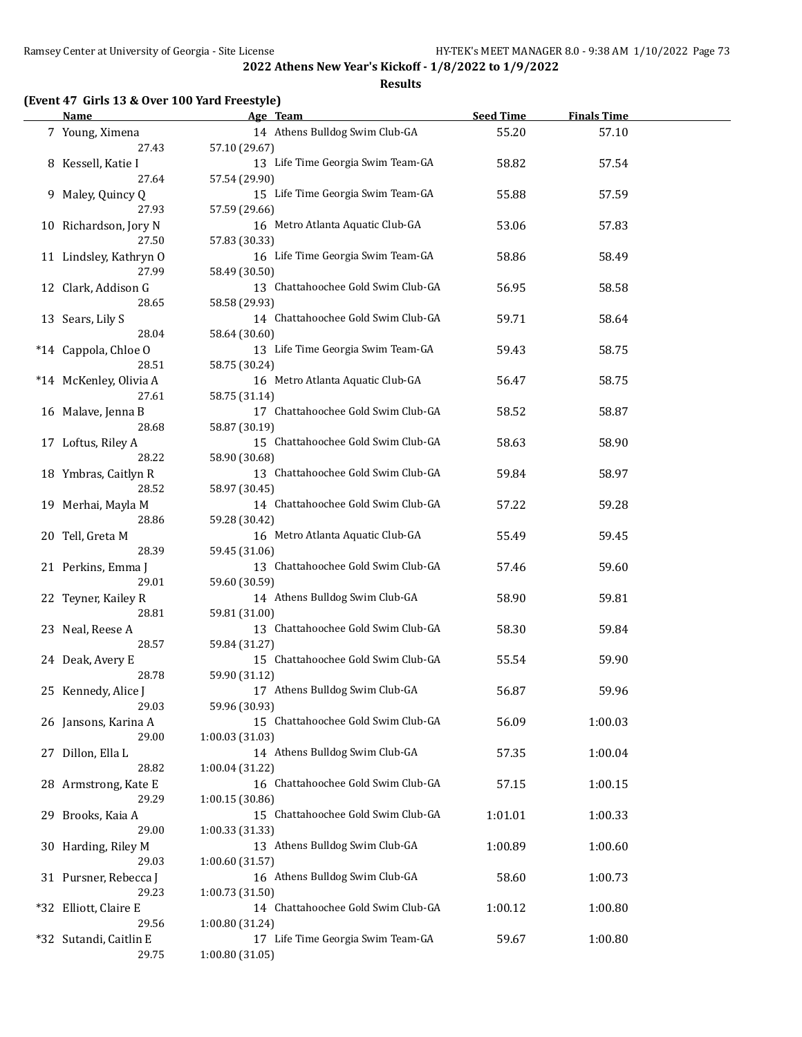## 2022 Athens New Year's Kickoff - 1/8/2022 to 1/9/2022

### Results

**(Event 47 Girls 13 & Over 100 Yard Freestyle)**

| | Name | Age | Team | Seed Time | Finals Time |
|---|---|---|---|---|---|
| 7 | Young, Ximena | 14 | Athens Bulldog Swim Club-GA | 55.20 | 57.10 |
| | 27.43 | 57.10 (29.67) | | | |
| 8 | Kessell, Katie I | 13 | Life Time Georgia Swim Team-GA | 58.82 | 57.54 |
| | 27.64 | 57.54 (29.90) | | | |
| 9 | Maley, Quincy Q | 15 | Life Time Georgia Swim Team-GA | 55.88 | 57.59 |
| | 27.93 | 57.59 (29.66) | | | |
| 10 | Richardson, Jory N | 16 | Metro Atlanta Aquatic Club-GA | 53.06 | 57.83 |
| | 27.50 | 57.83 (30.33) | | | |
| 11 | Lindsley, Kathryn O | 16 | Life Time Georgia Swim Team-GA | 58.86 | 58.49 |
| | 27.99 | 58.49 (30.50) | | | |
| 12 | Clark, Addison G | 13 | Chattahoochee Gold Swim Club-GA | 56.95 | 58.58 |
| | 28.65 | 58.58 (29.93) | | | |
| 13 | Sears, Lily S | 14 | Chattahoochee Gold Swim Club-GA | 59.71 | 58.64 |
| | 28.04 | 58.64 (30.60) | | | |
| *14 | Cappola, Chloe O | 13 | Life Time Georgia Swim Team-GA | 59.43 | 58.75 |
| | 28.51 | 58.75 (30.24) | | | |
| *14 | McKenley, Olivia A | 16 | Metro Atlanta Aquatic Club-GA | 56.47 | 58.75 |
| | 27.61 | 58.75 (31.14) | | | |
| 16 | Malave, Jenna B | 17 | Chattahoochee Gold Swim Club-GA | 58.52 | 58.87 |
| | 28.68 | 58.87 (30.19) | | | |
| 17 | Loftus, Riley A | 15 | Chattahoochee Gold Swim Club-GA | 58.63 | 58.90 |
| | 28.22 | 58.90 (30.68) | | | |
| 18 | Ymbras, Caitlyn R | 13 | Chattahoochee Gold Swim Club-GA | 59.84 | 58.97 |
| | 28.52 | 58.97 (30.45) | | | |
| 19 | Merhai, Mayla M | 14 | Chattahoochee Gold Swim Club-GA | 57.22 | 59.28 |
| | 28.86 | 59.28 (30.42) | | | |
| 20 | Tell, Greta M | 16 | Metro Atlanta Aquatic Club-GA | 55.49 | 59.45 |
| | 28.39 | 59.45 (31.06) | | | |
| 21 | Perkins, Emma J | 13 | Chattahoochee Gold Swim Club-GA | 57.46 | 59.60 |
| | 29.01 | 59.60 (30.59) | | | |
| 22 | Teyner, Kailey R | 14 | Athens Bulldog Swim Club-GA | 58.90 | 59.81 |
| | 28.81 | 59.81 (31.00) | | | |
| 23 | Neal, Reese A | 13 | Chattahoochee Gold Swim Club-GA | 58.30 | 59.84 |
| | 28.57 | 59.84 (31.27) | | | |
| 24 | Deak, Avery E | 15 | Chattahoochee Gold Swim Club-GA | 55.54 | 59.90 |
| | 28.78 | 59.90 (31.12) | | | |
| 25 | Kennedy, Alice J | 17 | Athens Bulldog Swim Club-GA | 56.87 | 59.96 |
| | 29.03 | 59.96 (30.93) | | | |
| 26 | Jansons, Karina A | 15 | Chattahoochee Gold Swim Club-GA | 56.09 | 1:00.03 |
| | 29.00 | 1:00.03 (31.03) | | | |
| 27 | Dillon, Ella L | 14 | Athens Bulldog Swim Club-GA | 57.35 | 1:00.04 |
| | 28.82 | 1:00.04 (31.22) | | | |
| 28 | Armstrong, Kate E | 16 | Chattahoochee Gold Swim Club-GA | 57.15 | 1:00.15 |
| | 29.29 | 1:00.15 (30.86) | | | |
| 29 | Brooks, Kaia A | 15 | Chattahoochee Gold Swim Club-GA | 1:01.01 | 1:00.33 |
| | 29.00 | 1:00.33 (31.33) | | | |
| 30 | Harding, Riley M | 13 | Athens Bulldog Swim Club-GA | 1:00.89 | 1:00.60 |
| | 29.03 | 1:00.60 (31.57) | | | |
| 31 | Pursner, Rebecca J | 16 | Athens Bulldog Swim Club-GA | 58.60 | 1:00.73 |
| | 29.23 | 1:00.73 (31.50) | | | |
| *32 | Elliott, Claire E | 14 | Chattahoochee Gold Swim Club-GA | 1:00.12 | 1:00.80 |
| | 29.56 | 1:00.80 (31.24) | | | |
| *32 | Sutandi, Caitlin E | 17 | Life Time Georgia Swim Team-GA | 59.67 | 1:00.80 |
| | 29.75 | 1:00.80 (31.05) | | | |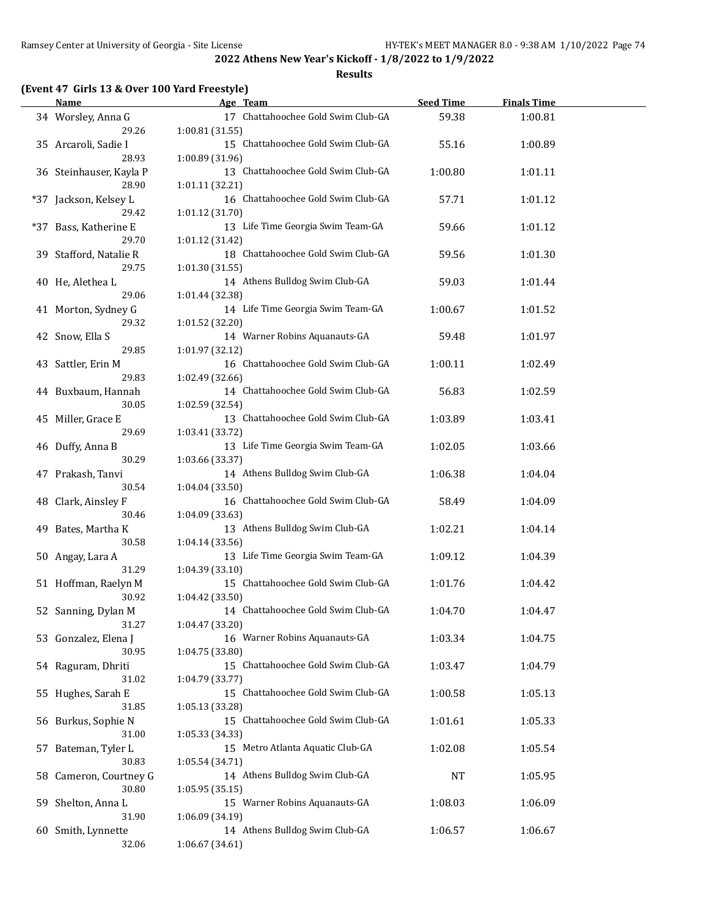## 2022 Athens New Year's Kickoff - 1/8/2022 to 1/9/2022

### Results

**(Event 47 Girls 13 & Over 100 Yard Freestyle)**

| | Name | Age | Team | Seed Time | Finals Time |
|---|---|---|---|---|---|
| 34 | Worsley, Anna G | 17 | Chattahoochee Gold Swim Club-GA | 59.38 | 1:00.81 |
| | 29.26 | 1:00.81 (31.55) | | | |
| 35 | Arcaroli, Sadie I | 15 | Chattahoochee Gold Swim Club-GA | 55.16 | 1:00.89 |
| | 28.93 | 1:00.89 (31.96) | | | |
| 36 | Steinhauser, Kayla P | 13 | Chattahoochee Gold Swim Club-GA | 1:00.80 | 1:01.11 |
| | 28.90 | 1:01.11 (32.21) | | | |
| *37 | Jackson, Kelsey L | 16 | Chattahoochee Gold Swim Club-GA | 57.71 | 1:01.12 |
| | 29.42 | 1:01.12 (31.70) | | | |
| *37 | Bass, Katherine E | 13 | Life Time Georgia Swim Team-GA | 59.66 | 1:01.12 |
| | 29.70 | 1:01.12 (31.42) | | | |
| 39 | Stafford, Natalie R | 18 | Chattahoochee Gold Swim Club-GA | 59.56 | 1:01.30 |
| | 29.75 | 1:01.30 (31.55) | | | |
| 40 | He, Alethea L | 14 | Athens Bulldog Swim Club-GA | 59.03 | 1:01.44 |
| | 29.06 | 1:01.44 (32.38) | | | |
| 41 | Morton, Sydney G | 14 | Life Time Georgia Swim Team-GA | 1:00.67 | 1:01.52 |
| | 29.32 | 1:01.52 (32.20) | | | |
| 42 | Snow, Ella S | 14 | Warner Robins Aquanauts-GA | 59.48 | 1:01.97 |
| | 29.85 | 1:01.97 (32.12) | | | |
| 43 | Sattler, Erin M | 16 | Chattahoochee Gold Swim Club-GA | 1:00.11 | 1:02.49 |
| | 29.83 | 1:02.49 (32.66) | | | |
| 44 | Buxbaum, Hannah | 14 | Chattahoochee Gold Swim Club-GA | 56.83 | 1:02.59 |
| | 30.05 | 1:02.59 (32.54) | | | |
| 45 | Miller, Grace E | 13 | Chattahoochee Gold Swim Club-GA | 1:03.89 | 1:03.41 |
| | 29.69 | 1:03.41 (33.72) | | | |
| 46 | Duffy, Anna B | 13 | Life Time Georgia Swim Team-GA | 1:02.05 | 1:03.66 |
| | 30.29 | 1:03.66 (33.37) | | | |
| 47 | Prakash, Tanvi | 14 | Athens Bulldog Swim Club-GA | 1:06.38 | 1:04.04 |
| | 30.54 | 1:04.04 (33.50) | | | |
| 48 | Clark, Ainsley F | 16 | Chattahoochee Gold Swim Club-GA | 58.49 | 1:04.09 |
| | 30.46 | 1:04.09 (33.63) | | | |
| 49 | Bates, Martha K | 13 | Athens Bulldog Swim Club-GA | 1:02.21 | 1:04.14 |
| | 30.58 | 1:04.14 (33.56) | | | |
| 50 | Angay, Lara A | 13 | Life Time Georgia Swim Team-GA | 1:09.12 | 1:04.39 |
| | 31.29 | 1:04.39 (33.10) | | | |
| 51 | Hoffman, Raelyn M | 15 | Chattahoochee Gold Swim Club-GA | 1:01.76 | 1:04.42 |
| | 30.92 | 1:04.42 (33.50) | | | |
| 52 | Sanning, Dylan M | 14 | Chattahoochee Gold Swim Club-GA | 1:04.70 | 1:04.47 |
| | 31.27 | 1:04.47 (33.20) | | | |
| 53 | Gonzalez, Elena J | 16 | Warner Robins Aquanauts-GA | 1:03.34 | 1:04.75 |
| | 30.95 | 1:04.75 (33.80) | | | |
| 54 | Raguram, Dhriti | 15 | Chattahoochee Gold Swim Club-GA | 1:03.47 | 1:04.79 |
| | 31.02 | 1:04.79 (33.77) | | | |
| 55 | Hughes, Sarah E | 15 | Chattahoochee Gold Swim Club-GA | 1:00.58 | 1:05.13 |
| | 31.85 | 1:05.13 (33.28) | | | |
| 56 | Burkus, Sophie N | 15 | Chattahoochee Gold Swim Club-GA | 1:01.61 | 1:05.33 |
| | 31.00 | 1:05.33 (34.33) | | | |
| 57 | Bateman, Tyler L | 15 | Metro Atlanta Aquatic Club-GA | 1:02.08 | 1:05.54 |
| | 30.83 | 1:05.54 (34.71) | | | |
| 58 | Cameron, Courtney G | 14 | Athens Bulldog Swim Club-GA | NT | 1:05.95 |
| | 30.80 | 1:05.95 (35.15) | | | |
| 59 | Shelton, Anna L | 15 | Warner Robins Aquanauts-GA | 1:08.03 | 1:06.09 |
| | 31.90 | 1:06.09 (34.19) | | | |
| 60 | Smith, Lynnette | 14 | Athens Bulldog Swim Club-GA | 1:06.57 | 1:06.67 |
| | 32.06 | 1:06.67 (34.61) | | | |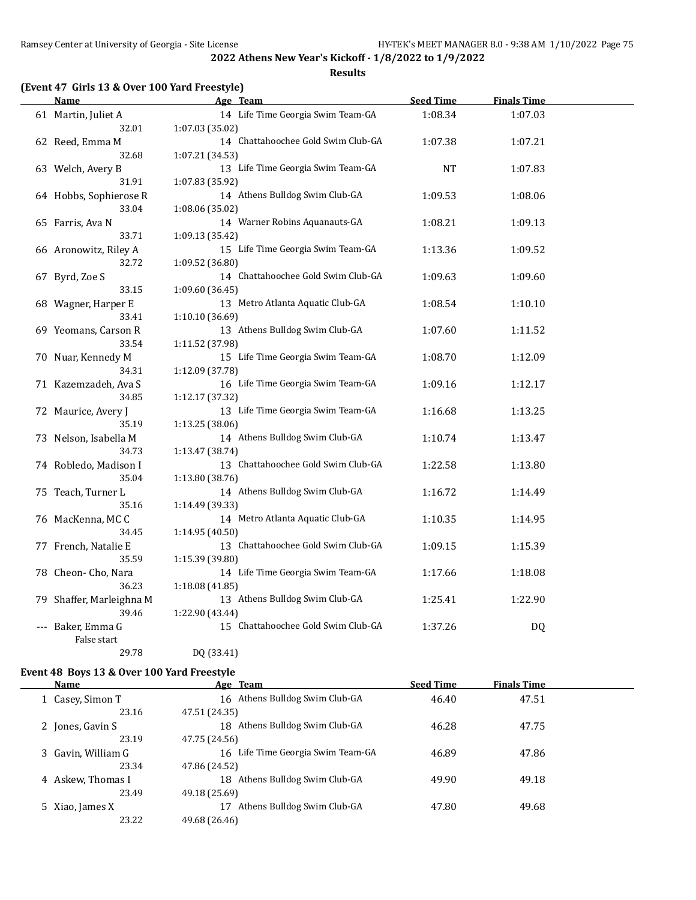## 2022 Athens New Year's Kickoff - 1/8/2022 to 1/9/2022

### Results

### (Event 47 Girls 13 & Over 100 Yard Freestyle)

| | Name | Age | Team | Seed Time | Finals Time |
|---|---|---|---|---|---|
| 61 | Martin, Juliet A | 14 | Life Time Georgia Swim Team-GA | 1:08.34 | 1:07.03 |
| | 32.01 | 1:07.03 (35.02) | | | |
| 62 | Reed, Emma M | 14 | Chattahoochee Gold Swim Club-GA | 1:07.38 | 1:07.21 |
| | 32.68 | 1:07.21 (34.53) | | | |
| 63 | Welch, Avery B | 13 | Life Time Georgia Swim Team-GA | NT | 1:07.83 |
| | 31.91 | 1:07.83 (35.92) | | | |
| 64 | Hobbs, Sophierose R | 14 | Athens Bulldog Swim Club-GA | 1:09.53 | 1:08.06 |
| | 33.04 | 1:08.06 (35.02) | | | |
| 65 | Farris, Ava N | 14 | Warner Robins Aquanauts-GA | 1:08.21 | 1:09.13 |
| | 33.71 | 1:09.13 (35.42) | | | |
| 66 | Aronowitz, Riley A | 15 | Life Time Georgia Swim Team-GA | 1:13.36 | 1:09.52 |
| | 32.72 | 1:09.52 (36.80) | | | |
| 67 | Byrd, Zoe S | 14 | Chattahoochee Gold Swim Club-GA | 1:09.63 | 1:09.60 |
| | 33.15 | 1:09.60 (36.45) | | | |
| 68 | Wagner, Harper E | 13 | Metro Atlanta Aquatic Club-GA | 1:08.54 | 1:10.10 |
| | 33.41 | 1:10.10 (36.69) | | | |
| 69 | Yeomans, Carson R | 13 | Athens Bulldog Swim Club-GA | 1:07.60 | 1:11.52 |
| | 33.54 | 1:11.52 (37.98) | | | |
| 70 | Nuar, Kennedy M | 15 | Life Time Georgia Swim Team-GA | 1:08.70 | 1:12.09 |
| | 34.31 | 1:12.09 (37.78) | | | |
| 71 | Kazemzadeh, Ava S | 16 | Life Time Georgia Swim Team-GA | 1:09.16 | 1:12.17 |
| | 34.85 | 1:12.17 (37.32) | | | |
| 72 | Maurice, Avery J | 13 | Life Time Georgia Swim Team-GA | 1:16.68 | 1:13.25 |
| | 35.19 | 1:13.25 (38.06) | | | |
| 73 | Nelson, Isabella M | 14 | Athens Bulldog Swim Club-GA | 1:10.74 | 1:13.47 |
| | 34.73 | 1:13.47 (38.74) | | | |
| 74 | Robledo, Madison I | 13 | Chattahoochee Gold Swim Club-GA | 1:22.58 | 1:13.80 |
| | 35.04 | 1:13.80 (38.76) | | | |
| 75 | Teach, Turner L | 14 | Athens Bulldog Swim Club-GA | 1:16.72 | 1:14.49 |
| | 35.16 | 1:14.49 (39.33) | | | |
| 76 | MacKenna, MC C | 14 | Metro Atlanta Aquatic Club-GA | 1:10.35 | 1:14.95 |
| | 34.45 | 1:14.95 (40.50) | | | |
| 77 | French, Natalie E | 13 | Chattahoochee Gold Swim Club-GA | 1:09.15 | 1:15.39 |
| | 35.59 | 1:15.39 (39.80) | | | |
| 78 | Cheon- Cho, Nara | 14 | Life Time Georgia Swim Team-GA | 1:17.66 | 1:18.08 |
| | 36.23 | 1:18.08 (41.85) | | | |
| 79 | Shaffer, Marleighna M | 13 | Athens Bulldog Swim Club-GA | 1:25.41 | 1:22.90 |
| | 39.46 | 1:22.90 (43.44) | | | |
| --- | Baker, Emma G | 15 | Chattahoochee Gold Swim Club-GA | 1:37.26 | DQ |
| | False start | | | | |
| | 29.78 | DQ (33.41) | | | |

### Event 48 Boys 13 & Over 100 Yard Freestyle

| | Name | Age | Team | Seed Time | Finals Time |
|---|---|---|---|---|---|
| 1 | Casey, Simon T | 16 | Athens Bulldog Swim Club-GA | 46.40 | 47.51 |
| | 23.16 | 47.51 (24.35) | | | |
| 2 | Jones, Gavin S | 18 | Athens Bulldog Swim Club-GA | 46.28 | 47.75 |
| | 23.19 | 47.75 (24.56) | | | |
| 3 | Gavin, William G | 16 | Life Time Georgia Swim Team-GA | 46.89 | 47.86 |
| | 23.34 | 47.86 (24.52) | | | |
| 4 | Askew, Thomas I | 18 | Athens Bulldog Swim Club-GA | 49.90 | 49.18 |
| | 23.49 | 49.18 (25.69) | | | |
| 5 | Xiao, James X | 17 | Athens Bulldog Swim Club-GA | 47.80 | 49.68 |
| | 23.22 | 49.68 (26.46) | | | |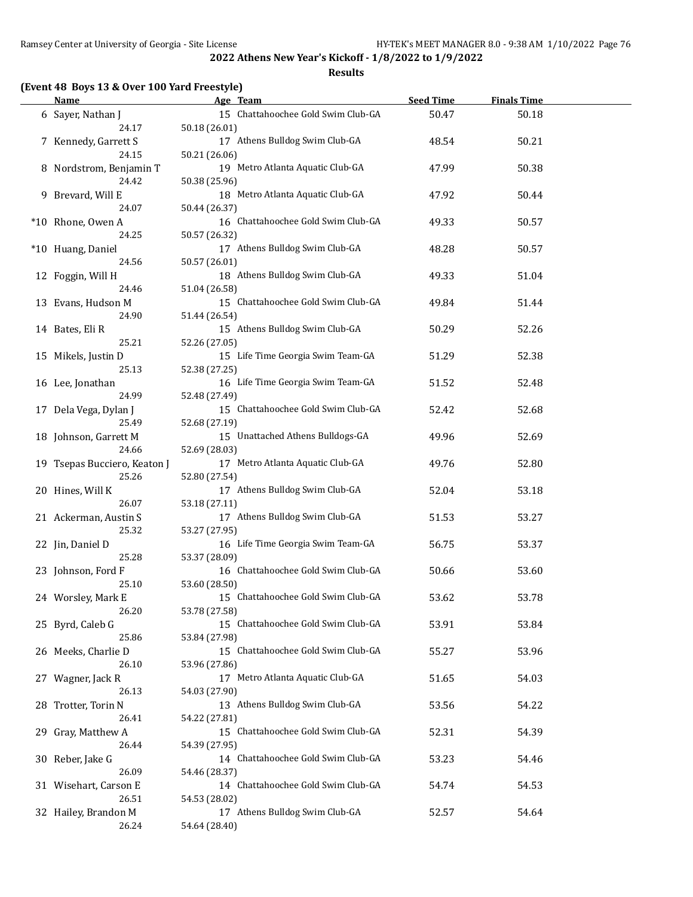**2022 Athens New Year's Kickoff - 1/8/2022 to 1/9/2022**

**Results**

**(Event 48 Boys 13 & Over 100 Yard Freestyle)**

| | Name | Age | Team | Seed Time | Finals Time |
|---|---|---|---|---|---|
| 6 | Sayer, Nathan J | 15 | Chattahoochee Gold Swim Club-GA | 50.47 | 50.18 |
| | 24.17 | 50.18 (26.01) | | | |
| 7 | Kennedy, Garrett S | 17 | Athens Bulldog Swim Club-GA | 48.54 | 50.21 |
| | 24.15 | 50.21 (26.06) | | | |
| 8 | Nordstrom, Benjamin T | 19 | Metro Atlanta Aquatic Club-GA | 47.99 | 50.38 |
| | 24.42 | 50.38 (25.96) | | | |
| 9 | Brevard, Will E | 18 | Metro Atlanta Aquatic Club-GA | 47.92 | 50.44 |
| | 24.07 | 50.44 (26.37) | | | |
| *10 | Rhone, Owen A | 16 | Chattahoochee Gold Swim Club-GA | 49.33 | 50.57 |
| | 24.25 | 50.57 (26.32) | | | |
| *10 | Huang, Daniel | 17 | Athens Bulldog Swim Club-GA | 48.28 | 50.57 |
| | 24.56 | 50.57 (26.01) | | | |
| 12 | Foggin, Will H | 18 | Athens Bulldog Swim Club-GA | 49.33 | 51.04 |
| | 24.46 | 51.04 (26.58) | | | |
| 13 | Evans, Hudson M | 15 | Chattahoochee Gold Swim Club-GA | 49.84 | 51.44 |
| | 24.90 | 51.44 (26.54) | | | |
| 14 | Bates, Eli R | 15 | Athens Bulldog Swim Club-GA | 50.29 | 52.26 |
| | 25.21 | 52.26 (27.05) | | | |
| 15 | Mikels, Justin D | 15 | Life Time Georgia Swim Team-GA | 51.29 | 52.38 |
| | 25.13 | 52.38 (27.25) | | | |
| 16 | Lee, Jonathan | 16 | Life Time Georgia Swim Team-GA | 51.52 | 52.48 |
| | 24.99 | 52.48 (27.49) | | | |
| 17 | Dela Vega, Dylan J | 15 | Chattahoochee Gold Swim Club-GA | 52.42 | 52.68 |
| | 25.49 | 52.68 (27.19) | | | |
| 18 | Johnson, Garrett M | 15 | Unattached Athens Bulldogs-GA | 49.96 | 52.69 |
| | 24.66 | 52.69 (28.03) | | | |
| 19 | Tsepas Bucciero, Keaton J | 17 | Metro Atlanta Aquatic Club-GA | 49.76 | 52.80 |
| | 25.26 | 52.80 (27.54) | | | |
| 20 | Hines, Will K | 17 | Athens Bulldog Swim Club-GA | 52.04 | 53.18 |
| | 26.07 | 53.18 (27.11) | | | |
| 21 | Ackerman, Austin S | 17 | Athens Bulldog Swim Club-GA | 51.53 | 53.27 |
| | 25.32 | 53.27 (27.95) | | | |
| 22 | Jin, Daniel D | 16 | Life Time Georgia Swim Team-GA | 56.75 | 53.37 |
| | 25.28 | 53.37 (28.09) | | | |
| 23 | Johnson, Ford F | 16 | Chattahoochee Gold Swim Club-GA | 50.66 | 53.60 |
| | 25.10 | 53.60 (28.50) | | | |
| 24 | Worsley, Mark E | 15 | Chattahoochee Gold Swim Club-GA | 53.62 | 53.78 |
| | 26.20 | 53.78 (27.58) | | | |
| 25 | Byrd, Caleb G | 15 | Chattahoochee Gold Swim Club-GA | 53.91 | 53.84 |
| | 25.86 | 53.84 (27.98) | | | |
| 26 | Meeks, Charlie D | 15 | Chattahoochee Gold Swim Club-GA | 55.27 | 53.96 |
| | 26.10 | 53.96 (27.86) | | | |
| 27 | Wagner, Jack R | 17 | Metro Atlanta Aquatic Club-GA | 51.65 | 54.03 |
| | 26.13 | 54.03 (27.90) | | | |
| 28 | Trotter, Torin N | 13 | Athens Bulldog Swim Club-GA | 53.56 | 54.22 |
| | 26.41 | 54.22 (27.81) | | | |
| 29 | Gray, Matthew A | 15 | Chattahoochee Gold Swim Club-GA | 52.31 | 54.39 |
| | 26.44 | 54.39 (27.95) | | | |
| 30 | Reber, Jake G | 14 | Chattahoochee Gold Swim Club-GA | 53.23 | 54.46 |
| | 26.09 | 54.46 (28.37) | | | |
| 31 | Wisehart, Carson E | 14 | Chattahoochee Gold Swim Club-GA | 54.74 | 54.53 |
| | 26.51 | 54.53 (28.02) | | | |
| 32 | Hailey, Brandon M | 17 | Athens Bulldog Swim Club-GA | 52.57 | 54.64 |
| | 26.24 | 54.64 (28.40) | | | |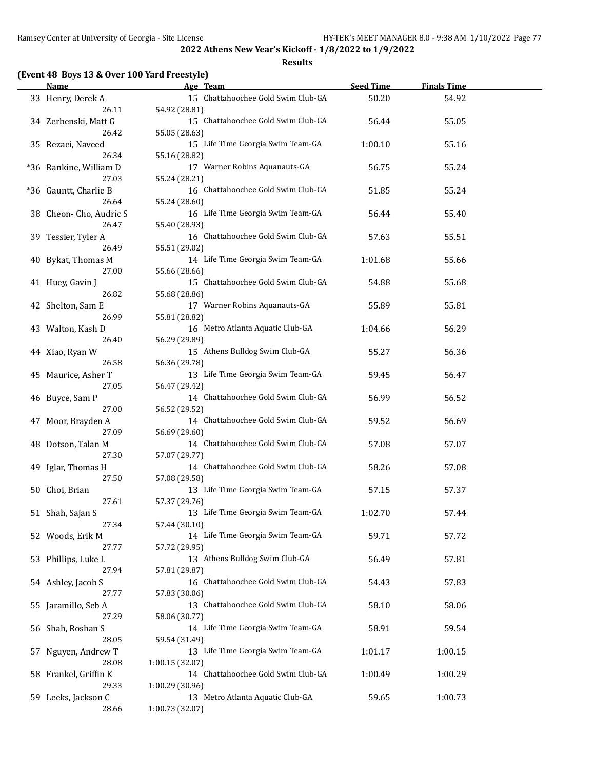## 2022 Athens New Year's Kickoff - 1/8/2022 to 1/9/2022

### Results

**(Event 48 Boys 13 & Over 100 Yard Freestyle)**

| Name | Age | Team | Seed Time | Finals Time |
|---|---|---|---|---|
| 33 Henry, Derek A | 15 | Chattahoochee Gold Swim Club-GA | 50.20 | 54.92 |
| 26.11 | 54.92 (28.81) | | | |
| 34 Zerbenski, Matt G | 15 | Chattahoochee Gold Swim Club-GA | 56.44 | 55.05 |
| 26.42 | 55.05 (28.63) | | | |
| 35 Rezaei, Naveed | 15 | Life Time Georgia Swim Team-GA | 1:00.10 | 55.16 |
| 26.34 | 55.16 (28.82) | | | |
| *36 Rankine, William D | 17 | Warner Robins Aquanauts-GA | 56.75 | 55.24 |
| 27.03 | 55.24 (28.21) | | | |
| *36 Gauntt, Charlie B | 16 | Chattahoochee Gold Swim Club-GA | 51.85 | 55.24 |
| 26.64 | 55.24 (28.60) | | | |
| 38 Cheon- Cho, Audric S | 16 | Life Time Georgia Swim Team-GA | 56.44 | 55.40 |
| 26.47 | 55.40 (28.93) | | | |
| 39 Tessier, Tyler A | 16 | Chattahoochee Gold Swim Club-GA | 57.63 | 55.51 |
| 26.49 | 55.51 (29.02) | | | |
| 40 Bykat, Thomas M | 14 | Life Time Georgia Swim Team-GA | 1:01.68 | 55.66 |
| 27.00 | 55.66 (28.66) | | | |
| 41 Huey, Gavin J | 15 | Chattahoochee Gold Swim Club-GA | 54.88 | 55.68 |
| 26.82 | 55.68 (28.86) | | | |
| 42 Shelton, Sam E | 17 | Warner Robins Aquanauts-GA | 55.89 | 55.81 |
| 26.99 | 55.81 (28.82) | | | |
| 43 Walton, Kash D | 16 | Metro Atlanta Aquatic Club-GA | 1:04.66 | 56.29 |
| 26.40 | 56.29 (29.89) | | | |
| 44 Xiao, Ryan W | 15 | Athens Bulldog Swim Club-GA | 55.27 | 56.36 |
| 26.58 | 56.36 (29.78) | | | |
| 45 Maurice, Asher T | 13 | Life Time Georgia Swim Team-GA | 59.45 | 56.47 |
| 27.05 | 56.47 (29.42) | | | |
| 46 Buyce, Sam P | 14 | Chattahoochee Gold Swim Club-GA | 56.99 | 56.52 |
| 27.00 | 56.52 (29.52) | | | |
| 47 Moor, Brayden A | 14 | Chattahoochee Gold Swim Club-GA | 59.52 | 56.69 |
| 27.09 | 56.69 (29.60) | | | |
| 48 Dotson, Talan M | 14 | Chattahoochee Gold Swim Club-GA | 57.08 | 57.07 |
| 27.30 | 57.07 (29.77) | | | |
| 49 Iglar, Thomas H | 14 | Chattahoochee Gold Swim Club-GA | 58.26 | 57.08 |
| 27.50 | 57.08 (29.58) | | | |
| 50 Choi, Brian | 13 | Life Time Georgia Swim Team-GA | 57.15 | 57.37 |
| 27.61 | 57.37 (29.76) | | | |
| 51 Shah, Sajan S | 13 | Life Time Georgia Swim Team-GA | 1:02.70 | 57.44 |
| 27.34 | 57.44 (30.10) | | | |
| 52 Woods, Erik M | 14 | Life Time Georgia Swim Team-GA | 59.71 | 57.72 |
| 27.77 | 57.72 (29.95) | | | |
| 53 Phillips, Luke L | 13 | Athens Bulldog Swim Club-GA | 56.49 | 57.81 |
| 27.94 | 57.81 (29.87) | | | |
| 54 Ashley, Jacob S | 16 | Chattahoochee Gold Swim Club-GA | 54.43 | 57.83 |
| 27.77 | 57.83 (30.06) | | | |
| 55 Jaramillo, Seb A | 13 | Chattahoochee Gold Swim Club-GA | 58.10 | 58.06 |
| 27.29 | 58.06 (30.77) | | | |
| 56 Shah, Roshan S | 14 | Life Time Georgia Swim Team-GA | 58.91 | 59.54 |
| 28.05 | 59.54 (31.49) | | | |
| 57 Nguyen, Andrew T | 13 | Life Time Georgia Swim Team-GA | 1:01.17 | 1:00.15 |
| 28.08 | 1:00.15 (32.07) | | | |
| 58 Frankel, Griffin K | 14 | Chattahoochee Gold Swim Club-GA | 1:00.49 | 1:00.29 |
| 29.33 | 1:00.29 (30.96) | | | |
| 59 Leeks, Jackson C | 13 | Metro Atlanta Aquatic Club-GA | 59.65 | 1:00.73 |
| 28.66 | 1:00.73 (32.07) | | | |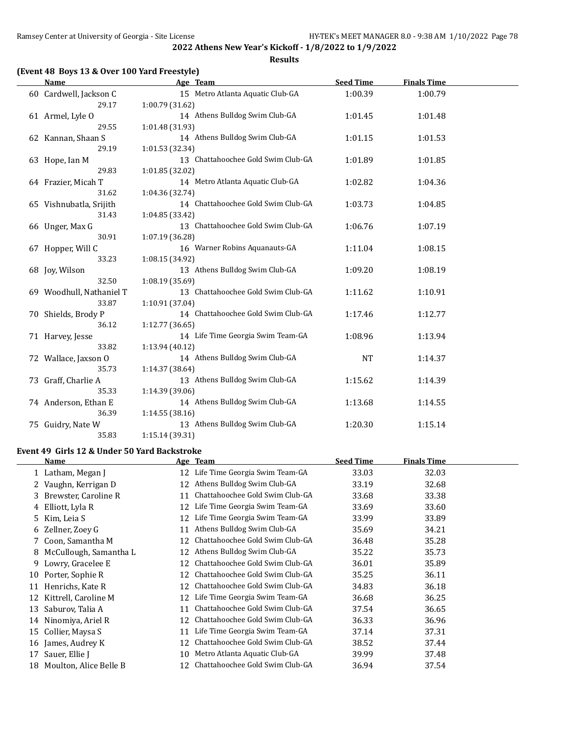**2022 Athens New Year's Kickoff - 1/8/2022 to 1/9/2022**

**Results**

### (Event 48 Boys 13 & Over 100 Yard Freestyle)

| | Name | Age | Team | Seed Time | Finals Time |
|---|---|---|---|---|---|
| 60 | Cardwell, Jackson C | 15 | Metro Atlanta Aquatic Club-GA | 1:00.39 | 1:00.79 |
| | 29.17 | 1:00.79 (31.62) | | | |
| 61 | Armel, Lyle O | 14 | Athens Bulldog Swim Club-GA | 1:01.45 | 1:01.48 |
| | 29.55 | 1:01.48 (31.93) | | | |
| 62 | Kannan, Shaan S | 14 | Athens Bulldog Swim Club-GA | 1:01.15 | 1:01.53 |
| | 29.19 | 1:01.53 (32.34) | | | |
| 63 | Hope, Ian M | 13 | Chattahoochee Gold Swim Club-GA | 1:01.89 | 1:01.85 |
| | 29.83 | 1:01.85 (32.02) | | | |
| 64 | Frazier, Micah T | 14 | Metro Atlanta Aquatic Club-GA | 1:02.82 | 1:04.36 |
| | 31.62 | 1:04.36 (32.74) | | | |
| 65 | Vishnubatla, Srijith | 14 | Chattahoochee Gold Swim Club-GA | 1:03.73 | 1:04.85 |
| | 31.43 | 1:04.85 (33.42) | | | |
| 66 | Unger, Max G | 13 | Chattahoochee Gold Swim Club-GA | 1:06.76 | 1:07.19 |
| | 30.91 | 1:07.19 (36.28) | | | |
| 67 | Hopper, Will C | 16 | Warner Robins Aquanauts-GA | 1:11.04 | 1:08.15 |
| | 33.23 | 1:08.15 (34.92) | | | |
| 68 | Joy, Wilson | 13 | Athens Bulldog Swim Club-GA | 1:09.20 | 1:08.19 |
| | 32.50 | 1:08.19 (35.69) | | | |
| 69 | Woodhull, Nathaniel T | 13 | Chattahoochee Gold Swim Club-GA | 1:11.62 | 1:10.91 |
| | 33.87 | 1:10.91 (37.04) | | | |
| 70 | Shields, Brody P | 14 | Chattahoochee Gold Swim Club-GA | 1:17.46 | 1:12.77 |
| | 36.12 | 1:12.77 (36.65) | | | |
| 71 | Harvey, Jesse | 14 | Life Time Georgia Swim Team-GA | 1:08.96 | 1:13.94 |
| | 33.82 | 1:13.94 (40.12) | | | |
| 72 | Wallace, Jaxson O | 14 | Athens Bulldog Swim Club-GA | NT | 1:14.37 |
| | 35.73 | 1:14.37 (38.64) | | | |
| 73 | Graff, Charlie A | 13 | Athens Bulldog Swim Club-GA | 1:15.62 | 1:14.39 |
| | 35.33 | 1:14.39 (39.06) | | | |
| 74 | Anderson, Ethan E | 14 | Athens Bulldog Swim Club-GA | 1:13.68 | 1:14.55 |
| | 36.39 | 1:14.55 (38.16) | | | |
| 75 | Guidry, Nate W | 13 | Athens Bulldog Swim Club-GA | 1:20.30 | 1:15.14 |
| | 35.83 | 1:15.14 (39.31) | | | |

### Event 49 Girls 12 & Under 50 Yard Backstroke

| | Name | Age | Team | Seed Time | Finals Time |
|---|---|---|---|---|---|
| 1 | Latham, Megan J | 12 | Life Time Georgia Swim Team-GA | 33.03 | 32.03 |
| 2 | Vaughn, Kerrigan D | 12 | Athens Bulldog Swim Club-GA | 33.19 | 32.68 |
| 3 | Brewster, Caroline R | 11 | Chattahoochee Gold Swim Club-GA | 33.68 | 33.38 |
| 4 | Elliott, Lyla R | 12 | Life Time Georgia Swim Team-GA | 33.69 | 33.60 |
| 5 | Kim, Leia S | 12 | Life Time Georgia Swim Team-GA | 33.99 | 33.89 |
| 6 | Zellner, Zoey G | 11 | Athens Bulldog Swim Club-GA | 35.69 | 34.21 |
| 7 | Coon, Samantha M | 12 | Chattahoochee Gold Swim Club-GA | 36.48 | 35.28 |
| 8 | McCullough, Samantha L | 12 | Athens Bulldog Swim Club-GA | 35.22 | 35.73 |
| 9 | Lowry, Gracelee E | 12 | Chattahoochee Gold Swim Club-GA | 36.01 | 35.89 |
| 10 | Porter, Sophie R | 12 | Chattahoochee Gold Swim Club-GA | 35.25 | 36.11 |
| 11 | Henrichs, Kate R | 12 | Chattahoochee Gold Swim Club-GA | 34.83 | 36.18 |
| 12 | Kittrell, Caroline M | 12 | Life Time Georgia Swim Team-GA | 36.68 | 36.25 |
| 13 | Saburov, Talia A | 11 | Chattahoochee Gold Swim Club-GA | 37.54 | 36.65 |
| 14 | Ninomiya, Ariel R | 12 | Chattahoochee Gold Swim Club-GA | 36.33 | 36.96 |
| 15 | Collier, Maysa S | 11 | Life Time Georgia Swim Team-GA | 37.14 | 37.31 |
| 16 | James, Audrey K | 12 | Chattahoochee Gold Swim Club-GA | 38.52 | 37.44 |
| 17 | Sauer, Ellie J | 10 | Metro Atlanta Aquatic Club-GA | 39.99 | 37.48 |
| 18 | Moulton, Alice Belle B | 12 | Chattahoochee Gold Swim Club-GA | 36.94 | 37.54 |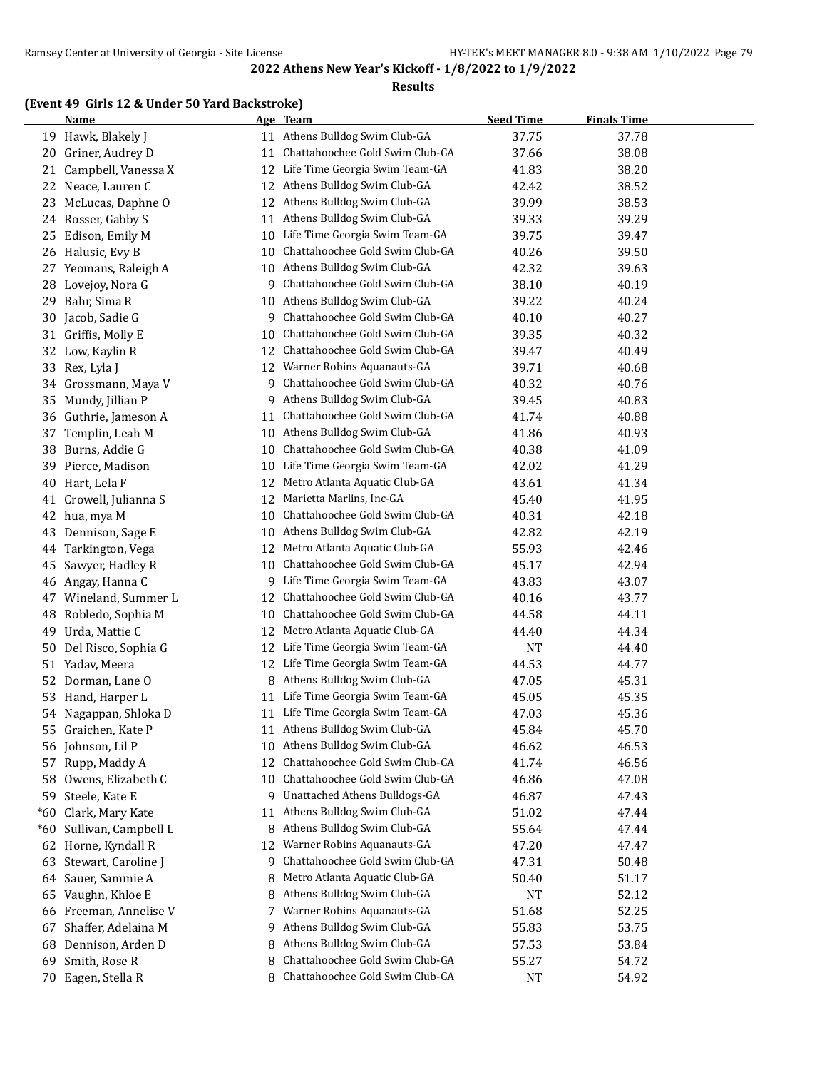## 2022 Athens New Year's Kickoff - 1/8/2022 to 1/9/2022

### Results

**(Event 49 Girls 12 & Under 50 Yard Backstroke)**

| | Name | Age | Team | Seed Time | Finals Time |
|---|---|---|---|---|---|
| 19 | Hawk, Blakely J | 11 | Athens Bulldog Swim Club-GA | 37.75 | 37.78 |
| 20 | Griner, Audrey D | 11 | Chattahoochee Gold Swim Club-GA | 37.66 | 38.08 |
| 21 | Campbell, Vanessa X | 12 | Life Time Georgia Swim Team-GA | 41.83 | 38.20 |
| 22 | Neace, Lauren C | 12 | Athens Bulldog Swim Club-GA | 42.42 | 38.52 |
| 23 | McLucas, Daphne O | 12 | Athens Bulldog Swim Club-GA | 39.99 | 38.53 |
| 24 | Rosser, Gabby S | 11 | Athens Bulldog Swim Club-GA | 39.33 | 39.29 |
| 25 | Edison, Emily M | 10 | Life Time Georgia Swim Team-GA | 39.75 | 39.47 |
| 26 | Halusic, Evy B | 10 | Chattahoochee Gold Swim Club-GA | 40.26 | 39.50 |
| 27 | Yeomans, Raleigh A | 10 | Athens Bulldog Swim Club-GA | 42.32 | 39.63 |
| 28 | Lovejoy, Nora G | 9 | Chattahoochee Gold Swim Club-GA | 38.10 | 40.19 |
| 29 | Bahr, Sima R | 10 | Athens Bulldog Swim Club-GA | 39.22 | 40.24 |
| 30 | Jacob, Sadie G | 9 | Chattahoochee Gold Swim Club-GA | 40.10 | 40.27 |
| 31 | Griffis, Molly E | 10 | Chattahoochee Gold Swim Club-GA | 39.35 | 40.32 |
| 32 | Low, Kaylin R | 12 | Chattahoochee Gold Swim Club-GA | 39.47 | 40.49 |
| 33 | Rex, Lyla J | 12 | Warner Robins Aquanauts-GA | 39.71 | 40.68 |
| 34 | Grossmann, Maya V | 9 | Chattahoochee Gold Swim Club-GA | 40.32 | 40.76 |
| 35 | Mundy, Jillian P | 9 | Athens Bulldog Swim Club-GA | 39.45 | 40.83 |
| 36 | Guthrie, Jameson A | 11 | Chattahoochee Gold Swim Club-GA | 41.74 | 40.88 |
| 37 | Templin, Leah M | 10 | Athens Bulldog Swim Club-GA | 41.86 | 40.93 |
| 38 | Burns, Addie G | 10 | Chattahoochee Gold Swim Club-GA | 40.38 | 41.09 |
| 39 | Pierce, Madison | 10 | Life Time Georgia Swim Team-GA | 42.02 | 41.29 |
| 40 | Hart, Lela F | 12 | Metro Atlanta Aquatic Club-GA | 43.61 | 41.34 |
| 41 | Crowell, Julianna S | 12 | Marietta Marlins, Inc-GA | 45.40 | 41.95 |
| 42 | hua, mya M | 10 | Chattahoochee Gold Swim Club-GA | 40.31 | 42.18 |
| 43 | Dennison, Sage E | 10 | Athens Bulldog Swim Club-GA | 42.82 | 42.19 |
| 44 | Tarkington, Vega | 12 | Metro Atlanta Aquatic Club-GA | 55.93 | 42.46 |
| 45 | Sawyer, Hadley R | 10 | Chattahoochee Gold Swim Club-GA | 45.17 | 42.94 |
| 46 | Angay, Hanna C | 9 | Life Time Georgia Swim Team-GA | 43.83 | 43.07 |
| 47 | Wineland, Summer L | 12 | Chattahoochee Gold Swim Club-GA | 40.16 | 43.77 |
| 48 | Robledo, Sophia M | 10 | Chattahoochee Gold Swim Club-GA | 44.58 | 44.11 |
| 49 | Urda, Mattie C | 12 | Metro Atlanta Aquatic Club-GA | 44.40 | 44.34 |
| 50 | Del Risco, Sophia G | 12 | Life Time Georgia Swim Team-GA | NT | 44.40 |
| 51 | Yadav, Meera | 12 | Life Time Georgia Swim Team-GA | 44.53 | 44.77 |
| 52 | Dorman, Lane O | 8 | Athens Bulldog Swim Club-GA | 47.05 | 45.31 |
| 53 | Hand, Harper L | 11 | Life Time Georgia Swim Team-GA | 45.05 | 45.35 |
| 54 | Nagappan, Shloka D | 11 | Life Time Georgia Swim Team-GA | 47.03 | 45.36 |
| 55 | Graichen, Kate P | 11 | Athens Bulldog Swim Club-GA | 45.84 | 45.70 |
| 56 | Johnson, Lil P | 10 | Athens Bulldog Swim Club-GA | 46.62 | 46.53 |
| 57 | Rupp, Maddy A | 12 | Chattahoochee Gold Swim Club-GA | 41.74 | 46.56 |
| 58 | Owens, Elizabeth C | 10 | Chattahoochee Gold Swim Club-GA | 46.86 | 47.08 |
| 59 | Steele, Kate E | 9 | Unattached Athens Bulldogs-GA | 46.87 | 47.43 |
| *60 | Clark, Mary Kate | 11 | Athens Bulldog Swim Club-GA | 51.02 | 47.44 |
| *60 | Sullivan, Campbell L | 8 | Athens Bulldog Swim Club-GA | 55.64 | 47.44 |
| 62 | Horne, Kyndall R | 12 | Warner Robins Aquanauts-GA | 47.20 | 47.47 |
| 63 | Stewart, Caroline J | 9 | Chattahoochee Gold Swim Club-GA | 47.31 | 50.48 |
| 64 | Sauer, Sammie A | 8 | Metro Atlanta Aquatic Club-GA | 50.40 | 51.17 |
| 65 | Vaughn, Khloe E | 8 | Athens Bulldog Swim Club-GA | NT | 52.12 |
| 66 | Freeman, Annelise V | 7 | Warner Robins Aquanauts-GA | 51.68 | 52.25 |
| 67 | Shaffer, Adelaina M | 9 | Athens Bulldog Swim Club-GA | 55.83 | 53.75 |
| 68 | Dennison, Arden D | 8 | Athens Bulldog Swim Club-GA | 57.53 | 53.84 |
| 69 | Smith, Rose R | 8 | Chattahoochee Gold Swim Club-GA | 55.27 | 54.72 |
| 70 | Eagen, Stella R | 8 | Chattahoochee Gold Swim Club-GA | NT | 54.92 |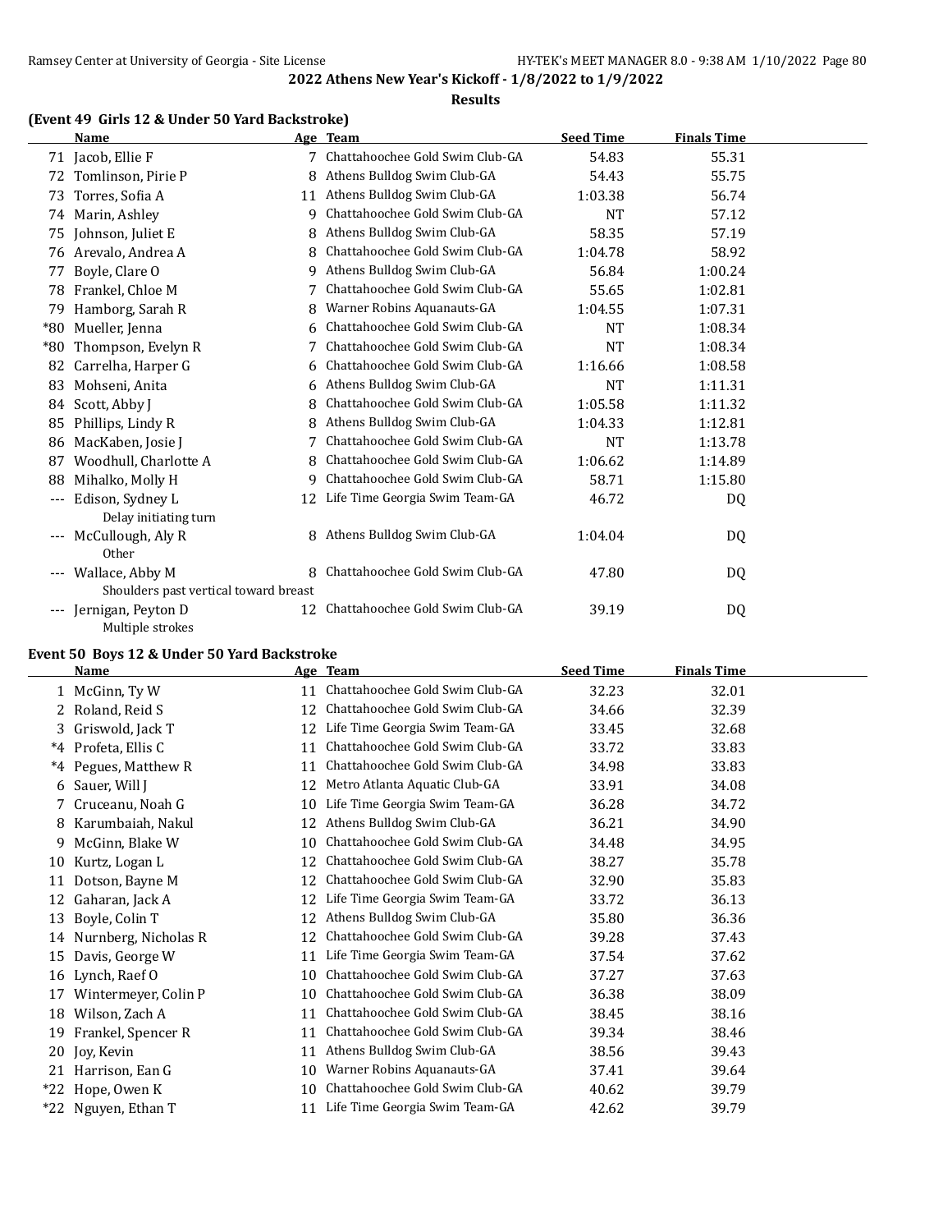## 2022 Athens New Year's Kickoff - 1/8/2022 to 1/9/2022

### Results

### (Event 49 Girls 12 & Under 50 Yard Backstroke)

| | Name | Age | Team | Seed Time | Finals Time |
|---|---|---|---|---|---|
| 71 | Jacob, Ellie F | 7 | Chattahoochee Gold Swim Club-GA | 54.83 | 55.31 |
| 72 | Tomlinson, Pirie P | 8 | Athens Bulldog Swim Club-GA | 54.43 | 55.75 |
| 73 | Torres, Sofia A | 11 | Athens Bulldog Swim Club-GA | 1:03.38 | 56.74 |
| 74 | Marin, Ashley | 9 | Chattahoochee Gold Swim Club-GA | NT | 57.12 |
| 75 | Johnson, Juliet E | 8 | Athens Bulldog Swim Club-GA | 58.35 | 57.19 |
| 76 | Arevalo, Andrea A | 8 | Chattahoochee Gold Swim Club-GA | 1:04.78 | 58.92 |
| 77 | Boyle, Clare O | 9 | Athens Bulldog Swim Club-GA | 56.84 | 1:00.24 |
| 78 | Frankel, Chloe M | 7 | Chattahoochee Gold Swim Club-GA | 55.65 | 1:02.81 |
| 79 | Hamborg, Sarah R | 8 | Warner Robins Aquanauts-GA | 1:04.55 | 1:07.31 |
| *80 | Mueller, Jenna | 6 | Chattahoochee Gold Swim Club-GA | NT | 1:08.34 |
| *80 | Thompson, Evelyn R | 7 | Chattahoochee Gold Swim Club-GA | NT | 1:08.34 |
| 82 | Carrelha, Harper G | 6 | Chattahoochee Gold Swim Club-GA | 1:16.66 | 1:08.58 |
| 83 | Mohseni, Anita | 6 | Athens Bulldog Swim Club-GA | NT | 1:11.31 |
| 84 | Scott, Abby J | 8 | Chattahoochee Gold Swim Club-GA | 1:05.58 | 1:11.32 |
| 85 | Phillips, Lindy R | 8 | Athens Bulldog Swim Club-GA | 1:04.33 | 1:12.81 |
| 86 | MacKaben, Josie J | 7 | Chattahoochee Gold Swim Club-GA | NT | 1:13.78 |
| 87 | Woodhull, Charlotte A | 8 | Chattahoochee Gold Swim Club-GA | 1:06.62 | 1:14.89 |
| 88 | Mihalko, Molly H | 9 | Chattahoochee Gold Swim Club-GA | 58.71 | 1:15.80 |
| --- | Edison, Sydney L | 12 | Life Time Georgia Swim Team-GA | 46.72 | DQ |
| | Delay initiating turn | | | | |
| --- | McCullough, Aly R | 8 | Athens Bulldog Swim Club-GA | 1:04.04 | DQ |
| | Other | | | | |
| --- | Wallace, Abby M | 8 | Chattahoochee Gold Swim Club-GA | 47.80 | DQ |
| | Shoulders past vertical toward breast | | | | |
| --- | Jernigan, Peyton D | 12 | Chattahoochee Gold Swim Club-GA | 39.19 | DQ |
| | Multiple strokes | | | | |

### Event 50 Boys 12 & Under 50 Yard Backstroke

| | Name | Age | Team | Seed Time | Finals Time |
|---|---|---|---|---|---|
| 1 | McGinn, Ty W | 11 | Chattahoochee Gold Swim Club-GA | 32.23 | 32.01 |
| 2 | Roland, Reid S | 12 | Chattahoochee Gold Swim Club-GA | 34.66 | 32.39 |
| 3 | Griswold, Jack T | 12 | Life Time Georgia Swim Team-GA | 33.45 | 32.68 |
| *4 | Profeta, Ellis C | 11 | Chattahoochee Gold Swim Club-GA | 33.72 | 33.83 |
| *4 | Pegues, Matthew R | 11 | Chattahoochee Gold Swim Club-GA | 34.98 | 33.83 |
| 6 | Sauer, Will J | 12 | Metro Atlanta Aquatic Club-GA | 33.91 | 34.08 |
| 7 | Cruceanu, Noah G | 10 | Life Time Georgia Swim Team-GA | 36.28 | 34.72 |
| 8 | Karumbaiah, Nakul | 12 | Athens Bulldog Swim Club-GA | 36.21 | 34.90 |
| 9 | McGinn, Blake W | 10 | Chattahoochee Gold Swim Club-GA | 34.48 | 34.95 |
| 10 | Kurtz, Logan L | 12 | Chattahoochee Gold Swim Club-GA | 38.27 | 35.78 |
| 11 | Dotson, Bayne M | 12 | Chattahoochee Gold Swim Club-GA | 32.90 | 35.83 |
| 12 | Gaharan, Jack A | 12 | Life Time Georgia Swim Team-GA | 33.72 | 36.13 |
| 13 | Boyle, Colin T | 12 | Athens Bulldog Swim Club-GA | 35.80 | 36.36 |
| 14 | Nurnberg, Nicholas R | 12 | Chattahoochee Gold Swim Club-GA | 39.28 | 37.43 |
| 15 | Davis, George W | 11 | Life Time Georgia Swim Team-GA | 37.54 | 37.62 |
| 16 | Lynch, Raef O | 10 | Chattahoochee Gold Swim Club-GA | 37.27 | 37.63 |
| 17 | Wintermeyer, Colin P | 10 | Chattahoochee Gold Swim Club-GA | 36.38 | 38.09 |
| 18 | Wilson, Zach A | 11 | Chattahoochee Gold Swim Club-GA | 38.45 | 38.16 |
| 19 | Frankel, Spencer R | 11 | Chattahoochee Gold Swim Club-GA | 39.34 | 38.46 |
| 20 | Joy, Kevin | 11 | Athens Bulldog Swim Club-GA | 38.56 | 39.43 |
| 21 | Harrison, Ean G | 10 | Warner Robins Aquanauts-GA | 37.41 | 39.64 |
| *22 | Hope, Owen K | 10 | Chattahoochee Gold Swim Club-GA | 40.62 | 39.79 |
| *22 | Nguyen, Ethan T | 11 | Life Time Georgia Swim Team-GA | 42.62 | 39.79 |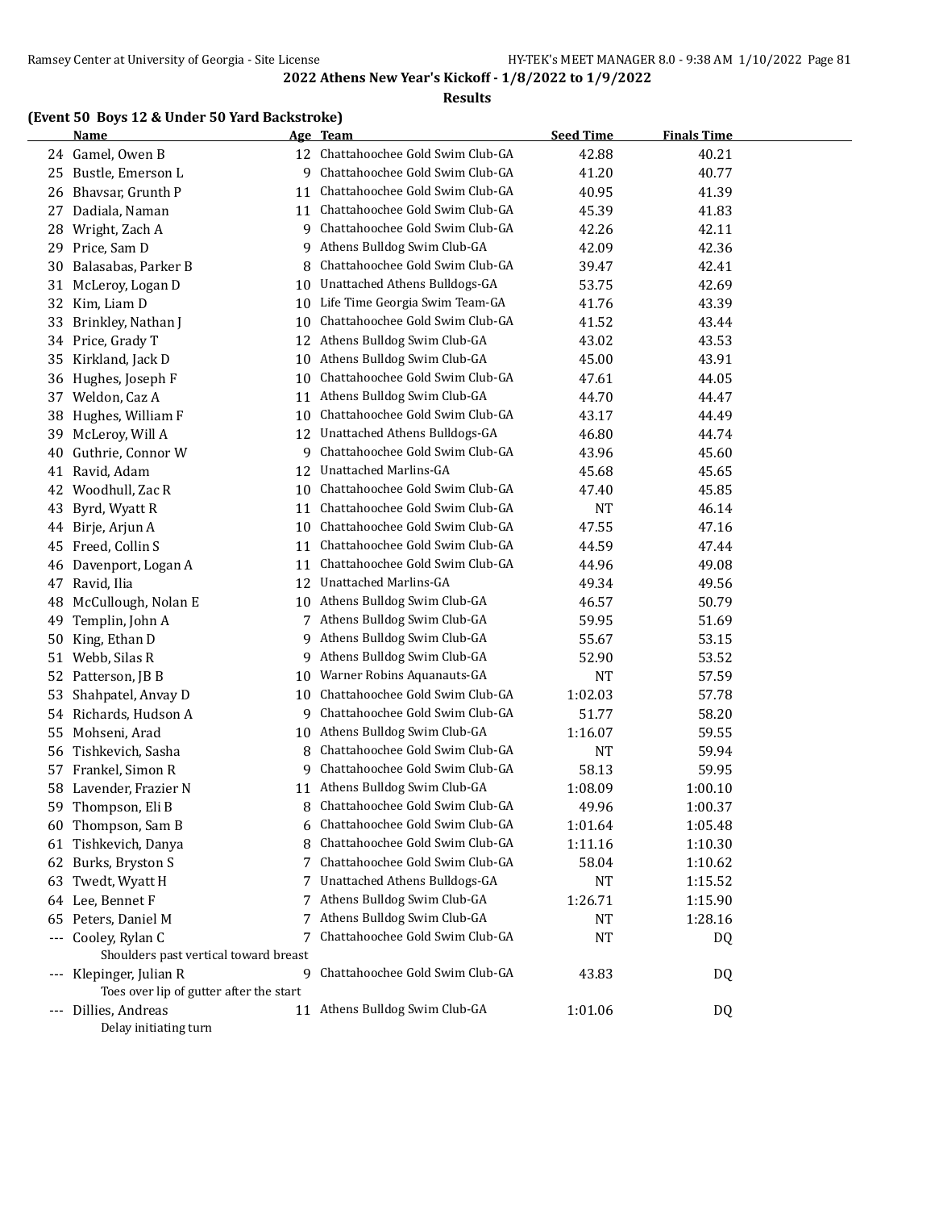## 2022 Athens New Year's Kickoff - 1/8/2022 to 1/9/2022

### Results

#### (Event 50 Boys 12 & Under 50 Yard Backstroke)

| | Name | Age | Team | Seed Time | Finals Time |
|---|---|---|---|---|---|
| 24 | Gamel, Owen B | 12 | Chattahoochee Gold Swim Club-GA | 42.88 | 40.21 |
| 25 | Bustle, Emerson L | 9 | Chattahoochee Gold Swim Club-GA | 41.20 | 40.77 |
| 26 | Bhavsar, Grunth P | 11 | Chattahoochee Gold Swim Club-GA | 40.95 | 41.39 |
| 27 | Dadiala, Naman | 11 | Chattahoochee Gold Swim Club-GA | 45.39 | 41.83 |
| 28 | Wright, Zach A | 9 | Chattahoochee Gold Swim Club-GA | 42.26 | 42.11 |
| 29 | Price, Sam D | 9 | Athens Bulldog Swim Club-GA | 42.09 | 42.36 |
| 30 | Balasabas, Parker B | 8 | Chattahoochee Gold Swim Club-GA | 39.47 | 42.41 |
| 31 | McLeroy, Logan D | 10 | Unattached Athens Bulldogs-GA | 53.75 | 42.69 |
| 32 | Kim, Liam D | 10 | Life Time Georgia Swim Team-GA | 41.76 | 43.39 |
| 33 | Brinkley, Nathan J | 10 | Chattahoochee Gold Swim Club-GA | 41.52 | 43.44 |
| 34 | Price, Grady T | 12 | Athens Bulldog Swim Club-GA | 43.02 | 43.53 |
| 35 | Kirkland, Jack D | 10 | Athens Bulldog Swim Club-GA | 45.00 | 43.91 |
| 36 | Hughes, Joseph F | 10 | Chattahoochee Gold Swim Club-GA | 47.61 | 44.05 |
| 37 | Weldon, Caz A | 11 | Athens Bulldog Swim Club-GA | 44.70 | 44.47 |
| 38 | Hughes, William F | 10 | Chattahoochee Gold Swim Club-GA | 43.17 | 44.49 |
| 39 | McLeroy, Will A | 12 | Unattached Athens Bulldogs-GA | 46.80 | 44.74 |
| 40 | Guthrie, Connor W | 9 | Chattahoochee Gold Swim Club-GA | 43.96 | 45.60 |
| 41 | Ravid, Adam | 12 | Unattached Marlins-GA | 45.68 | 45.65 |
| 42 | Woodhull, Zac R | 10 | Chattahoochee Gold Swim Club-GA | 47.40 | 45.85 |
| 43 | Byrd, Wyatt R | 11 | Chattahoochee Gold Swim Club-GA | NT | 46.14 |
| 44 | Birje, Arjun A | 10 | Chattahoochee Gold Swim Club-GA | 47.55 | 47.16 |
| 45 | Freed, Collin S | 11 | Chattahoochee Gold Swim Club-GA | 44.59 | 47.44 |
| 46 | Davenport, Logan A | 11 | Chattahoochee Gold Swim Club-GA | 44.96 | 49.08 |
| 47 | Ravid, Ilia | 12 | Unattached Marlins-GA | 49.34 | 49.56 |
| 48 | McCullough, Nolan E | 10 | Athens Bulldog Swim Club-GA | 46.57 | 50.79 |
| 49 | Templin, John A | 7 | Athens Bulldog Swim Club-GA | 59.95 | 51.69 |
| 50 | King, Ethan D | 9 | Athens Bulldog Swim Club-GA | 55.67 | 53.15 |
| 51 | Webb, Silas R | 9 | Athens Bulldog Swim Club-GA | 52.90 | 53.52 |
| 52 | Patterson, JB B | 10 | Warner Robins Aquanauts-GA | NT | 57.59 |
| 53 | Shahpatel, Anvay D | 10 | Chattahoochee Gold Swim Club-GA | 1:02.03 | 57.78 |
| 54 | Richards, Hudson A | 9 | Chattahoochee Gold Swim Club-GA | 51.77 | 58.20 |
| 55 | Mohseni, Arad | 10 | Athens Bulldog Swim Club-GA | 1:16.07 | 59.55 |
| 56 | Tishkevich, Sasha | 8 | Chattahoochee Gold Swim Club-GA | NT | 59.94 |
| 57 | Frankel, Simon R | 9 | Chattahoochee Gold Swim Club-GA | 58.13 | 59.95 |
| 58 | Lavender, Frazier N | 11 | Athens Bulldog Swim Club-GA | 1:08.09 | 1:00.10 |
| 59 | Thompson, Eli B | 8 | Chattahoochee Gold Swim Club-GA | 49.96 | 1:00.37 |
| 60 | Thompson, Sam B | 6 | Chattahoochee Gold Swim Club-GA | 1:01.64 | 1:05.48 |
| 61 | Tishkevich, Danya | 8 | Chattahoochee Gold Swim Club-GA | 1:11.16 | 1:10.30 |
| 62 | Burks, Bryston S | 7 | Chattahoochee Gold Swim Club-GA | 58.04 | 1:10.62 |
| 63 | Twedt, Wyatt H | 7 | Unattached Athens Bulldogs-GA | NT | 1:15.52 |
| 64 | Lee, Bennet F | 7 | Athens Bulldog Swim Club-GA | 1:26.71 | 1:15.90 |
| 65 | Peters, Daniel M | 7 | Athens Bulldog Swim Club-GA | NT | 1:28.16 |
| --- | Cooley, Rylan C | 7 | Chattahoochee Gold Swim Club-GA | NT | DQ |
| | Shoulders past vertical toward breast | | | | |
| --- | Klepinger, Julian R | 9 | Chattahoochee Gold Swim Club-GA | 43.83 | DQ |
| | Toes over lip of gutter after the start | | | | |
| --- | Dillies, Andreas | 11 | Athens Bulldog Swim Club-GA | 1:01.06 | DQ |
| | Delay initiating turn | | | | |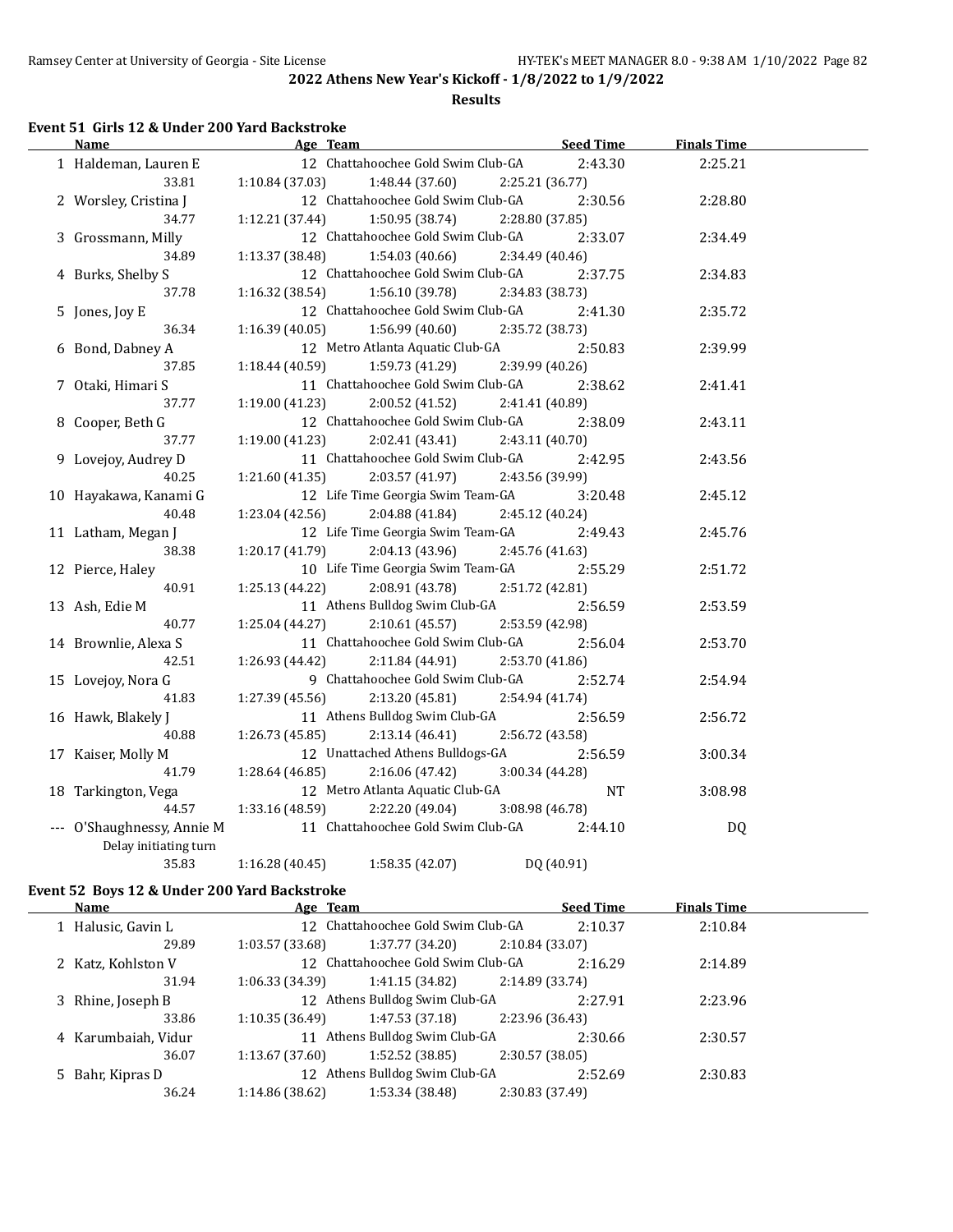## 2022 Athens New Year's Kickoff - 1/8/2022 to 1/9/2022

### Results

#### Event 51 Girls 12 & Under 200 Yard Backstroke

| | Name | Age | Team | Seed Time | Finals Time |
|---|---|---|---|---|---|
| 1 | Haldeman, Lauren E | 12 | Chattahoochee Gold Swim Club-GA | 2:43.30 | 2:25.21 |
| | 33.81 | 1:10.84 (37.03) | 1:48.44 (37.60) | 2:25.21 (36.77) | |
| 2 | Worsley, Cristina J | 12 | Chattahoochee Gold Swim Club-GA | 2:30.56 | 2:28.80 |
| | 34.77 | 1:12.21 (37.44) | 1:50.95 (38.74) | 2:28.80 (37.85) | |
| 3 | Grossmann, Milly | 12 | Chattahoochee Gold Swim Club-GA | 2:33.07 | 2:34.49 |
| | 34.89 | 1:13.37 (38.48) | 1:54.03 (40.66) | 2:34.49 (40.46) | |
| 4 | Burks, Shelby S | 12 | Chattahoochee Gold Swim Club-GA | 2:37.75 | 2:34.83 |
| | 37.78 | 1:16.32 (38.54) | 1:56.10 (39.78) | 2:34.83 (38.73) | |
| 5 | Jones, Joy E | 12 | Chattahoochee Gold Swim Club-GA | 2:41.30 | 2:35.72 |
| | 36.34 | 1:16.39 (40.05) | 1:56.99 (40.60) | 2:35.72 (38.73) | |
| 6 | Bond, Dabney A | 12 | Metro Atlanta Aquatic Club-GA | 2:50.83 | 2:39.99 |
| | 37.85 | 1:18.44 (40.59) | 1:59.73 (41.29) | 2:39.99 (40.26) | |
| 7 | Otaki, Himari S | 11 | Chattahoochee Gold Swim Club-GA | 2:38.62 | 2:41.41 |
| | 37.77 | 1:19.00 (41.23) | 2:00.52 (41.52) | 2:41.41 (40.89) | |
| 8 | Cooper, Beth G | 12 | Chattahoochee Gold Swim Club-GA | 2:38.09 | 2:43.11 |
| | 37.77 | 1:19.00 (41.23) | 2:02.41 (43.41) | 2:43.11 (40.70) | |
| 9 | Lovejoy, Audrey D | 11 | Chattahoochee Gold Swim Club-GA | 2:42.95 | 2:43.56 |
| | 40.25 | 1:21.60 (41.35) | 2:03.57 (41.97) | 2:43.56 (39.99) | |
| 10 | Hayakawa, Kanami G | 12 | Life Time Georgia Swim Team-GA | 3:20.48 | 2:45.12 |
| | 40.48 | 1:23.04 (42.56) | 2:04.88 (41.84) | 2:45.12 (40.24) | |
| 11 | Latham, Megan J | 12 | Life Time Georgia Swim Team-GA | 2:49.43 | 2:45.76 |
| | 38.38 | 1:20.17 (41.79) | 2:04.13 (43.96) | 2:45.76 (41.63) | |
| 12 | Pierce, Haley | 10 | Life Time Georgia Swim Team-GA | 2:55.29 | 2:51.72 |
| | 40.91 | 1:25.13 (44.22) | 2:08.91 (43.78) | 2:51.72 (42.81) | |
| 13 | Ash, Edie M | 11 | Athens Bulldog Swim Club-GA | 2:56.59 | 2:53.59 |
| | 40.77 | 1:25.04 (44.27) | 2:10.61 (45.57) | 2:53.59 (42.98) | |
| 14 | Brownlie, Alexa S | 11 | Chattahoochee Gold Swim Club-GA | 2:56.04 | 2:53.70 |
| | 42.51 | 1:26.93 (44.42) | 2:11.84 (44.91) | 2:53.70 (41.86) | |
| 15 | Lovejoy, Nora G | 9 | Chattahoochee Gold Swim Club-GA | 2:52.74 | 2:54.94 |
| | 41.83 | 1:27.39 (45.56) | 2:13.20 (45.81) | 2:54.94 (41.74) | |
| 16 | Hawk, Blakely J | 11 | Athens Bulldog Swim Club-GA | 2:56.59 | 2:56.72 |
| | 40.88 | 1:26.73 (45.85) | 2:13.14 (46.41) | 2:56.72 (43.58) | |
| 17 | Kaiser, Molly M | 12 | Unattached Athens Bulldogs-GA | 2:56.59 | 3:00.34 |
| | 41.79 | 1:28.64 (46.85) | 2:16.06 (47.42) | 3:00.34 (44.28) | |
| 18 | Tarkington, Vega | 12 | Metro Atlanta Aquatic Club-GA | NT | 3:08.98 |
| | 44.57 | 1:33.16 (48.59) | 2:22.20 (49.04) | 3:08.98 (46.78) | |
| --- | O'Shaughnessy, Annie M | 11 | Chattahoochee Gold Swim Club-GA | 2:44.10 | DQ |
| | Delay initiating turn | | | | |
| | 35.83 | 1:16.28 (40.45) | 1:58.35 (42.07) | DQ (40.91) | |

#### Event 52 Boys 12 & Under 200 Yard Backstroke

| | Name | Age | Team | Seed Time | Finals Time |
|---|---|---|---|---|---|
| 1 | Halusic, Gavin L | 12 | Chattahoochee Gold Swim Club-GA | 2:10.37 | 2:10.84 |
| | 29.89 | 1:03.57 (33.68) | 1:37.77 (34.20) | 2:10.84 (33.07) | |
| 2 | Katz, Kohlston V | 12 | Chattahoochee Gold Swim Club-GA | 2:16.29 | 2:14.89 |
| | 31.94 | 1:06.33 (34.39) | 1:41.15 (34.82) | 2:14.89 (33.74) | |
| 3 | Rhine, Joseph B | 12 | Athens Bulldog Swim Club-GA | 2:27.91 | 2:23.96 |
| | 33.86 | 1:10.35 (36.49) | 1:47.53 (37.18) | 2:23.96 (36.43) | |
| 4 | Karumbaiah, Vidur | 11 | Athens Bulldog Swim Club-GA | 2:30.66 | 2:30.57 |
| | 36.07 | 1:13.67 (37.60) | 1:52.52 (38.85) | 2:30.57 (38.05) | |
| 5 | Bahr, Kipras D | 12 | Athens Bulldog Swim Club-GA | 2:52.69 | 2:30.83 |
| | 36.24 | 1:14.86 (38.62) | 1:53.34 (38.48) | 2:30.83 (37.49) | |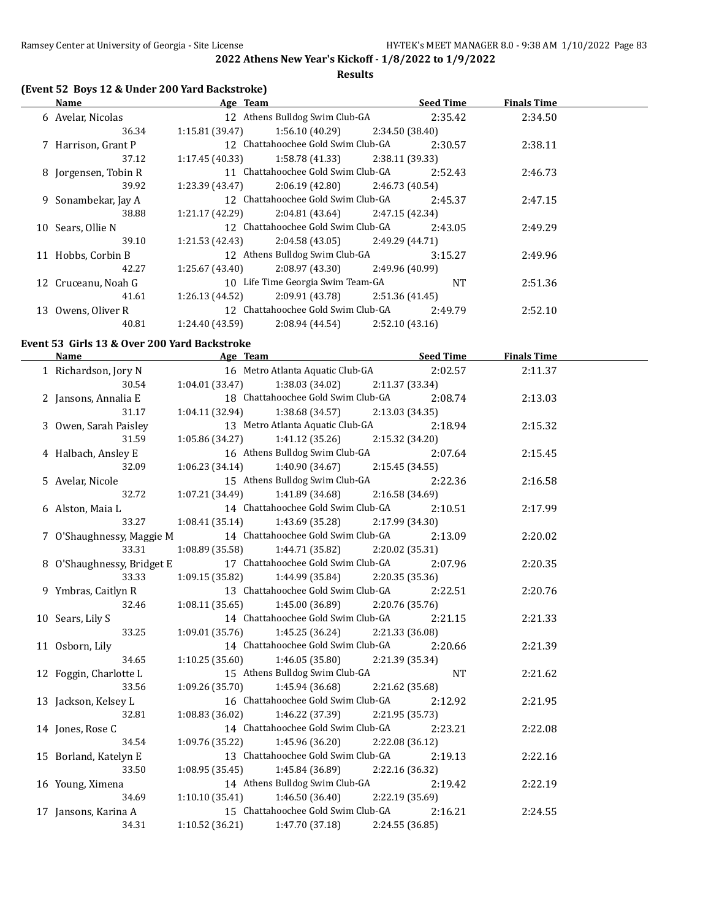## 2022 Athens New Year's Kickoff - 1/8/2022 to 1/9/2022

### Results

### (Event 52 Boys 12 & Under 200 Yard Backstroke)

| Name | Age | Team | Seed Time | Finals Time |
|---|---|---|---|---|
| 6 Avelar, Nicolas | 12 | Athens Bulldog Swim Club-GA | 2:35.42 | 2:34.50 |
| 36.34 / 1:15.81 (39.47) / 1:56.10 (40.29) / 2:34.50 (38.40) | | | | |
| 7 Harrison, Grant P | 12 | Chattahoochee Gold Swim Club-GA | 2:30.57 | 2:38.11 |
| 37.12 / 1:17.45 (40.33) / 1:58.78 (41.33) / 2:38.11 (39.33) | | | | |
| 8 Jorgensen, Tobin R | 11 | Chattahoochee Gold Swim Club-GA | 2:52.43 | 2:46.73 |
| 39.92 / 1:23.39 (43.47) / 2:06.19 (42.80) / 2:46.73 (40.54) | | | | |
| 9 Sonambekar, Jay A | 12 | Chattahoochee Gold Swim Club-GA | 2:45.37 | 2:47.15 |
| 38.88 / 1:21.17 (42.29) / 2:04.81 (43.64) / 2:47.15 (42.34) | | | | |
| 10 Sears, Ollie N | 12 | Chattahoochee Gold Swim Club-GA | 2:43.05 | 2:49.29 |
| 39.10 / 1:21.53 (42.43) / 2:04.58 (43.05) / 2:49.29 (44.71) | | | | |
| 11 Hobbs, Corbin B | 12 | Athens Bulldog Swim Club-GA | 3:15.27 | 2:49.96 |
| 42.27 / 1:25.67 (43.40) / 2:08.97 (43.30) / 2:49.96 (40.99) | | | | |
| 12 Cruceanu, Noah G | 10 | Life Time Georgia Swim Team-GA | NT | 2:51.36 |
| 41.61 / 1:26.13 (44.52) / 2:09.91 (43.78) / 2:51.36 (41.45) | | | | |
| 13 Owens, Oliver R | 12 | Chattahoochee Gold Swim Club-GA | 2:49.79 | 2:52.10 |
| 40.81 / 1:24.40 (43.59) / 2:08.94 (44.54) / 2:52.10 (43.16) | | | | |

### Event 53 Girls 13 & Over 200 Yard Backstroke

| Name | Age | Team | Seed Time | Finals Time |
|---|---|---|---|---|
| 1 Richardson, Jory N | 16 | Metro Atlanta Aquatic Club-GA | 2:02.57 | 2:11.37 |
| 30.54 / 1:04.01 (33.47) / 1:38.03 (34.02) / 2:11.37 (33.34) | | | | |
| 2 Jansons, Annalia E | 18 | Chattahoochee Gold Swim Club-GA | 2:08.74 | 2:13.03 |
| 31.17 / 1:04.11 (32.94) / 1:38.68 (34.57) / 2:13.03 (34.35) | | | | |
| 3 Owen, Sarah Paisley | 13 | Metro Atlanta Aquatic Club-GA | 2:18.94 | 2:15.32 |
| 31.59 / 1:05.86 (34.27) / 1:41.12 (35.26) / 2:15.32 (34.20) | | | | |
| 4 Halbach, Ansley E | 16 | Athens Bulldog Swim Club-GA | 2:07.64 | 2:15.45 |
| 32.09 / 1:06.23 (34.14) / 1:40.90 (34.67) / 2:15.45 (34.55) | | | | |
| 5 Avelar, Nicole | 15 | Athens Bulldog Swim Club-GA | 2:22.36 | 2:16.58 |
| 32.72 / 1:07.21 (34.49) / 1:41.89 (34.68) / 2:16.58 (34.69) | | | | |
| 6 Alston, Maia L | 14 | Chattahoochee Gold Swim Club-GA | 2:10.51 | 2:17.99 |
| 33.27 / 1:08.41 (35.14) / 1:43.69 (35.28) / 2:17.99 (34.30) | | | | |
| 7 O'Shaughnessy, Maggie M | 14 | Chattahoochee Gold Swim Club-GA | 2:13.09 | 2:20.02 |
| 33.31 / 1:08.89 (35.58) / 1:44.71 (35.82) / 2:20.02 (35.31) | | | | |
| 8 O'Shaughnessy, Bridget E | 17 | Chattahoochee Gold Swim Club-GA | 2:07.96 | 2:20.35 |
| 33.33 / 1:09.15 (35.82) / 1:44.99 (35.84) / 2:20.35 (35.36) | | | | |
| 9 Ymbras, Caitlyn R | 13 | Chattahoochee Gold Swim Club-GA | 2:22.51 | 2:20.76 |
| 32.46 / 1:08.11 (35.65) / 1:45.00 (36.89) / 2:20.76 (35.76) | | | | |
| 10 Sears, Lily S | 14 | Chattahoochee Gold Swim Club-GA | 2:21.15 | 2:21.33 |
| 33.25 / 1:09.01 (35.76) / 1:45.25 (36.24) / 2:21.33 (36.08) | | | | |
| 11 Osborn, Lily | 14 | Chattahoochee Gold Swim Club-GA | 2:20.66 | 2:21.39 |
| 34.65 / 1:10.25 (35.60) / 1:46.05 (35.80) / 2:21.39 (35.34) | | | | |
| 12 Foggin, Charlotte L | 15 | Athens Bulldog Swim Club-GA | NT | 2:21.62 |
| 33.56 / 1:09.26 (35.70) / 1:45.94 (36.68) / 2:21.62 (35.68) | | | | |
| 13 Jackson, Kelsey L | 16 | Chattahoochee Gold Swim Club-GA | 2:12.92 | 2:21.95 |
| 32.81 / 1:08.83 (36.02) / 1:46.22 (37.39) / 2:21.95 (35.73) | | | | |
| 14 Jones, Rose C | 14 | Chattahoochee Gold Swim Club-GA | 2:23.21 | 2:22.08 |
| 34.54 / 1:09.76 (35.22) / 1:45.96 (36.20) / 2:22.08 (36.12) | | | | |
| 15 Borland, Katelyn E | 13 | Chattahoochee Gold Swim Club-GA | 2:19.13 | 2:22.16 |
| 33.50 / 1:08.95 (35.45) / 1:45.84 (36.89) / 2:22.16 (36.32) | | | | |
| 16 Young, Ximena | 14 | Athens Bulldog Swim Club-GA | 2:19.42 | 2:22.19 |
| 34.69 / 1:10.10 (35.41) / 1:46.50 (36.40) / 2:22.19 (35.69) | | | | |
| 17 Jansons, Karina A | 15 | Chattahoochee Gold Swim Club-GA | 2:16.21 | 2:24.55 |
| 34.31 / 1:10.52 (36.21) / 1:47.70 (37.18) / 2:24.55 (36.85) | | | | |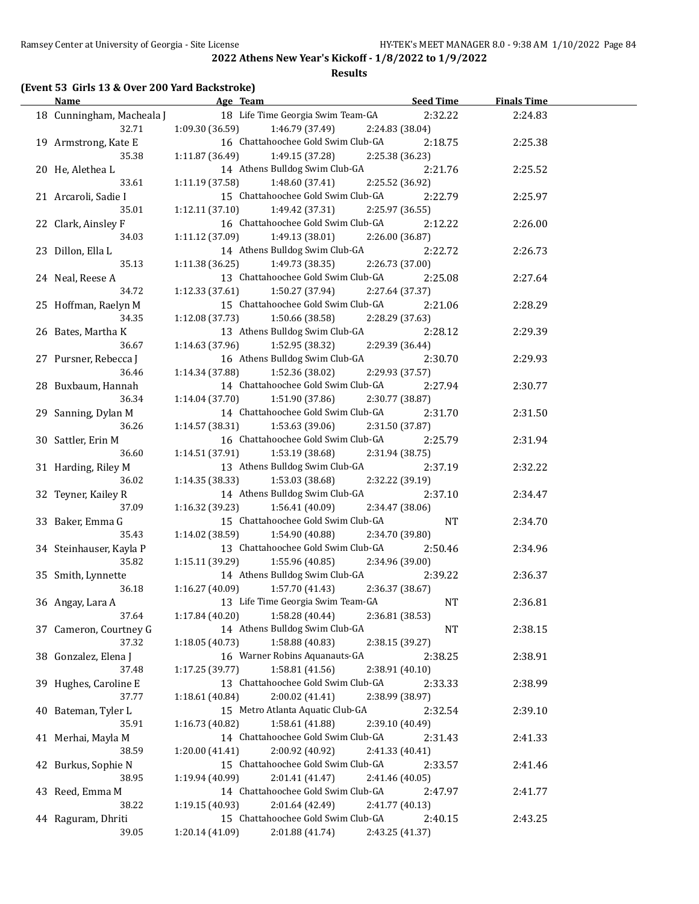**2022 Athens New Year's Kickoff - 1/8/2022 to 1/9/2022**

**Results**

### (Event 53 Girls 13 & Over 200 Yard Backstroke)

| | Name | Age | Team | Seed Time | Finals Time |
|---|---|---|---|---|---|
| 18 | Cunningham, Macheala J | 18 | Life Time Georgia Swim Team-GA | 2:32.22 | 2:24.83 |
| | 32.71 | 1:09.30 (36.59) | 1:46.79 (37.49) | 2:24.83 (38.04) | |
| 19 | Armstrong, Kate E | 16 | Chattahoochee Gold Swim Club-GA | 2:18.75 | 2:25.38 |
| | 35.38 | 1:11.87 (36.49) | 1:49.15 (37.28) | 2:25.38 (36.23) | |
| 20 | He, Alethea L | 14 | Athens Bulldog Swim Club-GA | 2:21.76 | 2:25.52 |
| | 33.61 | 1:11.19 (37.58) | 1:48.60 (37.41) | 2:25.52 (36.92) | |
| 21 | Arcaroli, Sadie I | 15 | Chattahoochee Gold Swim Club-GA | 2:22.79 | 2:25.97 |
| | 35.01 | 1:12.11 (37.10) | 1:49.42 (37.31) | 2:25.97 (36.55) | |
| 22 | Clark, Ainsley F | 16 | Chattahoochee Gold Swim Club-GA | 2:12.22 | 2:26.00 |
| | 34.03 | 1:11.12 (37.09) | 1:49.13 (38.01) | 2:26.00 (36.87) | |
| 23 | Dillon, Ella L | 14 | Athens Bulldog Swim Club-GA | 2:22.72 | 2:26.73 |
| | 35.13 | 1:11.38 (36.25) | 1:49.73 (38.35) | 2:26.73 (37.00) | |
| 24 | Neal, Reese A | 13 | Chattahoochee Gold Swim Club-GA | 2:25.08 | 2:27.64 |
| | 34.72 | 1:12.33 (37.61) | 1:50.27 (37.94) | 2:27.64 (37.37) | |
| 25 | Hoffman, Raelyn M | 15 | Chattahoochee Gold Swim Club-GA | 2:21.06 | 2:28.29 |
| | 34.35 | 1:12.08 (37.73) | 1:50.66 (38.58) | 2:28.29 (37.63) | |
| 26 | Bates, Martha K | 13 | Athens Bulldog Swim Club-GA | 2:28.12 | 2:29.39 |
| | 36.67 | 1:14.63 (37.96) | 1:52.95 (38.32) | 2:29.39 (36.44) | |
| 27 | Pursner, Rebecca J | 16 | Athens Bulldog Swim Club-GA | 2:30.70 | 2:29.93 |
| | 36.46 | 1:14.34 (37.88) | 1:52.36 (38.02) | 2:29.93 (37.57) | |
| 28 | Buxbaum, Hannah | 14 | Chattahoochee Gold Swim Club-GA | 2:27.94 | 2:30.77 |
| | 36.34 | 1:14.04 (37.70) | 1:51.90 (37.86) | 2:30.77 (38.87) | |
| 29 | Sanning, Dylan M | 14 | Chattahoochee Gold Swim Club-GA | 2:31.70 | 2:31.50 |
| | 36.26 | 1:14.57 (38.31) | 1:53.63 (39.06) | 2:31.50 (37.87) | |
| 30 | Sattler, Erin M | 16 | Chattahoochee Gold Swim Club-GA | 2:25.79 | 2:31.94 |
| | 36.60 | 1:14.51 (37.91) | 1:53.19 (38.68) | 2:31.94 (38.75) | |
| 31 | Harding, Riley M | 13 | Athens Bulldog Swim Club-GA | 2:37.19 | 2:32.22 |
| | 36.02 | 1:14.35 (38.33) | 1:53.03 (38.68) | 2:32.22 (39.19) | |
| 32 | Teyner, Kailey R | 14 | Athens Bulldog Swim Club-GA | 2:37.10 | 2:34.47 |
| | 37.09 | 1:16.32 (39.23) | 1:56.41 (40.09) | 2:34.47 (38.06) | |
| 33 | Baker, Emma G | 15 | Chattahoochee Gold Swim Club-GA | NT | 2:34.70 |
| | 35.43 | 1:14.02 (38.59) | 1:54.90 (40.88) | 2:34.70 (39.80) | |
| 34 | Steinhauser, Kayla P | 13 | Chattahoochee Gold Swim Club-GA | 2:50.46 | 2:34.96 |
| | 35.82 | 1:15.11 (39.29) | 1:55.96 (40.85) | 2:34.96 (39.00) | |
| 35 | Smith, Lynnette | 14 | Athens Bulldog Swim Club-GA | 2:39.22 | 2:36.37 |
| | 36.18 | 1:16.27 (40.09) | 1:57.70 (41.43) | 2:36.37 (38.67) | |
| 36 | Angay, Lara A | 13 | Life Time Georgia Swim Team-GA | NT | 2:36.81 |
| | 37.64 | 1:17.84 (40.20) | 1:58.28 (40.44) | 2:36.81 (38.53) | |
| 37 | Cameron, Courtney G | 14 | Athens Bulldog Swim Club-GA | NT | 2:38.15 |
| | 37.32 | 1:18.05 (40.73) | 1:58.88 (40.83) | 2:38.15 (39.27) | |
| 38 | Gonzalez, Elena J | 16 | Warner Robins Aquanauts-GA | 2:38.25 | 2:38.91 |
| | 37.48 | 1:17.25 (39.77) | 1:58.81 (41.56) | 2:38.91 (40.10) | |
| 39 | Hughes, Caroline E | 13 | Chattahoochee Gold Swim Club-GA | 2:33.33 | 2:38.99 |
| | 37.77 | 1:18.61 (40.84) | 2:00.02 (41.41) | 2:38.99 (38.97) | |
| 40 | Bateman, Tyler L | 15 | Metro Atlanta Aquatic Club-GA | 2:32.54 | 2:39.10 |
| | 35.91 | 1:16.73 (40.82) | 1:58.61 (41.88) | 2:39.10 (40.49) | |
| 41 | Merhai, Mayla M | 14 | Chattahoochee Gold Swim Club-GA | 2:31.43 | 2:41.33 |
| | 38.59 | 1:20.00 (41.41) | 2:00.92 (40.92) | 2:41.33 (40.41) | |
| 42 | Burkus, Sophie N | 15 | Chattahoochee Gold Swim Club-GA | 2:33.57 | 2:41.46 |
| | 38.95 | 1:19.94 (40.99) | 2:01.41 (41.47) | 2:41.46 (40.05) | |
| 43 | Reed, Emma M | 14 | Chattahoochee Gold Swim Club-GA | 2:47.97 | 2:41.77 |
| | 38.22 | 1:19.15 (40.93) | 2:01.64 (42.49) | 2:41.77 (40.13) | |
| 44 | Raguram, Dhriti | 15 | Chattahoochee Gold Swim Club-GA | 2:40.15 | 2:43.25 |
| | 39.05 | 1:20.14 (41.09) | 2:01.88 (41.74) | 2:43.25 (41.37) | |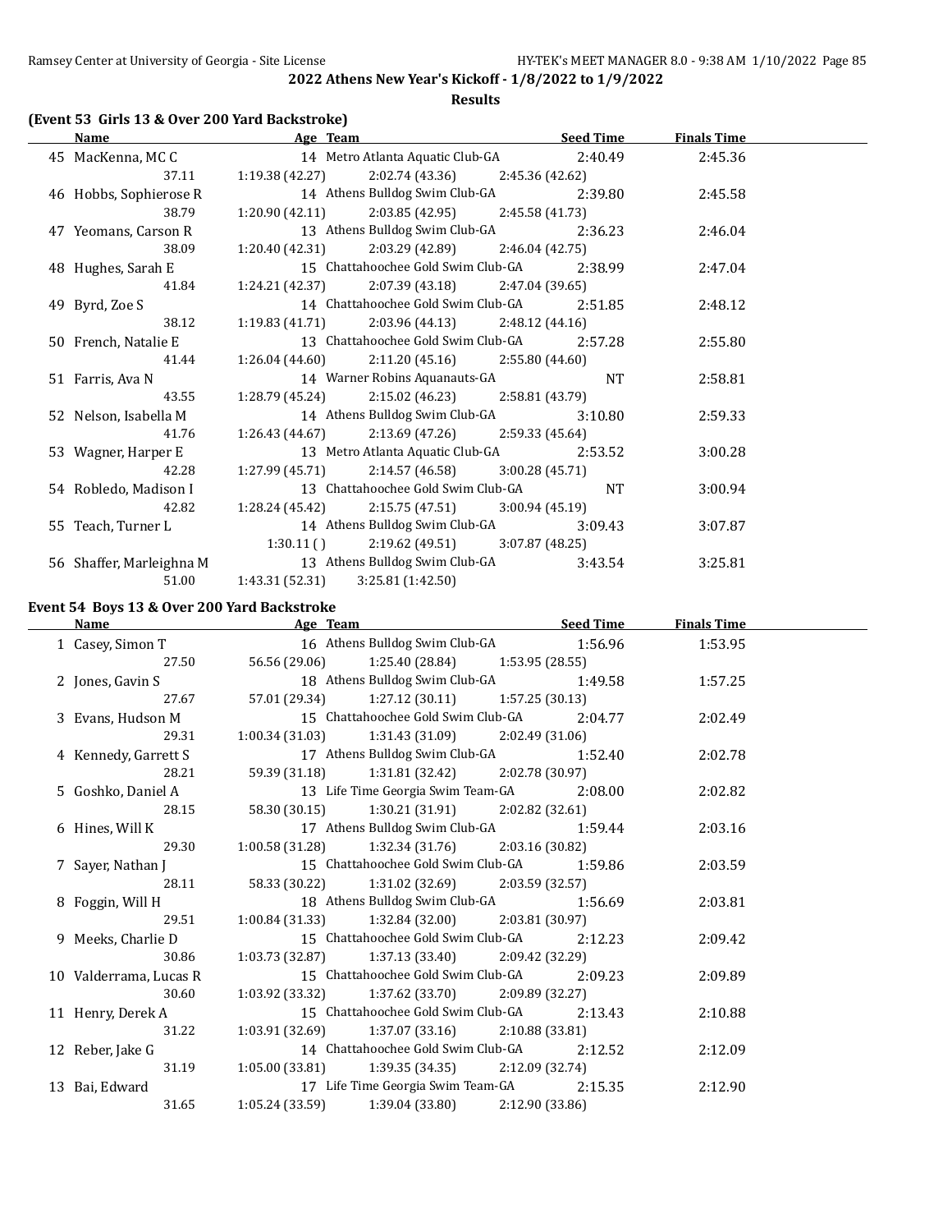## 2022 Athens New Year's Kickoff - 1/8/2022 to 1/9/2022

**Results**

### (Event 53 Girls 13 & Over 200 Yard Backstroke)

| | Name | Age | Team | Seed Time | Finals Time |
|---|---|---|---|---|---|
| 45 | MacKenna, MC C | 14 | Metro Atlanta Aquatic Club-GA | 2:40.49 | 2:45.36 |
| | 37.11 | 1:19.38 (42.27) | 2:02.74 (43.36) | 2:45.36 (42.62) | |
| 46 | Hobbs, Sophierose R | 14 | Athens Bulldog Swim Club-GA | 2:39.80 | 2:45.58 |
| | 38.79 | 1:20.90 (42.11) | 2:03.85 (42.95) | 2:45.58 (41.73) | |
| 47 | Yeomans, Carson R | 13 | Athens Bulldog Swim Club-GA | 2:36.23 | 2:46.04 |
| | 38.09 | 1:20.40 (42.31) | 2:03.29 (42.89) | 2:46.04 (42.75) | |
| 48 | Hughes, Sarah E | 15 | Chattahoochee Gold Swim Club-GA | 2:38.99 | 2:47.04 |
| | 41.84 | 1:24.21 (42.37) | 2:07.39 (43.18) | 2:47.04 (39.65) | |
| 49 | Byrd, Zoe S | 14 | Chattahoochee Gold Swim Club-GA | 2:51.85 | 2:48.12 |
| | 38.12 | 1:19.83 (41.71) | 2:03.96 (44.13) | 2:48.12 (44.16) | |
| 50 | French, Natalie E | 13 | Chattahoochee Gold Swim Club-GA | 2:57.28 | 2:55.80 |
| | 41.44 | 1:26.04 (44.60) | 2:11.20 (45.16) | 2:55.80 (44.60) | |
| 51 | Farris, Ava N | 14 | Warner Robins Aquanauts-GA | NT | 2:58.81 |
| | 43.55 | 1:28.79 (45.24) | 2:15.02 (46.23) | 2:58.81 (43.79) | |
| 52 | Nelson, Isabella M | 14 | Athens Bulldog Swim Club-GA | 3:10.80 | 2:59.33 |
| | 41.76 | 1:26.43 (44.67) | 2:13.69 (47.26) | 2:59.33 (45.64) | |
| 53 | Wagner, Harper E | 13 | Metro Atlanta Aquatic Club-GA | 2:53.52 | 3:00.28 |
| | 42.28 | 1:27.99 (45.71) | 2:14.57 (46.58) | 3:00.28 (45.71) | |
| 54 | Robledo, Madison I | 13 | Chattahoochee Gold Swim Club-GA | NT | 3:00.94 |
| | 42.82 | 1:28.24 (45.42) | 2:15.75 (47.51) | 3:00.94 (45.19) | |
| 55 | Teach, Turner L | 14 | Athens Bulldog Swim Club-GA | 3:09.43 | 3:07.87 |
| | | 1:30.11 ( ) | 2:19.62 (49.51) | 3:07.87 (48.25) | |
| 56 | Shaffer, Marleighna M | 13 | Athens Bulldog Swim Club-GA | 3:43.54 | 3:25.81 |
| | 51.00 | 1:43.31 (52.31) | 3:25.81 (1:42.50) | | |

### Event 54 Boys 13 & Over 200 Yard Backstroke

| | Name | Age | Team | Seed Time | Finals Time |
|---|---|---|---|---|---|
| 1 | Casey, Simon T | 16 | Athens Bulldog Swim Club-GA | 1:56.96 | 1:53.95 |
| | 27.50 | 56.56 (29.06) | 1:25.40 (28.84) | 1:53.95 (28.55) | |
| 2 | Jones, Gavin S | 18 | Athens Bulldog Swim Club-GA | 1:49.58 | 1:57.25 |
| | 27.67 | 57.01 (29.34) | 1:27.12 (30.11) | 1:57.25 (30.13) | |
| 3 | Evans, Hudson M | 15 | Chattahoochee Gold Swim Club-GA | 2:04.77 | 2:02.49 |
| | 29.31 | 1:00.34 (31.03) | 1:31.43 (31.09) | 2:02.49 (31.06) | |
| 4 | Kennedy, Garrett S | 17 | Athens Bulldog Swim Club-GA | 1:52.40 | 2:02.78 |
| | 28.21 | 59.39 (31.18) | 1:31.81 (32.42) | 2:02.78 (30.97) | |
| 5 | Goshko, Daniel A | 13 | Life Time Georgia Swim Team-GA | 2:08.00 | 2:02.82 |
| | 28.15 | 58.30 (30.15) | 1:30.21 (31.91) | 2:02.82 (32.61) | |
| 6 | Hines, Will K | 17 | Athens Bulldog Swim Club-GA | 1:59.44 | 2:03.16 |
| | 29.30 | 1:00.58 (31.28) | 1:32.34 (31.76) | 2:03.16 (30.82) | |
| 7 | Sayer, Nathan J | 15 | Chattahoochee Gold Swim Club-GA | 1:59.86 | 2:03.59 |
| | 28.11 | 58.33 (30.22) | 1:31.02 (32.69) | 2:03.59 (32.57) | |
| 8 | Foggin, Will H | 18 | Athens Bulldog Swim Club-GA | 1:56.69 | 2:03.81 |
| | 29.51 | 1:00.84 (31.33) | 1:32.84 (32.00) | 2:03.81 (30.97) | |
| 9 | Meeks, Charlie D | 15 | Chattahoochee Gold Swim Club-GA | 2:12.23 | 2:09.42 |
| | 30.86 | 1:03.73 (32.87) | 1:37.13 (33.40) | 2:09.42 (32.29) | |
| 10 | Valderrama, Lucas R | 15 | Chattahoochee Gold Swim Club-GA | 2:09.23 | 2:09.89 |
| | 30.60 | 1:03.92 (33.32) | 1:37.62 (33.70) | 2:09.89 (32.27) | |
| 11 | Henry, Derek A | 15 | Chattahoochee Gold Swim Club-GA | 2:13.43 | 2:10.88 |
| | 31.22 | 1:03.91 (32.69) | 1:37.07 (33.16) | 2:10.88 (33.81) | |
| 12 | Reber, Jake G | 14 | Chattahoochee Gold Swim Club-GA | 2:12.52 | 2:12.09 |
| | 31.19 | 1:05.00 (33.81) | 1:39.35 (34.35) | 2:12.09 (32.74) | |
| 13 | Bai, Edward | 17 | Life Time Georgia Swim Team-GA | 2:15.35 | 2:12.90 |
| | 31.65 | 1:05.24 (33.59) | 1:39.04 (33.80) | 2:12.90 (33.86) | |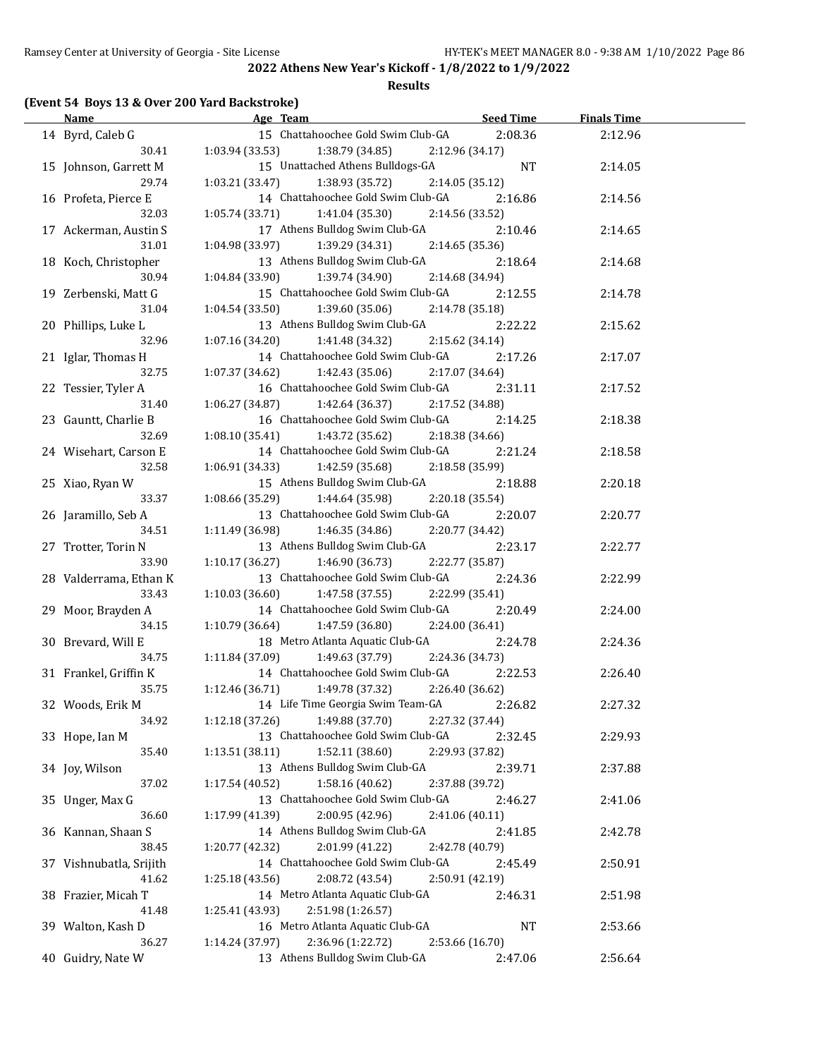## 2022 Athens New Year's Kickoff - 1/8/2022 to 1/9/2022

### Results

**(Event 54 Boys 13 & Over 200 Yard Backstroke)**

| | Name | Age | Team | Seed Time | Finals Time |
|---|---|---|---|---|---|
| 14 | Byrd, Caleb G | 15 | Chattahoochee Gold Swim Club-GA | 2:08.36 | 2:12.96 |
| | 30.41 | 1:03.94 (33.53) | 1:38.79 (34.85) | 2:12.96 (34.17) | |
| 15 | Johnson, Garrett M | 15 | Unattached Athens Bulldogs-GA | NT | 2:14.05 |
| | 29.74 | 1:03.21 (33.47) | 1:38.93 (35.72) | 2:14.05 (35.12) | |
| 16 | Profeta, Pierce E | 14 | Chattahoochee Gold Swim Club-GA | 2:16.86 | 2:14.56 |
| | 32.03 | 1:05.74 (33.71) | 1:41.04 (35.30) | 2:14.56 (33.52) | |
| 17 | Ackerman, Austin S | 17 | Athens Bulldog Swim Club-GA | 2:10.46 | 2:14.65 |
| | 31.01 | 1:04.98 (33.97) | 1:39.29 (34.31) | 2:14.65 (35.36) | |
| 18 | Koch, Christopher | 13 | Athens Bulldog Swim Club-GA | 2:18.64 | 2:14.68 |
| | 30.94 | 1:04.84 (33.90) | 1:39.74 (34.90) | 2:14.68 (34.94) | |
| 19 | Zerbenski, Matt G | 15 | Chattahoochee Gold Swim Club-GA | 2:12.55 | 2:14.78 |
| | 31.04 | 1:04.54 (33.50) | 1:39.60 (35.06) | 2:14.78 (35.18) | |
| 20 | Phillips, Luke L | 13 | Athens Bulldog Swim Club-GA | 2:22.22 | 2:15.62 |
| | 32.96 | 1:07.16 (34.20) | 1:41.48 (34.32) | 2:15.62 (34.14) | |
| 21 | Iglar, Thomas H | 14 | Chattahoochee Gold Swim Club-GA | 2:17.26 | 2:17.07 |
| | 32.75 | 1:07.37 (34.62) | 1:42.43 (35.06) | 2:17.07 (34.64) | |
| 22 | Tessier, Tyler A | 16 | Chattahoochee Gold Swim Club-GA | 2:31.11 | 2:17.52 |
| | 31.40 | 1:06.27 (34.87) | 1:42.64 (36.37) | 2:17.52 (34.88) | |
| 23 | Gauntt, Charlie B | 16 | Chattahoochee Gold Swim Club-GA | 2:14.25 | 2:18.38 |
| | 32.69 | 1:08.10 (35.41) | 1:43.72 (35.62) | 2:18.38 (34.66) | |
| 24 | Wisehart, Carson E | 14 | Chattahoochee Gold Swim Club-GA | 2:21.24 | 2:18.58 |
| | 32.58 | 1:06.91 (34.33) | 1:42.59 (35.68) | 2:18.58 (35.99) | |
| 25 | Xiao, Ryan W | 15 | Athens Bulldog Swim Club-GA | 2:18.88 | 2:20.18 |
| | 33.37 | 1:08.66 (35.29) | 1:44.64 (35.98) | 2:20.18 (35.54) | |
| 26 | Jaramillo, Seb A | 13 | Chattahoochee Gold Swim Club-GA | 2:20.07 | 2:20.77 |
| | 34.51 | 1:11.49 (36.98) | 1:46.35 (34.86) | 2:20.77 (34.42) | |
| 27 | Trotter, Torin N | 13 | Athens Bulldog Swim Club-GA | 2:23.17 | 2:22.77 |
| | 33.90 | 1:10.17 (36.27) | 1:46.90 (36.73) | 2:22.77 (35.87) | |
| 28 | Valderrama, Ethan K | 13 | Chattahoochee Gold Swim Club-GA | 2:24.36 | 2:22.99 |
| | 33.43 | 1:10.03 (36.60) | 1:47.58 (37.55) | 2:22.99 (35.41) | |
| 29 | Moor, Brayden A | 14 | Chattahoochee Gold Swim Club-GA | 2:20.49 | 2:24.00 |
| | 34.15 | 1:10.79 (36.64) | 1:47.59 (36.80) | 2:24.00 (36.41) | |
| 30 | Brevard, Will E | 18 | Metro Atlanta Aquatic Club-GA | 2:24.78 | 2:24.36 |
| | 34.75 | 1:11.84 (37.09) | 1:49.63 (37.79) | 2:24.36 (34.73) | |
| 31 | Frankel, Griffin K | 14 | Chattahoochee Gold Swim Club-GA | 2:22.53 | 2:26.40 |
| | 35.75 | 1:12.46 (36.71) | 1:49.78 (37.32) | 2:26.40 (36.62) | |
| 32 | Woods, Erik M | 14 | Life Time Georgia Swim Team-GA | 2:26.82 | 2:27.32 |
| | 34.92 | 1:12.18 (37.26) | 1:49.88 (37.70) | 2:27.32 (37.44) | |
| 33 | Hope, Ian M | 13 | Chattahoochee Gold Swim Club-GA | 2:32.45 | 2:29.93 |
| | 35.40 | 1:13.51 (38.11) | 1:52.11 (38.60) | 2:29.93 (37.82) | |
| 34 | Joy, Wilson | 13 | Athens Bulldog Swim Club-GA | 2:39.71 | 2:37.88 |
| | 37.02 | 1:17.54 (40.52) | 1:58.16 (40.62) | 2:37.88 (39.72) | |
| 35 | Unger, Max G | 13 | Chattahoochee Gold Swim Club-GA | 2:46.27 | 2:41.06 |
| | 36.60 | 1:17.99 (41.39) | 2:00.95 (42.96) | 2:41.06 (40.11) | |
| 36 | Kannan, Shaan S | 14 | Athens Bulldog Swim Club-GA | 2:41.85 | 2:42.78 |
| | 38.45 | 1:20.77 (42.32) | 2:01.99 (41.22) | 2:42.78 (40.79) | |
| 37 | Vishnubatla, Srijith | 14 | Chattahoochee Gold Swim Club-GA | 2:45.49 | 2:50.91 |
| | 41.62 | 1:25.18 (43.56) | 2:08.72 (43.54) | 2:50.91 (42.19) | |
| 38 | Frazier, Micah T | 14 | Metro Atlanta Aquatic Club-GA | 2:46.31 | 2:51.98 |
| | 41.48 | 1:25.41 (43.93) | 2:51.98 (1:26.57) | | |
| 39 | Walton, Kash D | 16 | Metro Atlanta Aquatic Club-GA | NT | 2:53.66 |
| | 36.27 | 1:14.24 (37.97) | 2:36.96 (1:22.72) | 2:53.66 (16.70) | |
| 40 | Guidry, Nate W | 13 | Athens Bulldog Swim Club-GA | 2:47.06 | 2:56.64 |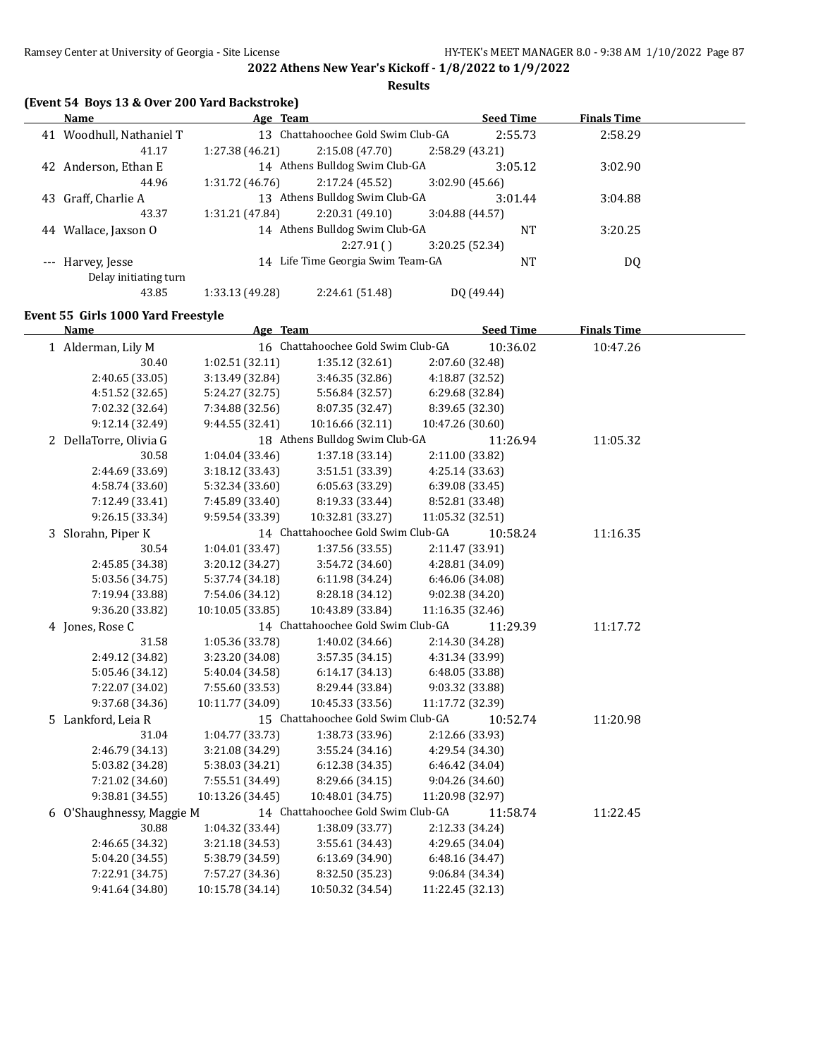## 2022 Athens New Year's Kickoff - 1/8/2022 to 1/9/2022

### Results

### (Event 54 Boys 13 & Over 200 Yard Backstroke)

| | Name | Age | Team | Seed Time | Finals Time |
|---|---|---|---|---|---|
| 41 | Woodhull, Nathaniel T | 13 | Chattahoochee Gold Swim Club-GA | 2:55.73 | 2:58.29 |
| | 41.17 | 1:27.38 (46.21) | 2:15.08 (47.70) | 2:58.29 (43.21) | |
| 42 | Anderson, Ethan E | 14 | Athens Bulldog Swim Club-GA | 3:05.12 | 3:02.90 |
| | 44.96 | 1:31.72 (46.76) | 2:17.24 (45.52) | 3:02.90 (45.66) | |
| 43 | Graff, Charlie A | 13 | Athens Bulldog Swim Club-GA | 3:01.44 | 3:04.88 |
| | 43.37 | 1:31.21 (47.84) | 2:20.31 (49.10) | 3:04.88 (44.57) | |
| 44 | Wallace, Jaxson O | 14 | Athens Bulldog Swim Club-GA | NT | 3:20.25 |
| | | | 2:27.91 ( ) | 3:20.25 (52.34) | |
| --- | Harvey, Jesse | 14 | Life Time Georgia Swim Team-GA | NT | DQ |
| | Delay initiating turn | | | | |
| | 43.85 | 1:33.13 (49.28) | 2:24.61 (51.48) | DQ (49.44) | |

### Event 55 Girls 1000 Yard Freestyle

| | Name | Age | Team | Seed Time | Finals Time |
|---|---|---|---|---|---|
| 1 | Alderman, Lily M | 16 | Chattahoochee Gold Swim Club-GA | 10:36.02 | 10:47.26 |
| | 30.40 | 1:02.51 (32.11) | 1:35.12 (32.61) | 2:07.60 (32.48) | |
| | 2:40.65 (33.05) | 3:13.49 (32.84) | 3:46.35 (32.86) | 4:18.87 (32.52) | |
| | 4:51.52 (32.65) | 5:24.27 (32.75) | 5:56.84 (32.57) | 6:29.68 (32.84) | |
| | 7:02.32 (32.64) | 7:34.88 (32.56) | 8:07.35 (32.47) | 8:39.65 (32.30) | |
| | 9:12.14 (32.49) | 9:44.55 (32.41) | 10:16.66 (32.11) | 10:47.26 (30.60) | |
| 2 | DellaTorre, Olivia G | 18 | Athens Bulldog Swim Club-GA | 11:26.94 | 11:05.32 |
| | 30.58 | 1:04.04 (33.46) | 1:37.18 (33.14) | 2:11.00 (33.82) | |
| | 2:44.69 (33.69) | 3:18.12 (33.43) | 3:51.51 (33.39) | 4:25.14 (33.63) | |
| | 4:58.74 (33.60) | 5:32.34 (33.60) | 6:05.63 (33.29) | 6:39.08 (33.45) | |
| | 7:12.49 (33.41) | 7:45.89 (33.40) | 8:19.33 (33.44) | 8:52.81 (33.48) | |
| | 9:26.15 (33.34) | 9:59.54 (33.39) | 10:32.81 (33.27) | 11:05.32 (32.51) | |
| 3 | Slorahn, Piper K | 14 | Chattahoochee Gold Swim Club-GA | 10:58.24 | 11:16.35 |
| | 30.54 | 1:04.01 (33.47) | 1:37.56 (33.55) | 2:11.47 (33.91) | |
| | 2:45.85 (34.38) | 3:20.12 (34.27) | 3:54.72 (34.60) | 4:28.81 (34.09) | |
| | 5:03.56 (34.75) | 5:37.74 (34.18) | 6:11.98 (34.24) | 6:46.06 (34.08) | |
| | 7:19.94 (33.88) | 7:54.06 (34.12) | 8:28.18 (34.12) | 9:02.38 (34.20) | |
| | 9:36.20 (33.82) | 10:10.05 (33.85) | 10:43.89 (33.84) | 11:16.35 (32.46) | |
| 4 | Jones, Rose C | 14 | Chattahoochee Gold Swim Club-GA | 11:29.39 | 11:17.72 |
| | 31.58 | 1:05.36 (33.78) | 1:40.02 (34.66) | 2:14.30 (34.28) | |
| | 2:49.12 (34.82) | 3:23.20 (34.08) | 3:57.35 (34.15) | 4:31.34 (33.99) | |
| | 5:05.46 (34.12) | 5:40.04 (34.58) | 6:14.17 (34.13) | 6:48.05 (33.88) | |
| | 7:22.07 (34.02) | 7:55.60 (33.53) | 8:29.44 (33.84) | 9:03.32 (33.88) | |
| | 9:37.68 (34.36) | 10:11.77 (34.09) | 10:45.33 (33.56) | 11:17.72 (32.39) | |
| 5 | Lankford, Leia R | 15 | Chattahoochee Gold Swim Club-GA | 10:52.74 | 11:20.98 |
| | 31.04 | 1:04.77 (33.73) | 1:38.73 (33.96) | 2:12.66 (33.93) | |
| | 2:46.79 (34.13) | 3:21.08 (34.29) | 3:55.24 (34.16) | 4:29.54 (34.30) | |
| | 5:03.82 (34.28) | 5:38.03 (34.21) | 6:12.38 (34.35) | 6:46.42 (34.04) | |
| | 7:21.02 (34.60) | 7:55.51 (34.49) | 8:29.66 (34.15) | 9:04.26 (34.60) | |
| | 9:38.81 (34.55) | 10:13.26 (34.45) | 10:48.01 (34.75) | 11:20.98 (32.97) | |
| 6 | O'Shaughnessy, Maggie M | 14 | Chattahoochee Gold Swim Club-GA | 11:58.74 | 11:22.45 |
| | 30.88 | 1:04.32 (33.44) | 1:38.09 (33.77) | 2:12.33 (34.24) | |
| | 2:46.65 (34.32) | 3:21.18 (34.53) | 3:55.61 (34.43) | 4:29.65 (34.04) | |
| | 5:04.20 (34.55) | 5:38.79 (34.59) | 6:13.69 (34.90) | 6:48.16 (34.47) | |
| | 7:22.91 (34.75) | 7:57.27 (34.36) | 8:32.50 (35.23) | 9:06.84 (34.34) | |
| | 9:41.64 (34.80) | 10:15.78 (34.14) | 10:50.32 (34.54) | 11:22.45 (32.13) | |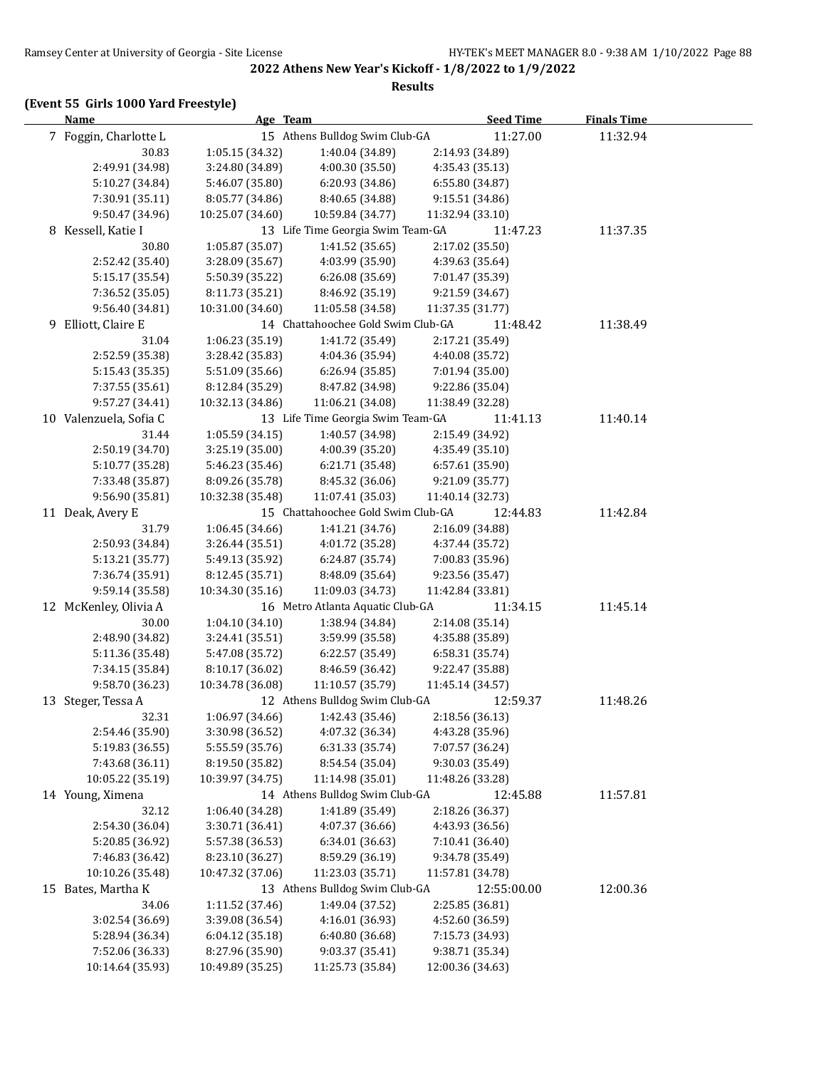**2022 Athens New Year's Kickoff - 1/8/2022 to 1/9/2022**

**Results**

### (Event 55 Girls 1000 Yard Freestyle)

| Name | Age | Team | Seed Time | Finals Time |
|---|---|---|---|---|
| 7 Foggin, Charlotte L | 15 | Athens Bulldog Swim Club-GA | 11:27.00 | 11:32.94 |
| 30.83 | 1:05.15 (34.32) | 1:40.04 (34.89) | 2:14.93 (34.89) | |
| 2:49.91 (34.98) | 3:24.80 (34.89) | 4:00.30 (35.50) | 4:35.43 (35.13) | |
| 5:10.27 (34.84) | 5:46.07 (35.80) | 6:20.93 (34.86) | 6:55.80 (34.87) | |
| 7:30.91 (35.11) | 8:05.77 (34.86) | 8:40.65 (34.88) | 9:15.51 (34.86) | |
| 9:50.47 (34.96) | 10:25.07 (34.60) | 10:59.84 (34.77) | 11:32.94 (33.10) | |
| 8 Kessell, Katie I | 13 | Life Time Georgia Swim Team-GA | 11:47.23 | 11:37.35 |
| 30.80 | 1:05.87 (35.07) | 1:41.52 (35.65) | 2:17.02 (35.50) | |
| 2:52.42 (35.40) | 3:28.09 (35.67) | 4:03.99 (35.90) | 4:39.63 (35.64) | |
| 5:15.17 (35.54) | 5:50.39 (35.22) | 6:26.08 (35.69) | 7:01.47 (35.39) | |
| 7:36.52 (35.05) | 8:11.73 (35.21) | 8:46.92 (35.19) | 9:21.59 (34.67) | |
| 9:56.40 (34.81) | 10:31.00 (34.60) | 11:05.58 (34.58) | 11:37.35 (31.77) | |
| 9 Elliott, Claire E | 14 | Chattahoochee Gold Swim Club-GA | 11:48.42 | 11:38.49 |
| 31.04 | 1:06.23 (35.19) | 1:41.72 (35.49) | 2:17.21 (35.49) | |
| 2:52.59 (35.38) | 3:28.42 (35.83) | 4:04.36 (35.94) | 4:40.08 (35.72) | |
| 5:15.43 (35.35) | 5:51.09 (35.66) | 6:26.94 (35.85) | 7:01.94 (35.00) | |
| 7:37.55 (35.61) | 8:12.84 (35.29) | 8:47.82 (34.98) | 9:22.86 (35.04) | |
| 9:57.27 (34.41) | 10:32.13 (34.86) | 11:06.21 (34.08) | 11:38.49 (32.28) | |
| 10 Valenzuela, Sofia C | 13 | Life Time Georgia Swim Team-GA | 11:41.13 | 11:40.14 |
| 31.44 | 1:05.59 (34.15) | 1:40.57 (34.98) | 2:15.49 (34.92) | |
| 2:50.19 (34.70) | 3:25.19 (35.00) | 4:00.39 (35.20) | 4:35.49 (35.10) | |
| 5:10.77 (35.28) | 5:46.23 (35.46) | 6:21.71 (35.48) | 6:57.61 (35.90) | |
| 7:33.48 (35.87) | 8:09.26 (35.78) | 8:45.32 (36.06) | 9:21.09 (35.77) | |
| 9:56.90 (35.81) | 10:32.38 (35.48) | 11:07.41 (35.03) | 11:40.14 (32.73) | |
| 11 Deak, Avery E | 15 | Chattahoochee Gold Swim Club-GA | 12:44.83 | 11:42.84 |
| 31.79 | 1:06.45 (34.66) | 1:41.21 (34.76) | 2:16.09 (34.88) | |
| 2:50.93 (34.84) | 3:26.44 (35.51) | 4:01.72 (35.28) | 4:37.44 (35.72) | |
| 5:13.21 (35.77) | 5:49.13 (35.92) | 6:24.87 (35.74) | 7:00.83 (35.96) | |
| 7:36.74 (35.91) | 8:12.45 (35.71) | 8:48.09 (35.64) | 9:23.56 (35.47) | |
| 9:59.14 (35.58) | 10:34.30 (35.16) | 11:09.03 (34.73) | 11:42.84 (33.81) | |
| 12 McKenley, Olivia A | 16 | Metro Atlanta Aquatic Club-GA | 11:34.15 | 11:45.14 |
| 30.00 | 1:04.10 (34.10) | 1:38.94 (34.84) | 2:14.08 (35.14) | |
| 2:48.90 (34.82) | 3:24.41 (35.51) | 3:59.99 (35.58) | 4:35.88 (35.89) | |
| 5:11.36 (35.48) | 5:47.08 (35.72) | 6:22.57 (35.49) | 6:58.31 (35.74) | |
| 7:34.15 (35.84) | 8:10.17 (36.02) | 8:46.59 (36.42) | 9:22.47 (35.88) | |
| 9:58.70 (36.23) | 10:34.78 (36.08) | 11:10.57 (35.79) | 11:45.14 (34.57) | |
| 13 Steger, Tessa A | 12 | Athens Bulldog Swim Club-GA | 12:59.37 | 11:48.26 |
| 32.31 | 1:06.97 (34.66) | 1:42.43 (35.46) | 2:18.56 (36.13) | |
| 2:54.46 (35.90) | 3:30.98 (36.52) | 4:07.32 (36.34) | 4:43.28 (35.96) | |
| 5:19.83 (36.55) | 5:55.59 (35.76) | 6:31.33 (35.74) | 7:07.57 (36.24) | |
| 7:43.68 (36.11) | 8:19.50 (35.82) | 8:54.54 (35.04) | 9:30.03 (35.49) | |
| 10:05.22 (35.19) | 10:39.97 (34.75) | 11:14.98 (35.01) | 11:48.26 (33.28) | |
| 14 Young, Ximena | 14 | Athens Bulldog Swim Club-GA | 12:45.88 | 11:57.81 |
| 32.12 | 1:06.40 (34.28) | 1:41.89 (35.49) | 2:18.26 (36.37) | |
| 2:54.30 (36.04) | 3:30.71 (36.41) | 4:07.37 (36.66) | 4:43.93 (36.56) | |
| 5:20.85 (36.92) | 5:57.38 (36.53) | 6:34.01 (36.63) | 7:10.41 (36.40) | |
| 7:46.83 (36.42) | 8:23.10 (36.27) | 8:59.29 (36.19) | 9:34.78 (35.49) | |
| 10:10.26 (35.48) | 10:47.32 (37.06) | 11:23.03 (35.71) | 11:57.81 (34.78) | |
| 15 Bates, Martha K | 13 | Athens Bulldog Swim Club-GA | 12:55:00.00 | 12:00.36 |
| 34.06 | 1:11.52 (37.46) | 1:49.04 (37.52) | 2:25.85 (36.81) | |
| 3:02.54 (36.69) | 3:39.08 (36.54) | 4:16.01 (36.93) | 4:52.60 (36.59) | |
| 5:28.94 (36.34) | 6:04.12 (35.18) | 6:40.80 (36.68) | 7:15.73 (34.93) | |
| 7:52.06 (36.33) | 8:27.96 (35.90) | 9:03.37 (35.41) | 9:38.71 (35.34) | |
| 10:14.64 (35.93) | 10:49.89 (35.25) | 11:25.73 (35.84) | 12:00.36 (34.63) | |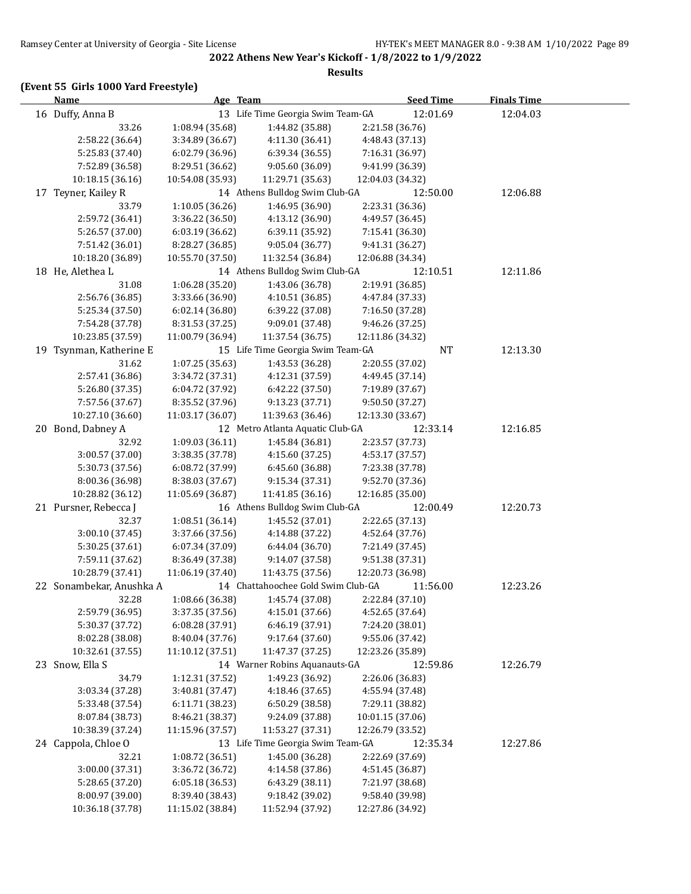**2022 Athens New Year's Kickoff - 1/8/2022 to 1/9/2022**

**Results**

### (Event 55 Girls 1000 Yard Freestyle)

| Name | Age | Team | Seed Time | Finals Time |
|---|---|---|---|---|
| 16 Duffy, Anna B | 13 | Life Time Georgia Swim Team-GA | 12:01.69 | 12:04.03 |
| 17 Teyner, Kailey R | 14 | Athens Bulldog Swim Club-GA | 12:50.00 | 12:06.88 |
| 18 He, Alethea L | 14 | Athens Bulldog Swim Club-GA | 12:10.51 | 12:11.86 |
| 19 Tsynman, Katherine E | 15 | Life Time Georgia Swim Team-GA | NT | 12:13.30 |
| 20 Bond, Dabney A | 12 | Metro Atlanta Aquatic Club-GA | 12:33.14 | 12:16.85 |
| 21 Pursner, Rebecca J | 16 | Athens Bulldog Swim Club-GA | 12:00.49 | 12:20.73 |
| 22 Sonambekar, Anushka A | 14 | Chattahoochee Gold Swim Club-GA | 11:56.00 | 12:23.26 |
| 23 Snow, Ella S | 14 | Warner Robins Aquanauts-GA | 12:59.86 | 12:26.79 |
| 24 Cappola, Chloe O | 13 | Life Time Georgia Swim Team-GA | 12:35.34 | 12:27.86 |

**16 Duffy, Anna B — Splits**

| | | | |
|---|---|---|---|
| 33.26 | 1:08.94 (35.68) | 1:44.82 (35.88) | 2:21.58 (36.76) |
| 2:58.22 (36.64) | 3:34.89 (36.67) | 4:11.30 (36.41) | 4:48.43 (37.13) |
| 5:25.83 (37.40) | 6:02.79 (36.96) | 6:39.34 (36.55) | 7:16.31 (36.97) |
| 7:52.89 (36.58) | 8:29.51 (36.62) | 9:05.60 (36.09) | 9:41.99 (36.39) |
| 10:18.15 (36.16) | 10:54.08 (35.93) | 11:29.71 (35.63) | 12:04.03 (34.32) |

**17 Teyner, Kailey R — Splits**

| | | | |
|---|---|---|---|
| 33.79 | 1:10.05 (36.26) | 1:46.95 (36.90) | 2:23.31 (36.36) |
| 2:59.72 (36.41) | 3:36.22 (36.50) | 4:13.12 (36.90) | 4:49.57 (36.45) |
| 5:26.57 (37.00) | 6:03.19 (36.62) | 6:39.11 (35.92) | 7:15.41 (36.30) |
| 7:51.42 (36.01) | 8:28.27 (36.85) | 9:05.04 (36.77) | 9:41.31 (36.27) |
| 10:18.20 (36.89) | 10:55.70 (37.50) | 11:32.54 (36.84) | 12:06.88 (34.34) |

**18 He, Alethea L — Splits**

| | | | |
|---|---|---|---|
| 31.08 | 1:06.28 (35.20) | 1:43.06 (36.78) | 2:19.91 (36.85) |
| 2:56.76 (36.85) | 3:33.66 (36.90) | 4:10.51 (36.85) | 4:47.84 (37.33) |
| 5:25.34 (37.50) | 6:02.14 (36.80) | 6:39.22 (37.08) | 7:16.50 (37.28) |
| 7:54.28 (37.78) | 8:31.53 (37.25) | 9:09.01 (37.48) | 9:46.26 (37.25) |
| 10:23.85 (37.59) | 11:00.79 (36.94) | 11:37.54 (36.75) | 12:11.86 (34.32) |

**19 Tsynman, Katherine E — Splits**

| | | | |
|---|---|---|---|
| 31.62 | 1:07.25 (35.63) | 1:43.53 (36.28) | 2:20.55 (37.02) |
| 2:57.41 (36.86) | 3:34.72 (37.31) | 4:12.31 (37.59) | 4:49.45 (37.14) |
| 5:26.80 (37.35) | 6:04.72 (37.92) | 6:42.22 (37.50) | 7:19.89 (37.67) |
| 7:57.56 (37.67) | 8:35.52 (37.96) | 9:13.23 (37.71) | 9:50.50 (37.27) |
| 10:27.10 (36.60) | 11:03.17 (36.07) | 11:39.63 (36.46) | 12:13.30 (33.67) |

**20 Bond, Dabney A — Splits**

| | | | |
|---|---|---|---|
| 32.92 | 1:09.03 (36.11) | 1:45.84 (36.81) | 2:23.57 (37.73) |
| 3:00.57 (37.00) | 3:38.35 (37.78) | 4:15.60 (37.25) | 4:53.17 (37.57) |
| 5:30.73 (37.56) | 6:08.72 (37.99) | 6:45.60 (36.88) | 7:23.38 (37.78) |
| 8:00.36 (36.98) | 8:38.03 (37.67) | 9:15.34 (37.31) | 9:52.70 (37.36) |
| 10:28.82 (36.12) | 11:05.69 (36.87) | 11:41.85 (36.16) | 12:16.85 (35.00) |

**21 Pursner, Rebecca J — Splits**

| | | | |
|---|---|---|---|
| 32.37 | 1:08.51 (36.14) | 1:45.52 (37.01) | 2:22.65 (37.13) |
| 3:00.10 (37.45) | 3:37.66 (37.56) | 4:14.88 (37.22) | 4:52.64 (37.76) |
| 5:30.25 (37.61) | 6:07.34 (37.09) | 6:44.04 (36.70) | 7:21.49 (37.45) |
| 7:59.11 (37.62) | 8:36.49 (37.38) | 9:14.07 (37.58) | 9:51.38 (37.31) |
| 10:28.79 (37.41) | 11:06.19 (37.40) | 11:43.75 (37.56) | 12:20.73 (36.98) |

**22 Sonambekar, Anushka A — Splits**

| | | | |
|---|---|---|---|
| 32.28 | 1:08.66 (36.38) | 1:45.74 (37.08) | 2:22.84 (37.10) |
| 2:59.79 (36.95) | 3:37.35 (37.56) | 4:15.01 (37.66) | 4:52.65 (37.64) |
| 5:30.37 (37.72) | 6:08.28 (37.91) | 6:46.19 (37.91) | 7:24.20 (38.01) |
| 8:02.28 (38.08) | 8:40.04 (37.76) | 9:17.64 (37.60) | 9:55.06 (37.42) |
| 10:32.61 (37.55) | 11:10.12 (37.51) | 11:47.37 (37.25) | 12:23.26 (35.89) |

**23 Snow, Ella S — Splits**

| | | | |
|---|---|---|---|
| 34.79 | 1:12.31 (37.52) | 1:49.23 (36.92) | 2:26.06 (36.83) |
| 3:03.34 (37.28) | 3:40.81 (37.47) | 4:18.46 (37.65) | 4:55.94 (37.48) |
| 5:33.48 (37.54) | 6:11.71 (38.23) | 6:50.29 (38.58) | 7:29.11 (38.82) |
| 8:07.84 (38.73) | 8:46.21 (38.37) | 9:24.09 (37.88) | 10:01.15 (37.06) |
| 10:38.39 (37.24) | 11:15.96 (37.57) | 11:53.27 (37.31) | 12:26.79 (33.52) |

**24 Cappola, Chloe O — Splits**

| | | | |
|---|---|---|---|
| 32.21 | 1:08.72 (36.51) | 1:45.00 (36.28) | 2:22.69 (37.69) |
| 3:00.00 (37.31) | 3:36.72 (36.72) | 4:14.58 (37.86) | 4:51.45 (36.87) |
| 5:28.65 (37.20) | 6:05.18 (36.53) | 6:43.29 (38.11) | 7:21.97 (38.68) |
| 8:00.97 (39.00) | 8:39.40 (38.43) | 9:18.42 (39.02) | 9:58.40 (39.98) |
| 10:36.18 (37.78) | 11:15.02 (38.84) | 11:52.94 (37.92) | 12:27.86 (34.92) |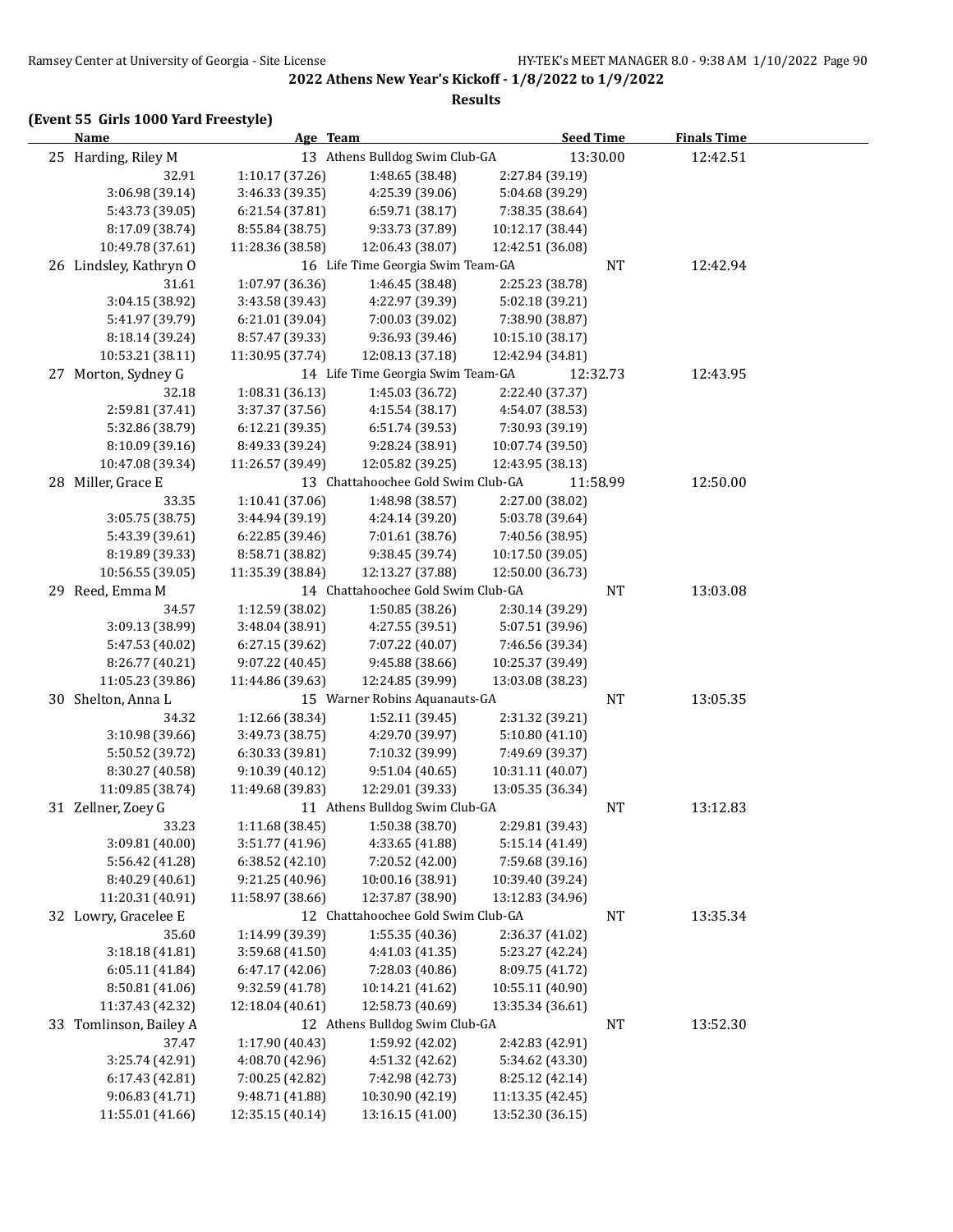## 2022 Athens New Year's Kickoff - 1/8/2022 to 1/9/2022

### Results

**(Event 55 Girls 1000 Yard Freestyle)**

| Name | Age | Team | Seed Time | Finals Time |
|---|---|---|---|---|
| 25 Harding, Riley M | 13 | Athens Bulldog Swim Club-GA | 13:30.00 | 12:42.51 |
| 32.91 | 1:10.17 (37.26) | 1:48.65 (38.48) | 2:27.84 (39.19) | |
| 3:06.98 (39.14) | 3:46.33 (39.35) | 4:25.39 (39.06) | 5:04.68 (39.29) | |
| 5:43.73 (39.05) | 6:21.54 (37.81) | 6:59.71 (38.17) | 7:38.35 (38.64) | |
| 8:17.09 (38.74) | 8:55.84 (38.75) | 9:33.73 (37.89) | 10:12.17 (38.44) | |
| 10:49.78 (37.61) | 11:28.36 (38.58) | 12:06.43 (38.07) | 12:42.51 (36.08) | |
| 26 Lindsley, Kathryn O | 16 | Life Time Georgia Swim Team-GA | NT | 12:42.94 |
| 31.61 | 1:07.97 (36.36) | 1:46.45 (38.48) | 2:25.23 (38.78) | |
| 3:04.15 (38.92) | 3:43.58 (39.43) | 4:22.97 (39.39) | 5:02.18 (39.21) | |
| 5:41.97 (39.79) | 6:21.01 (39.04) | 7:00.03 (39.02) | 7:38.90 (38.87) | |
| 8:18.14 (39.24) | 8:57.47 (39.33) | 9:36.93 (39.46) | 10:15.10 (38.17) | |
| 10:53.21 (38.11) | 11:30.95 (37.74) | 12:08.13 (37.18) | 12:42.94 (34.81) | |
| 27 Morton, Sydney G | 14 | Life Time Georgia Swim Team-GA | 12:32.73 | 12:43.95 |
| 32.18 | 1:08.31 (36.13) | 1:45.03 (36.72) | 2:22.40 (37.37) | |
| 2:59.81 (37.41) | 3:37.37 (37.56) | 4:15.54 (38.17) | 4:54.07 (38.53) | |
| 5:32.86 (38.79) | 6:12.21 (39.35) | 6:51.74 (39.53) | 7:30.93 (39.19) | |
| 8:10.09 (39.16) | 8:49.33 (39.24) | 9:28.24 (38.91) | 10:07.74 (39.50) | |
| 10:47.08 (39.34) | 11:26.57 (39.49) | 12:05.82 (39.25) | 12:43.95 (38.13) | |
| 28 Miller, Grace E | 13 | Chattahoochee Gold Swim Club-GA | 11:58.99 | 12:50.00 |
| 33.35 | 1:10.41 (37.06) | 1:48.98 (38.57) | 2:27.00 (38.02) | |
| 3:05.75 (38.75) | 3:44.94 (39.19) | 4:24.14 (39.20) | 5:03.78 (39.64) | |
| 5:43.39 (39.61) | 6:22.85 (39.46) | 7:01.61 (38.76) | 7:40.56 (38.95) | |
| 8:19.89 (39.33) | 8:58.71 (38.82) | 9:38.45 (39.74) | 10:17.50 (39.05) | |
| 10:56.55 (39.05) | 11:35.39 (38.84) | 12:13.27 (37.88) | 12:50.00 (36.73) | |
| 29 Reed, Emma M | 14 | Chattahoochee Gold Swim Club-GA | NT | 13:03.08 |
| 34.57 | 1:12.59 (38.02) | 1:50.85 (38.26) | 2:30.14 (39.29) | |
| 3:09.13 (38.99) | 3:48.04 (38.91) | 4:27.55 (39.51) | 5:07.51 (39.96) | |
| 5:47.53 (40.02) | 6:27.15 (39.62) | 7:07.22 (40.07) | 7:46.56 (39.34) | |
| 8:26.77 (40.21) | 9:07.22 (40.45) | 9:45.88 (38.66) | 10:25.37 (39.49) | |
| 11:05.23 (39.86) | 11:44.86 (39.63) | 12:24.85 (39.99) | 13:03.08 (38.23) | |
| 30 Shelton, Anna L | 15 | Warner Robins Aquanauts-GA | NT | 13:05.35 |
| 34.32 | 1:12.66 (38.34) | 1:52.11 (39.45) | 2:31.32 (39.21) | |
| 3:10.98 (39.66) | 3:49.73 (38.75) | 4:29.70 (39.97) | 5:10.80 (41.10) | |
| 5:50.52 (39.72) | 6:30.33 (39.81) | 7:10.32 (39.99) | 7:49.69 (39.37) | |
| 8:30.27 (40.58) | 9:10.39 (40.12) | 9:51.04 (40.65) | 10:31.11 (40.07) | |
| 11:09.85 (38.74) | 11:49.68 (39.83) | 12:29.01 (39.33) | 13:05.35 (36.34) | |
| 31 Zellner, Zoey G | 11 | Athens Bulldog Swim Club-GA | NT | 13:12.83 |
| 33.23 | 1:11.68 (38.45) | 1:50.38 (38.70) | 2:29.81 (39.43) | |
| 3:09.81 (40.00) | 3:51.77 (41.96) | 4:33.65 (41.88) | 5:15.14 (41.49) | |
| 5:56.42 (41.28) | 6:38.52 (42.10) | 7:20.52 (42.00) | 7:59.68 (39.16) | |
| 8:40.29 (40.61) | 9:21.25 (40.96) | 10:00.16 (38.91) | 10:39.40 (39.24) | |
| 11:20.31 (40.91) | 11:58.97 (38.66) | 12:37.87 (38.90) | 13:12.83 (34.96) | |
| 32 Lowry, Gracelee E | 12 | Chattahoochee Gold Swim Club-GA | NT | 13:35.34 |
| 35.60 | 1:14.99 (39.39) | 1:55.35 (40.36) | 2:36.37 (41.02) | |
| 3:18.18 (41.81) | 3:59.68 (41.50) | 4:41.03 (41.35) | 5:23.27 (42.24) | |
| 6:05.11 (41.84) | 6:47.17 (42.06) | 7:28.03 (40.86) | 8:09.75 (41.72) | |
| 8:50.81 (41.06) | 9:32.59 (41.78) | 10:14.21 (41.62) | 10:55.11 (40.90) | |
| 11:37.43 (42.32) | 12:18.04 (40.61) | 12:58.73 (40.69) | 13:35.34 (36.61) | |
| 33 Tomlinson, Bailey A | 12 | Athens Bulldog Swim Club-GA | NT | 13:52.30 |
| 37.47 | 1:17.90 (40.43) | 1:59.92 (42.02) | 2:42.83 (42.91) | |
| 3:25.74 (42.91) | 4:08.70 (42.96) | 4:51.32 (42.62) | 5:34.62 (43.30) | |
| 6:17.43 (42.81) | 7:00.25 (42.82) | 7:42.98 (42.73) | 8:25.12 (42.14) | |
| 9:06.83 (41.71) | 9:48.71 (41.88) | 10:30.90 (42.19) | 11:13.35 (42.45) | |
| 11:55.01 (41.66) | 12:35.15 (40.14) | 13:16.15 (41.00) | 13:52.30 (36.15) | |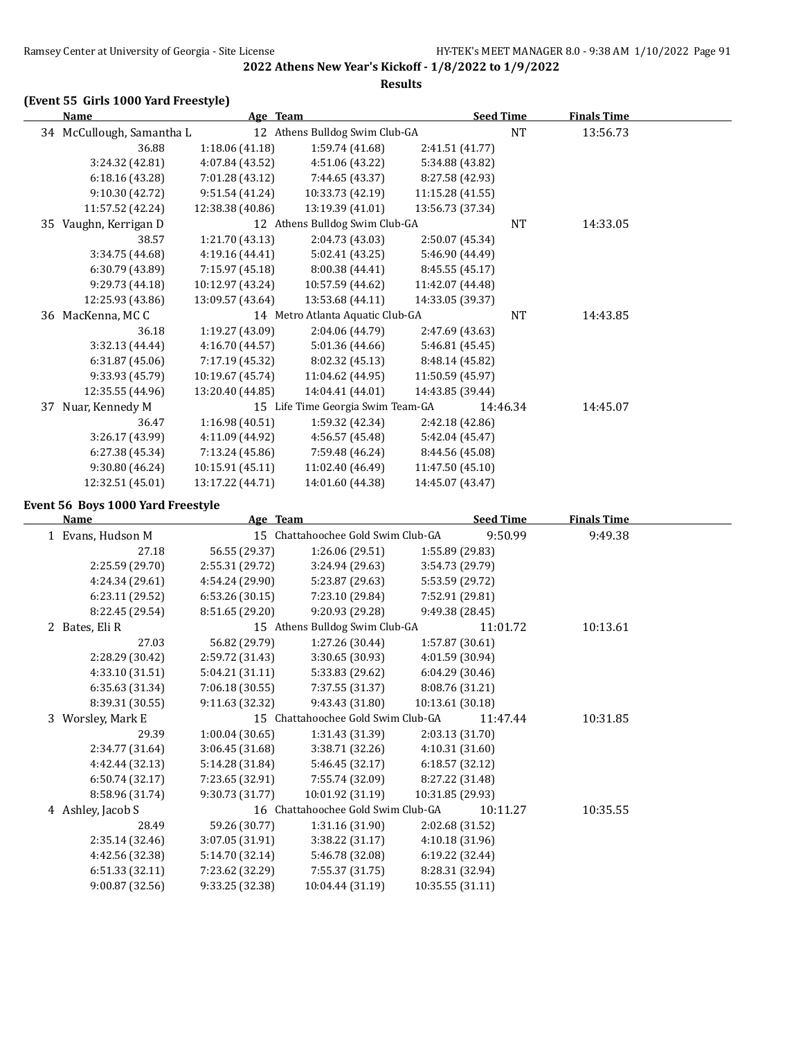**2022 Athens New Year's Kickoff - 1/8/2022 to 1/9/2022**

**Results**

### (Event 55 Girls 1000 Yard Freestyle)

| Name | Age | Team | Seed Time | Finals Time |
|---|---|---|---|---|
| 34 McCullough, Samantha L | 12 | Athens Bulldog Swim Club-GA | NT | 13:56.73 |
| 36.88 / 1:18.06 (41.18) / 1:59.74 (41.68) / 2:41.51 (41.77) | | | | |
| 3:24.32 (42.81) / 4:07.84 (43.52) / 4:51.06 (43.22) / 5:34.88 (43.82) | | | | |
| 6:18.16 (43.28) / 7:01.28 (43.12) / 7:44.65 (43.37) / 8:27.58 (42.93) | | | | |
| 9:10.30 (42.72) / 9:51.54 (41.24) / 10:33.73 (42.19) / 11:15.28 (41.55) | | | | |
| 11:57.52 (42.24) / 12:38.38 (40.86) / 13:19.39 (41.01) / 13:56.73 (37.34) | | | | |
| 35 Vaughn, Kerrigan D | 12 | Athens Bulldog Swim Club-GA | NT | 14:33.05 |
| 38.57 / 1:21.70 (43.13) / 2:04.73 (43.03) / 2:50.07 (45.34) | | | | |
| 3:34.75 (44.68) / 4:19.16 (44.41) / 5:02.41 (43.25) / 5:46.90 (44.49) | | | | |
| 6:30.79 (43.89) / 7:15.97 (45.18) / 8:00.38 (44.41) / 8:45.55 (45.17) | | | | |
| 9:29.73 (44.18) / 10:12.97 (43.24) / 10:57.59 (44.62) / 11:42.07 (44.48) | | | | |
| 12:25.93 (43.86) / 13:09.57 (43.64) / 13:53.68 (44.11) / 14:33.05 (39.37) | | | | |
| 36 MacKenna, MC C | 14 | Metro Atlanta Aquatic Club-GA | NT | 14:43.85 |
| 36.18 / 1:19.27 (43.09) / 2:04.06 (44.79) / 2:47.69 (43.63) | | | | |
| 3:32.13 (44.44) / 4:16.70 (44.57) / 5:01.36 (44.66) / 5:46.81 (45.45) | | | | |
| 6:31.87 (45.06) / 7:17.19 (45.32) / 8:02.32 (45.13) / 8:48.14 (45.82) | | | | |
| 9:33.93 (45.79) / 10:19.67 (45.74) / 11:04.62 (44.95) / 11:50.59 (45.97) | | | | |
| 12:35.55 (44.96) / 13:20.40 (44.85) / 14:04.41 (44.01) / 14:43.85 (39.44) | | | | |
| 37 Nuar, Kennedy M | 15 | Life Time Georgia Swim Team-GA | 14:46.34 | 14:45.07 |
| 36.47 / 1:16.98 (40.51) / 1:59.32 (42.34) / 2:42.18 (42.86) | | | | |
| 3:26.17 (43.99) / 4:11.09 (44.92) / 4:56.57 (45.48) / 5:42.04 (45.47) | | | | |
| 6:27.38 (45.34) / 7:13.24 (45.86) / 7:59.48 (46.24) / 8:44.56 (45.08) | | | | |
| 9:30.80 (46.24) / 10:15.91 (45.11) / 11:02.40 (46.49) / 11:47.50 (45.10) | | | | |
| 12:32.51 (45.01) / 13:17.22 (44.71) / 14:01.60 (44.38) / 14:45.07 (43.47) | | | | |

### Event 56 Boys 1000 Yard Freestyle

| Name | Age | Team | Seed Time | Finals Time |
|---|---|---|---|---|
| 1 Evans, Hudson M | 15 | Chattahoochee Gold Swim Club-GA | 9:50.99 | 9:49.38 |
| 27.18 / 56.55 (29.37) / 1:26.06 (29.51) / 1:55.89 (29.83) | | | | |
| 2:25.59 (29.70) / 2:55.31 (29.72) / 3:24.94 (29.63) / 3:54.73 (29.79) | | | | |
| 4:24.34 (29.61) / 4:54.24 (29.90) / 5:23.87 (29.63) / 5:53.59 (29.72) | | | | |
| 6:23.11 (29.52) / 6:53.26 (30.15) / 7:23.10 (29.84) / 7:52.91 (29.81) | | | | |
| 8:22.45 (29.54) / 8:51.65 (29.20) / 9:20.93 (29.28) / 9:49.38 (28.45) | | | | |
| 2 Bates, Eli R | 15 | Athens Bulldog Swim Club-GA | 11:01.72 | 10:13.61 |
| 27.03 / 56.82 (29.79) / 1:27.26 (30.44) / 1:57.87 (30.61) | | | | |
| 2:28.29 (30.42) / 2:59.72 (31.43) / 3:30.65 (30.93) / 4:01.59 (30.94) | | | | |
| 4:33.10 (31.51) / 5:04.21 (31.11) / 5:33.83 (29.62) / 6:04.29 (30.46) | | | | |
| 6:35.63 (31.34) / 7:06.18 (30.55) / 7:37.55 (31.37) / 8:08.76 (31.21) | | | | |
| 8:39.31 (30.55) / 9:11.63 (32.32) / 9:43.43 (31.80) / 10:13.61 (30.18) | | | | |
| 3 Worsley, Mark E | 15 | Chattahoochee Gold Swim Club-GA | 11:47.44 | 10:31.85 |
| 29.39 / 1:00.04 (30.65) / 1:31.43 (31.39) / 2:03.13 (31.70) | | | | |
| 2:34.77 (31.64) / 3:06.45 (31.68) / 3:38.71 (32.26) / 4:10.31 (31.60) | | | | |
| 4:42.44 (32.13) / 5:14.28 (31.84) / 5:46.45 (32.17) / 6:18.57 (32.12) | | | | |
| 6:50.74 (32.17) / 7:23.65 (32.91) / 7:55.74 (32.09) / 8:27.22 (31.48) | | | | |
| 8:58.96 (31.74) / 9:30.73 (31.77) / 10:01.92 (31.19) / 10:31.85 (29.93) | | | | |
| 4 Ashley, Jacob S | 16 | Chattahoochee Gold Swim Club-GA | 10:11.27 | 10:35.55 |
| 28.49 / 59.26 (30.77) / 1:31.16 (31.90) / 2:02.68 (31.52) | | | | |
| 2:35.14 (32.46) / 3:07.05 (31.91) / 3:38.22 (31.17) / 4:10.18 (31.96) | | | | |
| 4:42.56 (32.38) / 5:14.70 (32.14) / 5:46.78 (32.08) / 6:19.22 (32.44) | | | | |
| 6:51.33 (32.11) / 7:23.62 (32.29) / 7:55.37 (31.75) / 8:28.31 (32.94) | | | | |
| 9:00.87 (32.56) / 9:33.25 (32.38) / 10:04.44 (31.19) / 10:35.55 (31.11) | | | | |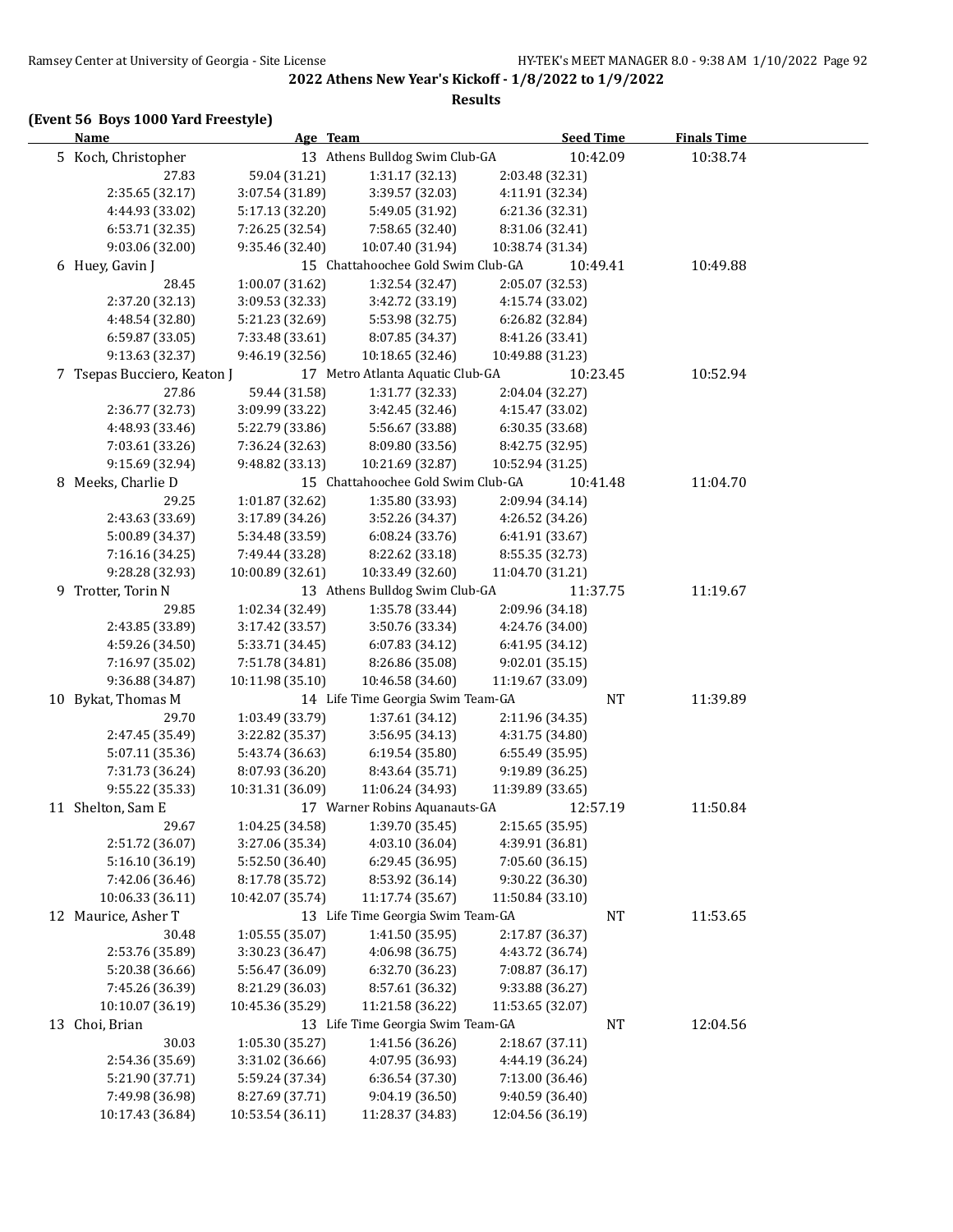**2022 Athens New Year's Kickoff - 1/8/2022 to 1/9/2022**

**Results**

**(Event 56 Boys 1000 Yard Freestyle)**

| Name | Age | Team | Seed Time | Finals Time |
|---|---|---|---|---|
| 5 Koch, Christopher | 13 | Athens Bulldog Swim Club-GA | 10:42.09 | 10:38.74 |
| 27.83 | 59.04 (31.21) | 1:31.17 (32.13) | 2:03.48 (32.31) | |
| 2:35.65 (32.17) | 3:07.54 (31.89) | 3:39.57 (32.03) | 4:11.91 (32.34) | |
| 4:44.93 (33.02) | 5:17.13 (32.20) | 5:49.05 (31.92) | 6:21.36 (32.31) | |
| 6:53.71 (32.35) | 7:26.25 (32.54) | 7:58.65 (32.40) | 8:31.06 (32.41) | |
| 9:03.06 (32.00) | 9:35.46 (32.40) | 10:07.40 (31.94) | 10:38.74 (31.34) | |
| 6 Huey, Gavin J | 15 | Chattahoochee Gold Swim Club-GA | 10:49.41 | 10:49.88 |
| 28.45 | 1:00.07 (31.62) | 1:32.54 (32.47) | 2:05.07 (32.53) | |
| 2:37.20 (32.13) | 3:09.53 (32.33) | 3:42.72 (33.19) | 4:15.74 (33.02) | |
| 4:48.54 (32.80) | 5:21.23 (32.69) | 5:53.98 (32.75) | 6:26.82 (32.84) | |
| 6:59.87 (33.05) | 7:33.48 (33.61) | 8:07.85 (34.37) | 8:41.26 (33.41) | |
| 9:13.63 (32.37) | 9:46.19 (32.56) | 10:18.65 (32.46) | 10:49.88 (31.23) | |
| 7 Tsepas Bucciero, Keaton J | 17 | Metro Atlanta Aquatic Club-GA | 10:23.45 | 10:52.94 |
| 27.86 | 59.44 (31.58) | 1:31.77 (32.33) | 2:04.04 (32.27) | |
| 2:36.77 (32.73) | 3:09.99 (33.22) | 3:42.45 (32.46) | 4:15.47 (33.02) | |
| 4:48.93 (33.46) | 5:22.79 (33.86) | 5:56.67 (33.88) | 6:30.35 (33.68) | |
| 7:03.61 (33.26) | 7:36.24 (32.63) | 8:09.80 (33.56) | 8:42.75 (32.95) | |
| 9:15.69 (32.94) | 9:48.82 (33.13) | 10:21.69 (32.87) | 10:52.94 (31.25) | |
| 8 Meeks, Charlie D | 15 | Chattahoochee Gold Swim Club-GA | 10:41.48 | 11:04.70 |
| 29.25 | 1:01.87 (32.62) | 1:35.80 (33.93) | 2:09.94 (34.14) | |
| 2:43.63 (33.69) | 3:17.89 (34.26) | 3:52.26 (34.37) | 4:26.52 (34.26) | |
| 5:00.89 (34.37) | 5:34.48 (33.59) | 6:08.24 (33.76) | 6:41.91 (33.67) | |
| 7:16.16 (34.25) | 7:49.44 (33.28) | 8:22.62 (33.18) | 8:55.35 (32.73) | |
| 9:28.28 (32.93) | 10:00.89 (32.61) | 10:33.49 (32.60) | 11:04.70 (31.21) | |
| 9 Trotter, Torin N | 13 | Athens Bulldog Swim Club-GA | 11:37.75 | 11:19.67 |
| 29.85 | 1:02.34 (32.49) | 1:35.78 (33.44) | 2:09.96 (34.18) | |
| 2:43.85 (33.89) | 3:17.42 (33.57) | 3:50.76 (33.34) | 4:24.76 (34.00) | |
| 4:59.26 (34.50) | 5:33.71 (34.45) | 6:07.83 (34.12) | 6:41.95 (34.12) | |
| 7:16.97 (35.02) | 7:51.78 (34.81) | 8:26.86 (35.08) | 9:02.01 (35.15) | |
| 9:36.88 (34.87) | 10:11.98 (35.10) | 10:46.58 (34.60) | 11:19.67 (33.09) | |
| 10 Bykat, Thomas M | 14 | Life Time Georgia Swim Team-GA | NT | 11:39.89 |
| 29.70 | 1:03.49 (33.79) | 1:37.61 (34.12) | 2:11.96 (34.35) | |
| 2:47.45 (35.49) | 3:22.82 (35.37) | 3:56.95 (34.13) | 4:31.75 (34.80) | |
| 5:07.11 (35.36) | 5:43.74 (36.63) | 6:19.54 (35.80) | 6:55.49 (35.95) | |
| 7:31.73 (36.24) | 8:07.93 (36.20) | 8:43.64 (35.71) | 9:19.89 (36.25) | |
| 9:55.22 (35.33) | 10:31.31 (36.09) | 11:06.24 (34.93) | 11:39.89 (33.65) | |
| 11 Shelton, Sam E | 17 | Warner Robins Aquanauts-GA | 12:57.19 | 11:50.84 |
| 29.67 | 1:04.25 (34.58) | 1:39.70 (35.45) | 2:15.65 (35.95) | |
| 2:51.72 (36.07) | 3:27.06 (35.34) | 4:03.10 (36.04) | 4:39.91 (36.81) | |
| 5:16.10 (36.19) | 5:52.50 (36.40) | 6:29.45 (36.95) | 7:05.60 (36.15) | |
| 7:42.06 (36.46) | 8:17.78 (35.72) | 8:53.92 (36.14) | 9:30.22 (36.30) | |
| 10:06.33 (36.11) | 10:42.07 (35.74) | 11:17.74 (35.67) | 11:50.84 (33.10) | |
| 12 Maurice, Asher T | 13 | Life Time Georgia Swim Team-GA | NT | 11:53.65 |
| 30.48 | 1:05.55 (35.07) | 1:41.50 (35.95) | 2:17.87 (36.37) | |
| 2:53.76 (35.89) | 3:30.23 (36.47) | 4:06.98 (36.75) | 4:43.72 (36.74) | |
| 5:20.38 (36.66) | 5:56.47 (36.09) | 6:32.70 (36.23) | 7:08.87 (36.17) | |
| 7:45.26 (36.39) | 8:21.29 (36.03) | 8:57.61 (36.32) | 9:33.88 (36.27) | |
| 10:10.07 (36.19) | 10:45.36 (35.29) | 11:21.58 (36.22) | 11:53.65 (32.07) | |
| 13 Choi, Brian | 13 | Life Time Georgia Swim Team-GA | NT | 12:04.56 |
| 30.03 | 1:05.30 (35.27) | 1:41.56 (36.26) | 2:18.67 (37.11) | |
| 2:54.36 (35.69) | 3:31.02 (36.66) | 4:07.95 (36.93) | 4:44.19 (36.24) | |
| 5:21.90 (37.71) | 5:59.24 (37.34) | 6:36.54 (37.30) | 7:13.00 (36.46) | |
| 7:49.98 (36.98) | 8:27.69 (37.71) | 9:04.19 (36.50) | 9:40.59 (36.40) | |
| 10:17.43 (36.84) | 10:53.54 (36.11) | 11:28.37 (34.83) | 12:04.56 (36.19) | |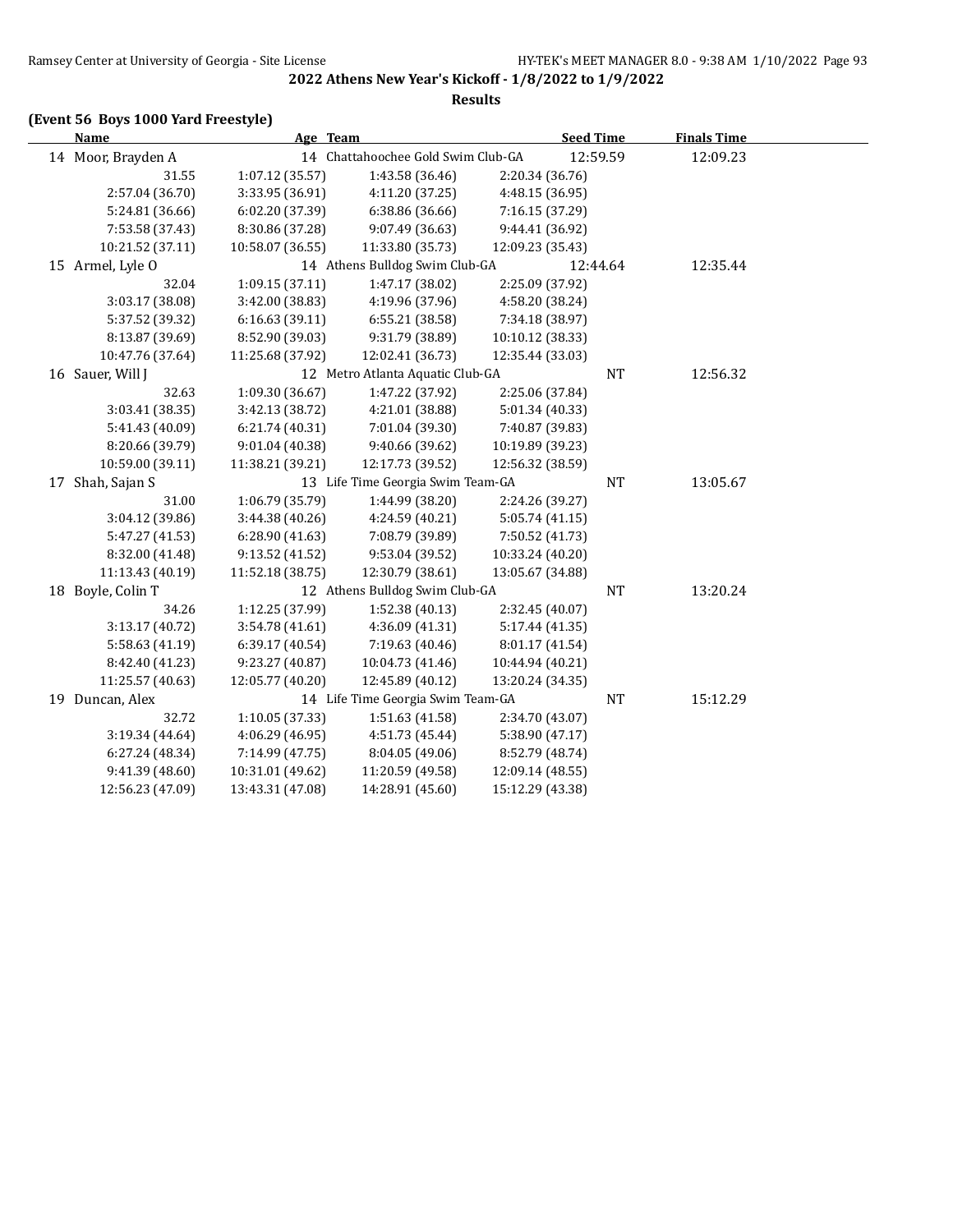## 2022 Athens New Year's Kickoff - 1/8/2022 to 1/9/2022

### Results

**(Event 56 Boys 1000 Yard Freestyle)**

| Name | Age | Team | Seed Time | Finals Time |
|---|---|---|---|---|
| 14 Moor, Brayden A | 14 | Chattahoochee Gold Swim Club-GA | 12:59.59 | 12:09.23 |
| 31.55 | 1:07.12 (35.57) | 1:43.58 (36.46) | 2:20.34 (36.76) | |
| 2:57.04 (36.70) | 3:33.95 (36.91) | 4:11.20 (37.25) | 4:48.15 (36.95) | |
| 5:24.81 (36.66) | 6:02.20 (37.39) | 6:38.86 (36.66) | 7:16.15 (37.29) | |
| 7:53.58 (37.43) | 8:30.86 (37.28) | 9:07.49 (36.63) | 9:44.41 (36.92) | |
| 10:21.52 (37.11) | 10:58.07 (36.55) | 11:33.80 (35.73) | 12:09.23 (35.43) | |
| 15 Armel, Lyle O | 14 | Athens Bulldog Swim Club-GA | 12:44.64 | 12:35.44 |
| 32.04 | 1:09.15 (37.11) | 1:47.17 (38.02) | 2:25.09 (37.92) | |
| 3:03.17 (38.08) | 3:42.00 (38.83) | 4:19.96 (37.96) | 4:58.20 (38.24) | |
| 5:37.52 (39.32) | 6:16.63 (39.11) | 6:55.21 (38.58) | 7:34.18 (38.97) | |
| 8:13.87 (39.69) | 8:52.90 (39.03) | 9:31.79 (38.89) | 10:10.12 (38.33) | |
| 10:47.76 (37.64) | 11:25.68 (37.92) | 12:02.41 (36.73) | 12:35.44 (33.03) | |
| 16 Sauer, Will J | 12 | Metro Atlanta Aquatic Club-GA | NT | 12:56.32 |
| 32.63 | 1:09.30 (36.67) | 1:47.22 (37.92) | 2:25.06 (37.84) | |
| 3:03.41 (38.35) | 3:42.13 (38.72) | 4:21.01 (38.88) | 5:01.34 (40.33) | |
| 5:41.43 (40.09) | 6:21.74 (40.31) | 7:01.04 (39.30) | 7:40.87 (39.83) | |
| 8:20.66 (39.79) | 9:01.04 (40.38) | 9:40.66 (39.62) | 10:19.89 (39.23) | |
| 10:59.00 (39.11) | 11:38.21 (39.21) | 12:17.73 (39.52) | 12:56.32 (38.59) | |
| 17 Shah, Sajan S | 13 | Life Time Georgia Swim Team-GA | NT | 13:05.67 |
| 31.00 | 1:06.79 (35.79) | 1:44.99 (38.20) | 2:24.26 (39.27) | |
| 3:04.12 (39.86) | 3:44.38 (40.26) | 4:24.59 (40.21) | 5:05.74 (41.15) | |
| 5:47.27 (41.53) | 6:28.90 (41.63) | 7:08.79 (39.89) | 7:50.52 (41.73) | |
| 8:32.00 (41.48) | 9:13.52 (41.52) | 9:53.04 (39.52) | 10:33.24 (40.20) | |
| 11:13.43 (40.19) | 11:52.18 (38.75) | 12:30.79 (38.61) | 13:05.67 (34.88) | |
| 18 Boyle, Colin T | 12 | Athens Bulldog Swim Club-GA | NT | 13:20.24 |
| 34.26 | 1:12.25 (37.99) | 1:52.38 (40.13) | 2:32.45 (40.07) | |
| 3:13.17 (40.72) | 3:54.78 (41.61) | 4:36.09 (41.31) | 5:17.44 (41.35) | |
| 5:58.63 (41.19) | 6:39.17 (40.54) | 7:19.63 (40.46) | 8:01.17 (41.54) | |
| 8:42.40 (41.23) | 9:23.27 (40.87) | 10:04.73 (41.46) | 10:44.94 (40.21) | |
| 11:25.57 (40.63) | 12:05.77 (40.20) | 12:45.89 (40.12) | 13:20.24 (34.35) | |
| 19 Duncan, Alex | 14 | Life Time Georgia Swim Team-GA | NT | 15:12.29 |
| 32.72 | 1:10.05 (37.33) | 1:51.63 (41.58) | 2:34.70 (43.07) | |
| 3:19.34 (44.64) | 4:06.29 (46.95) | 4:51.73 (45.44) | 5:38.90 (47.17) | |
| 6:27.24 (48.34) | 7:14.99 (47.75) | 8:04.05 (49.06) | 8:52.79 (48.74) | |
| 9:41.39 (48.60) | 10:31.01 (49.62) | 11:20.59 (49.58) | 12:09.14 (48.55) | |
| 12:56.23 (47.09) | 13:43.31 (47.08) | 14:28.91 (45.60) | 15:12.29 (43.38) | |